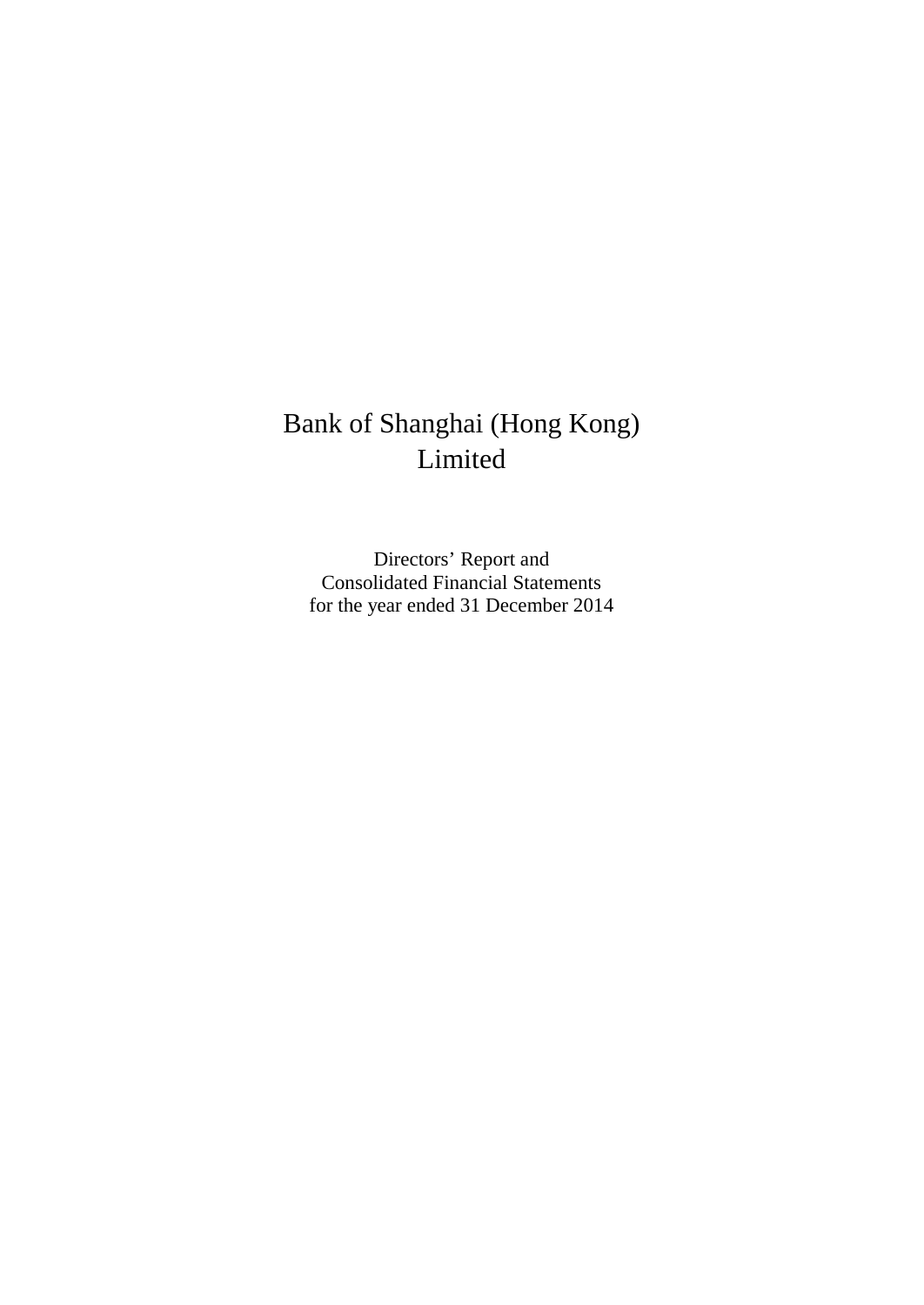# Bank of Shanghai (Hong Kong) Limited

Directors' Report and
Consolidated Financial Statements
for the year ended 31 December 2014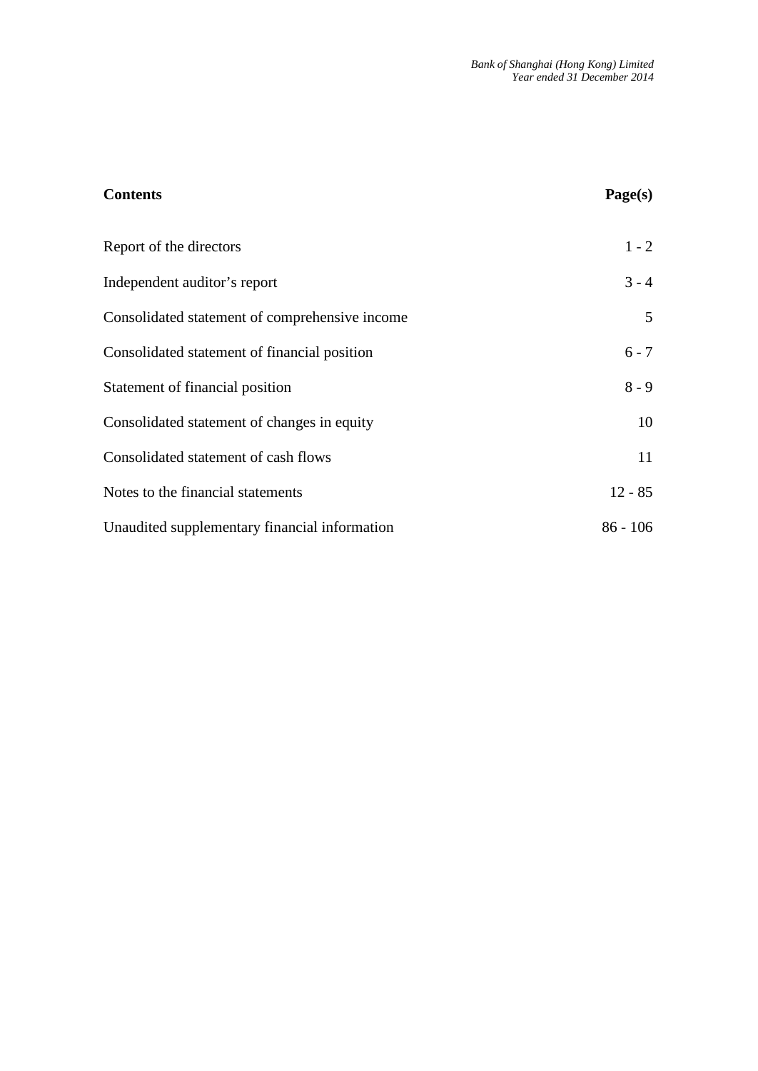| Contents | Page(s) |
| --- | --- |
| Report of the directors | 1 - 2 |
| Independent auditor's report | 3 - 4 |
| Consolidated statement of comprehensive income | 5 |
| Consolidated statement of financial position | 6 - 7 |
| Statement of financial position | 8 - 9 |
| Consolidated statement of changes in equity | 10 |
| Consolidated statement of cash flows | 11 |
| Notes to the financial statements | 12 - 85 |
| Unaudited supplementary financial information | 86 - 106 |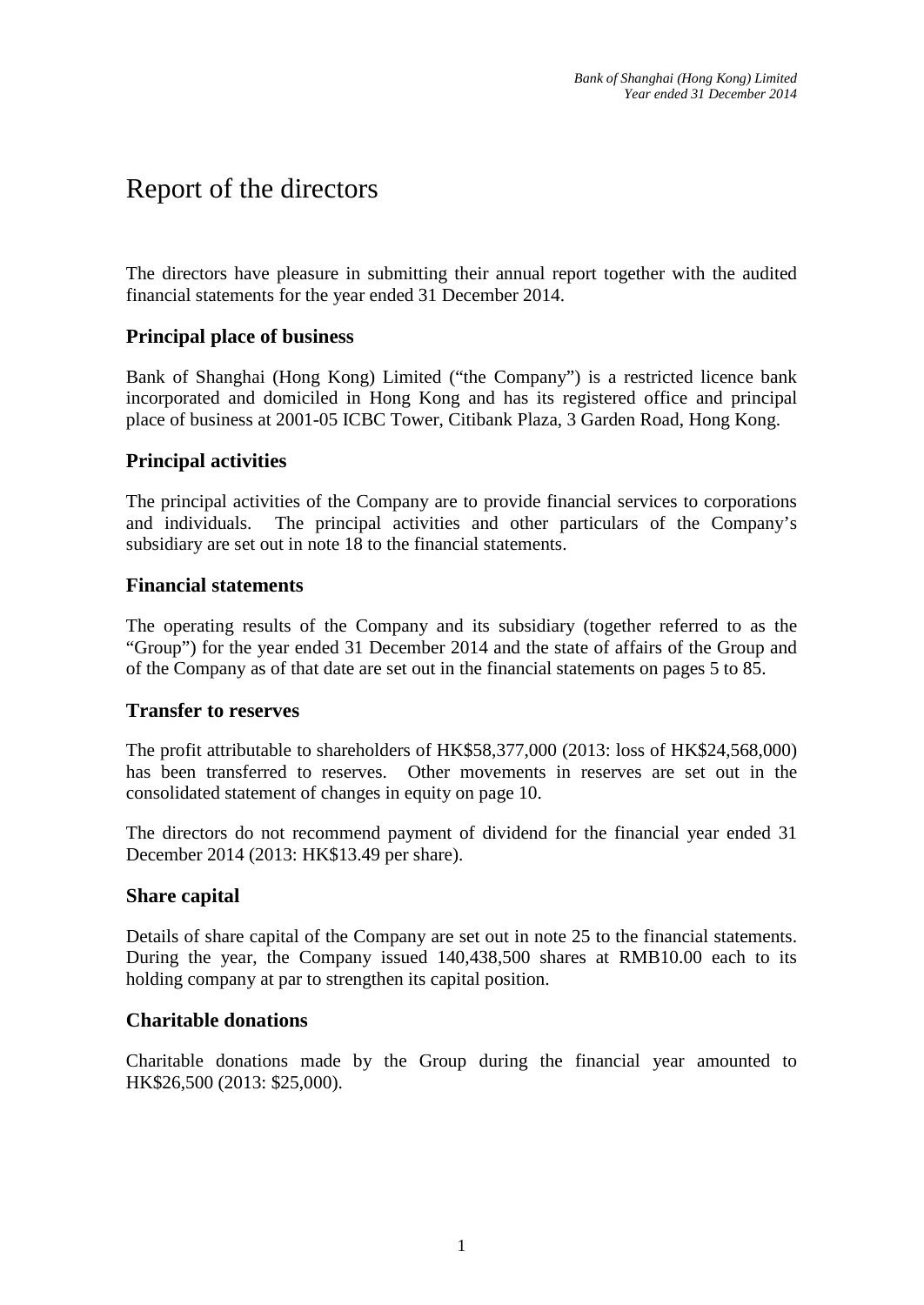# Report of the directors

The directors have pleasure in submitting their annual report together with the audited financial statements for the year ended 31 December 2014.

## Principal place of business

Bank of Shanghai (Hong Kong) Limited ("the Company") is a restricted licence bank incorporated and domiciled in Hong Kong and has its registered office and principal place of business at 2001-05 ICBC Tower, Citibank Plaza, 3 Garden Road, Hong Kong.

## Principal activities

The principal activities of the Company are to provide financial services to corporations and individuals. The principal activities and other particulars of the Company's subsidiary are set out in note 18 to the financial statements.

## Financial statements

The operating results of the Company and its subsidiary (together referred to as the "Group") for the year ended 31 December 2014 and the state of affairs of the Group and of the Company as of that date are set out in the financial statements on pages 5 to 85.

## Transfer to reserves

The profit attributable to shareholders of HK$58,377,000 (2013: loss of HK$24,568,000) has been transferred to reserves. Other movements in reserves are set out in the consolidated statement of changes in equity on page 10.

The directors do not recommend payment of dividend for the financial year ended 31 December 2014 (2013: HK$13.49 per share).

## Share capital

Details of share capital of the Company are set out in note 25 to the financial statements. During the year, the Company issued 140,438,500 shares at RMB10.00 each to its holding company at par to strengthen its capital position.

## Charitable donations

Charitable donations made by the Group during the financial year amounted to HK$26,500 (2013: $25,000).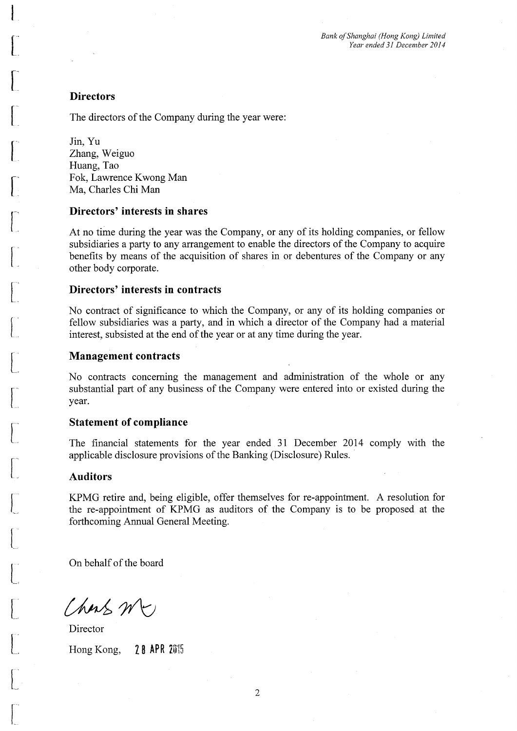## Directors

The directors of the Company during the year were:

Jin, Yu
Zhang, Weiguo
Huang, Tao
Fok, Lawrence Kwong Man
Ma, Charles Chi Man

## Directors' interests in shares

At no time during the year was the Company, or any of its holding companies, or fellow subsidiaries a party to any arrangement to enable the directors of the Company to acquire benefits by means of the acquisition of shares in or debentures of the Company or any other body corporate.

## Directors' interests in contracts

No contract of significance to which the Company, or any of its holding companies or fellow subsidiaries was a party, and in which a director of the Company had a material interest, subsisted at the end of the year or at any time during the year.

## Management contracts

No contracts concerning the management and administration of the whole or any substantial part of any business of the Company were entered into or existed during the year.

## Statement of compliance

The financial statements for the year ended 31 December 2014 comply with the applicable disclosure provisions of the Banking (Disclosure) Rules.

## Auditors

KPMG retire and, being eligible, offer themselves for re-appointment. A resolution for the re-appointment of KPMG as auditors of the Company is to be proposed at the forthcoming Annual General Meeting.

On behalf of the board

Director

Hong Kong, 28 APR 2015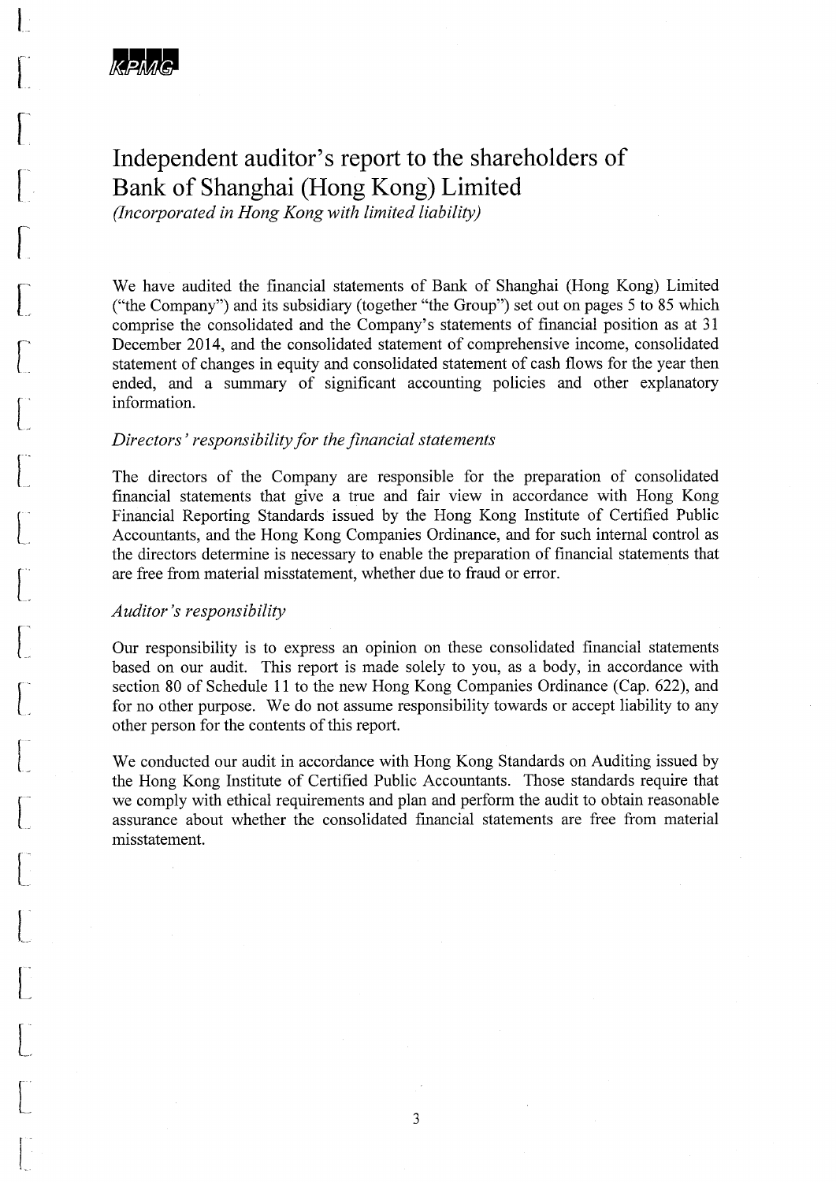KPMG

# Independent auditor's report to the shareholders of Bank of Shanghai (Hong Kong) Limited

*(Incorporated in Hong Kong with limited liability)*

We have audited the financial statements of Bank of Shanghai (Hong Kong) Limited ("the Company") and its subsidiary (together "the Group") set out on pages 5 to 85 which comprise the consolidated and the Company's statements of financial position as at 31 December 2014, and the consolidated statement of comprehensive income, consolidated statement of changes in equity and consolidated statement of cash flows for the year then ended, and a summary of significant accounting policies and other explanatory information.

*Directors' responsibility for the financial statements*

The directors of the Company are responsible for the preparation of consolidated financial statements that give a true and fair view in accordance with Hong Kong Financial Reporting Standards issued by the Hong Kong Institute of Certified Public Accountants, and the Hong Kong Companies Ordinance, and for such internal control as the directors determine is necessary to enable the preparation of financial statements that are free from material misstatement, whether due to fraud or error.

*Auditor's responsibility*

Our responsibility is to express an opinion on these consolidated financial statements based on our audit. This report is made solely to you, as a body, in accordance with section 80 of Schedule 11 to the new Hong Kong Companies Ordinance (Cap. 622), and for no other purpose. We do not assume responsibility towards or accept liability to any other person for the contents of this report.

We conducted our audit in accordance with Hong Kong Standards on Auditing issued by the Hong Kong Institute of Certified Public Accountants. Those standards require that we comply with ethical requirements and plan and perform the audit to obtain reasonable assurance about whether the consolidated financial statements are free from material misstatement.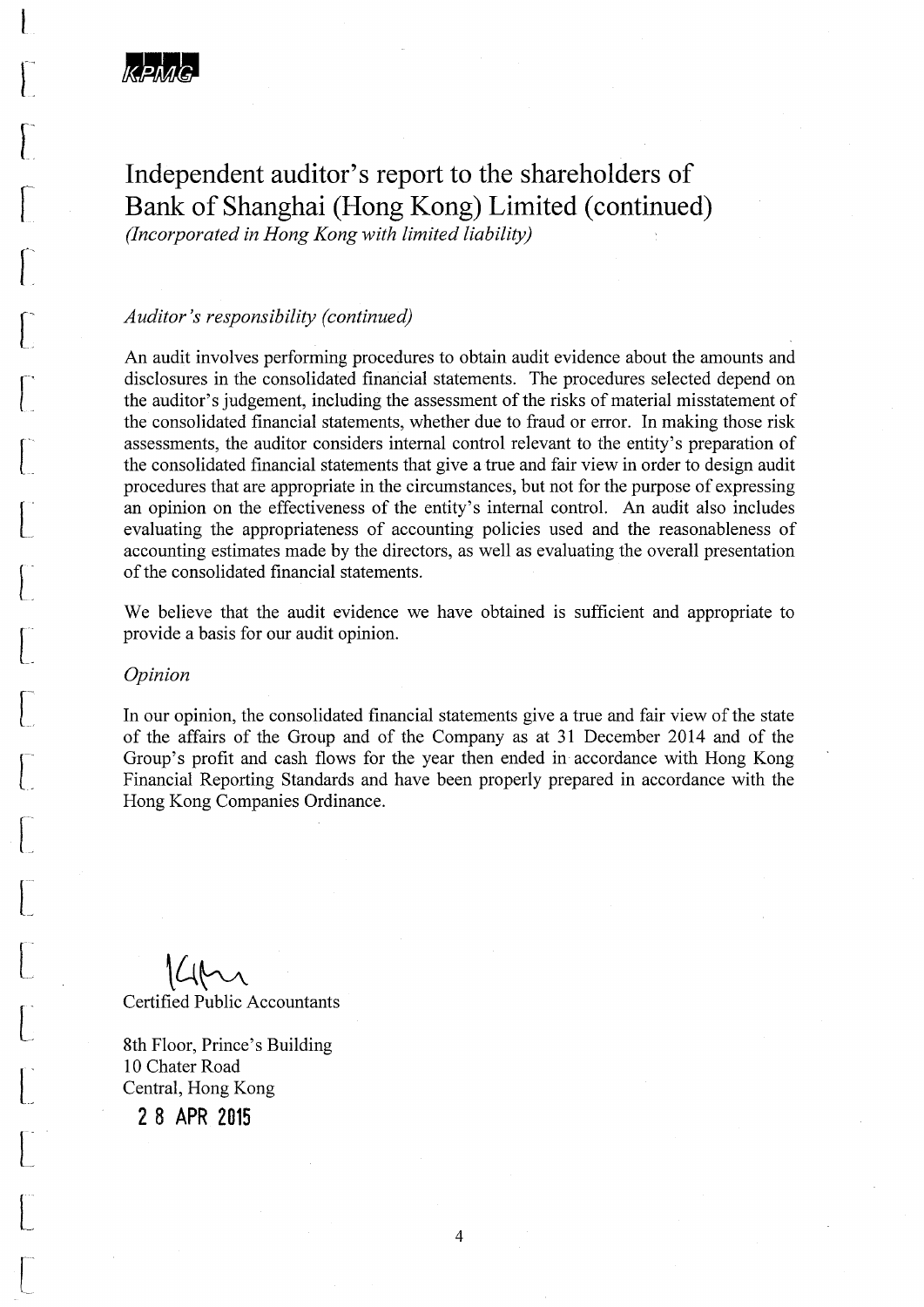# Independent auditor's report to the shareholders of Bank of Shanghai (Hong Kong) Limited (continued)

*(Incorporated in Hong Kong with limited liability)*

*Auditor's responsibility (continued)*

An audit involves performing procedures to obtain audit evidence about the amounts and disclosures in the consolidated financial statements. The procedures selected depend on the auditor's judgement, including the assessment of the risks of material misstatement of the consolidated financial statements, whether due to fraud or error. In making those risk assessments, the auditor considers internal control relevant to the entity's preparation of the consolidated financial statements that give a true and fair view in order to design audit procedures that are appropriate in the circumstances, but not for the purpose of expressing an opinion on the effectiveness of the entity's internal control. An audit also includes evaluating the appropriateness of accounting policies used and the reasonableness of accounting estimates made by the directors, as well as evaluating the overall presentation of the consolidated financial statements.

We believe that the audit evidence we have obtained is sufficient and appropriate to provide a basis for our audit opinion.

*Opinion*

In our opinion, the consolidated financial statements give a true and fair view of the state of the affairs of the Group and of the Company as at 31 December 2014 and of the Group's profit and cash flows for the year then ended in accordance with Hong Kong Financial Reporting Standards and have been properly prepared in accordance with the Hong Kong Companies Ordinance.

Certified Public Accountants

8th Floor, Prince's Building
10 Chater Road
Central, Hong Kong

**28 APR 2015**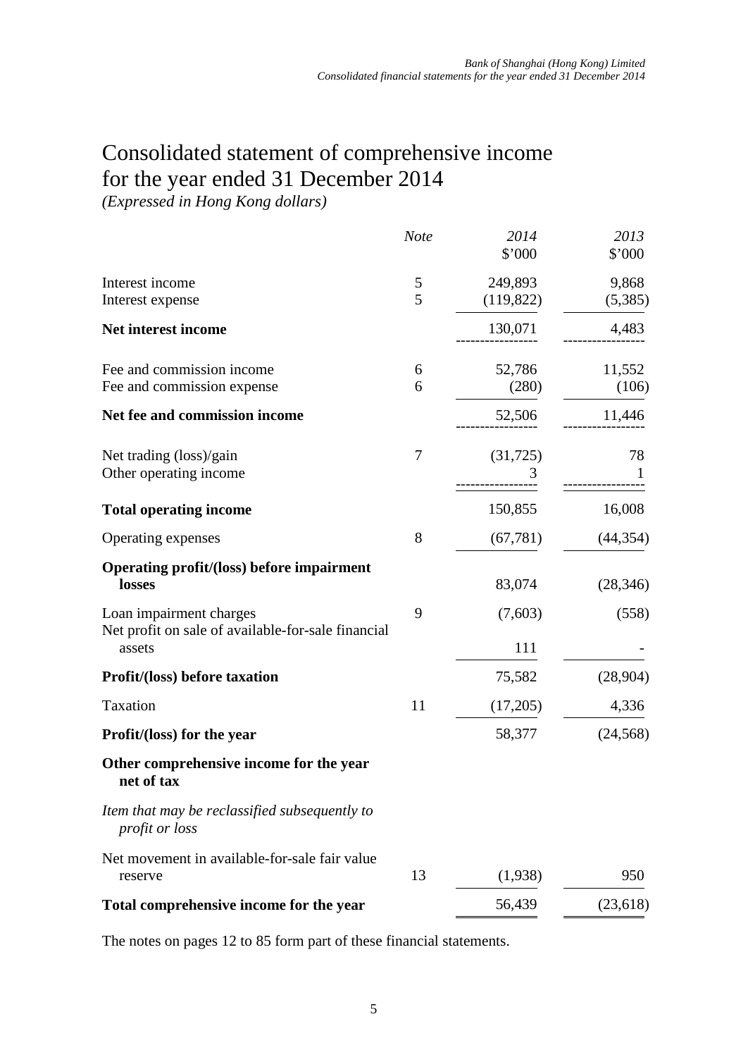# Consolidated statement of comprehensive income for the year ended 31 December 2014

*(Expressed in Hong Kong dollars)*

| | *Note* | *2014* $'000 | *2013* $'000 |
|---|---|---|---|
| Interest income | 5 | 249,893 | 9,868 |
| Interest expense | 5 | (119,822) | (5,385) |
| **Net interest income** | | 130,071 | 4,483 |
| Fee and commission income | 6 | 52,786 | 11,552 |
| Fee and commission expense | 6 | (280) | (106) |
| **Net fee and commission income** | | 52,506 | 11,446 |
| Net trading (loss)/gain | 7 | (31,725) | 78 |
| Other operating income | | 3 | 1 |
| **Total operating income** | | 150,855 | 16,008 |
| Operating expenses | 8 | (67,781) | (44,354) |
| **Operating profit/(loss) before impairment losses** | | 83,074 | (28,346) |
| Loan impairment charges | 9 | (7,603) | (558) |
| Net profit on sale of available-for-sale financial assets | | 111 | - |
| **Profit/(loss) before taxation** | | 75,582 | (28,904) |
| Taxation | 11 | (17,205) | 4,336 |
| **Profit/(loss) for the year** | | 58,377 | (24,568) |
| **Other comprehensive income for the year net of tax** | | | |
| *Item that may be reclassified subsequently to profit or loss* | | | |
| Net movement in available-for-sale fair value reserve | 13 | (1,938) | 950 |
| **Total comprehensive income for the year** | | 56,439 | (23,618) |

The notes on pages 12 to 85 form part of these financial statements.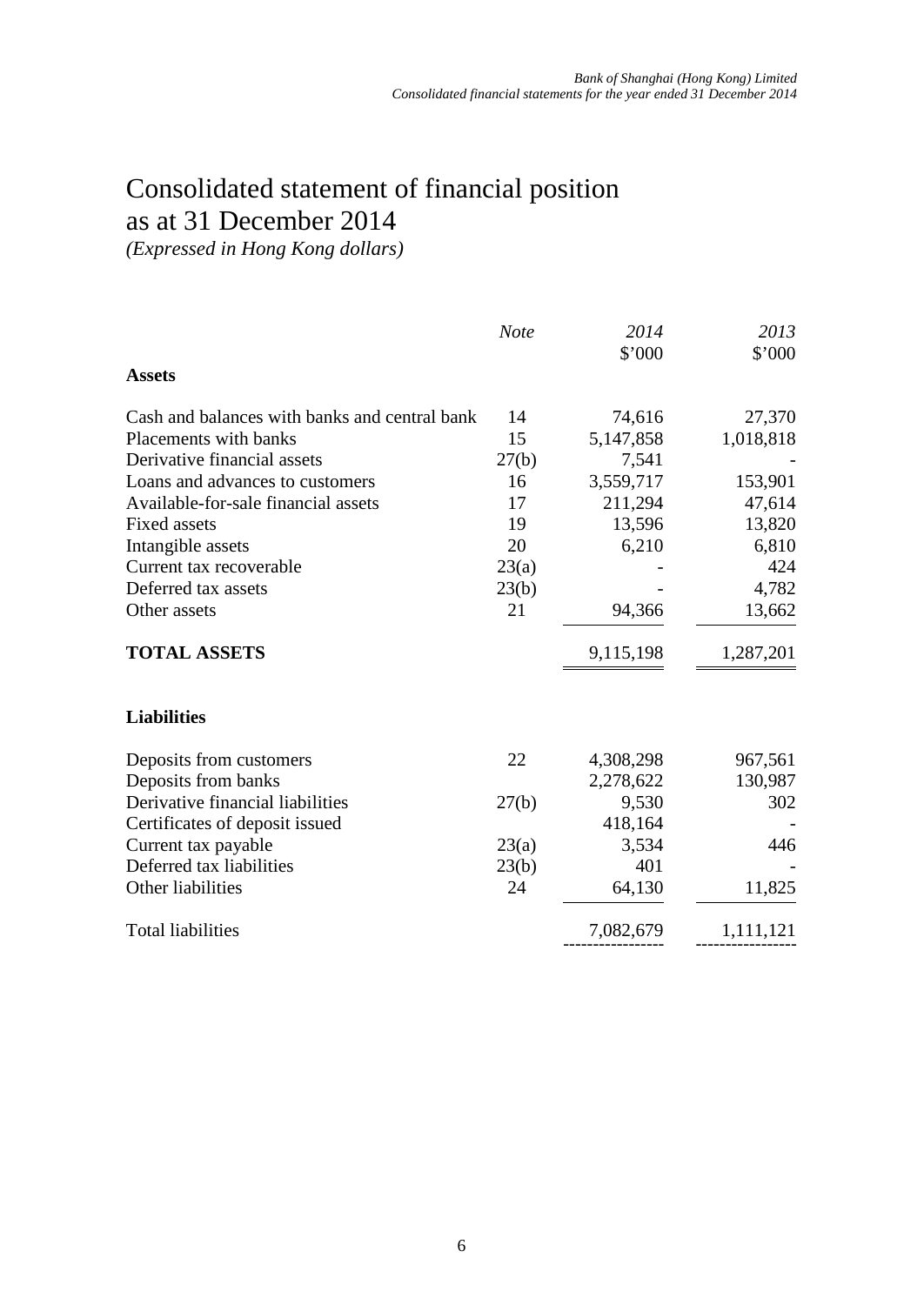# Consolidated statement of financial position
# as at 31 December 2014

*(Expressed in Hong Kong dollars)*

| | *Note* | *2014* $'000 | *2013* $'000 |
|---|---|---|---|
| **Assets** | | | |
| Cash and balances with banks and central bank | 14 | 74,616 | 27,370 |
| Placements with banks | 15 | 5,147,858 | 1,018,818 |
| Derivative financial assets | 27(b) | 7,541 | - |
| Loans and advances to customers | 16 | 3,559,717 | 153,901 |
| Available-for-sale financial assets | 17 | 211,294 | 47,614 |
| Fixed assets | 19 | 13,596 | 13,820 |
| Intangible assets | 20 | 6,210 | 6,810 |
| Current tax recoverable | 23(a) | - | 424 |
| Deferred tax assets | 23(b) | - | 4,782 |
| Other assets | 21 | 94,366 | 13,662 |
| **TOTAL ASSETS** | | 9,115,198 | 1,287,201 |
| **Liabilities** | | | |
| Deposits from customers | 22 | 4,308,298 | 967,561 |
| Deposits from banks | | 2,278,622 | 130,987 |
| Derivative financial liabilities | 27(b) | 9,530 | 302 |
| Certificates of deposit issued | | 418,164 | - |
| Current tax payable | 23(a) | 3,534 | 446 |
| Deferred tax liabilities | 23(b) | 401 | - |
| Other liabilities | 24 | 64,130 | 11,825 |
| Total liabilities | | 7,082,679 | 1,111,121 |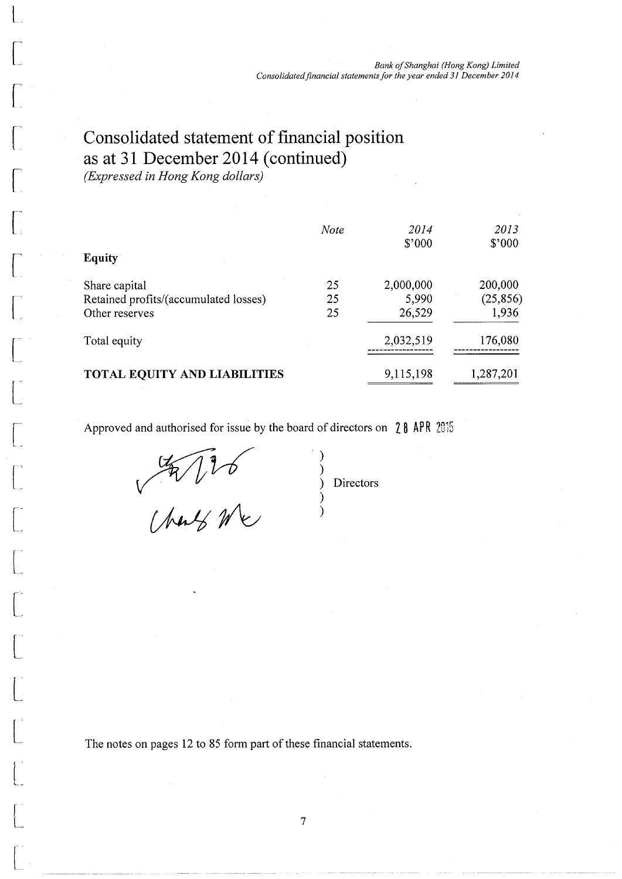# Consolidated statement of financial position as at 31 December 2014 (continued)

*(Expressed in Hong Kong dollars)*

| | *Note* | *2014* $'000 | *2013* $'000 |
|---|---|---|---|
| **Equity** | | | |
| Share capital | 25 | 2,000,000 | 200,000 |
| Retained profits/(accumulated losses) | 25 | 5,990 | (25,856) |
| Other reserves | 25 | 26,529 | 1,936 |
| Total equity | | 2,032,519 | 176,080 |
| **TOTAL EQUITY AND LIABILITIES** | | 9,115,198 | 1,287,201 |

Approved and authorised for issue by the board of directors on 28 APR 2015

) Directors

The notes on pages 12 to 85 form part of these financial statements.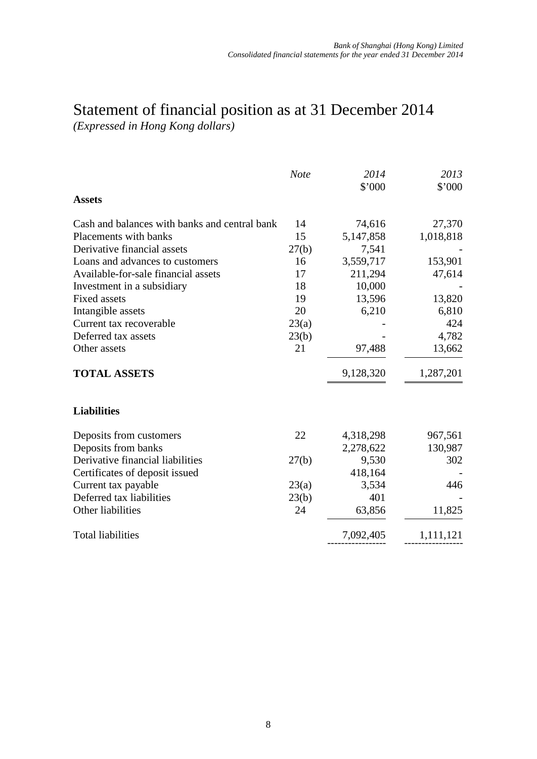# Statement of financial position as at 31 December 2014

*(Expressed in Hong Kong dollars)*

| | *Note* | *2014* | *2013* |
|---|---|---|---|
| | | $'000 | $'000 |
| **Assets** | | | |
| Cash and balances with banks and central bank | 14 | 74,616 | 27,370 |
| Placements with banks | 15 | 5,147,858 | 1,018,818 |
| Derivative financial assets | 27(b) | 7,541 | - |
| Loans and advances to customers | 16 | 3,559,717 | 153,901 |
| Available-for-sale financial assets | 17 | 211,294 | 47,614 |
| Investment in a subsidiary | 18 | 10,000 | - |
| Fixed assets | 19 | 13,596 | 13,820 |
| Intangible assets | 20 | 6,210 | 6,810 |
| Current tax recoverable | 23(a) | - | 424 |
| Deferred tax assets | 23(b) | - | 4,782 |
| Other assets | 21 | 97,488 | 13,662 |
| **TOTAL ASSETS** | | 9,128,320 | 1,287,201 |
| **Liabilities** | | | |
| Deposits from customers | 22 | 4,318,298 | 967,561 |
| Deposits from banks | | 2,278,622 | 130,987 |
| Derivative financial liabilities | 27(b) | 9,530 | 302 |
| Certificates of deposit issued | | 418,164 | - |
| Current tax payable | 23(a) | 3,534 | 446 |
| Deferred tax liabilities | 23(b) | 401 | - |
| Other liabilities | 24 | 63,856 | 11,825 |
| Total liabilities | | 7,092,405 | 1,111,121 |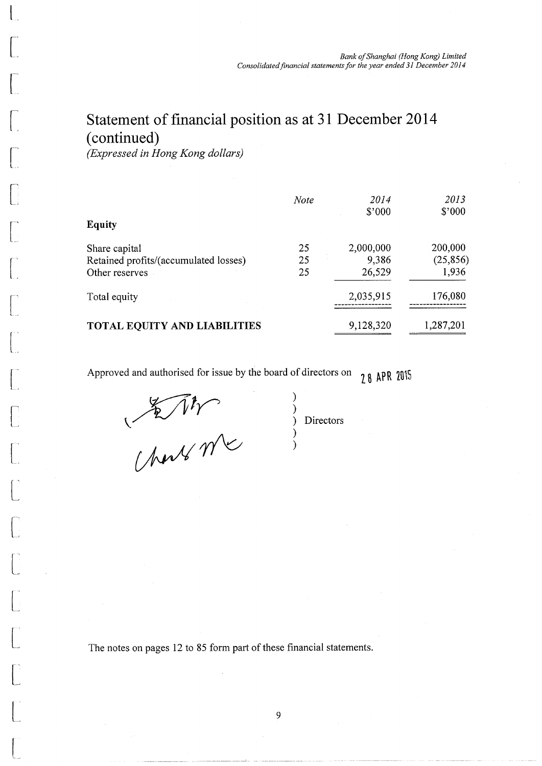# Statement of financial position as at 31 December 2014 (continued)

*(Expressed in Hong Kong dollars)*

| | *Note* | *2014* $'000 | *2013* $'000 |
|---|---|---|---|
| **Equity** | | | |
| Share capital | 25 | 2,000,000 | 200,000 |
| Retained profits/(accumulated losses) | 25 | 9,386 | (25,856) |
| Other reserves | 25 | 26,529 | 1,936 |
| Total equity | | 2,035,915 | 176,080 |
| **TOTAL EQUITY AND LIABILITIES** | | 9,128,320 | 1,287,201 |

Approved and authorised for issue by the board of directors on 28 APR 2015

) Directors

The notes on pages 12 to 85 form part of these financial statements.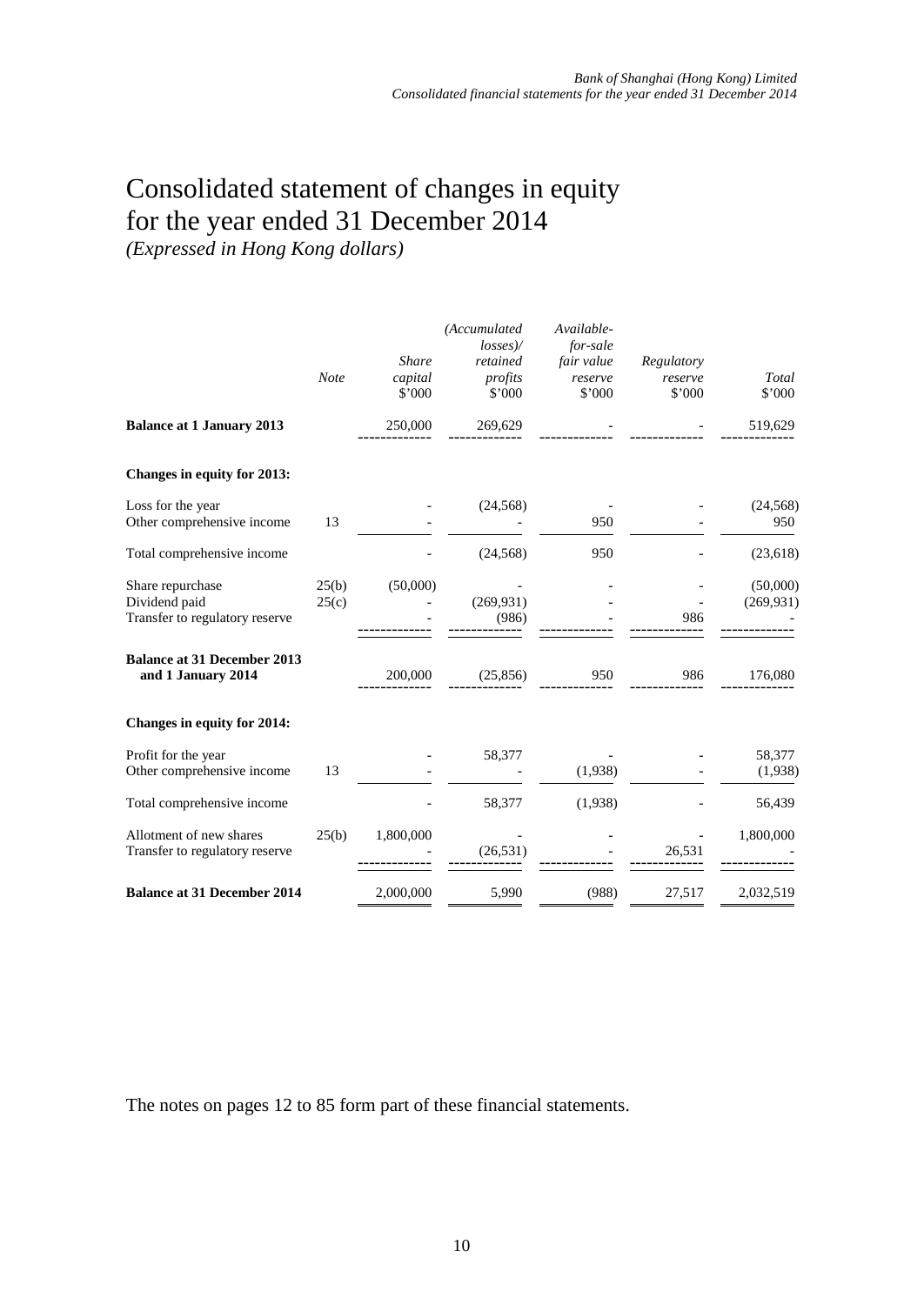# Consolidated statement of changes in equity for the year ended 31 December 2014

*(Expressed in Hong Kong dollars)*

| | *Note* | *Share capital* $'000 | *(Accumulated losses)/ retained profits* $'000 | *Available-for-sale fair value reserve* $'000 | *Regulatory reserve* $'000 | *Total* $'000 |
|---|---|---|---|---|---|---|
| **Balance at 1 January 2013** | | 250,000 | 269,629 | - | - | 519,629 |
| **Changes in equity for 2013:** | | | | | | |
| Loss for the year | | - | (24,568) | - | - | (24,568) |
| Other comprehensive income | 13 | - | - | 950 | - | 950 |
| Total comprehensive income | | - | (24,568) | 950 | - | (23,618) |
| Share repurchase | 25(b) | (50,000) | - | - | - | (50,000) |
| Dividend paid | 25(c) | - | (269,931) | - | - | (269,931) |
| Transfer to regulatory reserve | | - | (986) | - | 986 | - |
| **Balance at 31 December 2013 and 1 January 2014** | | 200,000 | (25,856) | 950 | 986 | 176,080 |
| **Changes in equity for 2014:** | | | | | | |
| Profit for the year | | - | 58,377 | - | - | 58,377 |
| Other comprehensive income | 13 | - | - | (1,938) | - | (1,938) |
| Total comprehensive income | | - | 58,377 | (1,938) | - | 56,439 |
| Allotment of new shares | 25(b) | 1,800,000 | - | - | - | 1,800,000 |
| Transfer to regulatory reserve | | - | (26,531) | - | 26,531 | - |
| **Balance at 31 December 2014** | | 2,000,000 | 5,990 | (988) | 27,517 | 2,032,519 |

The notes on pages 12 to 85 form part of these financial statements.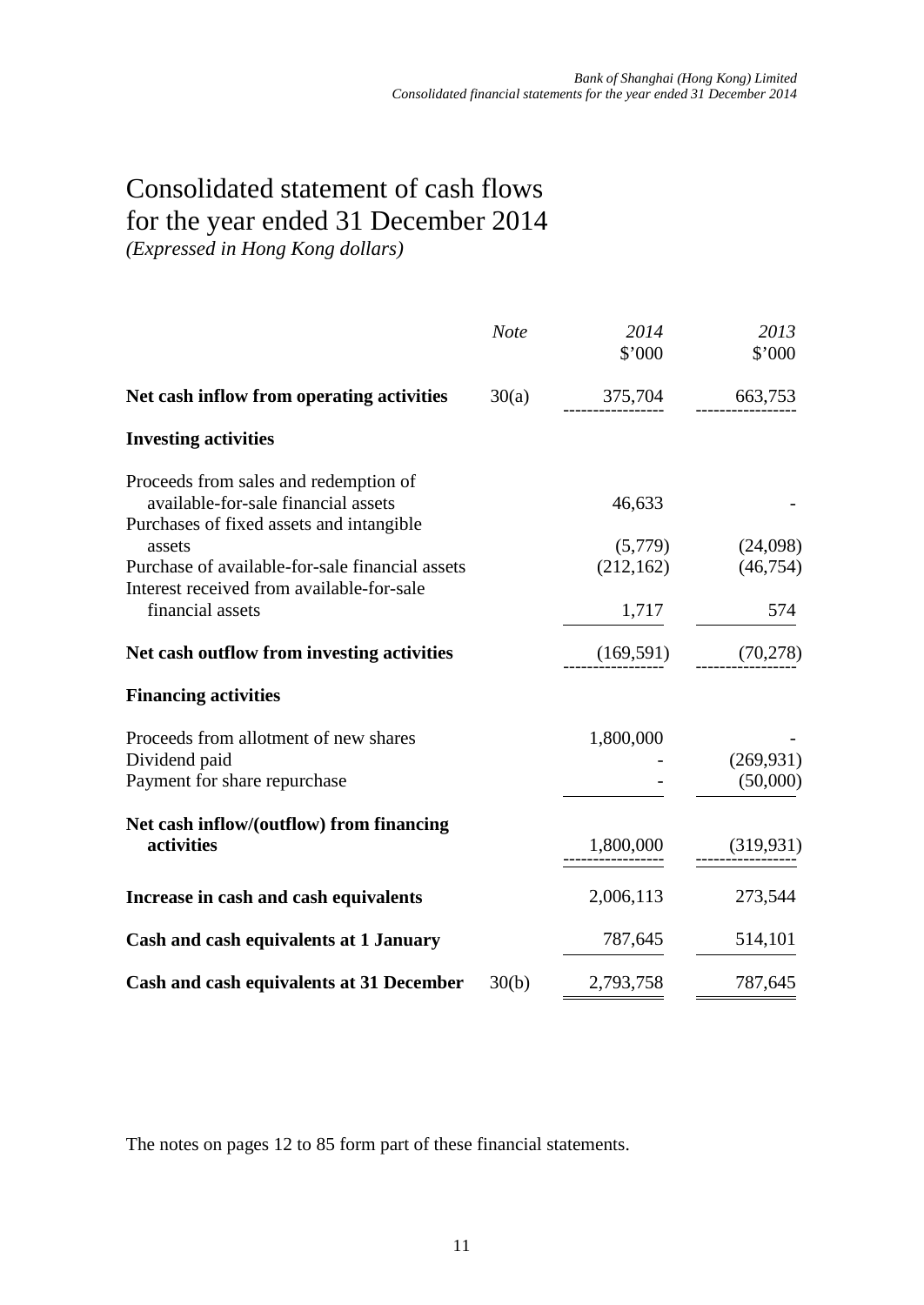# Consolidated statement of cash flows for the year ended 31 December 2014

*(Expressed in Hong Kong dollars)*

| | *Note* | *2014* \$'000 | *2013* \$'000 |
|---|---|---|---|
| **Net cash inflow from operating activities** | 30(a) | 375,704 | 663,753 |
| **Investing activities** | | | |
| Proceeds from sales and redemption of available-for-sale financial assets | | 46,633 | - |
| Purchases of fixed assets and intangible assets | | (5,779) | (24,098) |
| Purchase of available-for-sale financial assets | | (212,162) | (46,754) |
| Interest received from available-for-sale financial assets | | 1,717 | 574 |
| **Net cash outflow from investing activities** | | (169,591) | (70,278) |
| **Financing activities** | | | |
| Proceeds from allotment of new shares | | 1,800,000 | - |
| Dividend paid | | - | (269,931) |
| Payment for share repurchase | | - | (50,000) |
| **Net cash inflow/(outflow) from financing activities** | | 1,800,000 | (319,931) |
| **Increase in cash and cash equivalents** | | 2,006,113 | 273,544 |
| **Cash and cash equivalents at 1 January** | | 787,645 | 514,101 |
| **Cash and cash equivalents at 31 December** | 30(b) | 2,793,758 | 787,645 |

The notes on pages 12 to 85 form part of these financial statements.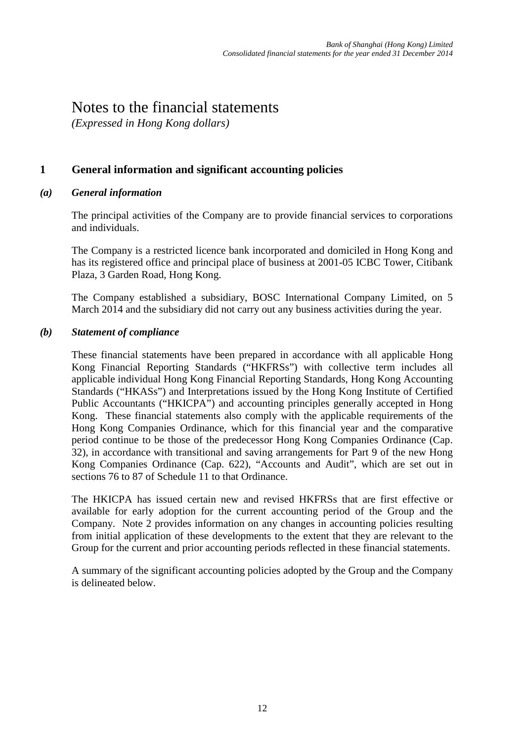# Notes to the financial statements

*(Expressed in Hong Kong dollars)*

## 1 General information and significant accounting policies

### *(a) General information*

The principal activities of the Company are to provide financial services to corporations and individuals.

The Company is a restricted licence bank incorporated and domiciled in Hong Kong and has its registered office and principal place of business at 2001-05 ICBC Tower, Citibank Plaza, 3 Garden Road, Hong Kong.

The Company established a subsidiary, BOSC International Company Limited, on 5 March 2014 and the subsidiary did not carry out any business activities during the year.

### *(b) Statement of compliance*

These financial statements have been prepared in accordance with all applicable Hong Kong Financial Reporting Standards ("HKFRSs") with collective term includes all applicable individual Hong Kong Financial Reporting Standards, Hong Kong Accounting Standards ("HKASs") and Interpretations issued by the Hong Kong Institute of Certified Public Accountants ("HKICPA") and accounting principles generally accepted in Hong Kong. These financial statements also comply with the applicable requirements of the Hong Kong Companies Ordinance, which for this financial year and the comparative period continue to be those of the predecessor Hong Kong Companies Ordinance (Cap. 32), in accordance with transitional and saving arrangements for Part 9 of the new Hong Kong Companies Ordinance (Cap. 622), "Accounts and Audit", which are set out in sections 76 to 87 of Schedule 11 to that Ordinance.

The HKICPA has issued certain new and revised HKFRSs that are first effective or available for early adoption for the current accounting period of the Group and the Company. Note 2 provides information on any changes in accounting policies resulting from initial application of these developments to the extent that they are relevant to the Group for the current and prior accounting periods reflected in these financial statements.

A summary of the significant accounting policies adopted by the Group and the Company is delineated below.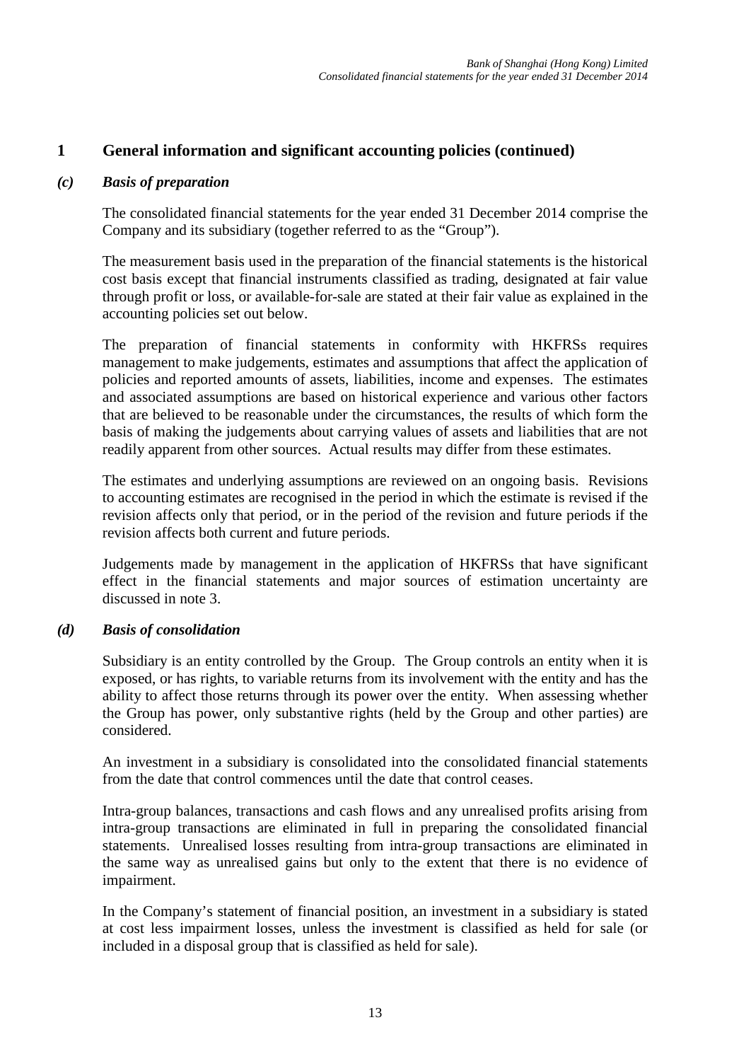## 1 General information and significant accounting policies (continued)

### *(c) Basis of preparation*

The consolidated financial statements for the year ended 31 December 2014 comprise the Company and its subsidiary (together referred to as the "Group").

The measurement basis used in the preparation of the financial statements is the historical cost basis except that financial instruments classified as trading, designated at fair value through profit or loss, or available-for-sale are stated at their fair value as explained in the accounting policies set out below.

The preparation of financial statements in conformity with HKFRSs requires management to make judgements, estimates and assumptions that affect the application of policies and reported amounts of assets, liabilities, income and expenses. The estimates and associated assumptions are based on historical experience and various other factors that are believed to be reasonable under the circumstances, the results of which form the basis of making the judgements about carrying values of assets and liabilities that are not readily apparent from other sources. Actual results may differ from these estimates.

The estimates and underlying assumptions are reviewed on an ongoing basis. Revisions to accounting estimates are recognised in the period in which the estimate is revised if the revision affects only that period, or in the period of the revision and future periods if the revision affects both current and future periods.

Judgements made by management in the application of HKFRSs that have significant effect in the financial statements and major sources of estimation uncertainty are discussed in note 3.

### *(d) Basis of consolidation*

Subsidiary is an entity controlled by the Group. The Group controls an entity when it is exposed, or has rights, to variable returns from its involvement with the entity and has the ability to affect those returns through its power over the entity. When assessing whether the Group has power, only substantive rights (held by the Group and other parties) are considered.

An investment in a subsidiary is consolidated into the consolidated financial statements from the date that control commences until the date that control ceases.

Intra-group balances, transactions and cash flows and any unrealised profits arising from intra-group transactions are eliminated in full in preparing the consolidated financial statements. Unrealised losses resulting from intra-group transactions are eliminated in the same way as unrealised gains but only to the extent that there is no evidence of impairment.

In the Company's statement of financial position, an investment in a subsidiary is stated at cost less impairment losses, unless the investment is classified as held for sale (or included in a disposal group that is classified as held for sale).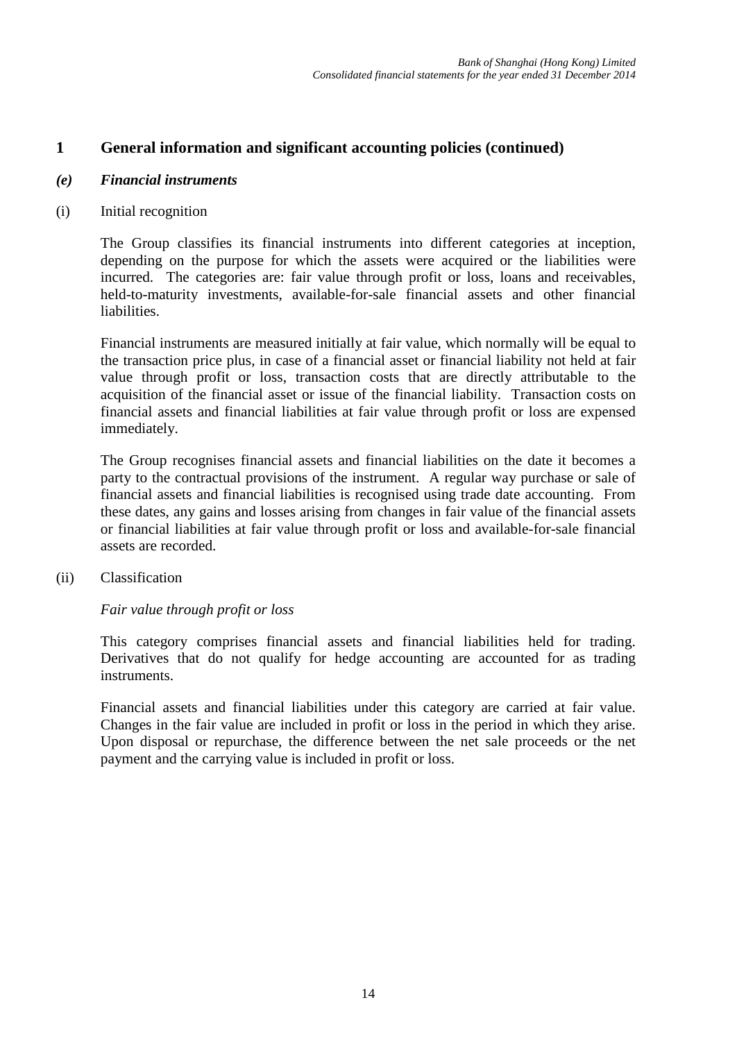# 1 General information and significant accounting policies (continued)

## *(e) Financial instruments*

(i) Initial recognition

The Group classifies its financial instruments into different categories at inception, depending on the purpose for which the assets were acquired or the liabilities were incurred. The categories are: fair value through profit or loss, loans and receivables, held-to-maturity investments, available-for-sale financial assets and other financial liabilities.

Financial instruments are measured initially at fair value, which normally will be equal to the transaction price plus, in case of a financial asset or financial liability not held at fair value through profit or loss, transaction costs that are directly attributable to the acquisition of the financial asset or issue of the financial liability. Transaction costs on financial assets and financial liabilities at fair value through profit or loss are expensed immediately.

The Group recognises financial assets and financial liabilities on the date it becomes a party to the contractual provisions of the instrument. A regular way purchase or sale of financial assets and financial liabilities is recognised using trade date accounting. From these dates, any gains and losses arising from changes in fair value of the financial assets or financial liabilities at fair value through profit or loss and available-for-sale financial assets are recorded.

(ii) Classification

*Fair value through profit or loss*

This category comprises financial assets and financial liabilities held for trading. Derivatives that do not qualify for hedge accounting are accounted for as trading instruments.

Financial assets and financial liabilities under this category are carried at fair value. Changes in the fair value are included in profit or loss in the period in which they arise. Upon disposal or repurchase, the difference between the net sale proceeds or the net payment and the carrying value is included in profit or loss.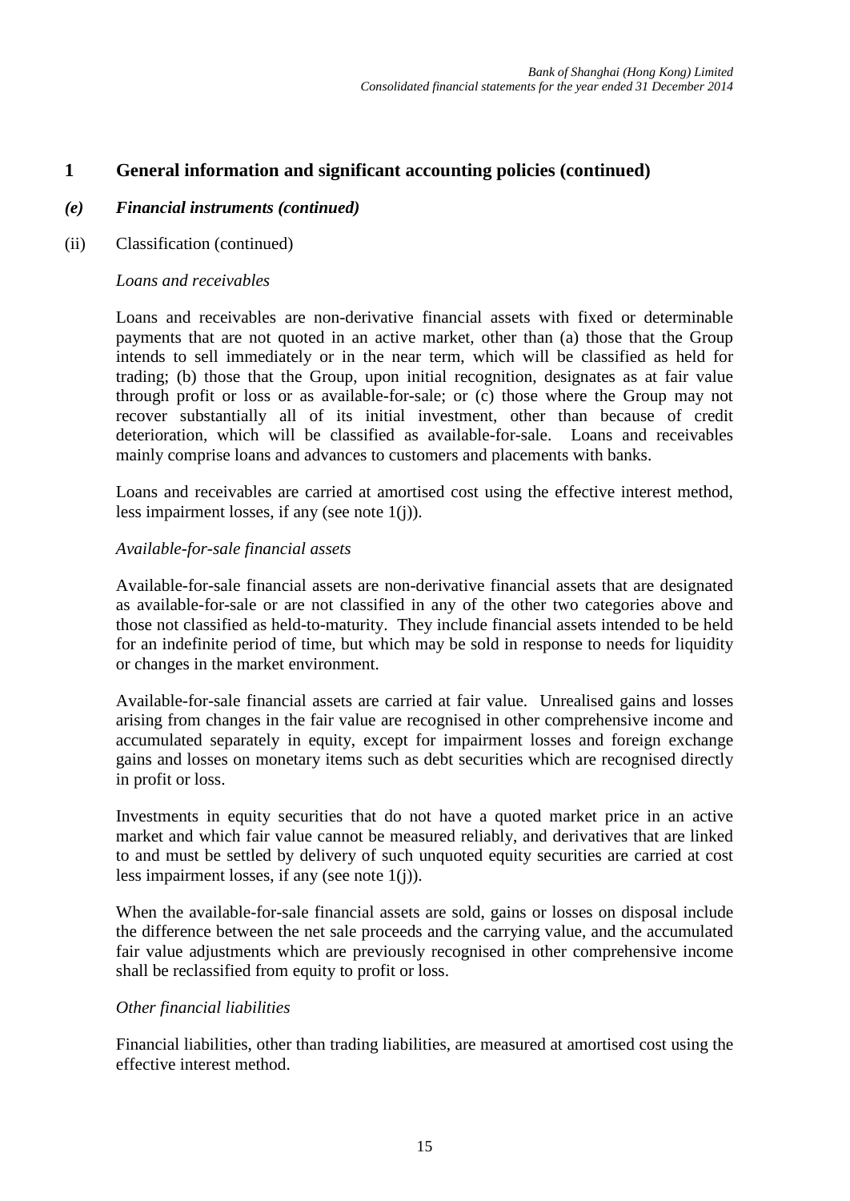## 1 General information and significant accounting policies (continued)

### *(e) Financial instruments (continued)*

(ii) Classification (continued)

*Loans and receivables*

Loans and receivables are non-derivative financial assets with fixed or determinable payments that are not quoted in an active market, other than (a) those that the Group intends to sell immediately or in the near term, which will be classified as held for trading; (b) those that the Group, upon initial recognition, designates as at fair value through profit or loss or as available-for-sale; or (c) those where the Group may not recover substantially all of its initial investment, other than because of credit deterioration, which will be classified as available-for-sale. Loans and receivables mainly comprise loans and advances to customers and placements with banks.

Loans and receivables are carried at amortised cost using the effective interest method, less impairment losses, if any (see note 1(j)).

*Available-for-sale financial assets*

Available-for-sale financial assets are non-derivative financial assets that are designated as available-for-sale or are not classified in any of the other two categories above and those not classified as held-to-maturity. They include financial assets intended to be held for an indefinite period of time, but which may be sold in response to needs for liquidity or changes in the market environment.

Available-for-sale financial assets are carried at fair value. Unrealised gains and losses arising from changes in the fair value are recognised in other comprehensive income and accumulated separately in equity, except for impairment losses and foreign exchange gains and losses on monetary items such as debt securities which are recognised directly in profit or loss.

Investments in equity securities that do not have a quoted market price in an active market and which fair value cannot be measured reliably, and derivatives that are linked to and must be settled by delivery of such unquoted equity securities are carried at cost less impairment losses, if any (see note 1(j)).

When the available-for-sale financial assets are sold, gains or losses on disposal include the difference between the net sale proceeds and the carrying value, and the accumulated fair value adjustments which are previously recognised in other comprehensive income shall be reclassified from equity to profit or loss.

*Other financial liabilities*

Financial liabilities, other than trading liabilities, are measured at amortised cost using the effective interest method.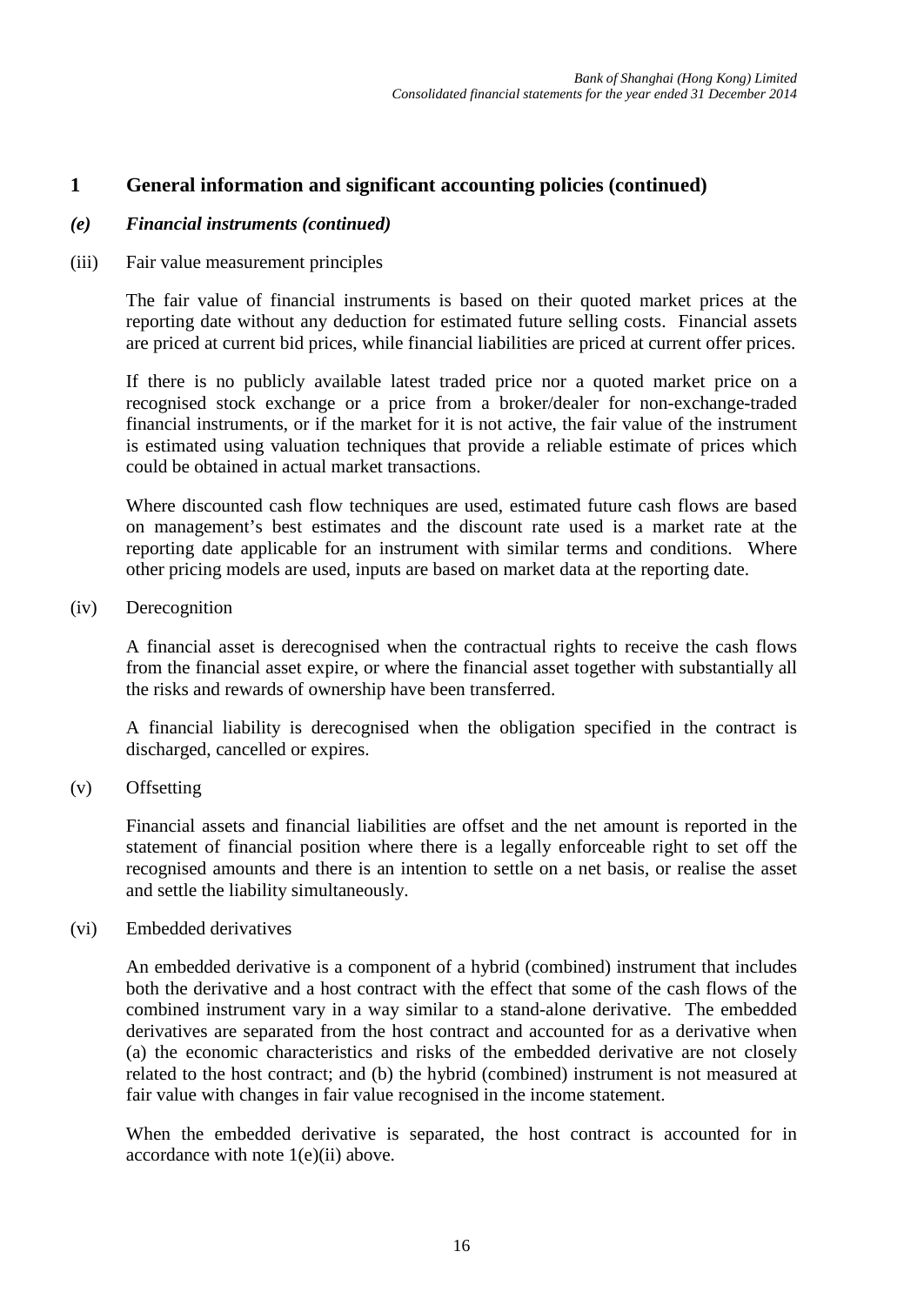## 1 General information and significant accounting policies (continued)

### *(e) Financial instruments (continued)*

(iii) Fair value measurement principles

The fair value of financial instruments is based on their quoted market prices at the reporting date without any deduction for estimated future selling costs. Financial assets are priced at current bid prices, while financial liabilities are priced at current offer prices.

If there is no publicly available latest traded price nor a quoted market price on a recognised stock exchange or a price from a broker/dealer for non-exchange-traded financial instruments, or if the market for it is not active, the fair value of the instrument is estimated using valuation techniques that provide a reliable estimate of prices which could be obtained in actual market transactions.

Where discounted cash flow techniques are used, estimated future cash flows are based on management's best estimates and the discount rate used is a market rate at the reporting date applicable for an instrument with similar terms and conditions. Where other pricing models are used, inputs are based on market data at the reporting date.

(iv) Derecognition

A financial asset is derecognised when the contractual rights to receive the cash flows from the financial asset expire, or where the financial asset together with substantially all the risks and rewards of ownership have been transferred.

A financial liability is derecognised when the obligation specified in the contract is discharged, cancelled or expires.

(v) Offsetting

Financial assets and financial liabilities are offset and the net amount is reported in the statement of financial position where there is a legally enforceable right to set off the recognised amounts and there is an intention to settle on a net basis, or realise the asset and settle the liability simultaneously.

(vi) Embedded derivatives

An embedded derivative is a component of a hybrid (combined) instrument that includes both the derivative and a host contract with the effect that some of the cash flows of the combined instrument vary in a way similar to a stand-alone derivative. The embedded derivatives are separated from the host contract and accounted for as a derivative when (a) the economic characteristics and risks of the embedded derivative are not closely related to the host contract; and (b) the hybrid (combined) instrument is not measured at fair value with changes in fair value recognised in the income statement.

When the embedded derivative is separated, the host contract is accounted for in accordance with note 1(e)(ii) above.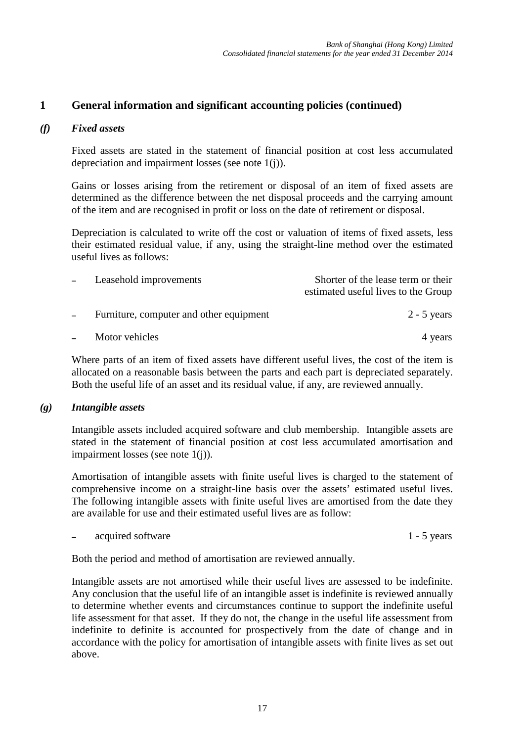## 1 General information and significant accounting policies (continued)

### *(f) Fixed assets*

Fixed assets are stated in the statement of financial position at cost less accumulated depreciation and impairment losses (see note 1(j)).

Gains or losses arising from the retirement or disposal of an item of fixed assets are determined as the difference between the net disposal proceeds and the carrying amount of the item and are recognised in profit or loss on the date of retirement or disposal.

Depreciation is calculated to write off the cost or valuation of items of fixed assets, less their estimated residual value, if any, using the straight-line method over the estimated useful lives as follows:

| | |
|---|---|
| – Leasehold improvements | Shorter of the lease term or their estimated useful lives to the Group |
| – Furniture, computer and other equipment | 2 - 5 years |
| – Motor vehicles | 4 years |

Where parts of an item of fixed assets have different useful lives, the cost of the item is allocated on a reasonable basis between the parts and each part is depreciated separately. Both the useful life of an asset and its residual value, if any, are reviewed annually.

### *(g) Intangible assets*

Intangible assets included acquired software and club membership. Intangible assets are stated in the statement of financial position at cost less accumulated amortisation and impairment losses (see note 1(j)).

Amortisation of intangible assets with finite useful lives is charged to the statement of comprehensive income on a straight-line basis over the assets' estimated useful lives. The following intangible assets with finite useful lives are amortised from the date they are available for use and their estimated useful lives are as follow:

| | |
|---|---|
| – acquired software | 1 - 5 years |

Both the period and method of amortisation are reviewed annually.

Intangible assets are not amortised while their useful lives are assessed to be indefinite. Any conclusion that the useful life of an intangible asset is indefinite is reviewed annually to determine whether events and circumstances continue to support the indefinite useful life assessment for that asset. If they do not, the change in the useful life assessment from indefinite to definite is accounted for prospectively from the date of change and in accordance with the policy for amortisation of intangible assets with finite lives as set out above.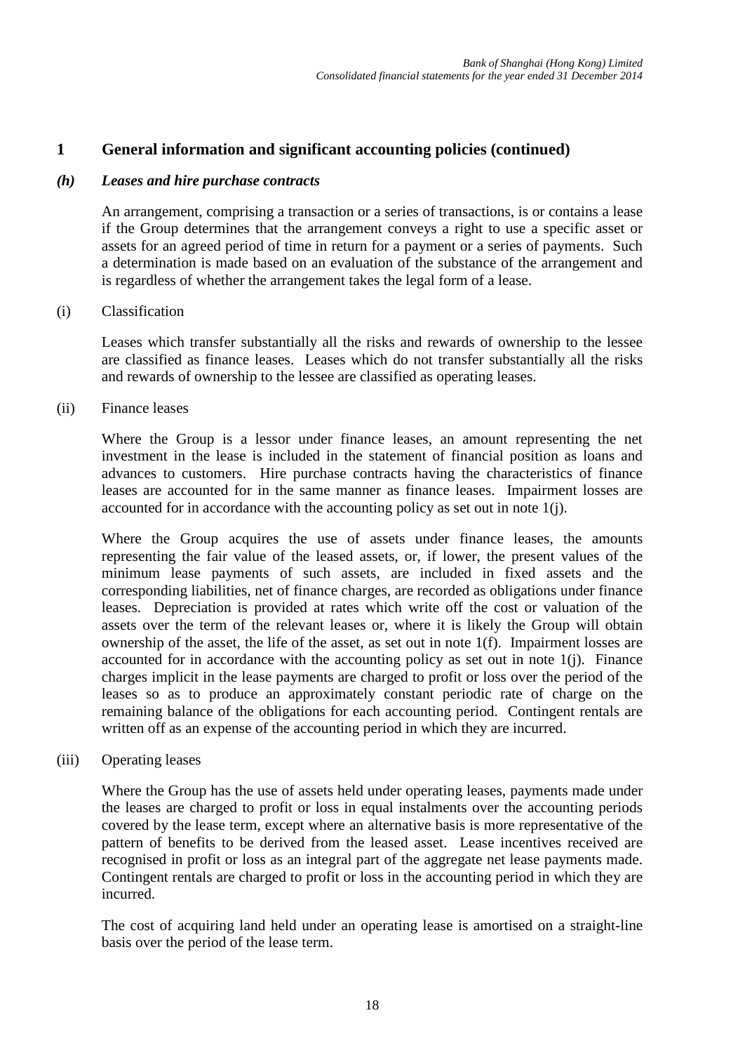## 1 General information and significant accounting policies (continued)

### *(h) Leases and hire purchase contracts*

An arrangement, comprising a transaction or a series of transactions, is or contains a lease if the Group determines that the arrangement conveys a right to use a specific asset or assets for an agreed period of time in return for a payment or a series of payments. Such a determination is made based on an evaluation of the substance of the arrangement and is regardless of whether the arrangement takes the legal form of a lease.

(i) Classification

Leases which transfer substantially all the risks and rewards of ownership to the lessee are classified as finance leases. Leases which do not transfer substantially all the risks and rewards of ownership to the lessee are classified as operating leases.

(ii) Finance leases

Where the Group is a lessor under finance leases, an amount representing the net investment in the lease is included in the statement of financial position as loans and advances to customers. Hire purchase contracts having the characteristics of finance leases are accounted for in the same manner as finance leases. Impairment losses are accounted for in accordance with the accounting policy as set out in note 1(j).

Where the Group acquires the use of assets under finance leases, the amounts representing the fair value of the leased assets, or, if lower, the present values of the minimum lease payments of such assets, are included in fixed assets and the corresponding liabilities, net of finance charges, are recorded as obligations under finance leases. Depreciation is provided at rates which write off the cost or valuation of the assets over the term of the relevant leases or, where it is likely the Group will obtain ownership of the asset, the life of the asset, as set out in note 1(f). Impairment losses are accounted for in accordance with the accounting policy as set out in note 1(j). Finance charges implicit in the lease payments are charged to profit or loss over the period of the leases so as to produce an approximately constant periodic rate of charge on the remaining balance of the obligations for each accounting period. Contingent rentals are written off as an expense of the accounting period in which they are incurred.

(iii) Operating leases

Where the Group has the use of assets held under operating leases, payments made under the leases are charged to profit or loss in equal instalments over the accounting periods covered by the lease term, except where an alternative basis is more representative of the pattern of benefits to be derived from the leased asset. Lease incentives received are recognised in profit or loss as an integral part of the aggregate net lease payments made. Contingent rentals are charged to profit or loss in the accounting period in which they are incurred.

The cost of acquiring land held under an operating lease is amortised on a straight-line basis over the period of the lease term.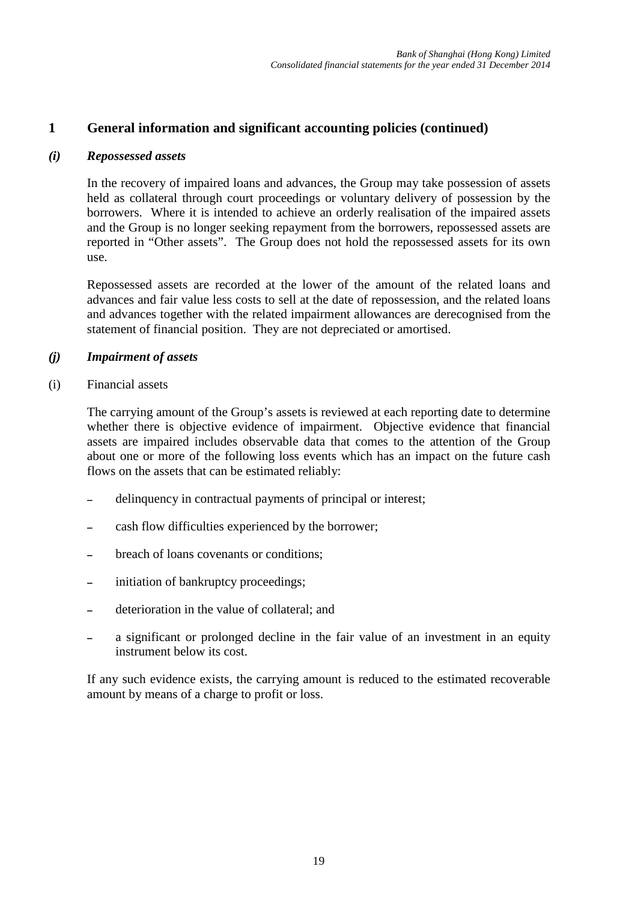# 1 General information and significant accounting policies (continued)

## *(i) Repossessed assets*

In the recovery of impaired loans and advances, the Group may take possession of assets held as collateral through court proceedings or voluntary delivery of possession by the borrowers. Where it is intended to achieve an orderly realisation of the impaired assets and the Group is no longer seeking repayment from the borrowers, repossessed assets are reported in "Other assets". The Group does not hold the repossessed assets for its own use.

Repossessed assets are recorded at the lower of the amount of the related loans and advances and fair value less costs to sell at the date of repossession, and the related loans and advances together with the related impairment allowances are derecognised from the statement of financial position. They are not depreciated or amortised.

## *(j) Impairment of assets*

(i) Financial assets

The carrying amount of the Group's assets is reviewed at each reporting date to determine whether there is objective evidence of impairment. Objective evidence that financial assets are impaired includes observable data that comes to the attention of the Group about one or more of the following loss events which has an impact on the future cash flows on the assets that can be estimated reliably:

- delinquency in contractual payments of principal or interest;
- cash flow difficulties experienced by the borrower;
- breach of loans covenants or conditions;
- initiation of bankruptcy proceedings;
- deterioration in the value of collateral; and
- a significant or prolonged decline in the fair value of an investment in an equity instrument below its cost.

If any such evidence exists, the carrying amount is reduced to the estimated recoverable amount by means of a charge to profit or loss.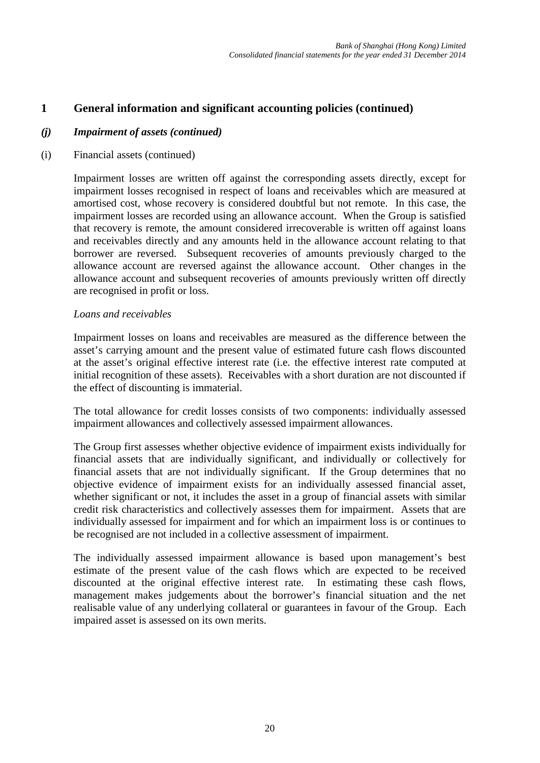## 1 General information and significant accounting policies (continued)

### *(j) Impairment of assets (continued)*

(i) Financial assets (continued)

Impairment losses are written off against the corresponding assets directly, except for impairment losses recognised in respect of loans and receivables which are measured at amortised cost, whose recovery is considered doubtful but not remote. In this case, the impairment losses are recorded using an allowance account. When the Group is satisfied that recovery is remote, the amount considered irrecoverable is written off against loans and receivables directly and any amounts held in the allowance account relating to that borrower are reversed. Subsequent recoveries of amounts previously charged to the allowance account are reversed against the allowance account. Other changes in the allowance account and subsequent recoveries of amounts previously written off directly are recognised in profit or loss.

*Loans and receivables*

Impairment losses on loans and receivables are measured as the difference between the asset's carrying amount and the present value of estimated future cash flows discounted at the asset's original effective interest rate (i.e. the effective interest rate computed at initial recognition of these assets). Receivables with a short duration are not discounted if the effect of discounting is immaterial.

The total allowance for credit losses consists of two components: individually assessed impairment allowances and collectively assessed impairment allowances.

The Group first assesses whether objective evidence of impairment exists individually for financial assets that are individually significant, and individually or collectively for financial assets that are not individually significant. If the Group determines that no objective evidence of impairment exists for an individually assessed financial asset, whether significant or not, it includes the asset in a group of financial assets with similar credit risk characteristics and collectively assesses them for impairment. Assets that are individually assessed for impairment and for which an impairment loss is or continues to be recognised are not included in a collective assessment of impairment.

The individually assessed impairment allowance is based upon management's best estimate of the present value of the cash flows which are expected to be received discounted at the original effective interest rate. In estimating these cash flows, management makes judgements about the borrower's financial situation and the net realisable value of any underlying collateral or guarantees in favour of the Group. Each impaired asset is assessed on its own merits.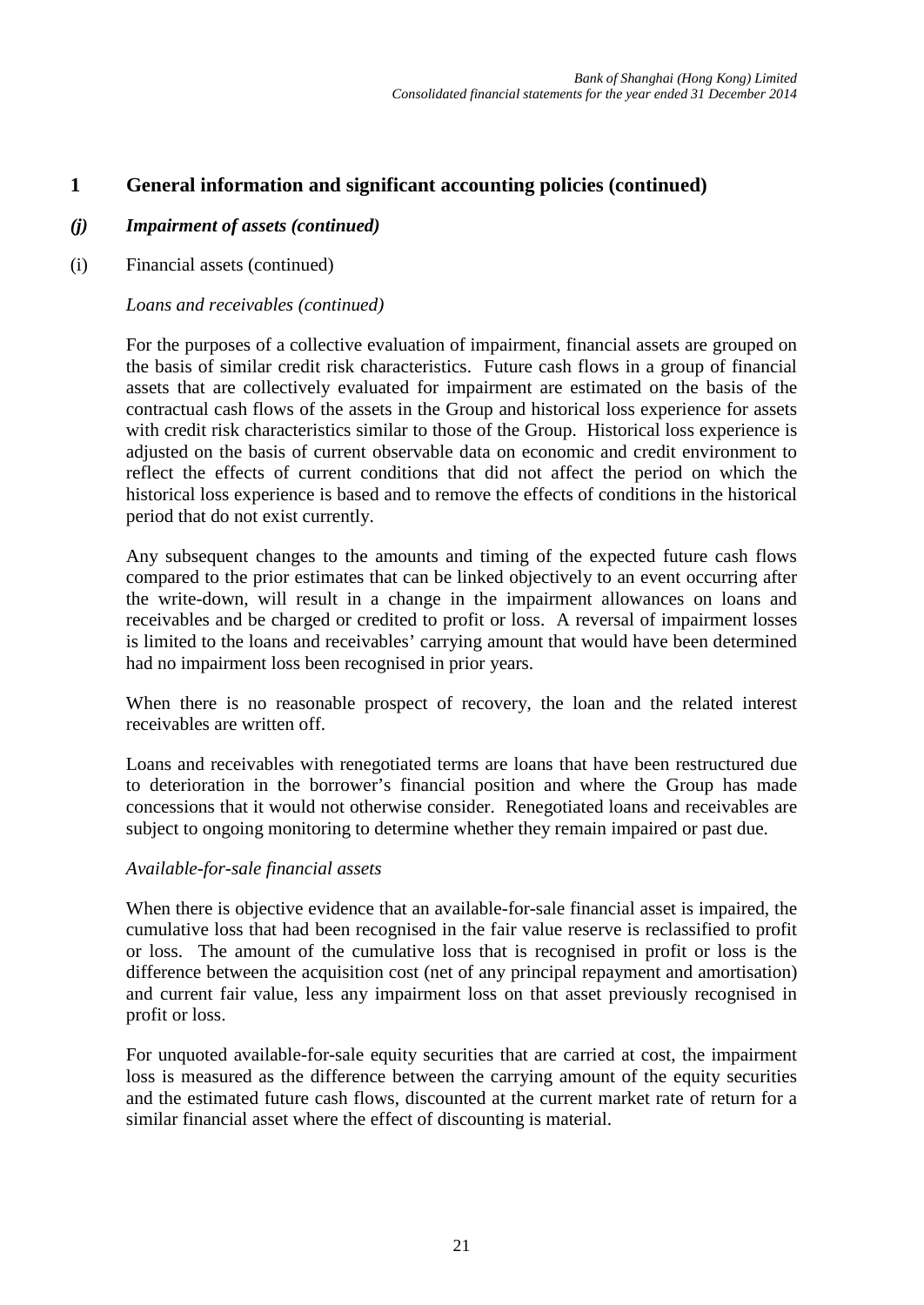## 1 General information and significant accounting policies (continued)

### *(j) Impairment of assets (continued)*

(i) Financial assets (continued)

*Loans and receivables (continued)*

For the purposes of a collective evaluation of impairment, financial assets are grouped on the basis of similar credit risk characteristics. Future cash flows in a group of financial assets that are collectively evaluated for impairment are estimated on the basis of the contractual cash flows of the assets in the Group and historical loss experience for assets with credit risk characteristics similar to those of the Group. Historical loss experience is adjusted on the basis of current observable data on economic and credit environment to reflect the effects of current conditions that did not affect the period on which the historical loss experience is based and to remove the effects of conditions in the historical period that do not exist currently.

Any subsequent changes to the amounts and timing of the expected future cash flows compared to the prior estimates that can be linked objectively to an event occurring after the write-down, will result in a change in the impairment allowances on loans and receivables and be charged or credited to profit or loss. A reversal of impairment losses is limited to the loans and receivables' carrying amount that would have been determined had no impairment loss been recognised in prior years.

When there is no reasonable prospect of recovery, the loan and the related interest receivables are written off.

Loans and receivables with renegotiated terms are loans that have been restructured due to deterioration in the borrower's financial position and where the Group has made concessions that it would not otherwise consider. Renegotiated loans and receivables are subject to ongoing monitoring to determine whether they remain impaired or past due.

*Available-for-sale financial assets*

When there is objective evidence that an available-for-sale financial asset is impaired, the cumulative loss that had been recognised in the fair value reserve is reclassified to profit or loss. The amount of the cumulative loss that is recognised in profit or loss is the difference between the acquisition cost (net of any principal repayment and amortisation) and current fair value, less any impairment loss on that asset previously recognised in profit or loss.

For unquoted available-for-sale equity securities that are carried at cost, the impairment loss is measured as the difference between the carrying amount of the equity securities and the estimated future cash flows, discounted at the current market rate of return for a similar financial asset where the effect of discounting is material.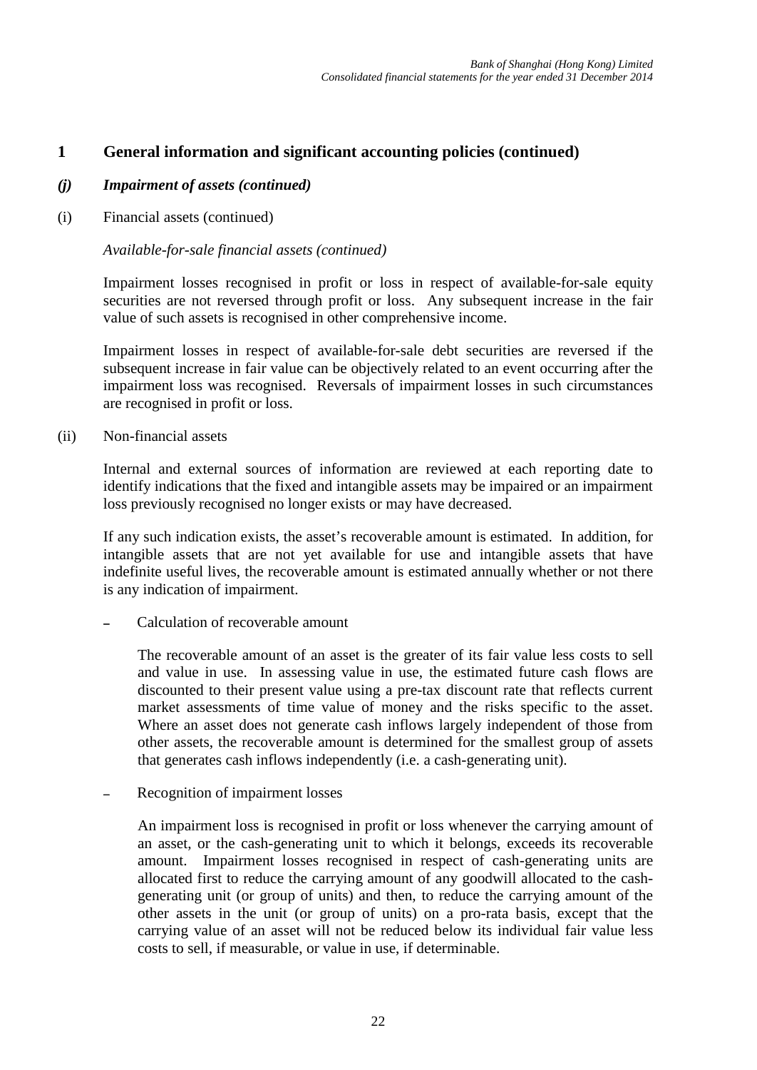## 1 General information and significant accounting policies (continued)

### *(j) Impairment of assets (continued)*

(i) Financial assets (continued)

*Available-for-sale financial assets (continued)*

Impairment losses recognised in profit or loss in respect of available-for-sale equity securities are not reversed through profit or loss. Any subsequent increase in the fair value of such assets is recognised in other comprehensive income.

Impairment losses in respect of available-for-sale debt securities are reversed if the subsequent increase in fair value can be objectively related to an event occurring after the impairment loss was recognised. Reversals of impairment losses in such circumstances are recognised in profit or loss.

(ii) Non-financial assets

Internal and external sources of information are reviewed at each reporting date to identify indications that the fixed and intangible assets may be impaired or an impairment loss previously recognised no longer exists or may have decreased.

If any such indication exists, the asset's recoverable amount is estimated. In addition, for intangible assets that are not yet available for use and intangible assets that have indefinite useful lives, the recoverable amount is estimated annually whether or not there is any indication of impairment.

– Calculation of recoverable amount

  The recoverable amount of an asset is the greater of its fair value less costs to sell and value in use. In assessing value in use, the estimated future cash flows are discounted to their present value using a pre-tax discount rate that reflects current market assessments of time value of money and the risks specific to the asset. Where an asset does not generate cash inflows largely independent of those from other assets, the recoverable amount is determined for the smallest group of assets that generates cash inflows independently (i.e. a cash-generating unit).

– Recognition of impairment losses

  An impairment loss is recognised in profit or loss whenever the carrying amount of an asset, or the cash-generating unit to which it belongs, exceeds its recoverable amount. Impairment losses recognised in respect of cash-generating units are allocated first to reduce the carrying amount of any goodwill allocated to the cash-generating unit (or group of units) and then, to reduce the carrying amount of the other assets in the unit (or group of units) on a pro-rata basis, except that the carrying value of an asset will not be reduced below its individual fair value less costs to sell, if measurable, or value in use, if determinable.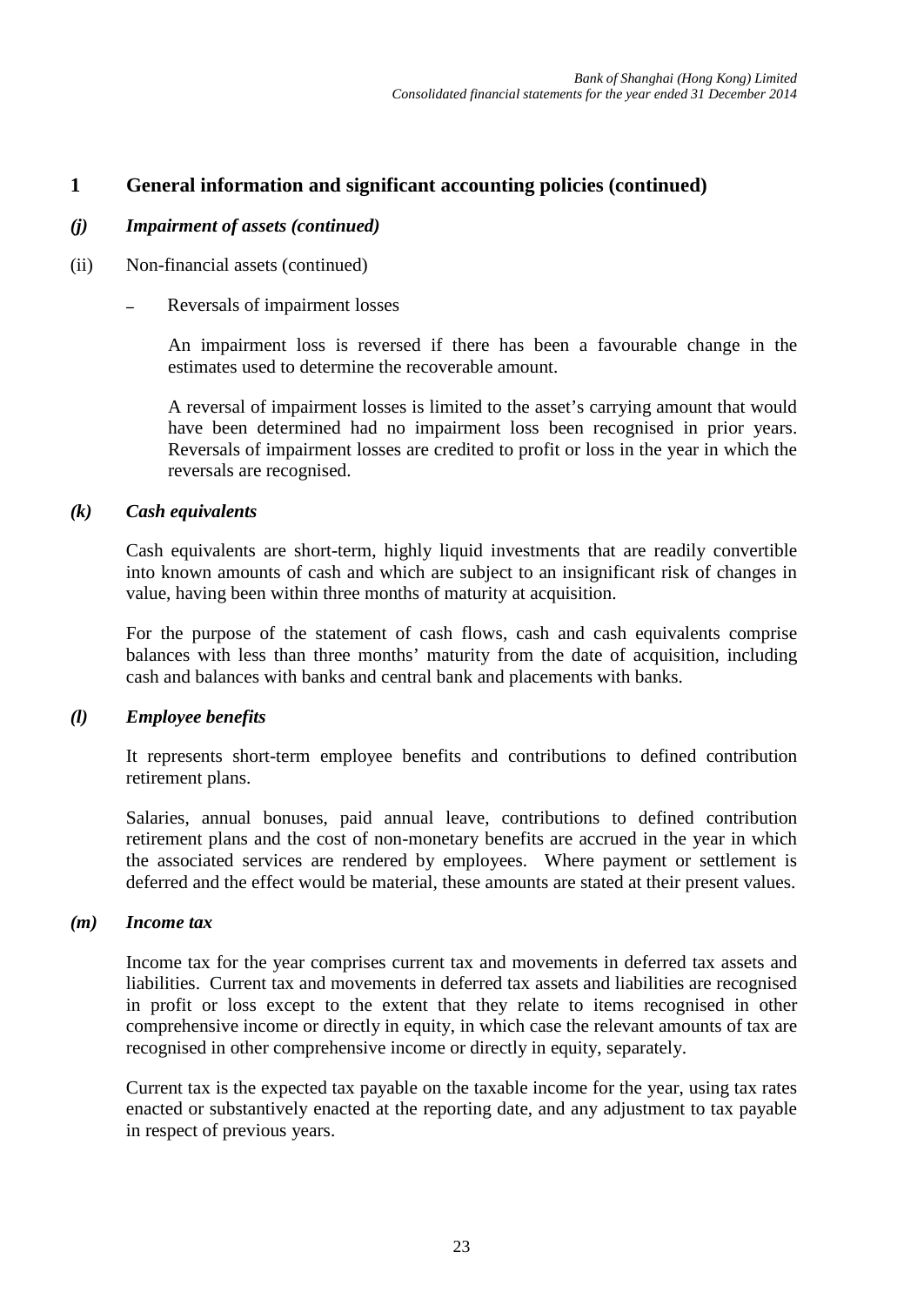## 1 General information and significant accounting policies (continued)

### *(j) Impairment of assets (continued)*

(ii) Non-financial assets (continued)

– Reversals of impairment losses

An impairment loss is reversed if there has been a favourable change in the estimates used to determine the recoverable amount.

A reversal of impairment losses is limited to the asset's carrying amount that would have been determined had no impairment loss been recognised in prior years. Reversals of impairment losses are credited to profit or loss in the year in which the reversals are recognised.

### *(k) Cash equivalents*

Cash equivalents are short-term, highly liquid investments that are readily convertible into known amounts of cash and which are subject to an insignificant risk of changes in value, having been within three months of maturity at acquisition.

For the purpose of the statement of cash flows, cash and cash equivalents comprise balances with less than three months' maturity from the date of acquisition, including cash and balances with banks and central bank and placements with banks.

### *(l) Employee benefits*

It represents short-term employee benefits and contributions to defined contribution retirement plans.

Salaries, annual bonuses, paid annual leave, contributions to defined contribution retirement plans and the cost of non-monetary benefits are accrued in the year in which the associated services are rendered by employees. Where payment or settlement is deferred and the effect would be material, these amounts are stated at their present values.

### *(m) Income tax*

Income tax for the year comprises current tax and movements in deferred tax assets and liabilities. Current tax and movements in deferred tax assets and liabilities are recognised in profit or loss except to the extent that they relate to items recognised in other comprehensive income or directly in equity, in which case the relevant amounts of tax are recognised in other comprehensive income or directly in equity, separately.

Current tax is the expected tax payable on the taxable income for the year, using tax rates enacted or substantively enacted at the reporting date, and any adjustment to tax payable in respect of previous years.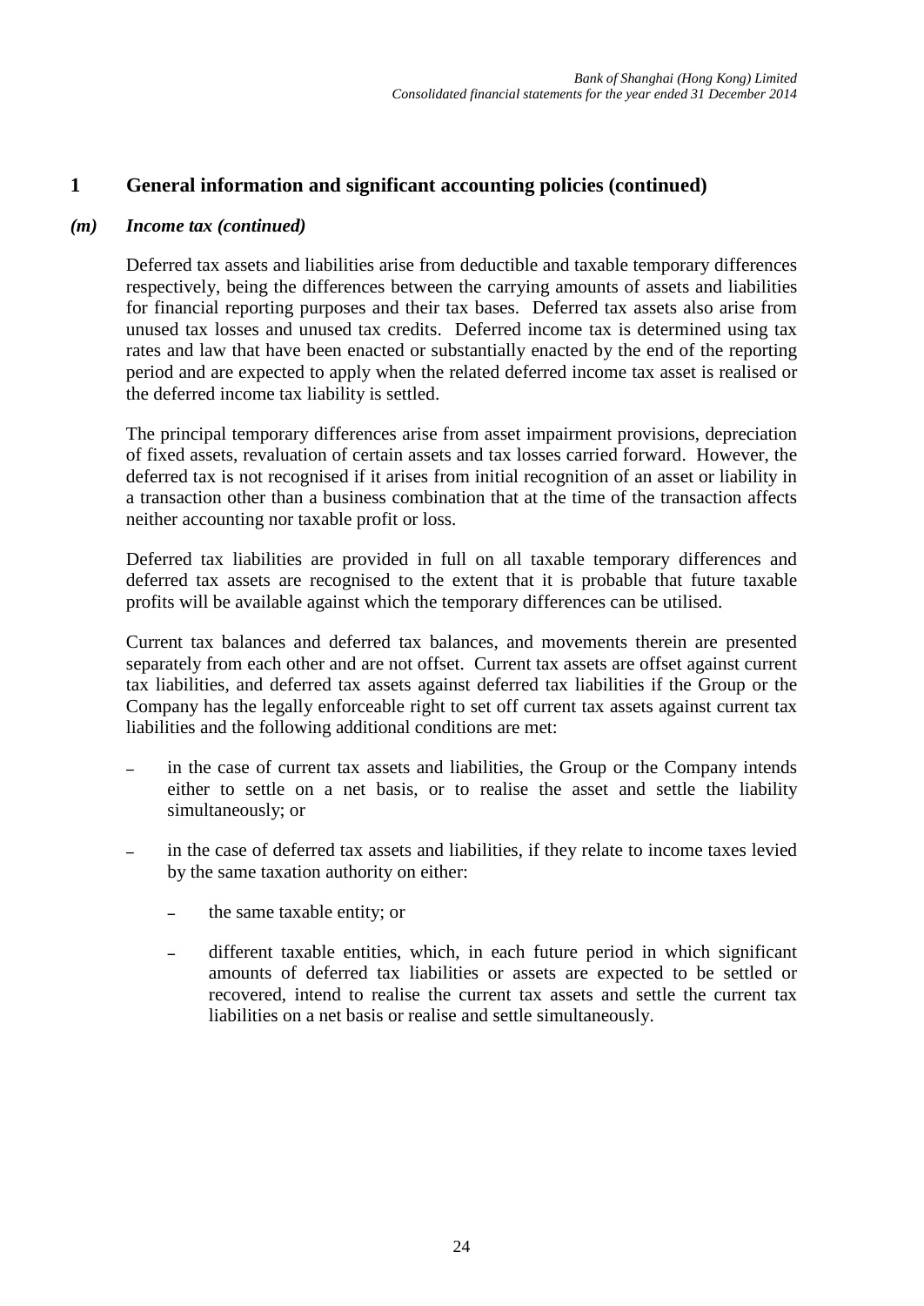## 1 General information and significant accounting policies (continued)

### *(m) Income tax (continued)*

Deferred tax assets and liabilities arise from deductible and taxable temporary differences respectively, being the differences between the carrying amounts of assets and liabilities for financial reporting purposes and their tax bases. Deferred tax assets also arise from unused tax losses and unused tax credits. Deferred income tax is determined using tax rates and law that have been enacted or substantially enacted by the end of the reporting period and are expected to apply when the related deferred income tax asset is realised or the deferred income tax liability is settled.

The principal temporary differences arise from asset impairment provisions, depreciation of fixed assets, revaluation of certain assets and tax losses carried forward. However, the deferred tax is not recognised if it arises from initial recognition of an asset or liability in a transaction other than a business combination that at the time of the transaction affects neither accounting nor taxable profit or loss.

Deferred tax liabilities are provided in full on all taxable temporary differences and deferred tax assets are recognised to the extent that it is probable that future taxable profits will be available against which the temporary differences can be utilised.

Current tax balances and deferred tax balances, and movements therein are presented separately from each other and are not offset. Current tax assets are offset against current tax liabilities, and deferred tax assets against deferred tax liabilities if the Group or the Company has the legally enforceable right to set off current tax assets against current tax liabilities and the following additional conditions are met:

- in the case of current tax assets and liabilities, the Group or the Company intends either to settle on a net basis, or to realise the asset and settle the liability simultaneously; or
- in the case of deferred tax assets and liabilities, if they relate to income taxes levied by the same taxation authority on either:
  - the same taxable entity; or
  - different taxable entities, which, in each future period in which significant amounts of deferred tax liabilities or assets are expected to be settled or recovered, intend to realise the current tax assets and settle the current tax liabilities on a net basis or realise and settle simultaneously.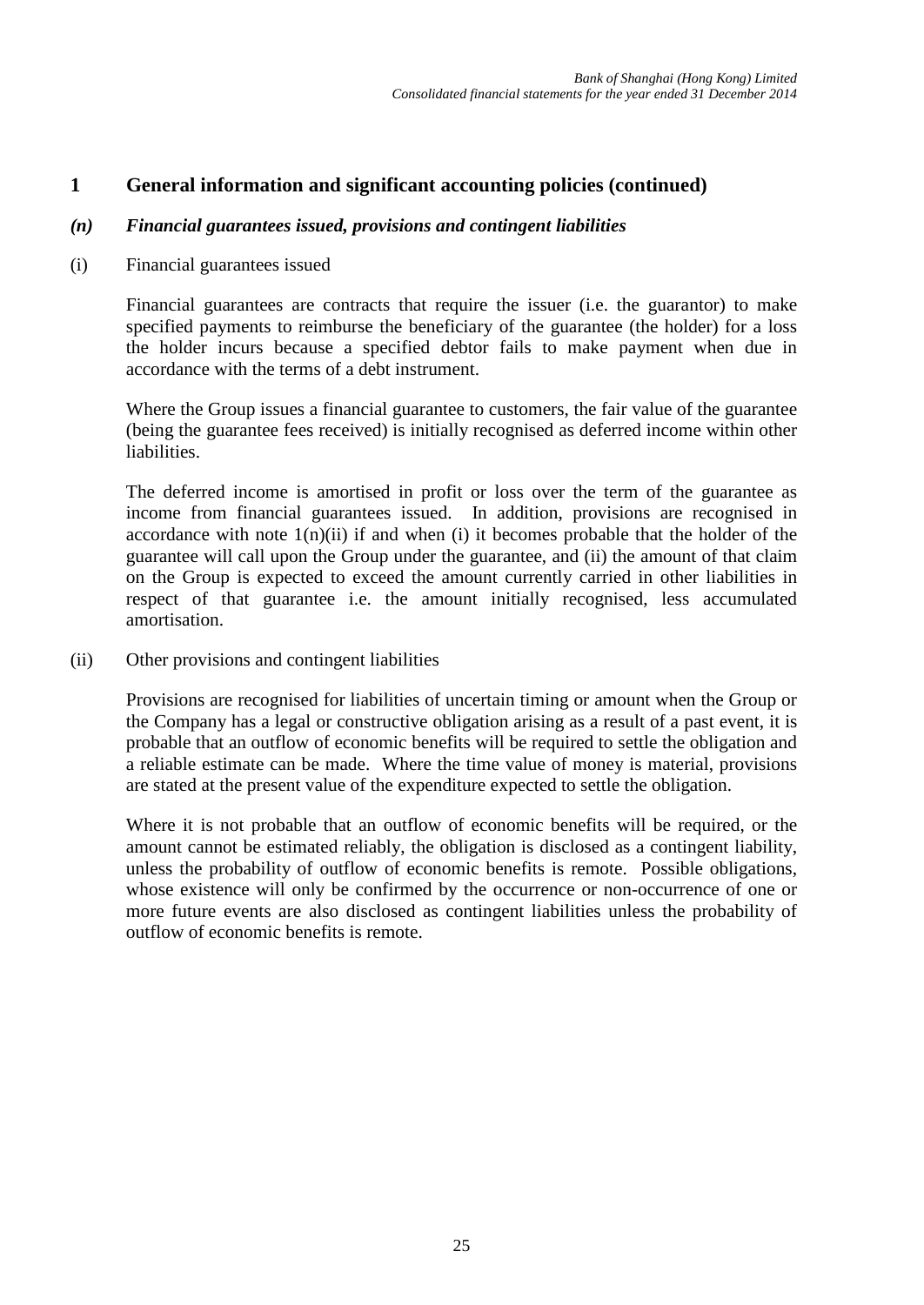## 1 General information and significant accounting policies (continued)

### *(n) Financial guarantees issued, provisions and contingent liabilities*

(i) Financial guarantees issued

Financial guarantees are contracts that require the issuer (i.e. the guarantor) to make specified payments to reimburse the beneficiary of the guarantee (the holder) for a loss the holder incurs because a specified debtor fails to make payment when due in accordance with the terms of a debt instrument.

Where the Group issues a financial guarantee to customers, the fair value of the guarantee (being the guarantee fees received) is initially recognised as deferred income within other liabilities.

The deferred income is amortised in profit or loss over the term of the guarantee as income from financial guarantees issued. In addition, provisions are recognised in accordance with note 1(n)(ii) if and when (i) it becomes probable that the holder of the guarantee will call upon the Group under the guarantee, and (ii) the amount of that claim on the Group is expected to exceed the amount currently carried in other liabilities in respect of that guarantee i.e. the amount initially recognised, less accumulated amortisation.

(ii) Other provisions and contingent liabilities

Provisions are recognised for liabilities of uncertain timing or amount when the Group or the Company has a legal or constructive obligation arising as a result of a past event, it is probable that an outflow of economic benefits will be required to settle the obligation and a reliable estimate can be made. Where the time value of money is material, provisions are stated at the present value of the expenditure expected to settle the obligation.

Where it is not probable that an outflow of economic benefits will be required, or the amount cannot be estimated reliably, the obligation is disclosed as a contingent liability, unless the probability of outflow of economic benefits is remote. Possible obligations, whose existence will only be confirmed by the occurrence or non-occurrence of one or more future events are also disclosed as contingent liabilities unless the probability of outflow of economic benefits is remote.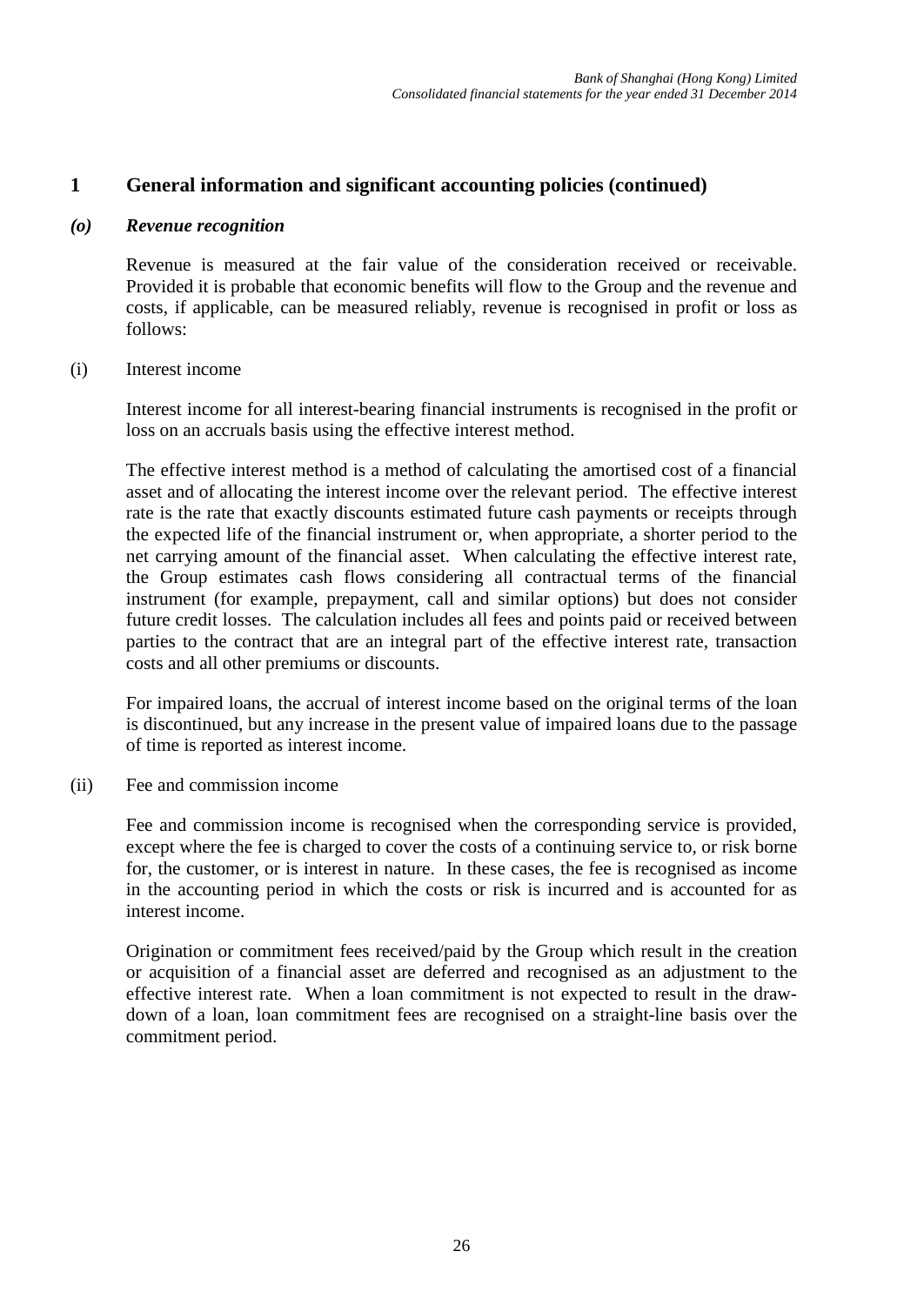## 1 General information and significant accounting policies (continued)

### *(o) Revenue recognition*

Revenue is measured at the fair value of the consideration received or receivable. Provided it is probable that economic benefits will flow to the Group and the revenue and costs, if applicable, can be measured reliably, revenue is recognised in profit or loss as follows:

(i) Interest income

Interest income for all interest-bearing financial instruments is recognised in the profit or loss on an accruals basis using the effective interest method.

The effective interest method is a method of calculating the amortised cost of a financial asset and of allocating the interest income over the relevant period. The effective interest rate is the rate that exactly discounts estimated future cash payments or receipts through the expected life of the financial instrument or, when appropriate, a shorter period to the net carrying amount of the financial asset. When calculating the effective interest rate, the Group estimates cash flows considering all contractual terms of the financial instrument (for example, prepayment, call and similar options) but does not consider future credit losses. The calculation includes all fees and points paid or received between parties to the contract that are an integral part of the effective interest rate, transaction costs and all other premiums or discounts.

For impaired loans, the accrual of interest income based on the original terms of the loan is discontinued, but any increase in the present value of impaired loans due to the passage of time is reported as interest income.

(ii) Fee and commission income

Fee and commission income is recognised when the corresponding service is provided, except where the fee is charged to cover the costs of a continuing service to, or risk borne for, the customer, or is interest in nature. In these cases, the fee is recognised as income in the accounting period in which the costs or risk is incurred and is accounted for as interest income.

Origination or commitment fees received/paid by the Group which result in the creation or acquisition of a financial asset are deferred and recognised as an adjustment to the effective interest rate. When a loan commitment is not expected to result in the draw-down of a loan, loan commitment fees are recognised on a straight-line basis over the commitment period.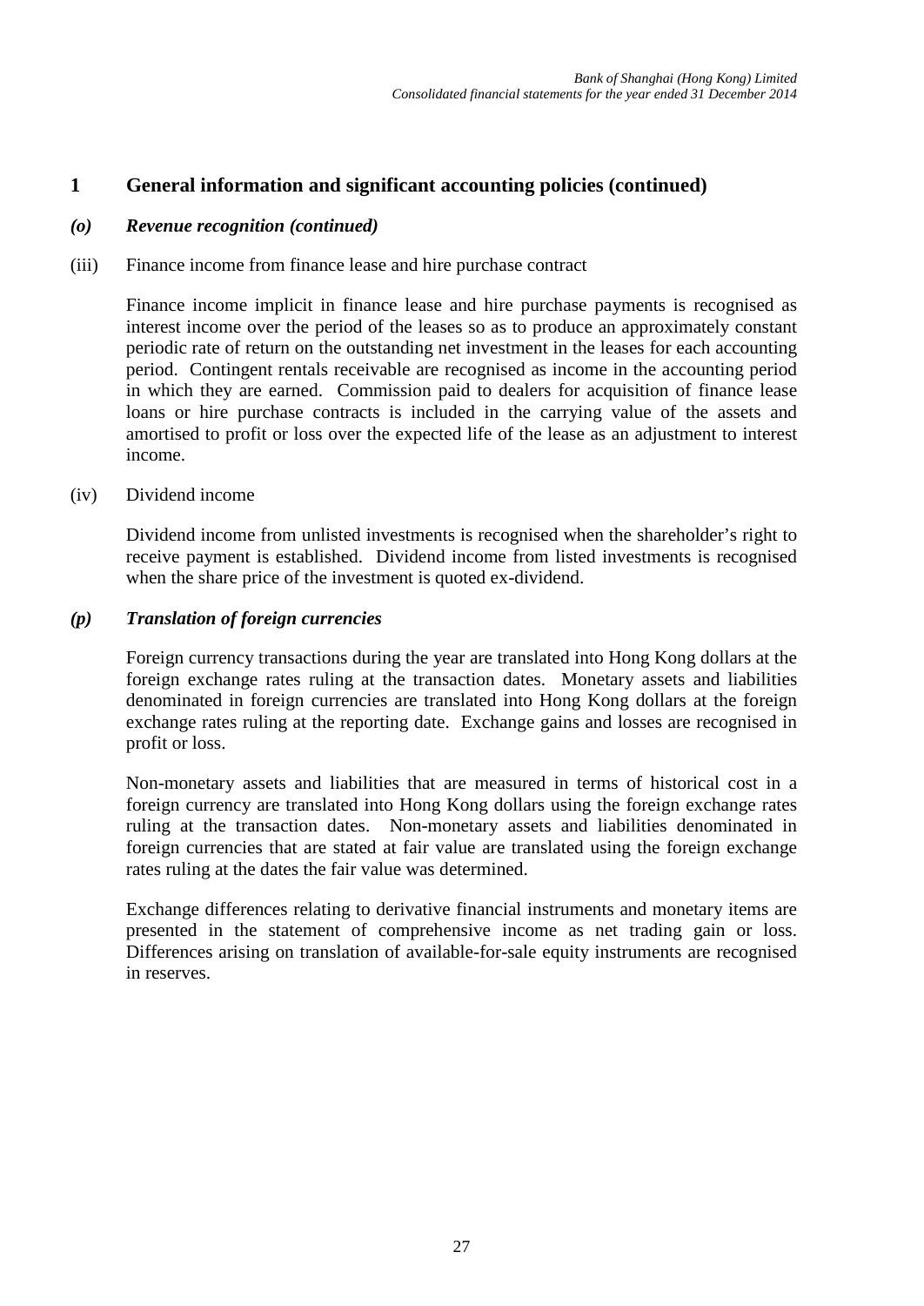## 1 General information and significant accounting policies (continued)

### *(o) Revenue recognition (continued)*

(iii) Finance income from finance lease and hire purchase contract

Finance income implicit in finance lease and hire purchase payments is recognised as interest income over the period of the leases so as to produce an approximately constant periodic rate of return on the outstanding net investment in the leases for each accounting period. Contingent rentals receivable are recognised as income in the accounting period in which they are earned. Commission paid to dealers for acquisition of finance lease loans or hire purchase contracts is included in the carrying value of the assets and amortised to profit or loss over the expected life of the lease as an adjustment to interest income.

(iv) Dividend income

Dividend income from unlisted investments is recognised when the shareholder's right to receive payment is established. Dividend income from listed investments is recognised when the share price of the investment is quoted ex-dividend.

### *(p) Translation of foreign currencies*

Foreign currency transactions during the year are translated into Hong Kong dollars at the foreign exchange rates ruling at the transaction dates. Monetary assets and liabilities denominated in foreign currencies are translated into Hong Kong dollars at the foreign exchange rates ruling at the reporting date. Exchange gains and losses are recognised in profit or loss.

Non-monetary assets and liabilities that are measured in terms of historical cost in a foreign currency are translated into Hong Kong dollars using the foreign exchange rates ruling at the transaction dates. Non-monetary assets and liabilities denominated in foreign currencies that are stated at fair value are translated using the foreign exchange rates ruling at the dates the fair value was determined.

Exchange differences relating to derivative financial instruments and monetary items are presented in the statement of comprehensive income as net trading gain or loss. Differences arising on translation of available-for-sale equity instruments are recognised in reserves.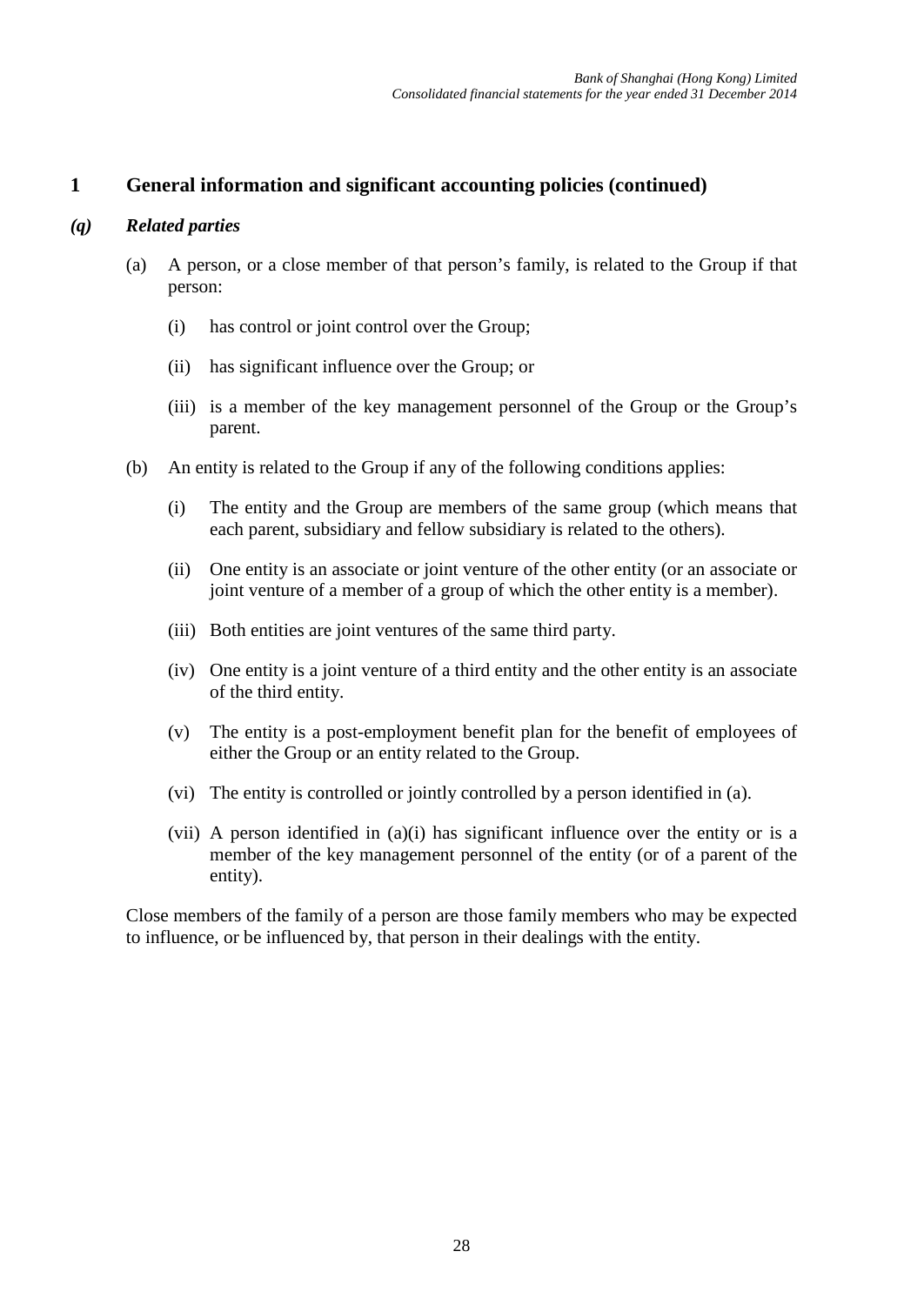## 1 General information and significant accounting policies (continued)

### *(q) Related parties*

(a) A person, or a close member of that person's family, is related to the Group if that person:

   (i) has control or joint control over the Group;

   (ii) has significant influence over the Group; or

   (iii) is a member of the key management personnel of the Group or the Group's parent.

(b) An entity is related to the Group if any of the following conditions applies:

   (i) The entity and the Group are members of the same group (which means that each parent, subsidiary and fellow subsidiary is related to the others).

   (ii) One entity is an associate or joint venture of the other entity (or an associate or joint venture of a member of a group of which the other entity is a member).

   (iii) Both entities are joint ventures of the same third party.

   (iv) One entity is a joint venture of a third entity and the other entity is an associate of the third entity.

   (v) The entity is a post-employment benefit plan for the benefit of employees of either the Group or an entity related to the Group.

   (vi) The entity is controlled or jointly controlled by a person identified in (a).

   (vii) A person identified in (a)(i) has significant influence over the entity or is a member of the key management personnel of the entity (or of a parent of the entity).

Close members of the family of a person are those family members who may be expected to influence, or be influenced by, that person in their dealings with the entity.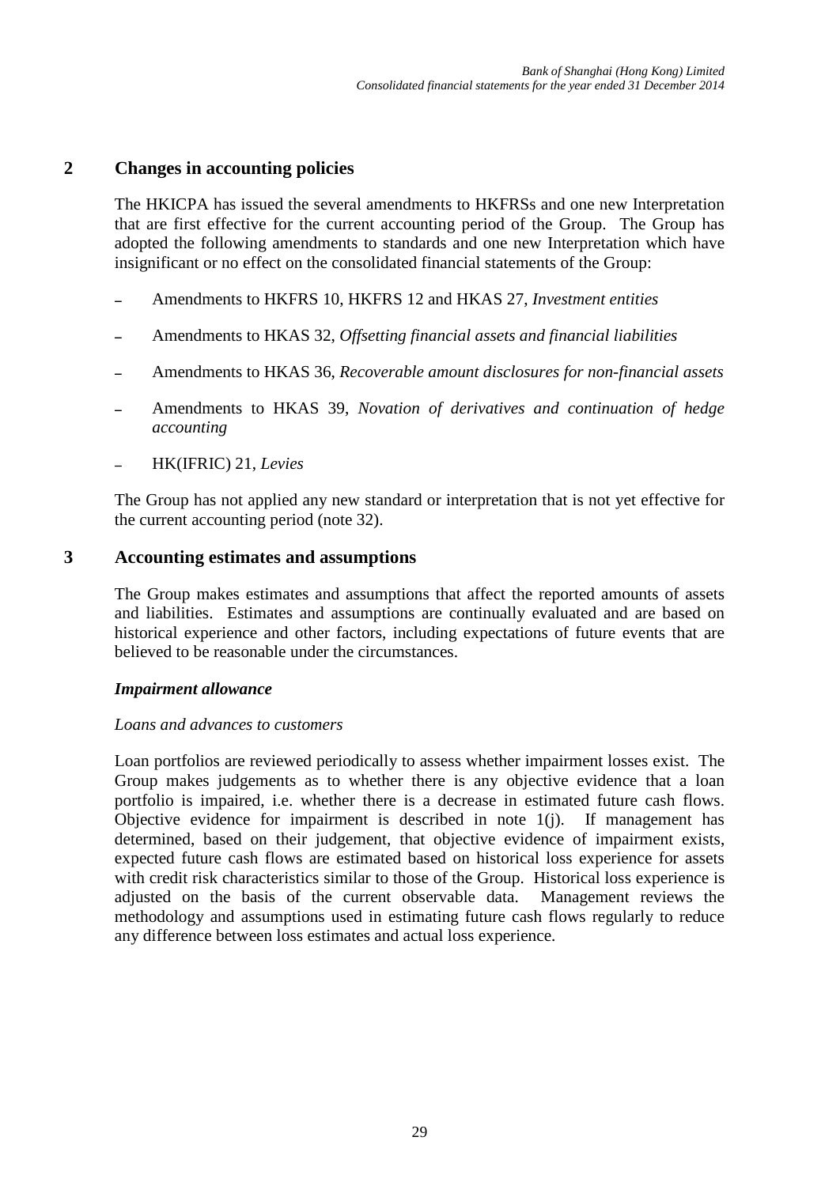## 2 Changes in accounting policies

The HKICPA has issued the several amendments to HKFRSs and one new Interpretation that are first effective for the current accounting period of the Group. The Group has adopted the following amendments to standards and one new Interpretation which have insignificant or no effect on the consolidated financial statements of the Group:

- Amendments to HKFRS 10, HKFRS 12 and HKAS 27, *Investment entities*
- Amendments to HKAS 32, *Offsetting financial assets and financial liabilities*
- Amendments to HKAS 36, *Recoverable amount disclosures for non-financial assets*
- Amendments to HKAS 39, *Novation of derivatives and continuation of hedge accounting*
- HK(IFRIC) 21, *Levies*

The Group has not applied any new standard or interpretation that is not yet effective for the current accounting period (note 32).

## 3 Accounting estimates and assumptions

The Group makes estimates and assumptions that affect the reported amounts of assets and liabilities. Estimates and assumptions are continually evaluated and are based on historical experience and other factors, including expectations of future events that are believed to be reasonable under the circumstances.

***Impairment allowance***

*Loans and advances to customers*

Loan portfolios are reviewed periodically to assess whether impairment losses exist. The Group makes judgements as to whether there is any objective evidence that a loan portfolio is impaired, i.e. whether there is a decrease in estimated future cash flows. Objective evidence for impairment is described in note 1(j). If management has determined, based on their judgement, that objective evidence of impairment exists, expected future cash flows are estimated based on historical loss experience for assets with credit risk characteristics similar to those of the Group. Historical loss experience is adjusted on the basis of the current observable data. Management reviews the methodology and assumptions used in estimating future cash flows regularly to reduce any difference between loss estimates and actual loss experience.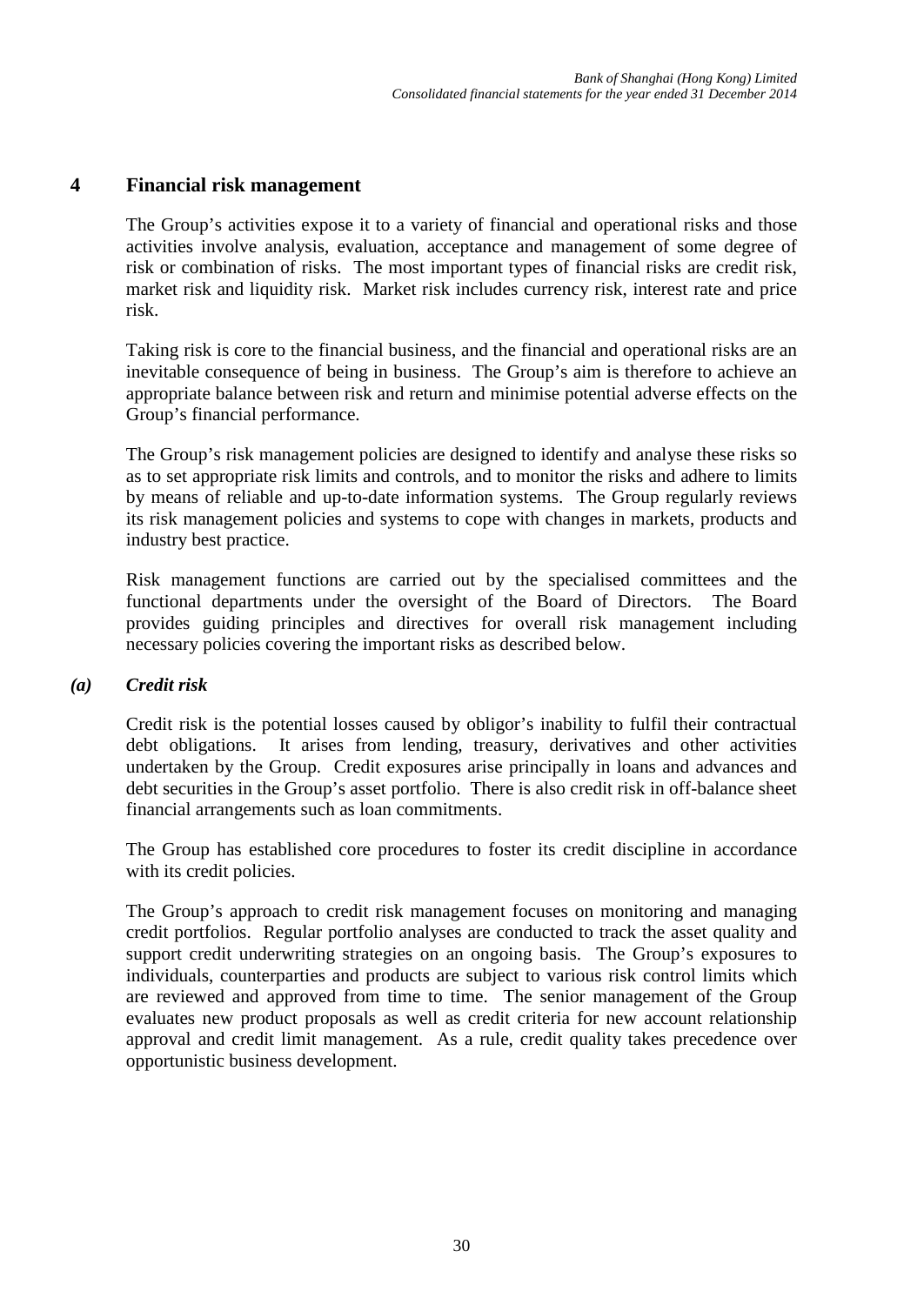## 4 Financial risk management

The Group's activities expose it to a variety of financial and operational risks and those activities involve analysis, evaluation, acceptance and management of some degree of risk or combination of risks. The most important types of financial risks are credit risk, market risk and liquidity risk. Market risk includes currency risk, interest rate and price risk.

Taking risk is core to the financial business, and the financial and operational risks are an inevitable consequence of being in business. The Group's aim is therefore to achieve an appropriate balance between risk and return and minimise potential adverse effects on the Group's financial performance.

The Group's risk management policies are designed to identify and analyse these risks so as to set appropriate risk limits and controls, and to monitor the risks and adhere to limits by means of reliable and up-to-date information systems. The Group regularly reviews its risk management policies and systems to cope with changes in markets, products and industry best practice.

Risk management functions are carried out by the specialised committees and the functional departments under the oversight of the Board of Directors. The Board provides guiding principles and directives for overall risk management including necessary policies covering the important risks as described below.

### *(a) Credit risk*

Credit risk is the potential losses caused by obligor's inability to fulfil their contractual debt obligations. It arises from lending, treasury, derivatives and other activities undertaken by the Group. Credit exposures arise principally in loans and advances and debt securities in the Group's asset portfolio. There is also credit risk in off-balance sheet financial arrangements such as loan commitments.

The Group has established core procedures to foster its credit discipline in accordance with its credit policies.

The Group's approach to credit risk management focuses on monitoring and managing credit portfolios. Regular portfolio analyses are conducted to track the asset quality and support credit underwriting strategies on an ongoing basis. The Group's exposures to individuals, counterparties and products are subject to various risk control limits which are reviewed and approved from time to time. The senior management of the Group evaluates new product proposals as well as credit criteria for new account relationship approval and credit limit management. As a rule, credit quality takes precedence over opportunistic business development.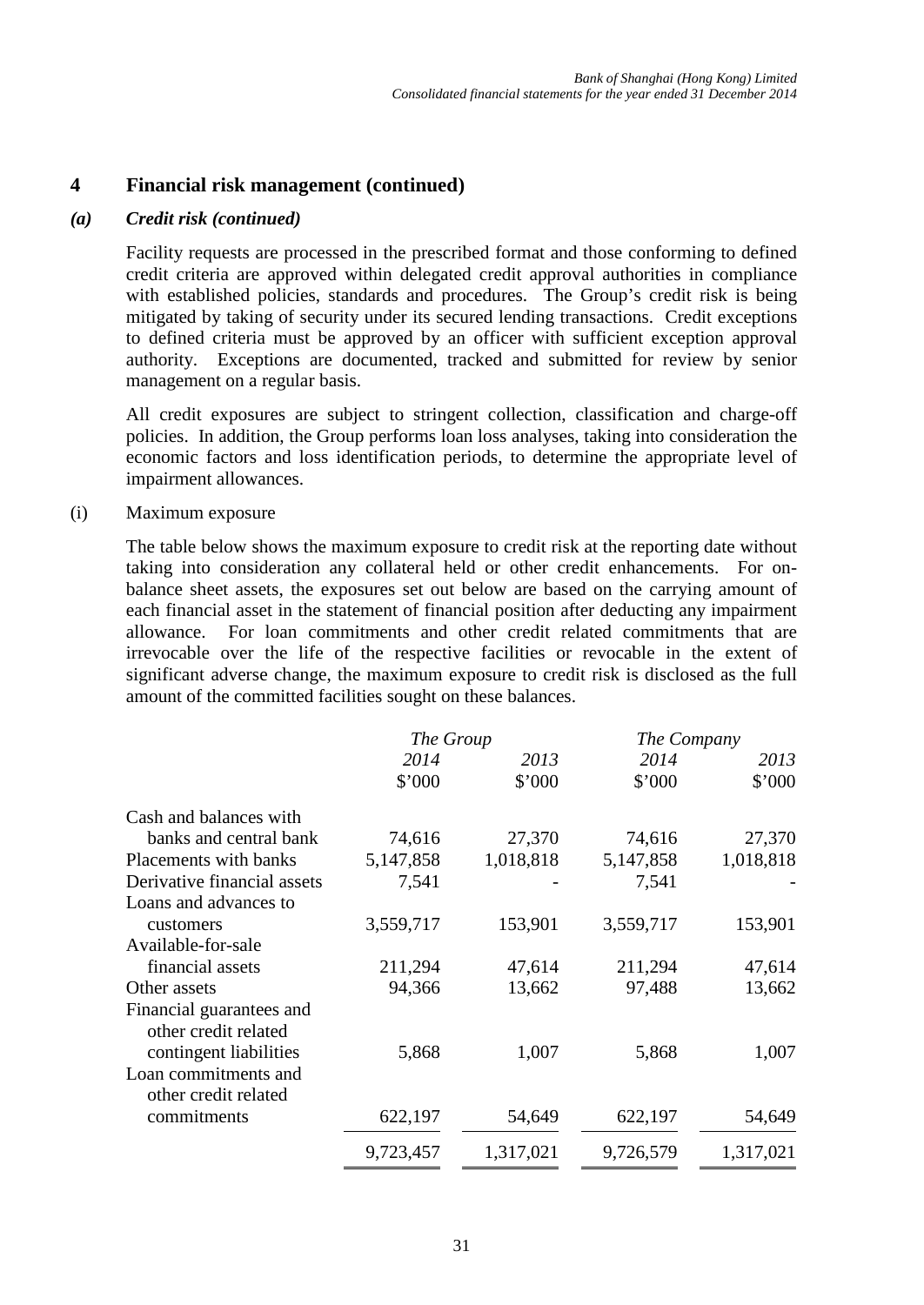## 4 Financial risk management (continued)

### *(a) Credit risk (continued)*

Facility requests are processed in the prescribed format and those conforming to defined credit criteria are approved within delegated credit approval authorities in compliance with established policies, standards and procedures. The Group's credit risk is being mitigated by taking of security under its secured lending transactions. Credit exceptions to defined criteria must be approved by an officer with sufficient exception approval authority. Exceptions are documented, tracked and submitted for review by senior management on a regular basis.

All credit exposures are subject to stringent collection, classification and charge-off policies. In addition, the Group performs loan loss analyses, taking into consideration the economic factors and loss identification periods, to determine the appropriate level of impairment allowances.

(i) Maximum exposure

The table below shows the maximum exposure to credit risk at the reporting date without taking into consideration any collateral held or other credit enhancements. For on-balance sheet assets, the exposures set out below are based on the carrying amount of each financial asset in the statement of financial position after deducting any impairment allowance. For loan commitments and other credit related commitments that are irrevocable over the life of the respective facilities or revocable in the extent of significant adverse change, the maximum exposure to credit risk is disclosed as the full amount of the committed facilities sought on these balances.

| | *The Group* | | *The Company* | |
|---|---|---|---|---|
| | *2014* | *2013* | *2014* | *2013* |
| | $'000 | $'000 | $'000 | $'000 |
| Cash and balances with banks and central bank | 74,616 | 27,370 | 74,616 | 27,370 |
| Placements with banks | 5,147,858 | 1,018,818 | 5,147,858 | 1,018,818 |
| Derivative financial assets | 7,541 | - | 7,541 | - |
| Loans and advances to customers | 3,559,717 | 153,901 | 3,559,717 | 153,901 |
| Available-for-sale financial assets | 211,294 | 47,614 | 211,294 | 47,614 |
| Other assets | 94,366 | 13,662 | 97,488 | 13,662 |
| Financial guarantees and other credit related contingent liabilities | 5,868 | 1,007 | 5,868 | 1,007 |
| Loan commitments and other credit related commitments | 622,197 | 54,649 | 622,197 | 54,649 |
| | 9,723,457 | 1,317,021 | 9,726,579 | 1,317,021 |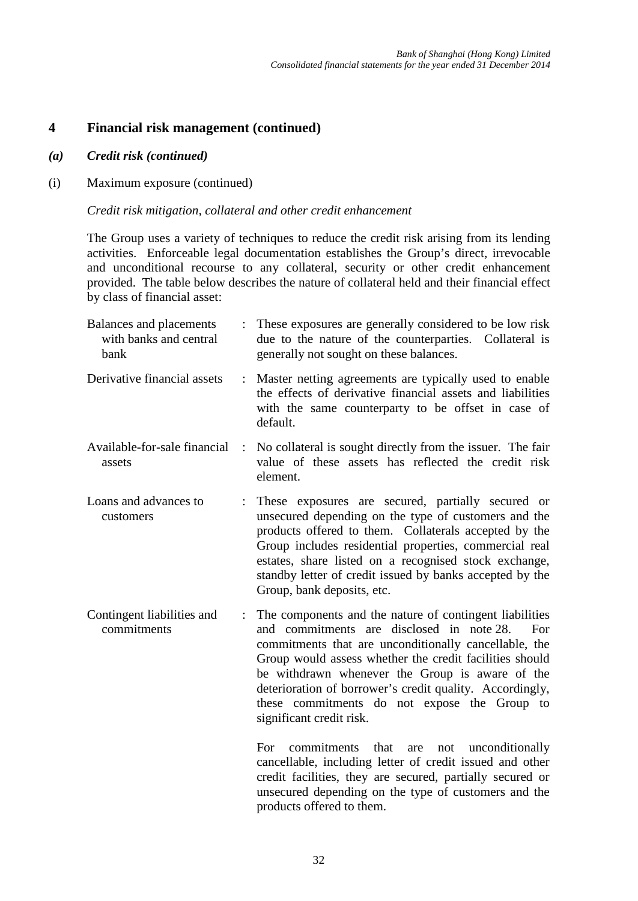## 4 Financial risk management (continued)

### *(a) Credit risk (continued)*

(i) Maximum exposure (continued)

*Credit risk mitigation, collateral and other credit enhancement*

The Group uses a variety of techniques to reduce the credit risk arising from its lending activities. Enforceable legal documentation establishes the Group's direct, irrevocable and unconditional recourse to any collateral, security or other credit enhancement provided. The table below describes the nature of collateral held and their financial effect by class of financial asset:

| | | |
|---|---|---|
| Balances and placements with banks and central bank | : | These exposures are generally considered to be low risk due to the nature of the counterparties. Collateral is generally not sought on these balances. |
| Derivative financial assets | : | Master netting agreements are typically used to enable the effects of derivative financial assets and liabilities with the same counterparty to be offset in case of default. |
| Available-for-sale financial assets | : | No collateral is sought directly from the issuer. The fair value of these assets has reflected the credit risk element. |
| Loans and advances to customers | : | These exposures are secured, partially secured or unsecured depending on the type of customers and the products offered to them. Collaterals accepted by the Group includes residential properties, commercial real estates, share listed on a recognised stock exchange, standby letter of credit issued by banks accepted by the Group, bank deposits, etc. |
| Contingent liabilities and commitments | : | The components and the nature of contingent liabilities and commitments are disclosed in note 28. For commitments that are unconditionally cancellable, the Group would assess whether the credit facilities should be withdrawn whenever the Group is aware of the deterioration of borrower's credit quality. Accordingly, these commitments do not expose the Group to significant credit risk.<br><br>For commitments that are not unconditionally cancellable, including letter of credit issued and other credit facilities, they are secured, partially secured or unsecured depending on the type of customers and the products offered to them. |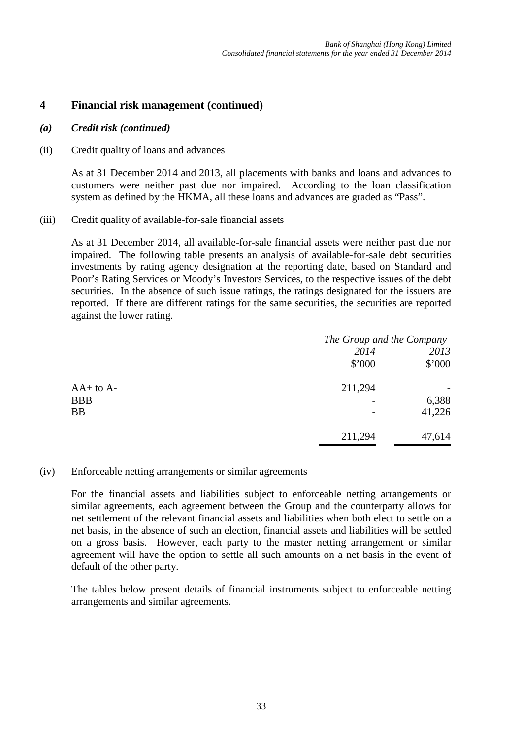## 4 Financial risk management (continued)

### *(a) Credit risk (continued)*

(ii) Credit quality of loans and advances

As at 31 December 2014 and 2013, all placements with banks and loans and advances to customers were neither past due nor impaired. According to the loan classification system as defined by the HKMA, all these loans and advances are graded as "Pass".

(iii) Credit quality of available-for-sale financial assets

As at 31 December 2014, all available-for-sale financial assets were neither past due nor impaired. The following table presents an analysis of available-for-sale debt securities investments by rating agency designation at the reporting date, based on Standard and Poor's Rating Services or Moody's Investors Services, to the respective issues of the debt securities. In the absence of such issue ratings, the ratings designated for the issuers are reported. If there are different ratings for the same securities, the securities are reported against the lower rating.

| | *The Group and the Company* | |
|---|---|---|
| | *2014* | *2013* |
| | $'000 | $'000 |
| AA+ to A- | 211,294 | - |
| BBB | - | 6,388 |
| BB | - | 41,226 |
| | 211,294 | 47,614 |

(iv) Enforceable netting arrangements or similar agreements

For the financial assets and liabilities subject to enforceable netting arrangements or similar agreements, each agreement between the Group and the counterparty allows for net settlement of the relevant financial assets and liabilities when both elect to settle on a net basis, in the absence of such an election, financial assets and liabilities will be settled on a gross basis. However, each party to the master netting arrangement or similar agreement will have the option to settle all such amounts on a net basis in the event of default of the other party.

The tables below present details of financial instruments subject to enforceable netting arrangements and similar agreements.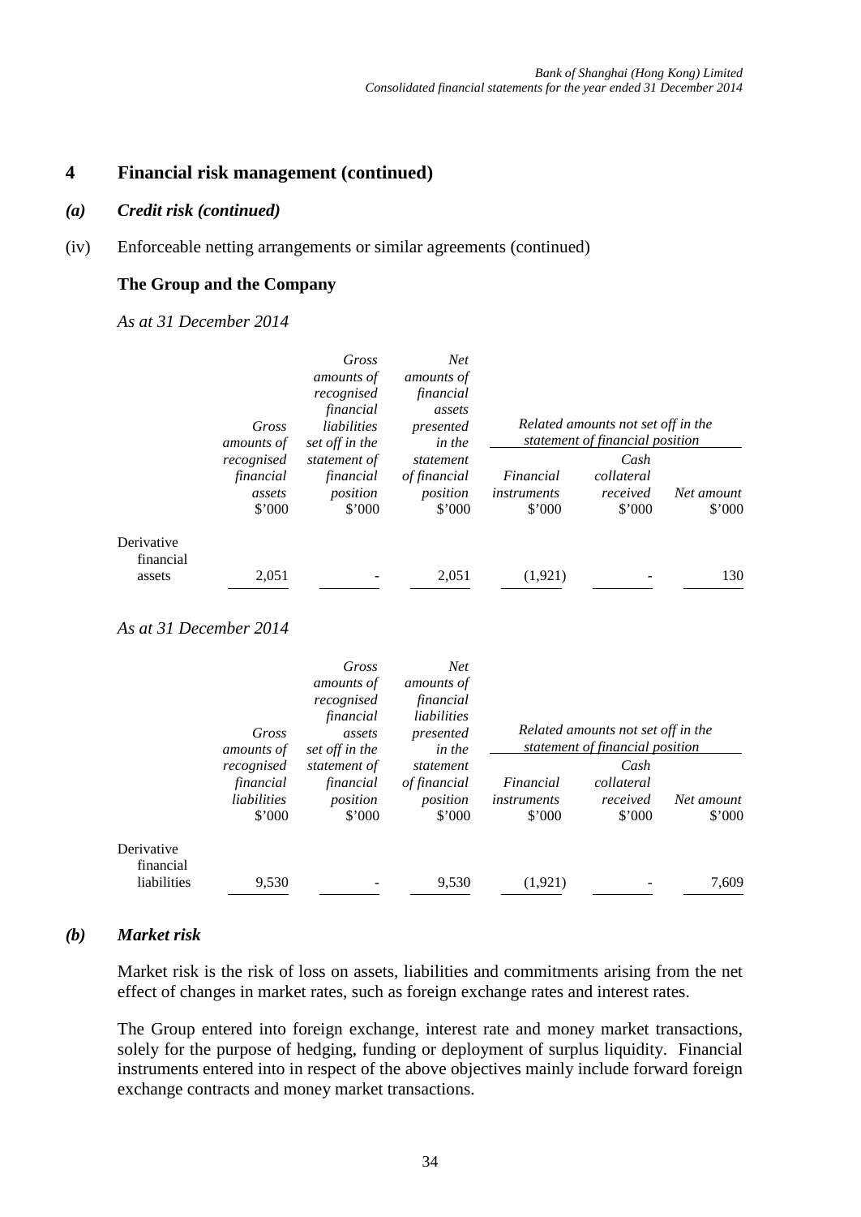## 4 Financial risk management (continued)

### *(a) Credit risk (continued)*

(iv) Enforceable netting arrangements or similar agreements (continued)

**The Group and the Company**

*As at 31 December 2014*

| | Gross amounts of recognised financial assets | Gross amounts of recognised financial liabilities set off in the statement of financial position | Net amounts of financial assets presented in the statement of financial position | Related amounts not set off in the statement of financial position | | |
|---|---|---|---|---|---|---|
| | | | | Financial instruments | Cash collateral received | Net amount |
| | $'000 | $'000 | $'000 | $'000 | $'000 | $'000 |
| Derivative financial assets | 2,051 | - | 2,051 | (1,921) | - | 130 |

*As at 31 December 2014*

| | Gross amounts of recognised financial liabilities | Gross amounts of recognised financial assets set off in the statement of financial position | Net amounts of financial liabilities presented in the statement of financial position | Related amounts not set off in the statement of financial position | | |
|---|---|---|---|---|---|---|
| | | | | Financial instruments | Cash collateral received | Net amount |
| | $'000 | $'000 | $'000 | $'000 | $'000 | $'000 |
| Derivative financial liabilities | 9,530 | - | 9,530 | (1,921) | - | 7,609 |

### *(b) Market risk*

Market risk is the risk of loss on assets, liabilities and commitments arising from the net effect of changes in market rates, such as foreign exchange rates and interest rates.

The Group entered into foreign exchange, interest rate and money market transactions, solely for the purpose of hedging, funding or deployment of surplus liquidity. Financial instruments entered into in respect of the above objectives mainly include forward foreign exchange contracts and money market transactions.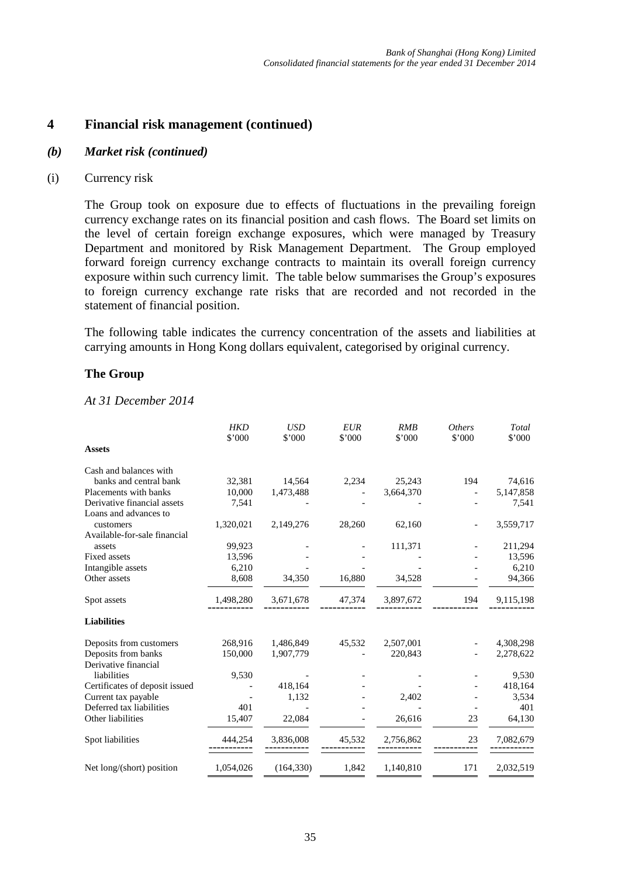# 4 Financial risk management (continued)

## *(b) Market risk (continued)*

(i) Currency risk

The Group took on exposure due to effects of fluctuations in the prevailing foreign currency exchange rates on its financial position and cash flows. The Board set limits on the level of certain foreign exchange exposures, which were managed by Treasury Department and monitored by Risk Management Department. The Group employed forward foreign currency exchange contracts to maintain its overall foreign currency exposure within such currency limit. The table below summarises the Group's exposures to foreign currency exchange rate risks that are recorded and not recorded in the statement of financial position.

The following table indicates the currency concentration of the assets and liabilities at carrying amounts in Hong Kong dollars equivalent, categorised by original currency.

### The Group

*At 31 December 2014*

| | *HKD* \$'000 | *USD* \$'000 | *EUR* \$'000 | *RMB* \$'000 | *Others* \$'000 | *Total* \$'000 |
|---|---|---|---|---|---|---|
| **Assets** | | | | | | |
| Cash and balances with banks and central bank | 32,381 | 14,564 | 2,234 | 25,243 | 194 | 74,616 |
| Placements with banks | 10,000 | 1,473,488 | - | 3,664,370 | - | 5,147,858 |
| Derivative financial assets | 7,541 | - | - | - | - | 7,541 |
| Loans and advances to customers | 1,320,021 | 2,149,276 | 28,260 | 62,160 | - | 3,559,717 |
| Available-for-sale financial assets | 99,923 | - | - | 111,371 | - | 211,294 |
| Fixed assets | 13,596 | - | - | - | - | 13,596 |
| Intangible assets | 6,210 | - | - | - | - | 6,210 |
| Other assets | 8,608 | 34,350 | 16,880 | 34,528 | - | 94,366 |
| Spot assets | 1,498,280 | 3,671,678 | 47,374 | 3,897,672 | 194 | 9,115,198 |
| **Liabilities** | | | | | | |
| Deposits from customers | 268,916 | 1,486,849 | 45,532 | 2,507,001 | - | 4,308,298 |
| Deposits from banks | 150,000 | 1,907,779 | - | 220,843 | - | 2,278,622 |
| Derivative financial liabilities | 9,530 | - | - | - | - | 9,530 |
| Certificates of deposit issued | - | 418,164 | - | - | - | 418,164 |
| Current tax payable | - | 1,132 | - | 2,402 | - | 3,534 |
| Deferred tax liabilities | 401 | - | - | - | - | 401 |
| Other liabilities | 15,407 | 22,084 | - | 26,616 | 23 | 64,130 |
| Spot liabilities | 444,254 | 3,836,008 | 45,532 | 2,756,862 | 23 | 7,082,679 |
| Net long/(short) position | 1,054,026 | (164,330) | 1,842 | 1,140,810 | 171 | 2,032,519 |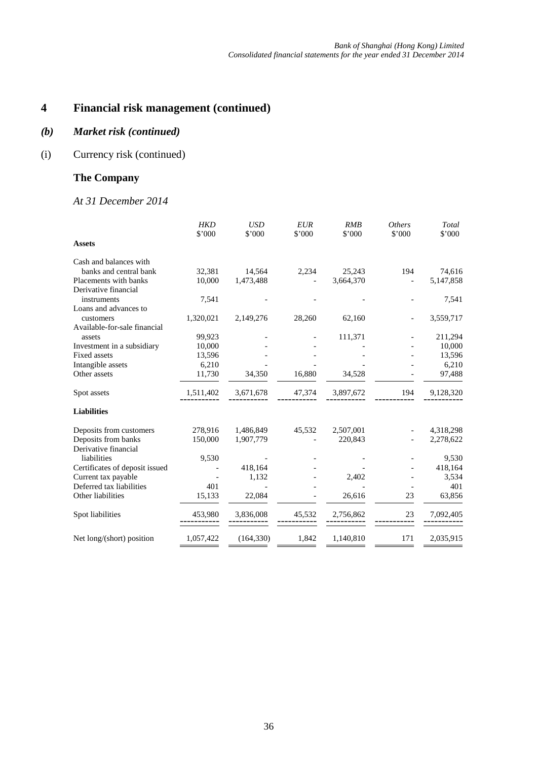# 4 Financial risk management (continued)

## *(b) Market risk (continued)*

### (i) Currency risk (continued)

### The Company

#### *At 31 December 2014*

| | *HKD* $'000 | *USD* $'000 | *EUR* $'000 | *RMB* $'000 | *Others* $'000 | *Total* $'000 |
|---|---|---|---|---|---|---|
| **Assets** | | | | | | |
| Cash and balances with banks and central bank | 32,381 | 14,564 | 2,234 | 25,243 | 194 | 74,616 |
| Placements with banks | 10,000 | 1,473,488 | - | 3,664,370 | - | 5,147,858 |
| Derivative financial instruments | 7,541 | - | - | - | - | 7,541 |
| Loans and advances to customers | 1,320,021 | 2,149,276 | 28,260 | 62,160 | - | 3,559,717 |
| Available-for-sale financial assets | 99,923 | - | - | 111,371 | - | 211,294 |
| Investment in a subsidiary | 10,000 | - | - | - | - | 10,000 |
| Fixed assets | 13,596 | - | - | - | - | 13,596 |
| Intangible assets | 6,210 | - | - | - | - | 6,210 |
| Other assets | 11,730 | 34,350 | 16,880 | 34,528 | - | 97,488 |
| Spot assets | 1,511,402 | 3,671,678 | 47,374 | 3,897,672 | 194 | 9,128,320 |
| **Liabilities** | | | | | | |
| Deposits from customers | 278,916 | 1,486,849 | 45,532 | 2,507,001 | - | 4,318,298 |
| Deposits from banks | 150,000 | 1,907,779 | - | 220,843 | - | 2,278,622 |
| Derivative financial liabilities | 9,530 | - | - | - | - | 9,530 |
| Certificates of deposit issued | - | 418,164 | - | - | - | 418,164 |
| Current tax payable | - | 1,132 | - | 2,402 | - | 3,534 |
| Deferred tax liabilities | 401 | - | - | - | - | 401 |
| Other liabilities | 15,133 | 22,084 | - | 26,616 | 23 | 63,856 |
| Spot liabilities | 453,980 | 3,836,008 | 45,532 | 2,756,862 | 23 | 7,092,405 |
| Net long/(short) position | 1,057,422 | (164,330) | 1,842 | 1,140,810 | 171 | 2,035,915 |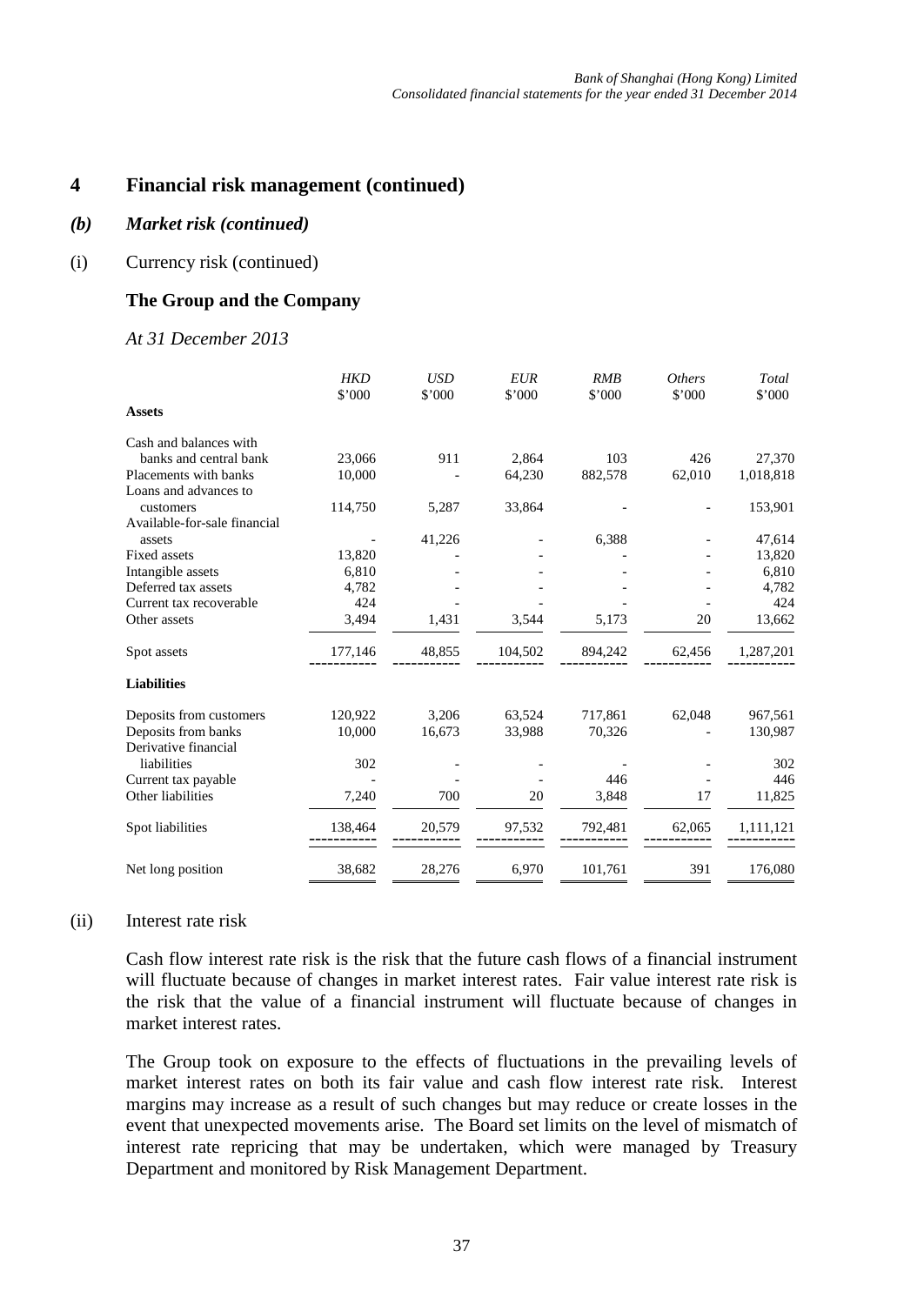## 4 Financial risk management (continued)

### *(b) Market risk (continued)*

(i) Currency risk (continued)

**The Group and the Company**

*At 31 December 2013*

| | *HKD* \$'000 | *USD* \$'000 | *EUR* \$'000 | *RMB* \$'000 | *Others* \$'000 | *Total* \$'000 |
|---|---|---|---|---|---|---|
| **Assets** | | | | | | |
| Cash and balances with banks and central bank | 23,066 | 911 | 2,864 | 103 | 426 | 27,370 |
| Placements with banks | 10,000 | - | 64,230 | 882,578 | 62,010 | 1,018,818 |
| Loans and advances to customers | 114,750 | 5,287 | 33,864 | - | - | 153,901 |
| Available-for-sale financial assets | - | 41,226 | - | 6,388 | - | 47,614 |
| Fixed assets | 13,820 | - | - | - | - | 13,820 |
| Intangible assets | 6,810 | - | - | - | - | 6,810 |
| Deferred tax assets | 4,782 | - | - | - | - | 4,782 |
| Current tax recoverable | 424 | - | - | - | - | 424 |
| Other assets | 3,494 | 1,431 | 3,544 | 5,173 | 20 | 13,662 |
| Spot assets | 177,146 | 48,855 | 104,502 | 894,242 | 62,456 | 1,287,201 |
| **Liabilities** | | | | | | |
| Deposits from customers | 120,922 | 3,206 | 63,524 | 717,861 | 62,048 | 967,561 |
| Deposits from banks | 10,000 | 16,673 | 33,988 | 70,326 | - | 130,987 |
| Derivative financial liabilities | 302 | - | - | - | - | 302 |
| Current tax payable | - | - | - | 446 | - | 446 |
| Other liabilities | 7,240 | 700 | 20 | 3,848 | 17 | 11,825 |
| Spot liabilities | 138,464 | 20,579 | 97,532 | 792,481 | 62,065 | 1,111,121 |
| Net long position | 38,682 | 28,276 | 6,970 | 101,761 | 391 | 176,080 |

(ii) Interest rate risk

Cash flow interest rate risk is the risk that the future cash flows of a financial instrument will fluctuate because of changes in market interest rates. Fair value interest rate risk is the risk that the value of a financial instrument will fluctuate because of changes in market interest rates.

The Group took on exposure to the effects of fluctuations in the prevailing levels of market interest rates on both its fair value and cash flow interest rate risk. Interest margins may increase as a result of such changes but may reduce or create losses in the event that unexpected movements arise. The Board set limits on the level of mismatch of interest rate repricing that may be undertaken, which were managed by Treasury Department and monitored by Risk Management Department.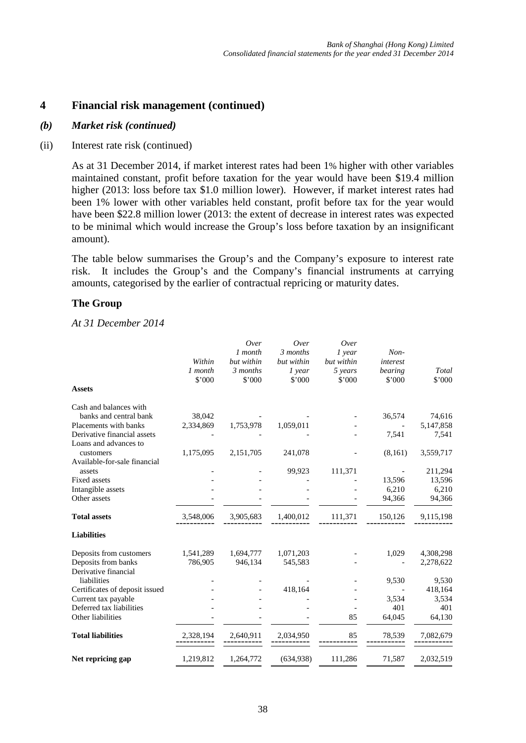## 4 Financial risk management (continued)

### *(b) Market risk (continued)*

(ii) Interest rate risk (continued)

As at 31 December 2014, if market interest rates had been 1% higher with other variables maintained constant, profit before taxation for the year would have been \$19.4 million higher (2013: loss before tax \$1.0 million lower). However, if market interest rates had been 1% lower with other variables held constant, profit before tax for the year would have been \$22.8 million lower (2013: the extent of decrease in interest rates was expected to be minimal which would increase the Group's loss before taxation by an insignificant amount).

The table below summarises the Group's and the Company's exposure to interest rate risk. It includes the Group's and the Company's financial instruments at carrying amounts, categorised by the earlier of contractual repricing or maturity dates.

### The Group

*At 31 December 2014*

| | *Within 1 month* \$'000 | *Over 1 month but within 3 months* \$'000 | *Over 3 months but within 1 year* \$'000 | *Over 1 year but within 5 years* \$'000 | *Non-interest bearing* \$'000 | *Total* \$'000 |
|---|---|---|---|---|---|---|
| **Assets** | | | | | | |
| Cash and balances with banks and central bank | 38,042 | - | - | - | 36,574 | 74,616 |
| Placements with banks | 2,334,869 | 1,753,978 | 1,059,011 | - | - | 5,147,858 |
| Derivative financial assets | - | - | - | - | 7,541 | 7,541 |
| Loans and advances to customers | 1,175,095 | 2,151,705 | 241,078 | - | (8,161) | 3,559,717 |
| Available-for-sale financial assets | - | - | 99,923 | 111,371 | - | 211,294 |
| Fixed assets | - | - | - | - | 13,596 | 13,596 |
| Intangible assets | - | - | - | - | 6,210 | 6,210 |
| Other assets | - | - | - | - | 94,366 | 94,366 |
| **Total assets** | 3,548,006 | 3,905,683 | 1,400,012 | 111,371 | 150,126 | 9,115,198 |
| **Liabilities** | | | | | | |
| Deposits from customers | 1,541,289 | 1,694,777 | 1,071,203 | - | 1,029 | 4,308,298 |
| Deposits from banks | 786,905 | 946,134 | 545,583 | - | - | 2,278,622 |
| Derivative financial liabilities | - | - | - | - | 9,530 | 9,530 |
| Certificates of deposit issued | - | - | 418,164 | - | - | 418,164 |
| Current tax payable | - | - | - | - | 3,534 | 3,534 |
| Deferred tax liabilities | - | - | - | - | 401 | 401 |
| Other liabilities | - | - | - | 85 | 64,045 | 64,130 |
| **Total liabilities** | 2,328,194 | 2,640,911 | 2,034,950 | 85 | 78,539 | 7,082,679 |
| **Net repricing gap** | 1,219,812 | 1,264,772 | (634,938) | 111,286 | 71,587 | 2,032,519 |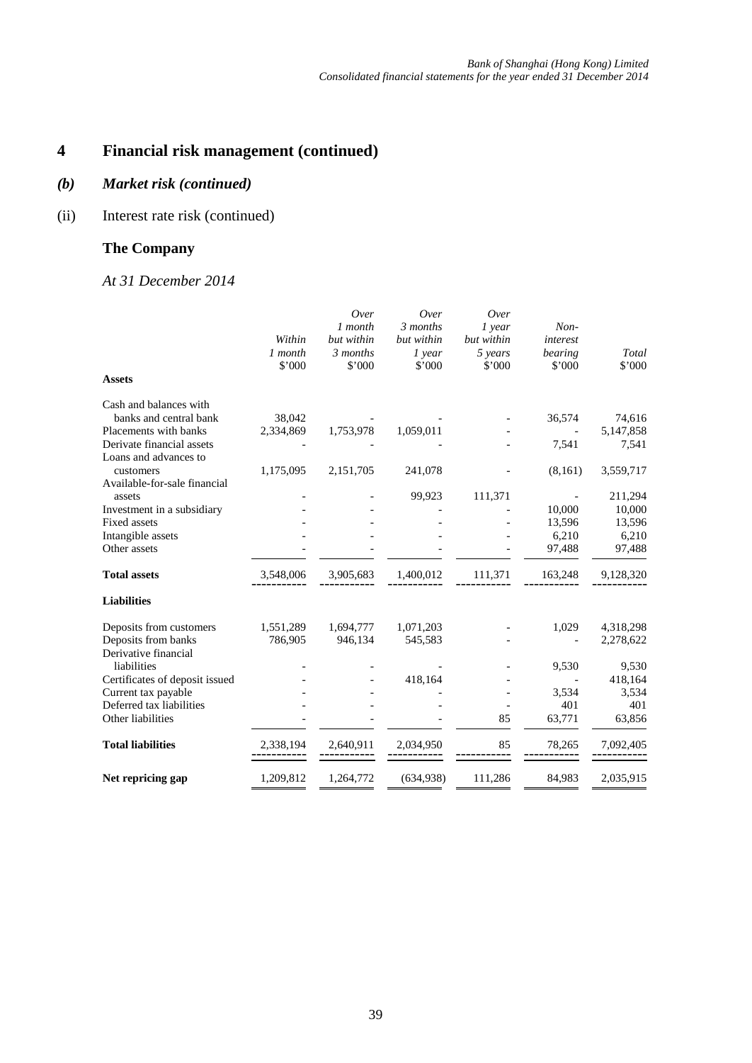# 4 Financial risk management (continued)

## *(b) Market risk (continued)*

### (ii) Interest rate risk (continued)

### The Company

*At 31 December 2014*

| | *Within 1 month* $'000 | *Over 1 month but within 3 months* $'000 | *Over 3 months but within 1 year* $'000 | *Over 1 year but within 5 years* $'000 | *Non-interest bearing* $'000 | *Total* $'000 |
|---|---|---|---|---|---|---|
| **Assets** | | | | | | |
| Cash and balances with banks and central bank | 38,042 | - | - | - | 36,574 | 74,616 |
| Placements with banks | 2,334,869 | 1,753,978 | 1,059,011 | - | - | 5,147,858 |
| Derivate financial assets | - | - | - | - | 7,541 | 7,541 |
| Loans and advances to customers | 1,175,095 | 2,151,705 | 241,078 | - | (8,161) | 3,559,717 |
| Available-for-sale financial assets | - | - | 99,923 | 111,371 | - | 211,294 |
| Investment in a subsidiary | - | - | - | - | 10,000 | 10,000 |
| Fixed assets | - | - | - | - | 13,596 | 13,596 |
| Intangible assets | - | - | - | - | 6,210 | 6,210 |
| Other assets | - | - | - | - | 97,488 | 97,488 |
| **Total assets** | 3,548,006 | 3,905,683 | 1,400,012 | 111,371 | 163,248 | 9,128,320 |
| **Liabilities** | | | | | | |
| Deposits from customers | 1,551,289 | 1,694,777 | 1,071,203 | - | 1,029 | 4,318,298 |
| Deposits from banks | 786,905 | 946,134 | 545,583 | - | - | 2,278,622 |
| Derivative financial liabilities | - | - | - | - | 9,530 | 9,530 |
| Certificates of deposit issued | - | - | 418,164 | - | - | 418,164 |
| Current tax payable | - | - | - | - | 3,534 | 3,534 |
| Deferred tax liabilities | - | - | - | - | 401 | 401 |
| Other liabilities | - | - | - | 85 | 63,771 | 63,856 |
| **Total liabilities** | 2,338,194 | 2,640,911 | 2,034,950 | 85 | 78,265 | 7,092,405 |
| **Net repricing gap** | 1,209,812 | 1,264,772 | (634,938) | 111,286 | 84,983 | 2,035,915 |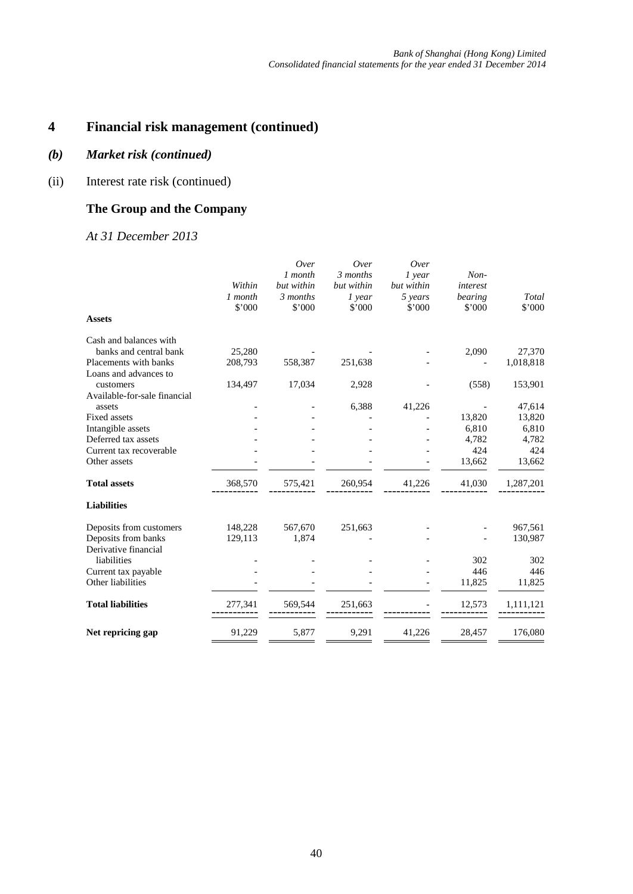# 4 Financial risk management (continued)

## *(b) Market risk (continued)*

(ii) Interest rate risk (continued)

### The Group and the Company

*At 31 December 2013*

| | *Within 1 month* \$'000 | *Over 1 month but within 3 months* \$'000 | *Over 3 months but within 1 year* \$'000 | *Over 1 year but within 5 years* \$'000 | *Non-interest bearing* \$'000 | *Total* \$'000 |
|---|---|---|---|---|---|---|
| **Assets** | | | | | | |
| Cash and balances with banks and central bank | 25,280 | - | - | - | 2,090 | 27,370 |
| Placements with banks | 208,793 | 558,387 | 251,638 | - | - | 1,018,818 |
| Loans and advances to customers | 134,497 | 17,034 | 2,928 | - | (558) | 153,901 |
| Available-for-sale financial assets | - | - | 6,388 | 41,226 | - | 47,614 |
| Fixed assets | - | - | - | - | 13,820 | 13,820 |
| Intangible assets | - | - | - | - | 6,810 | 6,810 |
| Deferred tax assets | - | - | - | - | 4,782 | 4,782 |
| Current tax recoverable | - | - | - | - | 424 | 424 |
| Other assets | - | - | - | - | 13,662 | 13,662 |
| **Total assets** | 368,570 | 575,421 | 260,954 | 41,226 | 41,030 | 1,287,201 |
| **Liabilities** | | | | | | |
| Deposits from customers | 148,228 | 567,670 | 251,663 | - | - | 967,561 |
| Deposits from banks | 129,113 | 1,874 | - | - | - | 130,987 |
| Derivative financial liabilities | - | - | - | - | 302 | 302 |
| Current tax payable | - | - | - | - | 446 | 446 |
| Other liabilities | - | - | - | - | 11,825 | 11,825 |
| **Total liabilities** | 277,341 | 569,544 | 251,663 | - | 12,573 | 1,111,121 |
| **Net repricing gap** | 91,229 | 5,877 | 9,291 | 41,226 | 28,457 | 176,080 |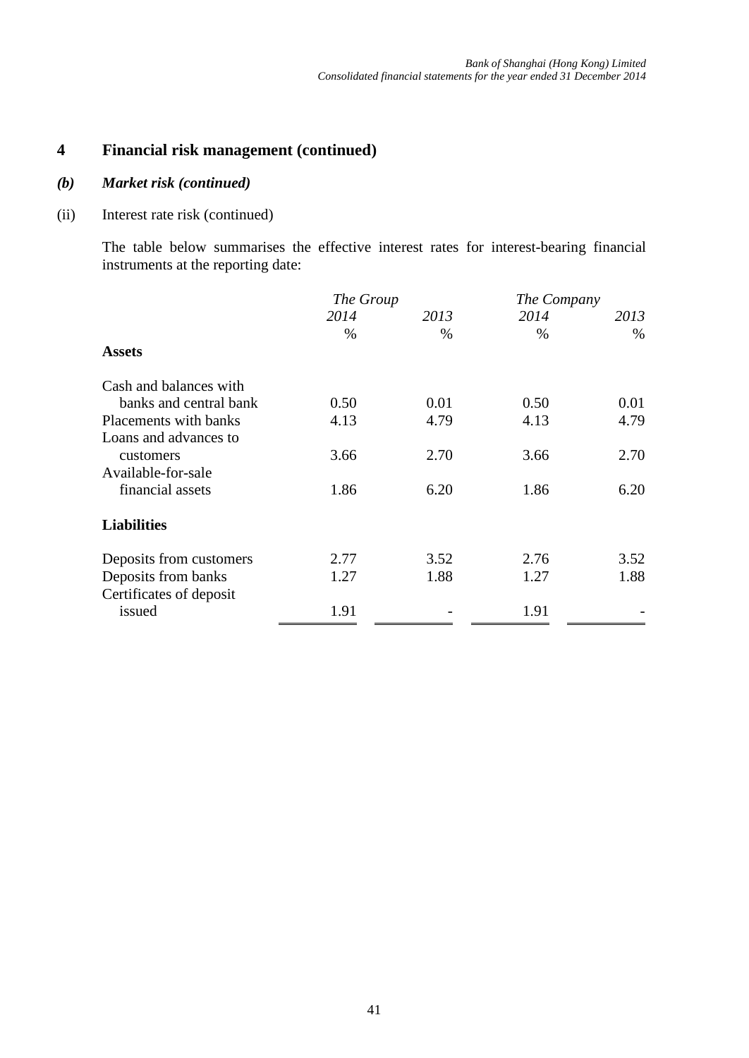# 4 Financial risk management (continued)

## *(b) Market risk (continued)*

(ii) Interest rate risk (continued)

The table below summarises the effective interest rates for interest-bearing financial instruments at the reporting date:

| | *The Group* | | *The Company* | |
|---|---|---|---|---|
| | *2014* | *2013* | *2014* | *2013* |
| | % | % | % | % |
| **Assets** | | | | |
| Cash and balances with banks and central bank | 0.50 | 0.01 | 0.50 | 0.01 |
| Placements with banks | 4.13 | 4.79 | 4.13 | 4.79 |
| Loans and advances to customers | 3.66 | 2.70 | 3.66 | 2.70 |
| Available-for-sale financial assets | 1.86 | 6.20 | 1.86 | 6.20 |
| **Liabilities** | | | | |
| Deposits from customers | 2.77 | 3.52 | 2.76 | 3.52 |
| Deposits from banks | 1.27 | 1.88 | 1.27 | 1.88 |
| Certificates of deposit issued | 1.91 | - | 1.91 | - |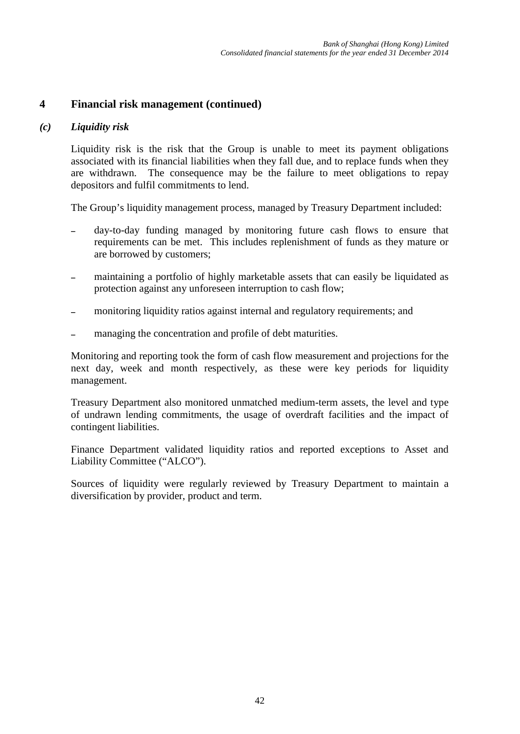## 4 Financial risk management (continued)

### *(c) Liquidity risk*

Liquidity risk is the risk that the Group is unable to meet its payment obligations associated with its financial liabilities when they fall due, and to replace funds when they are withdrawn. The consequence may be the failure to meet obligations to repay depositors and fulfil commitments to lend.

The Group's liquidity management process, managed by Treasury Department included:

- day-to-day funding managed by monitoring future cash flows to ensure that requirements can be met. This includes replenishment of funds as they mature or are borrowed by customers;
- maintaining a portfolio of highly marketable assets that can easily be liquidated as protection against any unforeseen interruption to cash flow;
- monitoring liquidity ratios against internal and regulatory requirements; and
- managing the concentration and profile of debt maturities.

Monitoring and reporting took the form of cash flow measurement and projections for the next day, week and month respectively, as these were key periods for liquidity management.

Treasury Department also monitored unmatched medium-term assets, the level and type of undrawn lending commitments, the usage of overdraft facilities and the impact of contingent liabilities.

Finance Department validated liquidity ratios and reported exceptions to Asset and Liability Committee ("ALCO").

Sources of liquidity were regularly reviewed by Treasury Department to maintain a diversification by provider, product and term.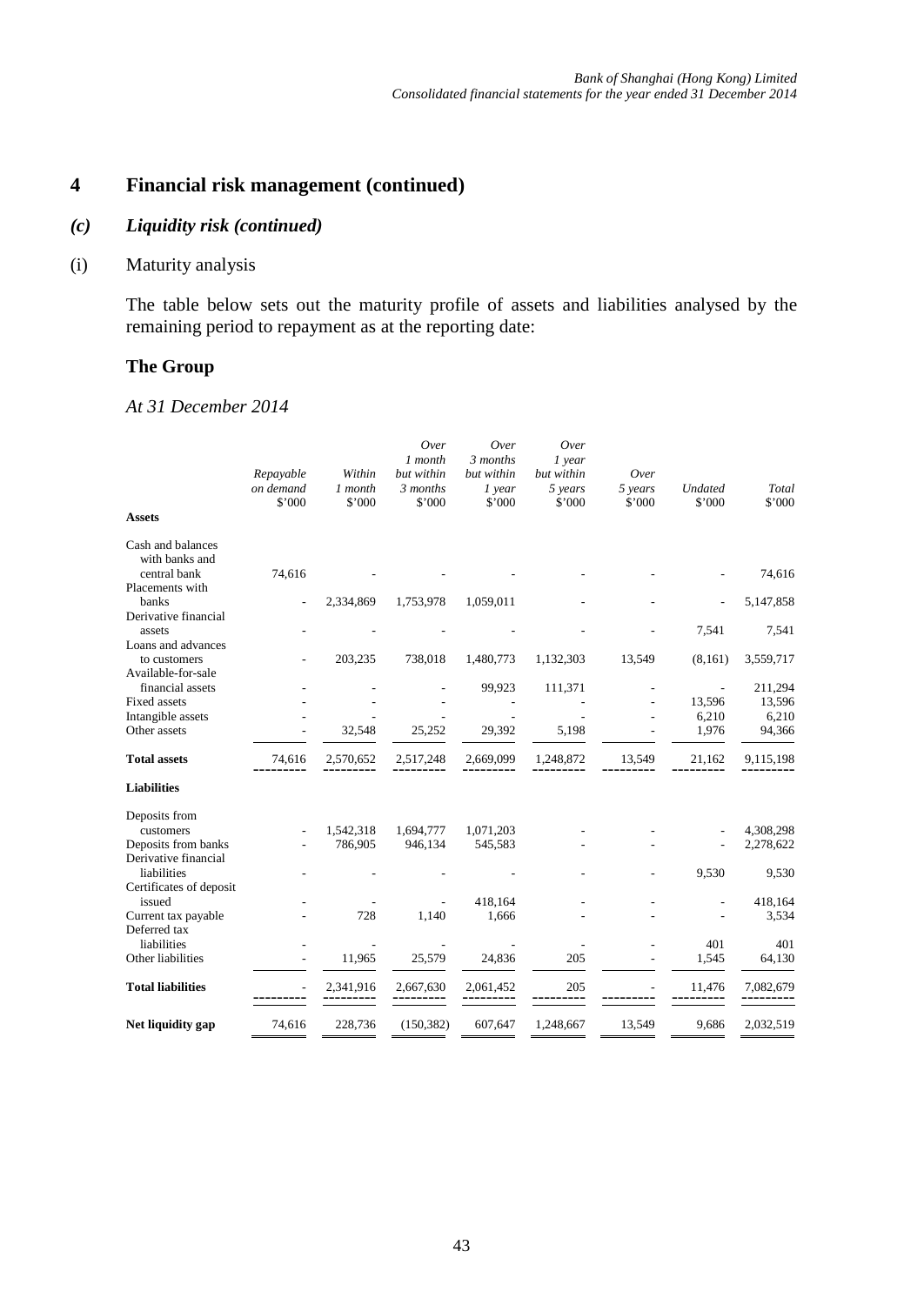# 4 Financial risk management (continued)

## *(c) Liquidity risk (continued)*

### (i) Maturity analysis

The table below sets out the maturity profile of assets and liabilities analysed by the remaining period to repayment as at the reporting date:

### The Group

*At 31 December 2014*

| | *Repayable on demand* $'000 | *Within 1 month* $'000 | *Over 1 month but within 3 months* $'000 | *Over 3 months but within 1 year* $'000 | *Over 1 year but within 5 years* $'000 | *Over 5 years* $'000 | *Undated* $'000 | *Total* $'000 |
|---|---|---|---|---|---|---|---|---|
| **Assets** | | | | | | | | |
| Cash and balances with banks and central bank | 74,616 | - | - | - | - | - | - | 74,616 |
| Placements with banks | - | 2,334,869 | 1,753,978 | 1,059,011 | - | - | - | 5,147,858 |
| Derivative financial assets | - | - | - | - | - | - | 7,541 | 7,541 |
| Loans and advances to customers | - | 203,235 | 738,018 | 1,480,773 | 1,132,303 | 13,549 | (8,161) | 3,559,717 |
| Available-for-sale financial assets | - | - | - | 99,923 | 111,371 | - | - | 211,294 |
| Fixed assets | - | - | - | - | - | - | 13,596 | 13,596 |
| Intangible assets | - | - | - | - | - | - | 6,210 | 6,210 |
| Other assets | - | 32,548 | 25,252 | 29,392 | 5,198 | - | 1,976 | 94,366 |
| **Total assets** | 74,616 | 2,570,652 | 2,517,248 | 2,669,099 | 1,248,872 | 13,549 | 21,162 | 9,115,198 |
| **Liabilities** | | | | | | | | |
| Deposits from customers | - | 1,542,318 | 1,694,777 | 1,071,203 | - | - | - | 4,308,298 |
| Deposits from banks | - | 786,905 | 946,134 | 545,583 | - | - | - | 2,278,622 |
| Derivative financial liabilities | - | - | - | - | - | - | 9,530 | 9,530 |
| Certificates of deposit issued | - | - | - | 418,164 | - | - | - | 418,164 |
| Current tax payable | - | 728 | 1,140 | 1,666 | - | - | - | 3,534 |
| Deferred tax liabilities | - | - | - | - | - | - | 401 | 401 |
| Other liabilities | - | 11,965 | 25,579 | 24,836 | 205 | - | 1,545 | 64,130 |
| **Total liabilities** | - | 2,341,916 | 2,667,630 | 2,061,452 | 205 | - | 11,476 | 7,082,679 |
| **Net liquidity gap** | 74,616 | 228,736 | (150,382) | 607,647 | 1,248,667 | 13,549 | 9,686 | 2,032,519 |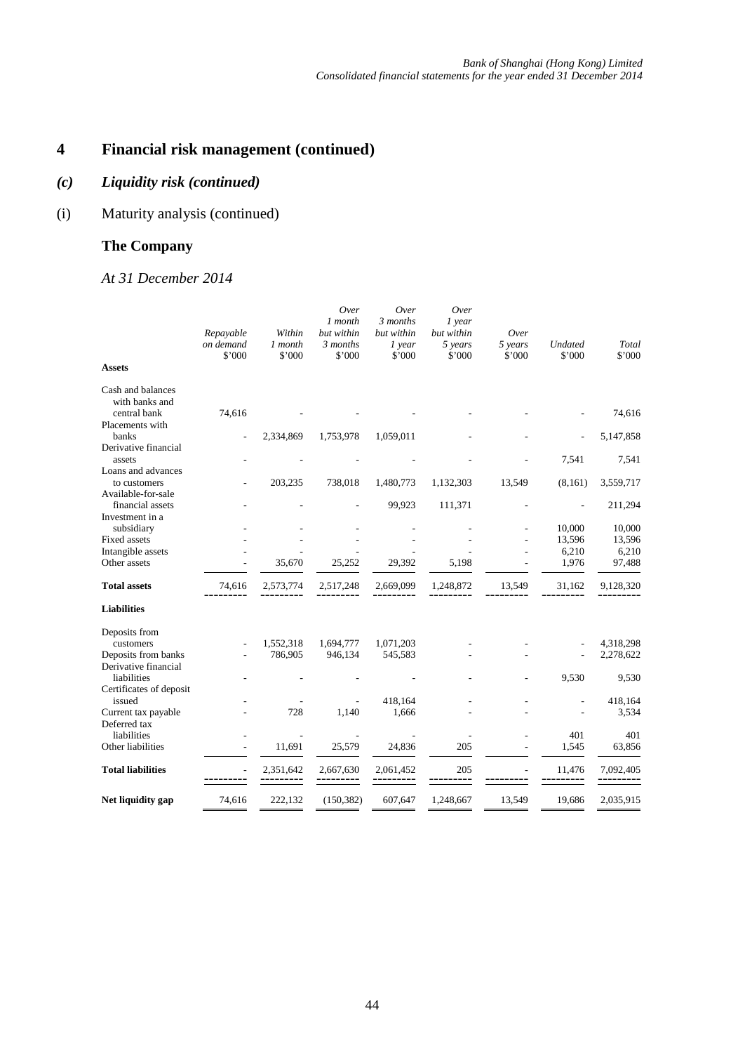# 4 Financial risk management (continued)

## *(c) Liquidity risk (continued)*

### (i) Maturity analysis (continued)

### The Company

*At 31 December 2014*

| | *Repayable on demand* \$'000 | *Within 1 month* \$'000 | *Over 1 month but within 3 months* \$'000 | *Over 3 months but within 1 year* \$'000 | *Over 1 year but within 5 years* \$'000 | *Over 5 years* \$'000 | *Undated* \$'000 | *Total* \$'000 |
|---|---|---|---|---|---|---|---|---|
| **Assets** | | | | | | | | |
| Cash and balances with banks and central bank | 74,616 | - | - | - | - | - | - | 74,616 |
| Placements with banks | - | 2,334,869 | 1,753,978 | 1,059,011 | - | - | - | 5,147,858 |
| Derivative financial assets | - | - | - | - | - | - | 7,541 | 7,541 |
| Loans and advances to customers | - | 203,235 | 738,018 | 1,480,773 | 1,132,303 | 13,549 | (8,161) | 3,559,717 |
| Available-for-sale financial assets | - | - | - | 99,923 | 111,371 | - | - | 211,294 |
| Investment in a subsidiary | - | - | - | - | - | - | 10,000 | 10,000 |
| Fixed assets | - | - | - | - | - | - | 13,596 | 13,596 |
| Intangible assets | - | - | - | - | - | - | 6,210 | 6,210 |
| Other assets | - | 35,670 | 25,252 | 29,392 | 5,198 | - | 1,976 | 97,488 |
| **Total assets** | 74,616 | 2,573,774 | 2,517,248 | 2,669,099 | 1,248,872 | 13,549 | 31,162 | 9,128,320 |
| **Liabilities** | | | | | | | | |
| Deposits from customers | - | 1,552,318 | 1,694,777 | 1,071,203 | - | - | - | 4,318,298 |
| Deposits from banks | - | 786,905 | 946,134 | 545,583 | - | - | - | 2,278,622 |
| Derivative financial liabilities | - | - | - | - | - | - | 9,530 | 9,530 |
| Certificates of deposit issued | - | - | - | 418,164 | - | - | - | 418,164 |
| Current tax payable | - | 728 | 1,140 | 1,666 | - | - | - | 3,534 |
| Deferred tax liabilities | - | - | - | - | - | - | 401 | 401 |
| Other liabilities | - | 11,691 | 25,579 | 24,836 | 205 | - | 1,545 | 63,856 |
| **Total liabilities** | - | 2,351,642 | 2,667,630 | 2,061,452 | 205 | - | 11,476 | 7,092,405 |
| **Net liquidity gap** | 74,616 | 222,132 | (150,382) | 607,647 | 1,248,667 | 13,549 | 19,686 | 2,035,915 |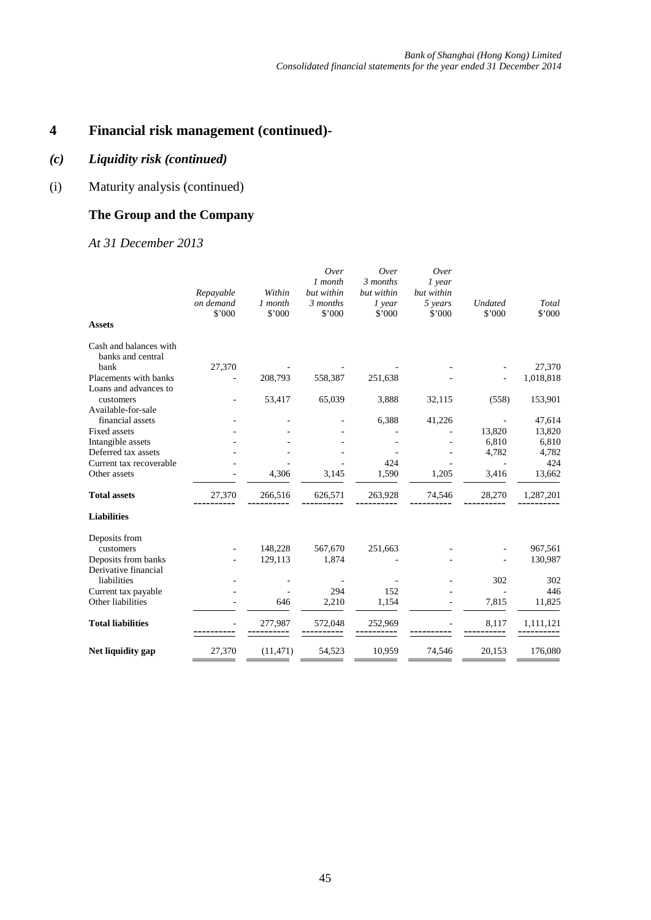# 4 Financial risk management (continued)-

## *(c) Liquidity risk (continued)*

### (i) Maturity analysis (continued)

### The Group and the Company

*At 31 December 2013*

| | *Repayable on demand* $'000 | *Within 1 month* $'000 | *Over 1 month but within 3 months* $'000 | *Over 3 months but within 1 year* $'000 | *Over 1 year but within 5 years* $'000 | *Undated* $'000 | *Total* $'000 |
|---|---|---|---|---|---|---|---|
| **Assets** | | | | | | | |
| Cash and balances with banks and central bank | 27,370 | - | - | - | - | - | 27,370 |
| Placements with banks | - | 208,793 | 558,387 | 251,638 | - | - | 1,018,818 |
| Loans and advances to customers | - | 53,417 | 65,039 | 3,888 | 32,115 | (558) | 153,901 |
| Available-for-sale financial assets | - | - | - | 6,388 | 41,226 | - | 47,614 |
| Fixed assets | - | - | - | - | - | 13,820 | 13,820 |
| Intangible assets | - | - | - | - | - | 6,810 | 6,810 |
| Deferred tax assets | - | - | - | - | - | 4,782 | 4,782 |
| Current tax recoverable | - | - | - | 424 | - | - | 424 |
| Other assets | - | 4,306 | 3,145 | 1,590 | 1,205 | 3,416 | 13,662 |
| **Total assets** | 27,370 | 266,516 | 626,571 | 263,928 | 74,546 | 28,270 | 1,287,201 |
| **Liabilities** | | | | | | | |
| Deposits from customers | - | 148,228 | 567,670 | 251,663 | - | - | 967,561 |
| Deposits from banks | - | 129,113 | 1,874 | - | - | - | 130,987 |
| Derivative financial liabilities | - | - | - | - | - | 302 | 302 |
| Current tax payable | - | - | 294 | 152 | - | - | 446 |
| Other liabilities | - | 646 | 2,210 | 1,154 | - | 7,815 | 11,825 |
| **Total liabilities** | - | 277,987 | 572,048 | 252,969 | - | 8,117 | 1,111,121 |
| **Net liquidity gap** | 27,370 | (11,471) | 54,523 | 10,959 | 74,546 | 20,153 | 176,080 |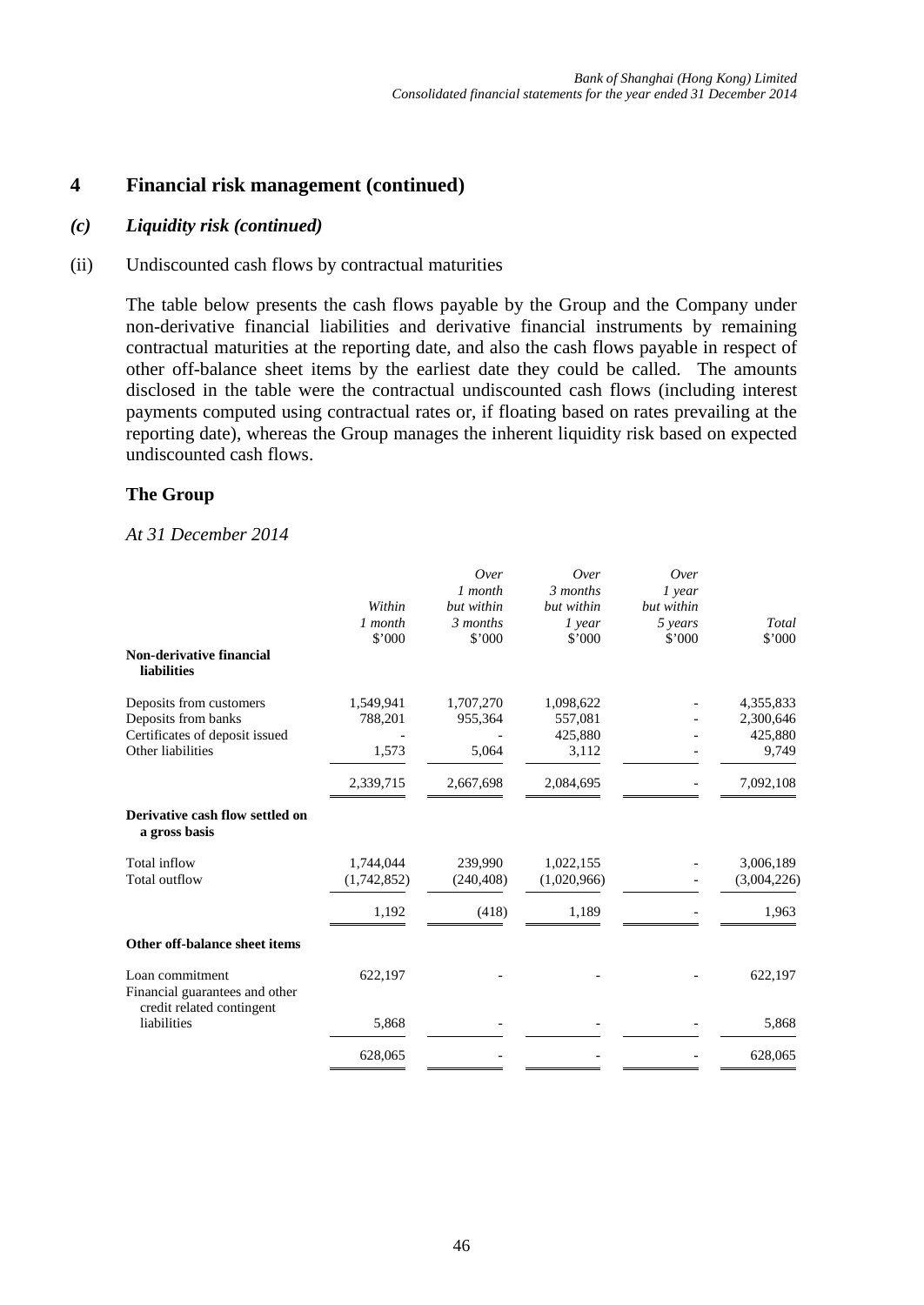## 4 Financial risk management (continued)

### *(c) Liquidity risk (continued)*

(ii) Undiscounted cash flows by contractual maturities

The table below presents the cash flows payable by the Group and the Company under non-derivative financial liabilities and derivative financial instruments by remaining contractual maturities at the reporting date, and also the cash flows payable in respect of other off-balance sheet items by the earliest date they could be called. The amounts disclosed in the table were the contractual undiscounted cash flows (including interest payments computed using contractual rates or, if floating based on rates prevailing at the reporting date), whereas the Group manages the inherent liquidity risk based on expected undiscounted cash flows.

**The Group**

*At 31 December 2014*

| | *Within 1 month* $'000 | *Over 1 month but within 3 months* $'000 | *Over 3 months but within 1 year* $'000 | *Over 1 year but within 5 years* $'000 | *Total* $'000 |
|---|---|---|---|---|---|
| **Non-derivative financial liabilities** | | | | | |
| Deposits from customers | 1,549,941 | 1,707,270 | 1,098,622 | - | 4,355,833 |
| Deposits from banks | 788,201 | 955,364 | 557,081 | - | 2,300,646 |
| Certificates of deposit issued | - | - | 425,880 | - | 425,880 |
| Other liabilities | 1,573 | 5,064 | 3,112 | - | 9,749 |
| | 2,339,715 | 2,667,698 | 2,084,695 | - | 7,092,108 |
| **Derivative cash flow settled on a gross basis** | | | | | |
| Total inflow | 1,744,044 | 239,990 | 1,022,155 | - | 3,006,189 |
| Total outflow | (1,742,852) | (240,408) | (1,020,966) | - | (3,004,226) |
| | 1,192 | (418) | 1,189 | - | 1,963 |
| **Other off-balance sheet items** | | | | | |
| Loan commitment | 622,197 | - | - | - | 622,197 |
| Financial guarantees and other credit related contingent liabilities | 5,868 | - | - | - | 5,868 |
| | 628,065 | - | - | - | 628,065 |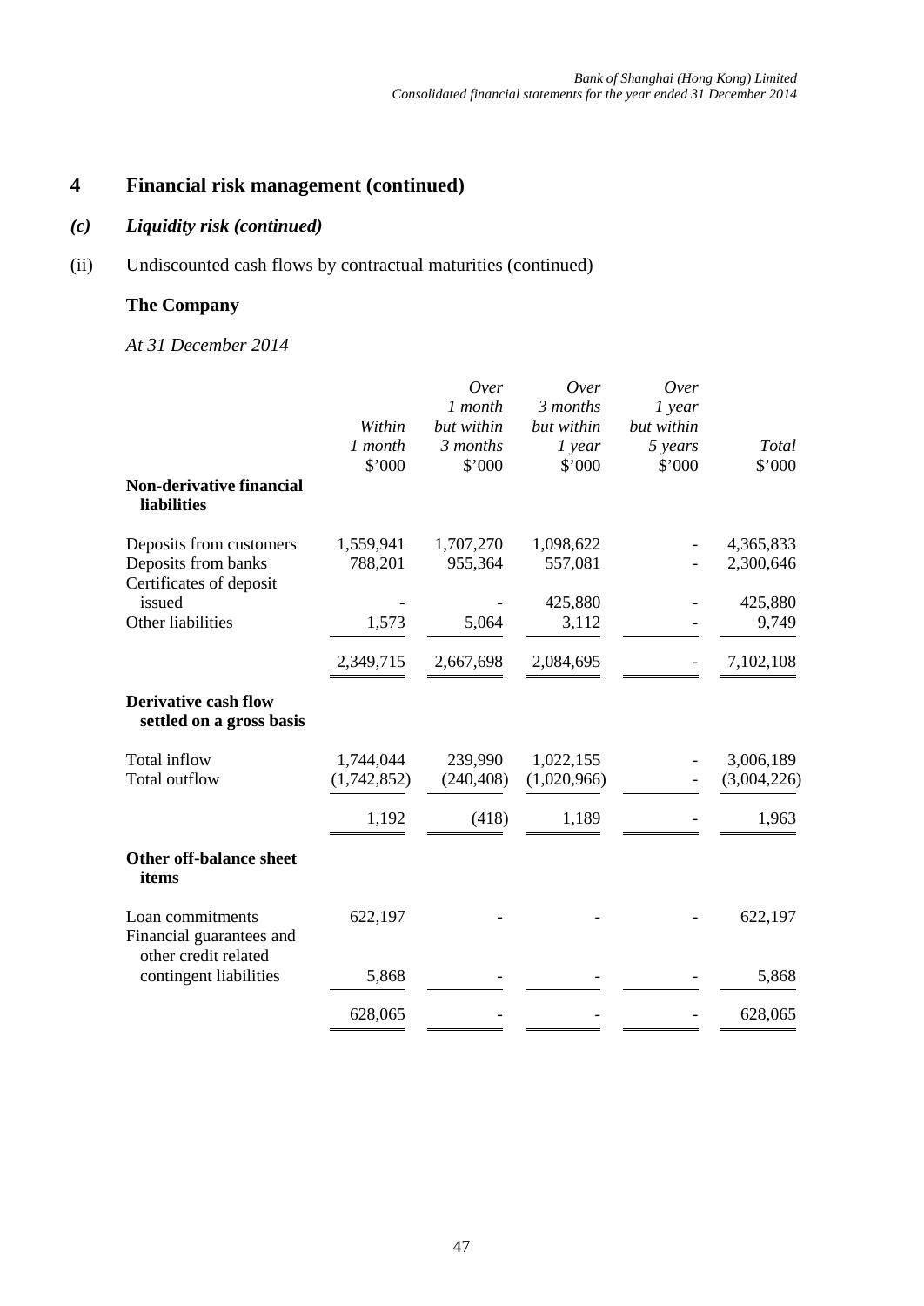# 4 Financial risk management (continued)

## *(c) Liquidity risk (continued)*

(ii) Undiscounted cash flows by contractual maturities (continued)

**The Company**

*At 31 December 2014*

| | *Within 1 month* $'000 | *Over 1 month but within 3 months* $'000 | *Over 3 months but within 1 year* $'000 | *Over 1 year but within 5 years* $'000 | *Total* $'000 |
|---|---|---|---|---|---|
| **Non-derivative financial liabilities** | | | | | |
| Deposits from customers | 1,559,941 | 1,707,270 | 1,098,622 | - | 4,365,833 |
| Deposits from banks | 788,201 | 955,364 | 557,081 | - | 2,300,646 |
| Certificates of deposit issued | - | - | 425,880 | - | 425,880 |
| Other liabilities | 1,573 | 5,064 | 3,112 | - | 9,749 |
| | 2,349,715 | 2,667,698 | 2,084,695 | - | 7,102,108 |
| **Derivative cash flow settled on a gross basis** | | | | | |
| Total inflow | 1,744,044 | 239,990 | 1,022,155 | - | 3,006,189 |
| Total outflow | (1,742,852) | (240,408) | (1,020,966) | - | (3,004,226) |
| | 1,192 | (418) | 1,189 | - | 1,963 |
| **Other off-balance sheet items** | | | | | |
| Loan commitments | 622,197 | - | - | - | 622,197 |
| Financial guarantees and other credit related contingent liabilities | 5,868 | - | - | - | 5,868 |
| | 628,065 | - | - | - | 628,065 |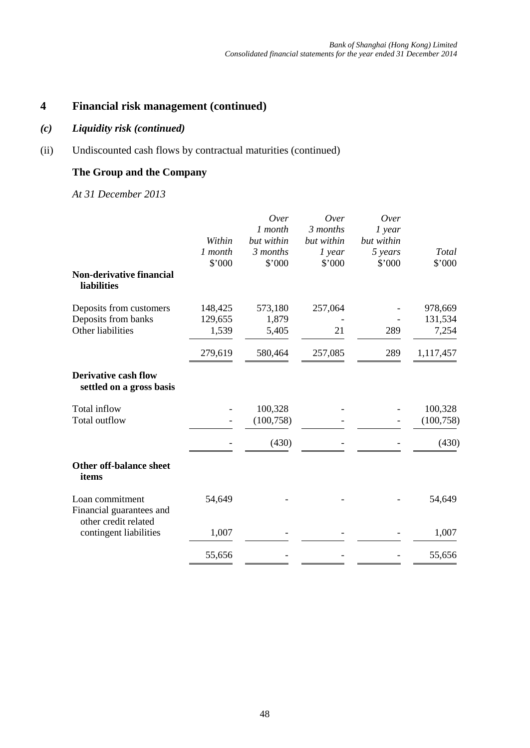# 4 Financial risk management (continued)

## *(c) Liquidity risk (continued)*

(ii) Undiscounted cash flows by contractual maturities (continued)

### The Group and the Company

*At 31 December 2013*

| | *Within 1 month* | *Over 1 month but within 3 months* | *Over 3 months but within 1 year* | *Over 1 year but within 5 years* | *Total* |
|---|---|---|---|---|---|
| | $'000 | $'000 | $'000 | $'000 | $'000 |
| **Non-derivative financial liabilities** | | | | | |
| Deposits from customers | 148,425 | 573,180 | 257,064 | - | 978,669 |
| Deposits from banks | 129,655 | 1,879 | - | - | 131,534 |
| Other liabilities | 1,539 | 5,405 | 21 | 289 | 7,254 |
| | 279,619 | 580,464 | 257,085 | 289 | 1,117,457 |
| **Derivative cash flow settled on a gross basis** | | | | | |
| Total inflow | - | 100,328 | - | - | 100,328 |
| Total outflow | - | (100,758) | - | - | (100,758) |
| | - | (430) | - | - | (430) |
| **Other off-balance sheet items** | | | | | |
| Loan commitment | 54,649 | - | - | - | 54,649 |
| Financial guarantees and other credit related contingent liabilities | 1,007 | - | - | - | 1,007 |
| | 55,656 | - | - | - | 55,656 |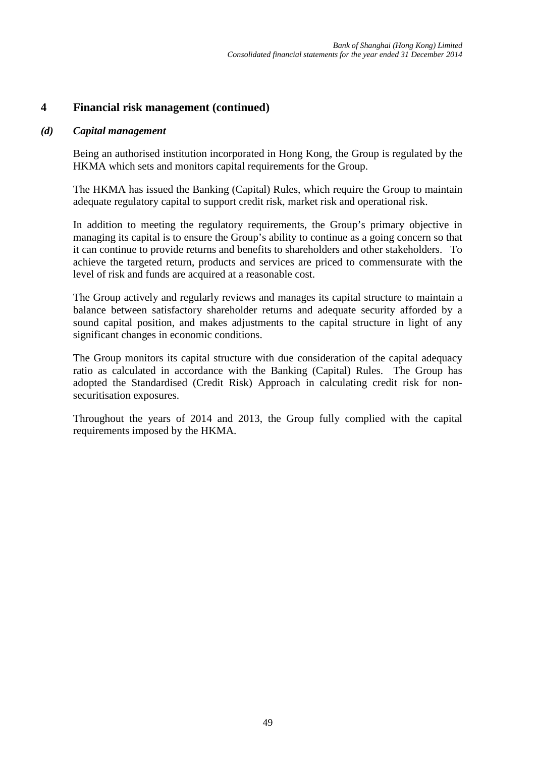## 4 Financial risk management (continued)

### *(d) Capital management*

Being an authorised institution incorporated in Hong Kong, the Group is regulated by the HKMA which sets and monitors capital requirements for the Group.

The HKMA has issued the Banking (Capital) Rules, which require the Group to maintain adequate regulatory capital to support credit risk, market risk and operational risk.

In addition to meeting the regulatory requirements, the Group's primary objective in managing its capital is to ensure the Group's ability to continue as a going concern so that it can continue to provide returns and benefits to shareholders and other stakeholders. To achieve the targeted return, products and services are priced to commensurate with the level of risk and funds are acquired at a reasonable cost.

The Group actively and regularly reviews and manages its capital structure to maintain a balance between satisfactory shareholder returns and adequate security afforded by a sound capital position, and makes adjustments to the capital structure in light of any significant changes in economic conditions.

The Group monitors its capital structure with due consideration of the capital adequacy ratio as calculated in accordance with the Banking (Capital) Rules. The Group has adopted the Standardised (Credit Risk) Approach in calculating credit risk for non-securitisation exposures.

Throughout the years of 2014 and 2013, the Group fully complied with the capital requirements imposed by the HKMA.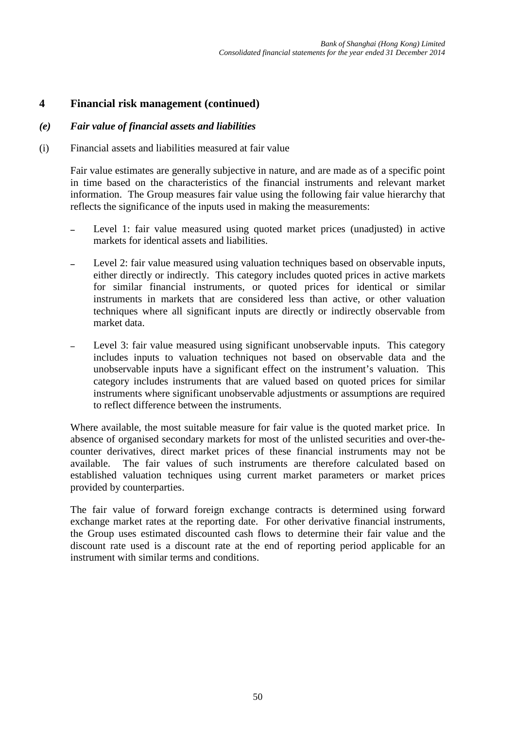## 4 Financial risk management (continued)

### *(e) Fair value of financial assets and liabilities*

(i) Financial assets and liabilities measured at fair value

Fair value estimates are generally subjective in nature, and are made as of a specific point in time based on the characteristics of the financial instruments and relevant market information. The Group measures fair value using the following fair value hierarchy that reflects the significance of the inputs used in making the measurements:

- Level 1: fair value measured using quoted market prices (unadjusted) in active markets for identical assets and liabilities.
- Level 2: fair value measured using valuation techniques based on observable inputs, either directly or indirectly. This category includes quoted prices in active markets for similar financial instruments, or quoted prices for identical or similar instruments in markets that are considered less than active, or other valuation techniques where all significant inputs are directly or indirectly observable from market data.
- Level 3: fair value measured using significant unobservable inputs. This category includes inputs to valuation techniques not based on observable data and the unobservable inputs have a significant effect on the instrument's valuation. This category includes instruments that are valued based on quoted prices for similar instruments where significant unobservable adjustments or assumptions are required to reflect difference between the instruments.

Where available, the most suitable measure for fair value is the quoted market price. In absence of organised secondary markets for most of the unlisted securities and over-the-counter derivatives, direct market prices of these financial instruments may not be available. The fair values of such instruments are therefore calculated based on established valuation techniques using current market parameters or market prices provided by counterparties.

The fair value of forward foreign exchange contracts is determined using forward exchange market rates at the reporting date. For other derivative financial instruments, the Group uses estimated discounted cash flows to determine their fair value and the discount rate used is a discount rate at the end of reporting period applicable for an instrument with similar terms and conditions.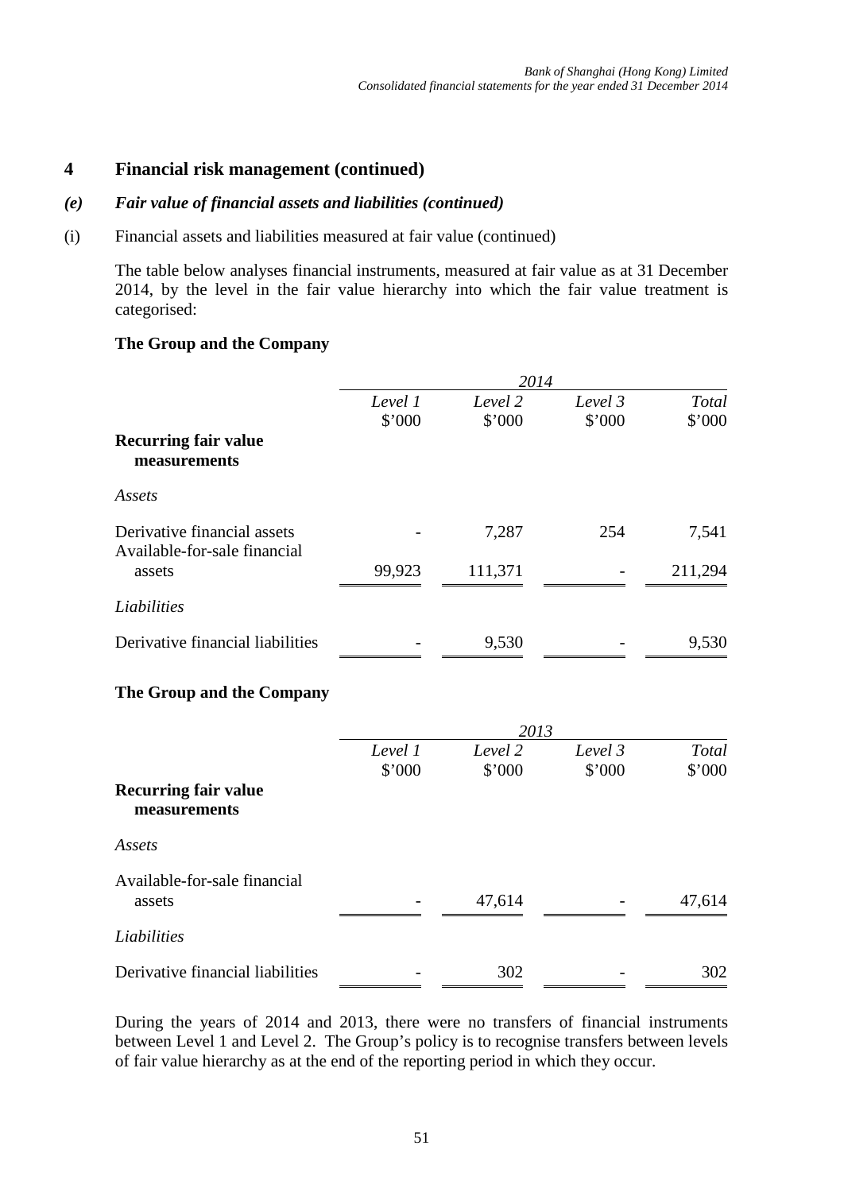## 4 Financial risk management (continued)

### *(e) Fair value of financial assets and liabilities (continued)*

(i) Financial assets and liabilities measured at fair value (continued)

The table below analyses financial instruments, measured at fair value as at 31 December 2014, by the level in the fair value hierarchy into which the fair value treatment is categorised:

**The Group and the Company**

| | *2014* | | | |
|---|---|---|---|---|
| | *Level 1* | *Level 2* | *Level 3* | *Total* |
| | $'000 | $'000 | $'000 | $'000 |
| **Recurring fair value measurements** | | | | |
| *Assets* | | | | |
| Derivative financial assets | - | 7,287 | 254 | 7,541 |
| Available-for-sale financial assets | 99,923 | 111,371 | - | 211,294 |
| *Liabilities* | | | | |
| Derivative financial liabilities | - | 9,530 | - | 9,530 |

**The Group and the Company**

| | *2013* | | | |
|---|---|---|---|---|
| | *Level 1* | *Level 2* | *Level 3* | *Total* |
| | $'000 | $'000 | $'000 | $'000 |
| **Recurring fair value measurements** | | | | |
| *Assets* | | | | |
| Available-for-sale financial assets | - | 47,614 | - | 47,614 |
| *Liabilities* | | | | |
| Derivative financial liabilities | - | 302 | - | 302 |

During the years of 2014 and 2013, there were no transfers of financial instruments between Level 1 and Level 2. The Group's policy is to recognise transfers between levels of fair value hierarchy as at the end of the reporting period in which they occur.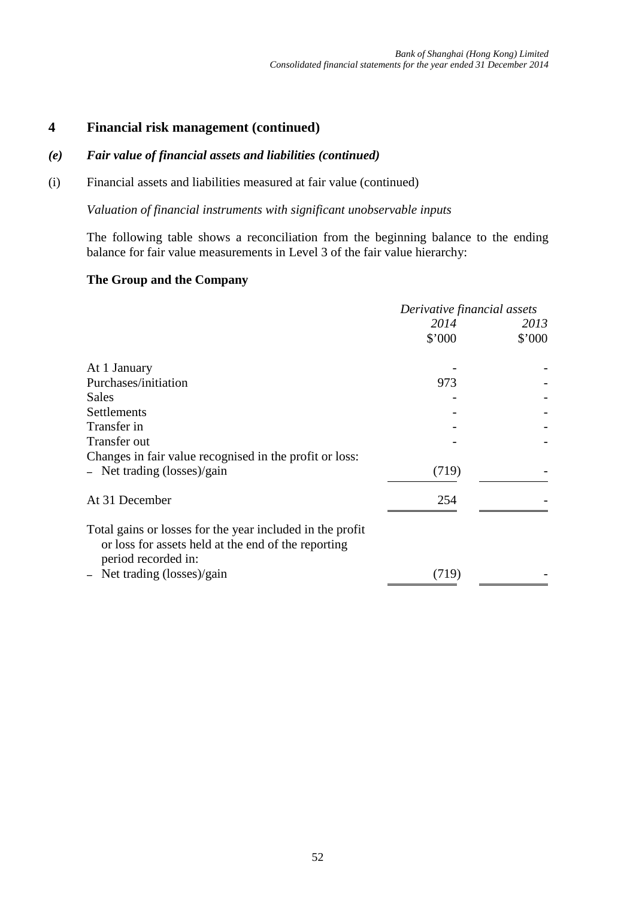## 4 Financial risk management (continued)

### *(e) Fair value of financial assets and liabilities (continued)*

(i) Financial assets and liabilities measured at fair value (continued)

*Valuation of financial instruments with significant unobservable inputs*

The following table shows a reconciliation from the beginning balance to the ending balance for fair value measurements in Level 3 of the fair value hierarchy:

**The Group and the Company**

| | *Derivative financial assets* | |
|---|---|---|
| | *2014* | *2013* |
| | \$'000 | \$'000 |
| At 1 January | - | - |
| Purchases/initiation | 973 | - |
| Sales | - | - |
| Settlements | - | - |
| Transfer in | - | - |
| Transfer out | - | - |
| Changes in fair value recognised in the profit or loss: | | |
| – Net trading (losses)/gain | (719) | - |
| At 31 December | 254 | - |
| Total gains or losses for the year included in the profit or loss for assets held at the end of the reporting period recorded in: | | |
| – Net trading (losses)/gain | (719) | - |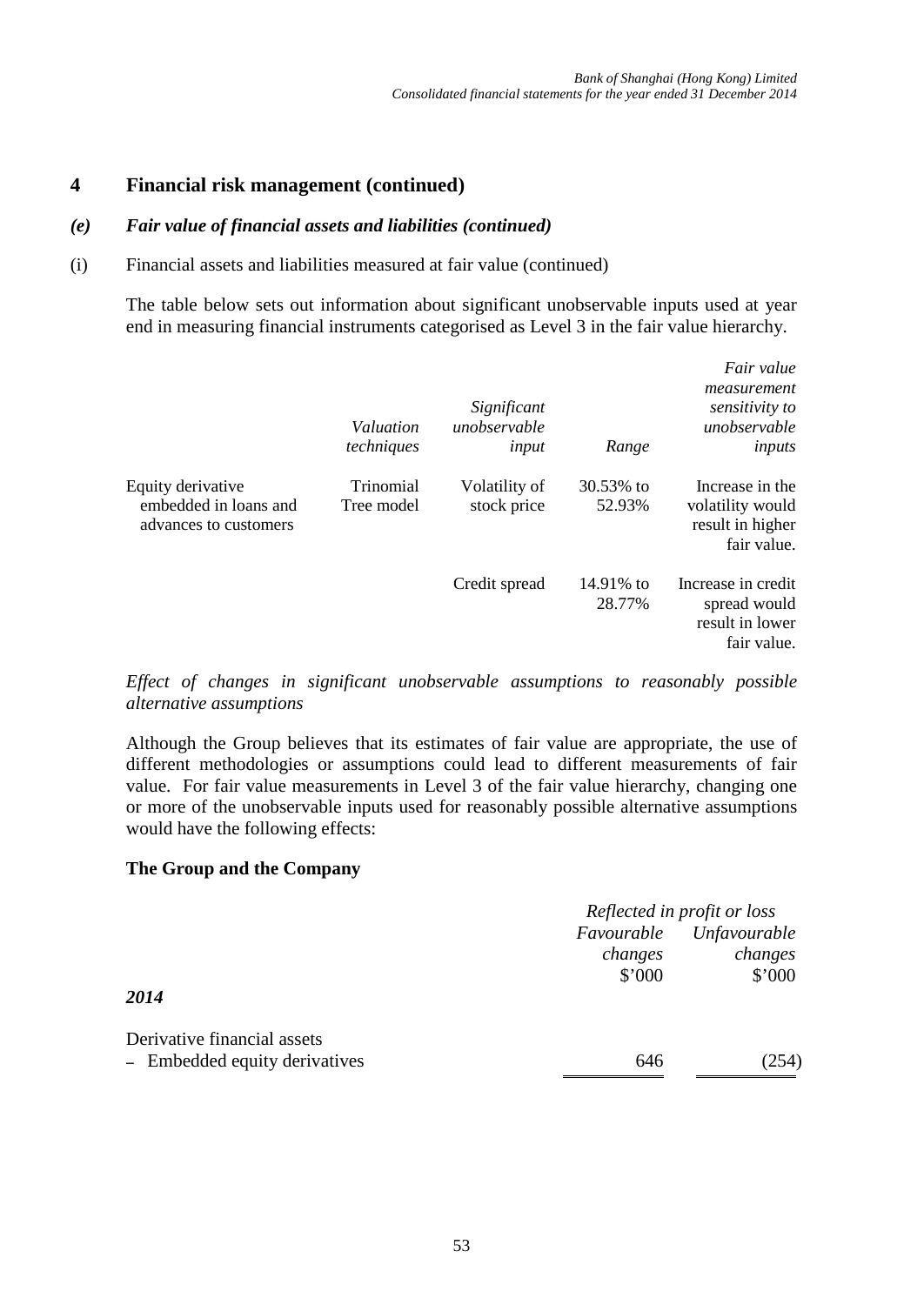## 4 Financial risk management (continued)

### *(e) Fair value of financial assets and liabilities (continued)*

(i) Financial assets and liabilities measured at fair value (continued)

The table below sets out information about significant unobservable inputs used at year end in measuring financial instruments categorised as Level 3 in the fair value hierarchy.

| | *Valuation techniques* | *Significant unobservable input* | *Range* | *Fair value measurement sensitivity to unobservable inputs* |
|---|---|---|---|---|
| Equity derivative embedded in loans and advances to customers | Trinomial Tree model | Volatility of stock price | 30.53% to 52.93% | Increase in the volatility would result in higher fair value. |
| | | Credit spread | 14.91% to 28.77% | Increase in credit spread would result in lower fair value. |

*Effect of changes in significant unobservable assumptions to reasonably possible alternative assumptions*

Although the Group believes that its estimates of fair value are appropriate, the use of different methodologies or assumptions could lead to different measurements of fair value. For fair value measurements in Level 3 of the fair value hierarchy, changing one or more of the unobservable inputs used for reasonably possible alternative assumptions would have the following effects:

**The Group and the Company**

| | *Reflected in profit or loss* | |
|---|---|---|
| | *Favourable changes* | *Unfavourable changes* |
| | \$'000 | \$'000 |
| ***2014*** | | |
| Derivative financial assets | | |
| – Embedded equity derivatives | 646 | (254) |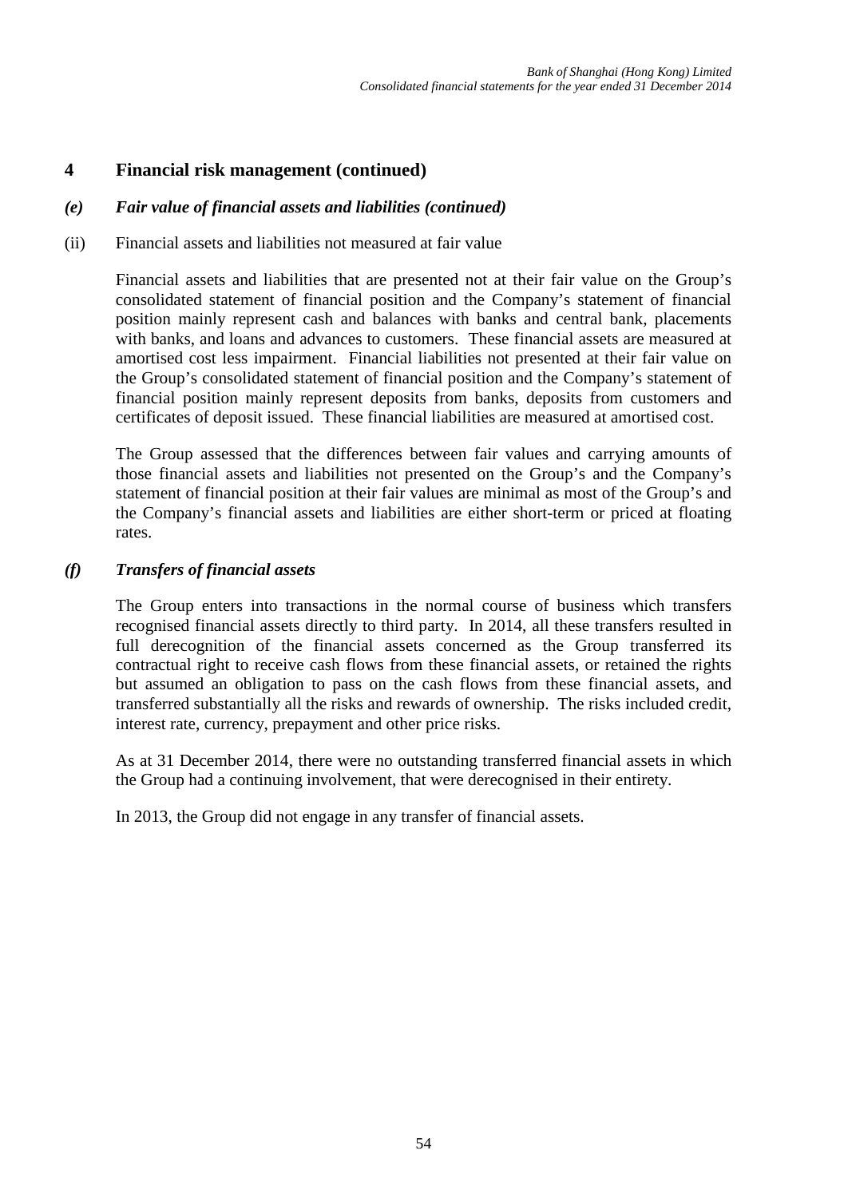## 4 Financial risk management (continued)

### *(e) Fair value of financial assets and liabilities (continued)*

(ii) Financial assets and liabilities not measured at fair value

Financial assets and liabilities that are presented not at their fair value on the Group's consolidated statement of financial position and the Company's statement of financial position mainly represent cash and balances with banks and central bank, placements with banks, and loans and advances to customers. These financial assets are measured at amortised cost less impairment. Financial liabilities not presented at their fair value on the Group's consolidated statement of financial position and the Company's statement of financial position mainly represent deposits from banks, deposits from customers and certificates of deposit issued. These financial liabilities are measured at amortised cost.

The Group assessed that the differences between fair values and carrying amounts of those financial assets and liabilities not presented on the Group's and the Company's statement of financial position at their fair values are minimal as most of the Group's and the Company's financial assets and liabilities are either short-term or priced at floating rates.

### *(f) Transfers of financial assets*

The Group enters into transactions in the normal course of business which transfers recognised financial assets directly to third party. In 2014, all these transfers resulted in full derecognition of the financial assets concerned as the Group transferred its contractual right to receive cash flows from these financial assets, or retained the rights but assumed an obligation to pass on the cash flows from these financial assets, and transferred substantially all the risks and rewards of ownership. The risks included credit, interest rate, currency, prepayment and other price risks.

As at 31 December 2014, there were no outstanding transferred financial assets in which the Group had a continuing involvement, that were derecognised in their entirety.

In 2013, the Group did not engage in any transfer of financial assets.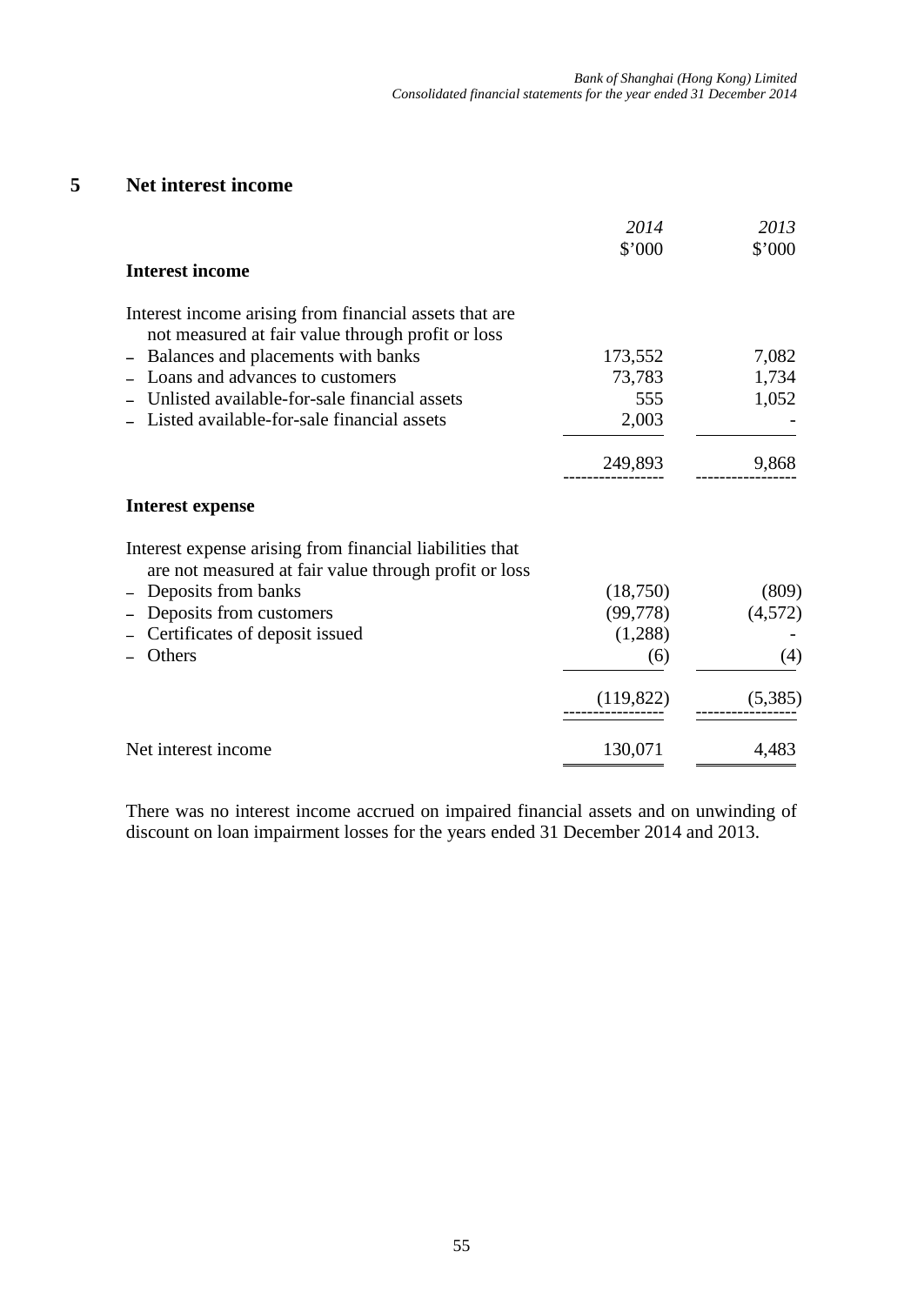## 5 Net interest income

| | *2014* | *2013* |
|---|---|---|
| | $'000 | $'000 |
| **Interest income** | | |
| Interest income arising from financial assets that are not measured at fair value through profit or loss | | |
| – Balances and placements with banks | 173,552 | 7,082 |
| – Loans and advances to customers | 73,783 | 1,734 |
| – Unlisted available-for-sale financial assets | 555 | 1,052 |
| – Listed available-for-sale financial assets | 2,003 | - |
| | 249,893 | 9,868 |
| **Interest expense** | | |
| Interest expense arising from financial liabilities that are not measured at fair value through profit or loss | | |
| – Deposits from banks | (18,750) | (809) |
| – Deposits from customers | (99,778) | (4,572) |
| – Certificates of deposit issued | (1,288) | - |
| – Others | (6) | (4) |
| | (119,822) | (5,385) |
| Net interest income | 130,071 | 4,483 |

There was no interest income accrued on impaired financial assets and on unwinding of discount on loan impairment losses for the years ended 31 December 2014 and 2013.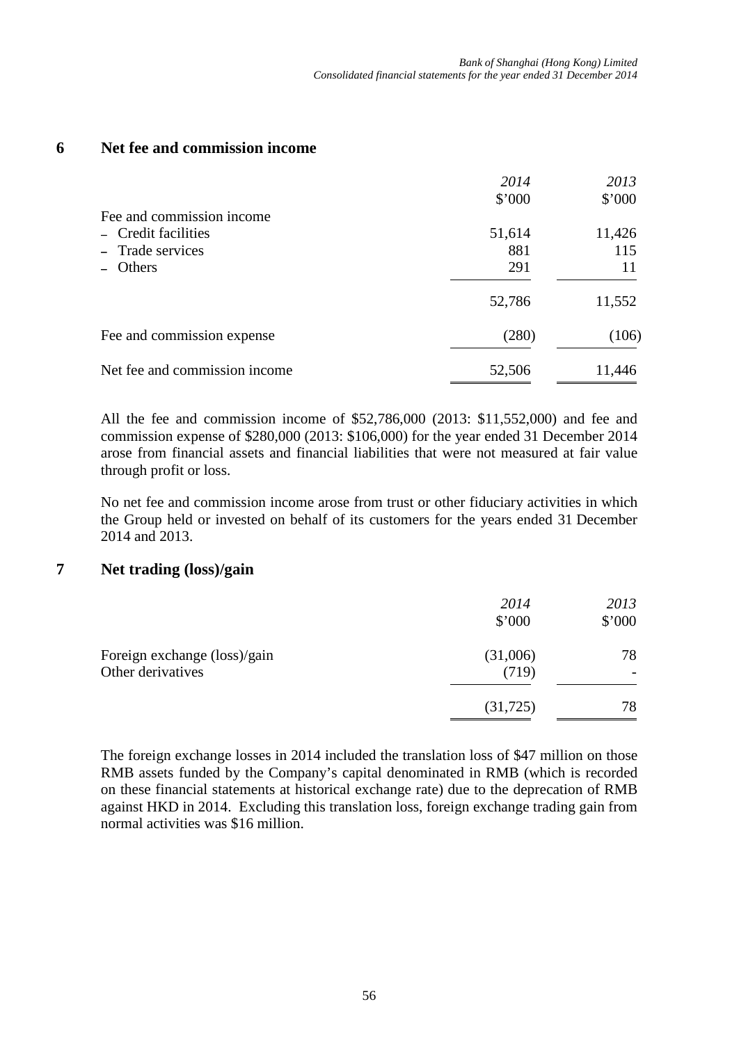## 6 Net fee and commission income

| | *2014* | *2013* |
|---|---|---|
| | $'000 | $'000 |
| Fee and commission income | | |
| – Credit facilities | 51,614 | 11,426 |
| – Trade services | 881 | 115 |
| – Others | 291 | 11 |
| | 52,786 | 11,552 |
| Fee and commission expense | (280) | (106) |
| Net fee and commission income | 52,506 | 11,446 |

All the fee and commission income of $52,786,000 (2013: $11,552,000) and fee and commission expense of $280,000 (2013: $106,000) for the year ended 31 December 2014 arose from financial assets and financial liabilities that were not measured at fair value through profit or loss.

No net fee and commission income arose from trust or other fiduciary activities in which the Group held or invested on behalf of its customers for the years ended 31 December 2014 and 2013.

## 7 Net trading (loss)/gain

| | *2014* | *2013* |
|---|---|---|
| | $'000 | $'000 |
| Foreign exchange (loss)/gain | (31,006) | 78 |
| Other derivatives | (719) | - |
| | (31,725) | 78 |

The foreign exchange losses in 2014 included the translation loss of $47 million on those RMB assets funded by the Company's capital denominated in RMB (which is recorded on these financial statements at historical exchange rate) due to the deprecation of RMB against HKD in 2014. Excluding this translation loss, foreign exchange trading gain from normal activities was $16 million.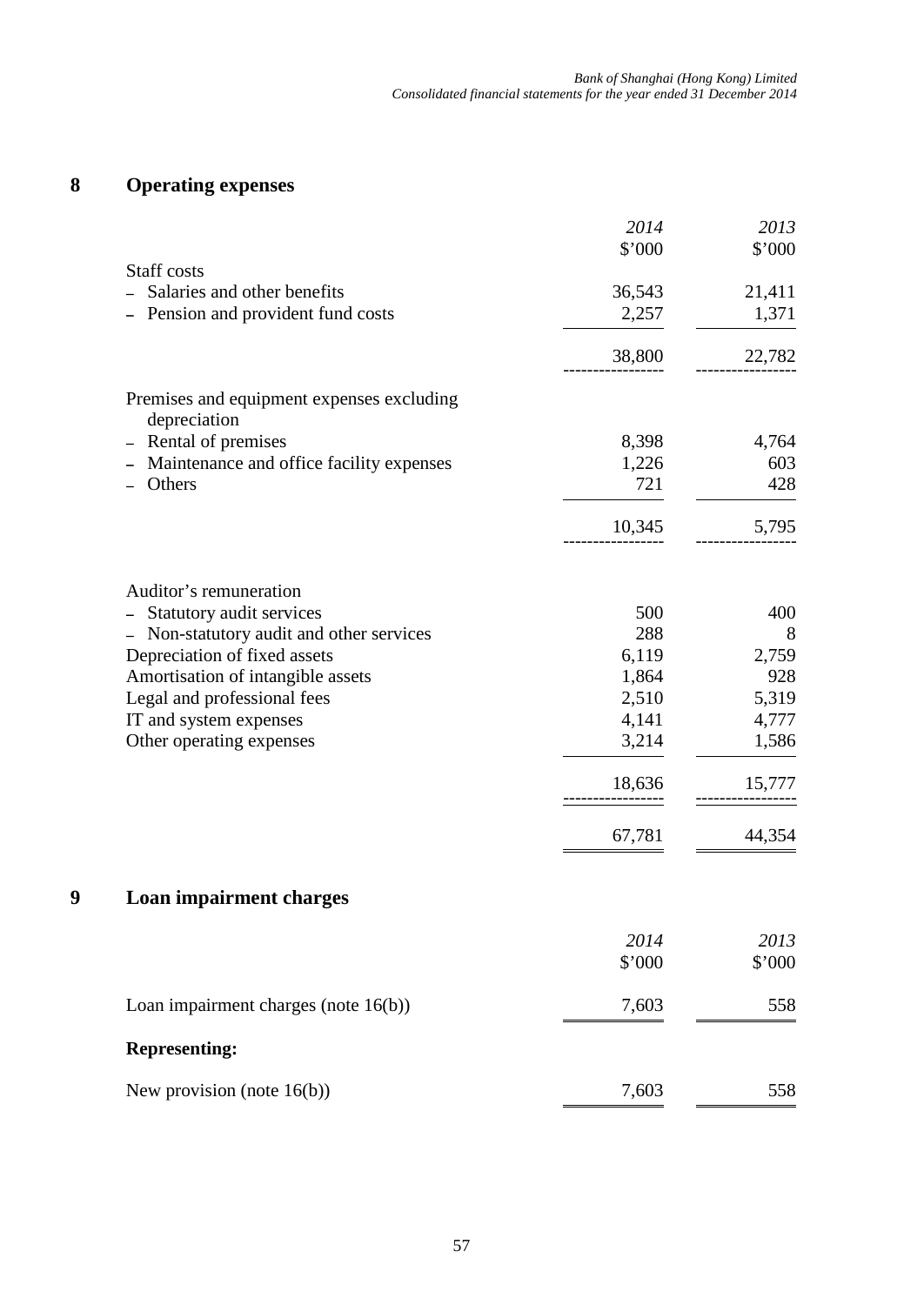## 8 Operating expenses

| | *2014* | *2013* |
|---|---|---|
| | $'000 | $'000 |
| Staff costs | | |
| – Salaries and other benefits | 36,543 | 21,411 |
| – Pension and provident fund costs | 2,257 | 1,371 |
| | 38,800 | 22,782 |
| Premises and equipment expenses excluding depreciation | | |
| – Rental of premises | 8,398 | 4,764 |
| – Maintenance and office facility expenses | 1,226 | 603 |
| – Others | 721 | 428 |
| | 10,345 | 5,795 |
| Auditor's remuneration | | |
| – Statutory audit services | 500 | 400 |
| – Non-statutory audit and other services | 288 | 8 |
| Depreciation of fixed assets | 6,119 | 2,759 |
| Amortisation of intangible assets | 1,864 | 928 |
| Legal and professional fees | 2,510 | 5,319 |
| IT and system expenses | 4,141 | 4,777 |
| Other operating expenses | 3,214 | 1,586 |
| | 18,636 | 15,777 |
| | 67,781 | 44,354 |

## 9 Loan impairment charges

| | *2014* | *2013* |
|---|---|---|
| | $'000 | $'000 |
| Loan impairment charges (note 16(b)) | 7,603 | 558 |
| **Representing:** | | |
| New provision (note 16(b)) | 7,603 | 558 |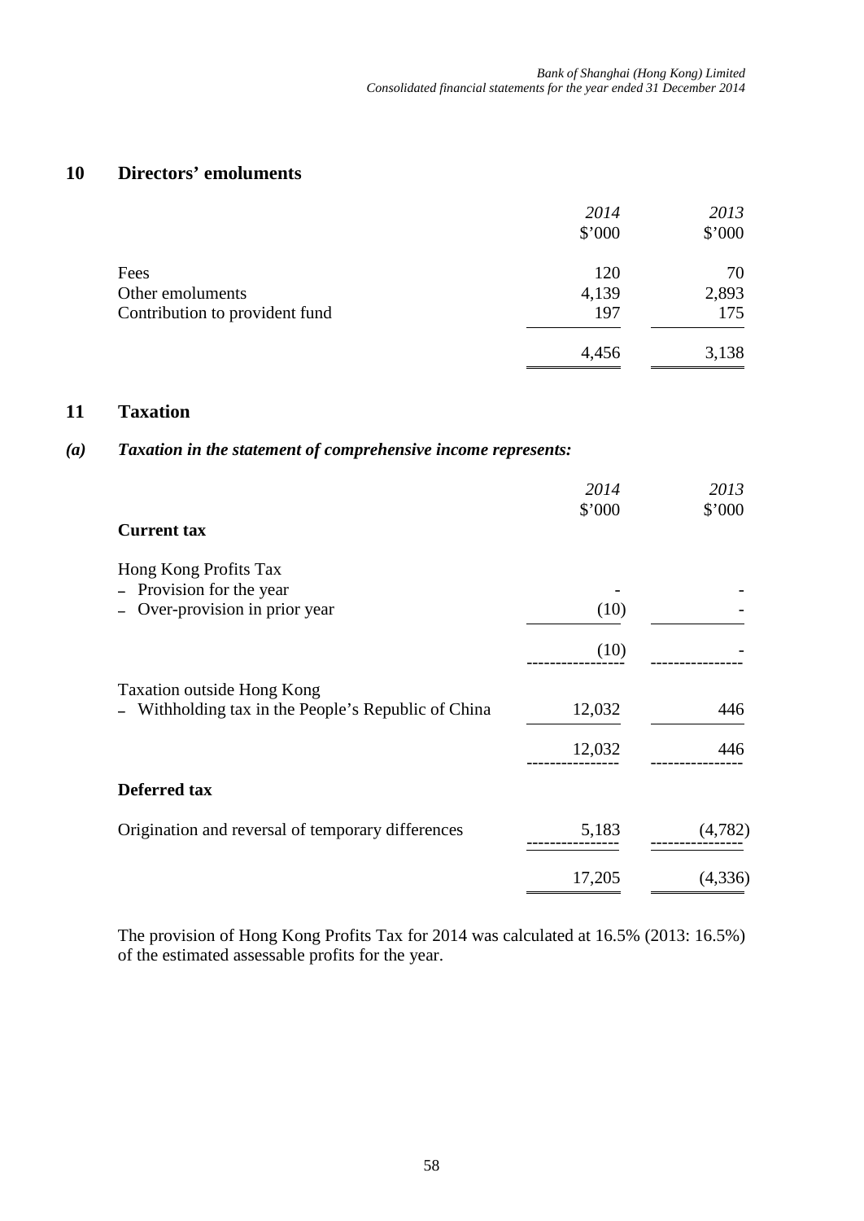## 10 Directors' emoluments

| | *2014* | *2013* |
|---|---|---|
| | $'000 | $'000 |
| Fees | 120 | 70 |
| Other emoluments | 4,139 | 2,893 |
| Contribution to provident fund | 197 | 175 |
| | 4,456 | 3,138 |

## 11 Taxation

### *(a) Taxation in the statement of comprehensive income represents:*

| | *2014* | *2013* |
|---|---|---|
| | $'000 | $'000 |
| **Current tax** | | |
| Hong Kong Profits Tax | | |
| – Provision for the year | - | - |
| – Over-provision in prior year | (10) | - |
| | (10) | - |
| Taxation outside Hong Kong | | |
| – Withholding tax in the People's Republic of China | 12,032 | 446 |
| | 12,032 | 446 |
| **Deferred tax** | | |
| Origination and reversal of temporary differences | 5,183 | (4,782) |
| | 17,205 | (4,336) |

The provision of Hong Kong Profits Tax for 2014 was calculated at 16.5% (2013: 16.5%) of the estimated assessable profits for the year.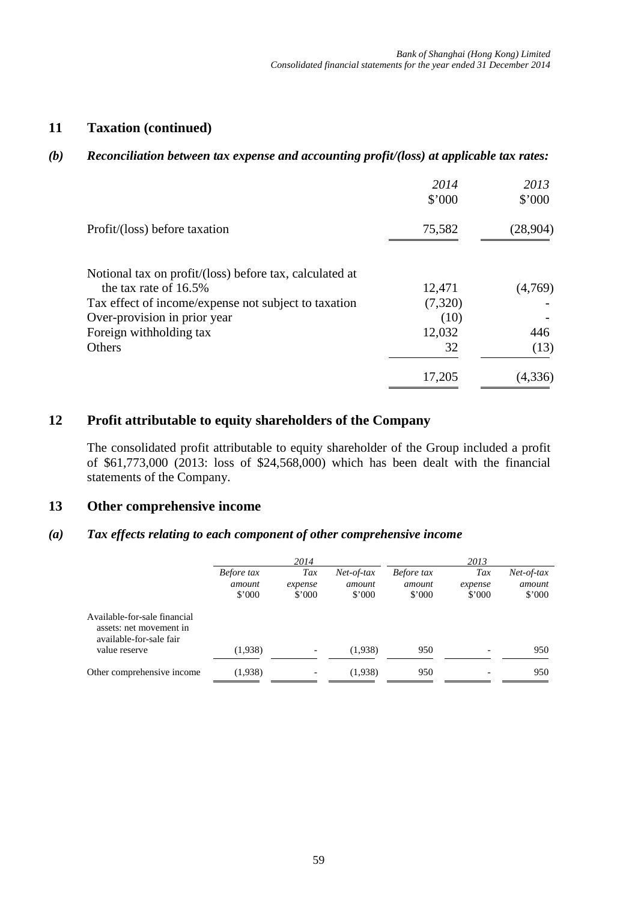## 11 Taxation (continued)

### *(b) Reconciliation between tax expense and accounting profit/(loss) at applicable tax rates:*

| | *2014* | *2013* |
|---|---|---|
| | $'000 | $'000 |
| Profit/(loss) before taxation | 75,582 | (28,904) |
| Notional tax on profit/(loss) before tax, calculated at the tax rate of 16.5% | 12,471 | (4,769) |
| Tax effect of income/expense not subject to taxation | (7,320) | - |
| Over-provision in prior year | (10) | - |
| Foreign withholding tax | 12,032 | 446 |
| Others | 32 | (13) |
| | 17,205 | (4,336) |

## 12 Profit attributable to equity shareholders of the Company

The consolidated profit attributable to equity shareholder of the Group included a profit of $61,773,000 (2013: loss of $24,568,000) which has been dealt with the financial statements of the Company.

## 13 Other comprehensive income

### *(a) Tax effects relating to each component of other comprehensive income*

| | *2014* | | | *2013* | | |
|---|---|---|---|---|---|---|
| | *Before tax amount* $'000 | *Tax expense* $'000 | *Net-of-tax amount* $'000 | *Before tax amount* $'000 | *Tax expense* $'000 | *Net-of-tax amount* $'000 |
| Available-for-sale financial assets: net movement in available-for-sale fair value reserve | (1,938) | - | (1,938) | 950 | - | 950 |
| Other comprehensive income | (1,938) | - | (1,938) | 950 | - | 950 |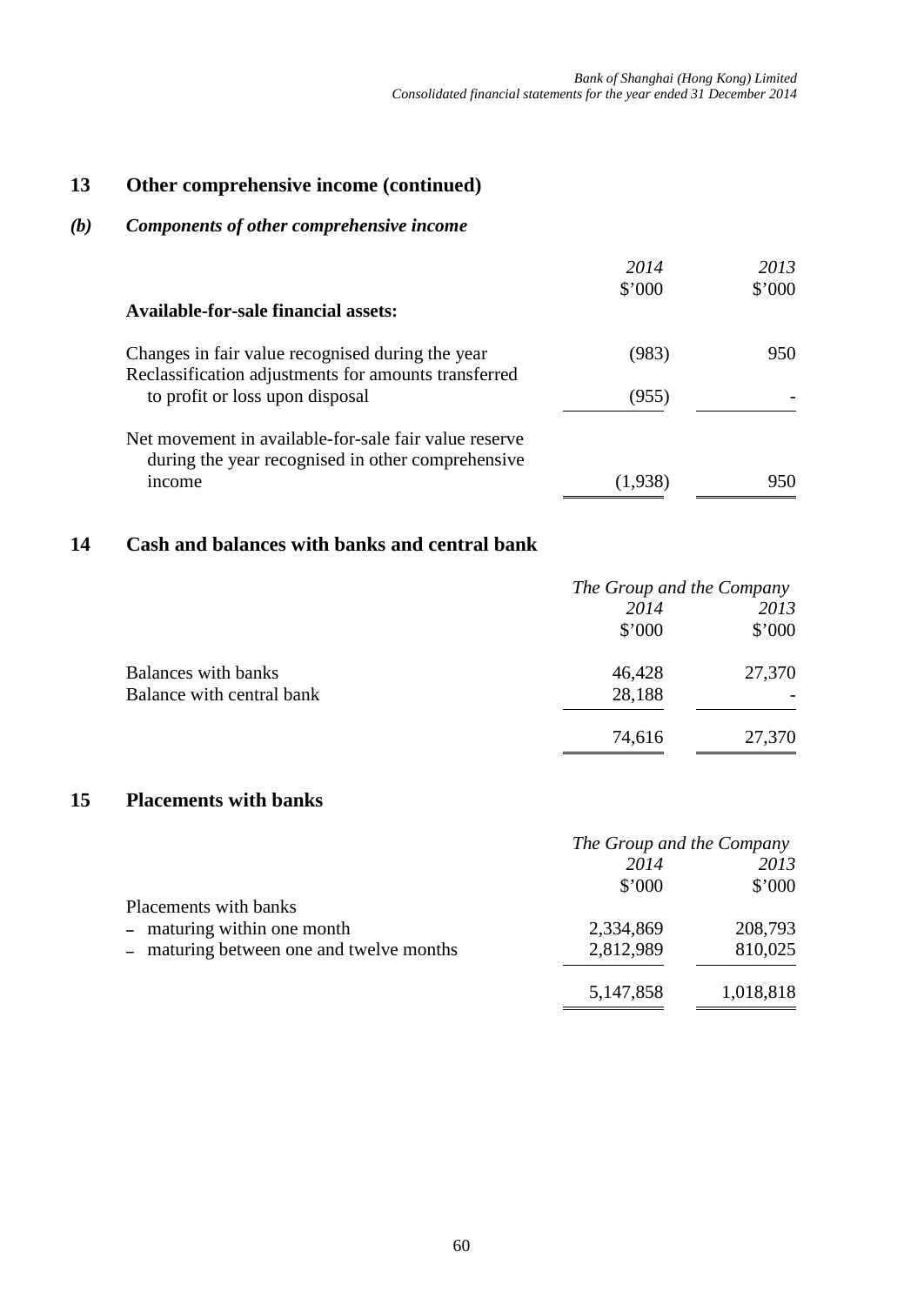## 13 Other comprehensive income (continued)

### *(b) Components of other comprehensive income*

| | *2014* | *2013* |
|---|---|---|
| | $'000 | $'000 |
| **Available-for-sale financial assets:** | | |
| Changes in fair value recognised during the year | (983) | 950 |
| Reclassification adjustments for amounts transferred to profit or loss upon disposal | (955) | - |
| Net movement in available-for-sale fair value reserve during the year recognised in other comprehensive income | (1,938) | 950 |

## 14 Cash and balances with banks and central bank

| | *The Group and the Company* | |
|---|---|---|
| | *2014* | *2013* |
| | $'000 | $'000 |
| Balances with banks | 46,428 | 27,370 |
| Balance with central bank | 28,188 | - |
| | 74,616 | 27,370 |

## 15 Placements with banks

| | *The Group and the Company* | |
|---|---|---|
| | *2014* | *2013* |
| | $'000 | $'000 |
| Placements with banks | | |
| – maturing within one month | 2,334,869 | 208,793 |
| – maturing between one and twelve months | 2,812,989 | 810,025 |
| | 5,147,858 | 1,018,818 |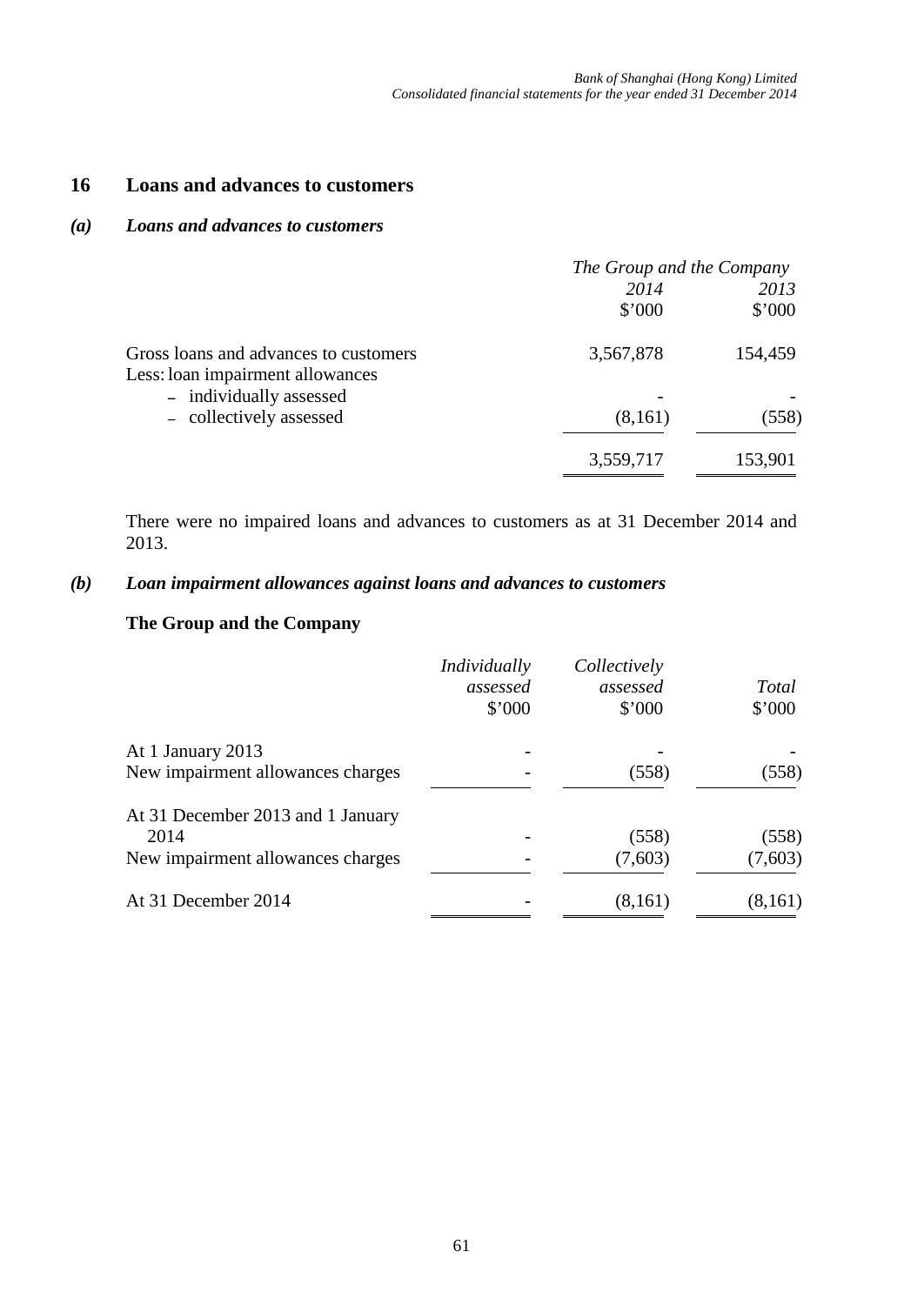## 16 Loans and advances to customers

### *(a) Loans and advances to customers*

| | *The Group and the Company* | |
|---|---|---|
| | *2014* | *2013* |
| | $'000 | $'000 |
| Gross loans and advances to customers | 3,567,878 | 154,459 |
| Less: loan impairment allowances | | |
| – individually assessed | - | - |
| – collectively assessed | (8,161) | (558) |
| | 3,559,717 | 153,901 |

There were no impaired loans and advances to customers as at 31 December 2014 and 2013.

### *(b) Loan impairment allowances against loans and advances to customers*

**The Group and the Company**

| | *Individually assessed* | *Collectively assessed* | *Total* |
|---|---|---|---|
| | $'000 | $'000 | $'000 |
| At 1 January 2013 | - | - | - |
| New impairment allowances charges | - | (558) | (558) |
| At 31 December 2013 and 1 January 2014 | - | (558) | (558) |
| New impairment allowances charges | - | (7,603) | (7,603) |
| At 31 December 2014 | - | (8,161) | (8,161) |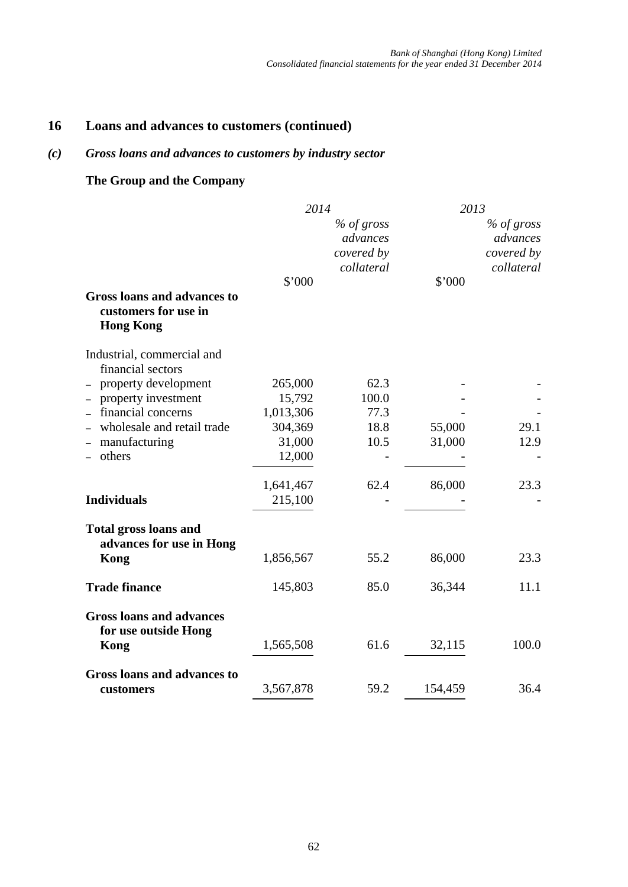## 16 Loans and advances to customers (continued)

### *(c) Gross loans and advances to customers by industry sector*

**The Group and the Company**

| | *2014* | | *2013* | |
|---|---|---|---|---|
| | $'000 | *% of gross advances covered by collateral* | $'000 | *% of gross advances covered by collateral* |
| **Gross loans and advances to customers for use in Hong Kong** | | | | |
| Industrial, commercial and financial sectors | | | | |
| – property development | 265,000 | 62.3 | - | - |
| – property investment | 15,792 | 100.0 | - | - |
| – financial concerns | 1,013,306 | 77.3 | - | - |
| – wholesale and retail trade | 304,369 | 18.8 | 55,000 | 29.1 |
| – manufacturing | 31,000 | 10.5 | 31,000 | 12.9 |
| – others | 12,000 | - | - | - |
| | 1,641,467 | 62.4 | 86,000 | 23.3 |
| **Individuals** | 215,100 | - | - | - |
| **Total gross loans and advances for use in Hong Kong** | 1,856,567 | 55.2 | 86,000 | 23.3 |
| **Trade finance** | 145,803 | 85.0 | 36,344 | 11.1 |
| **Gross loans and advances for use outside Hong Kong** | 1,565,508 | 61.6 | 32,115 | 100.0 |
| **Gross loans and advances to customers** | 3,567,878 | 59.2 | 154,459 | 36.4 |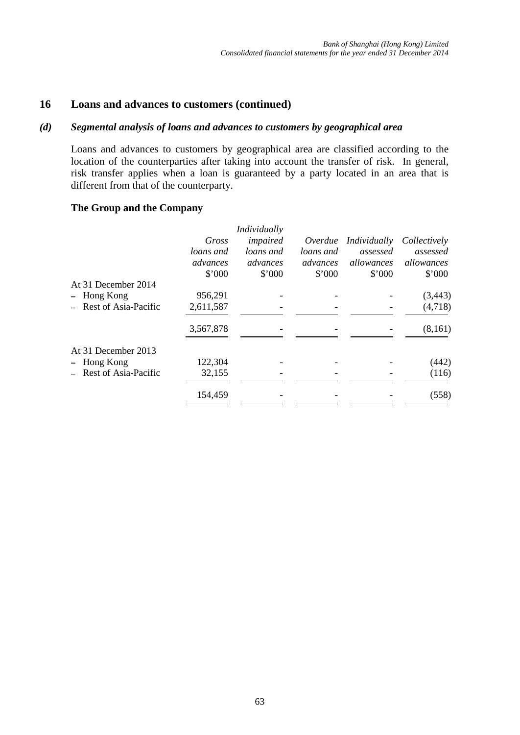## 16 Loans and advances to customers (continued)

### *(d) Segmental analysis of loans and advances to customers by geographical area*

Loans and advances to customers by geographical area are classified according to the location of the counterparties after taking into account the transfer of risk. In general, risk transfer applies when a loan is guaranteed by a party located in an area that is different from that of the counterparty.

**The Group and the Company**

| | *Gross loans and advances* | *Individually impaired loans and advances* | *Overdue loans and advances* | *Individually assessed allowances* | *Collectively assessed allowances* |
|---|---|---|---|---|---|
| | \$'000 | \$'000 | \$'000 | \$'000 | \$'000 |
| At 31 December 2014 | | | | | |
| – Hong Kong | 956,291 | - | - | - | (3,443) |
| – Rest of Asia-Pacific | 2,611,587 | - | - | - | (4,718) |
| | 3,567,878 | - | - | - | (8,161) |
| At 31 December 2013 | | | | | |
| – Hong Kong | 122,304 | - | - | - | (442) |
| – Rest of Asia-Pacific | 32,155 | - | - | - | (116) |
| | 154,459 | - | - | - | (558) |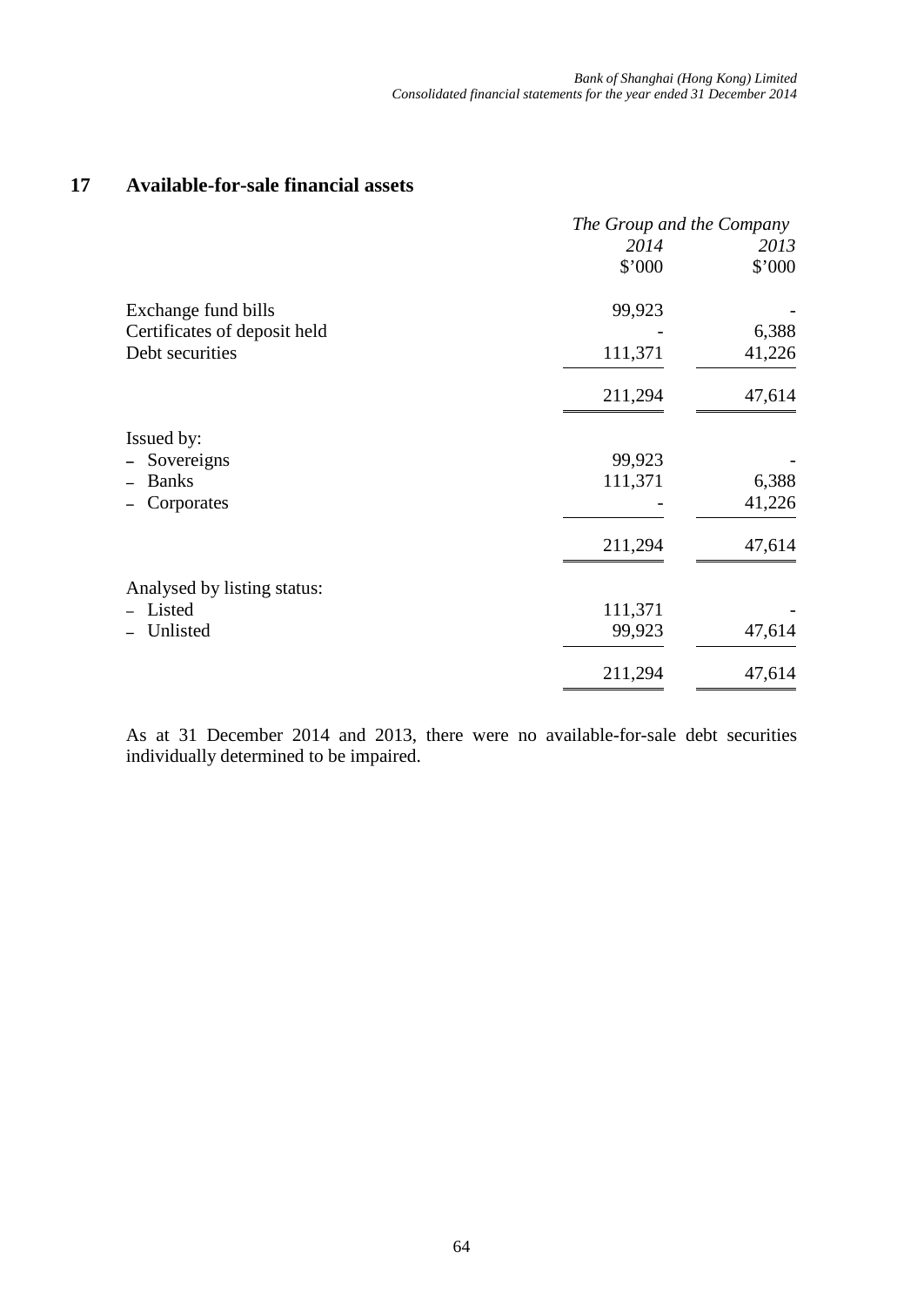## 17 Available-for-sale financial assets

| | The Group and the Company | |
|---|---|---|
| | 2014 | 2013 |
| | $'000 | $'000 |
| Exchange fund bills | 99,923 | - |
| Certificates of deposit held | - | 6,388 |
| Debt securities | 111,371 | 41,226 |
| | 211,294 | 47,614 |
| Issued by: | | |
| – Sovereigns | 99,923 | - |
| – Banks | 111,371 | 6,388 |
| – Corporates | - | 41,226 |
| | 211,294 | 47,614 |
| Analysed by listing status: | | |
| – Listed | 111,371 | - |
| – Unlisted | 99,923 | 47,614 |
| | 211,294 | 47,614 |

As at 31 December 2014 and 2013, there were no available-for-sale debt securities individually determined to be impaired.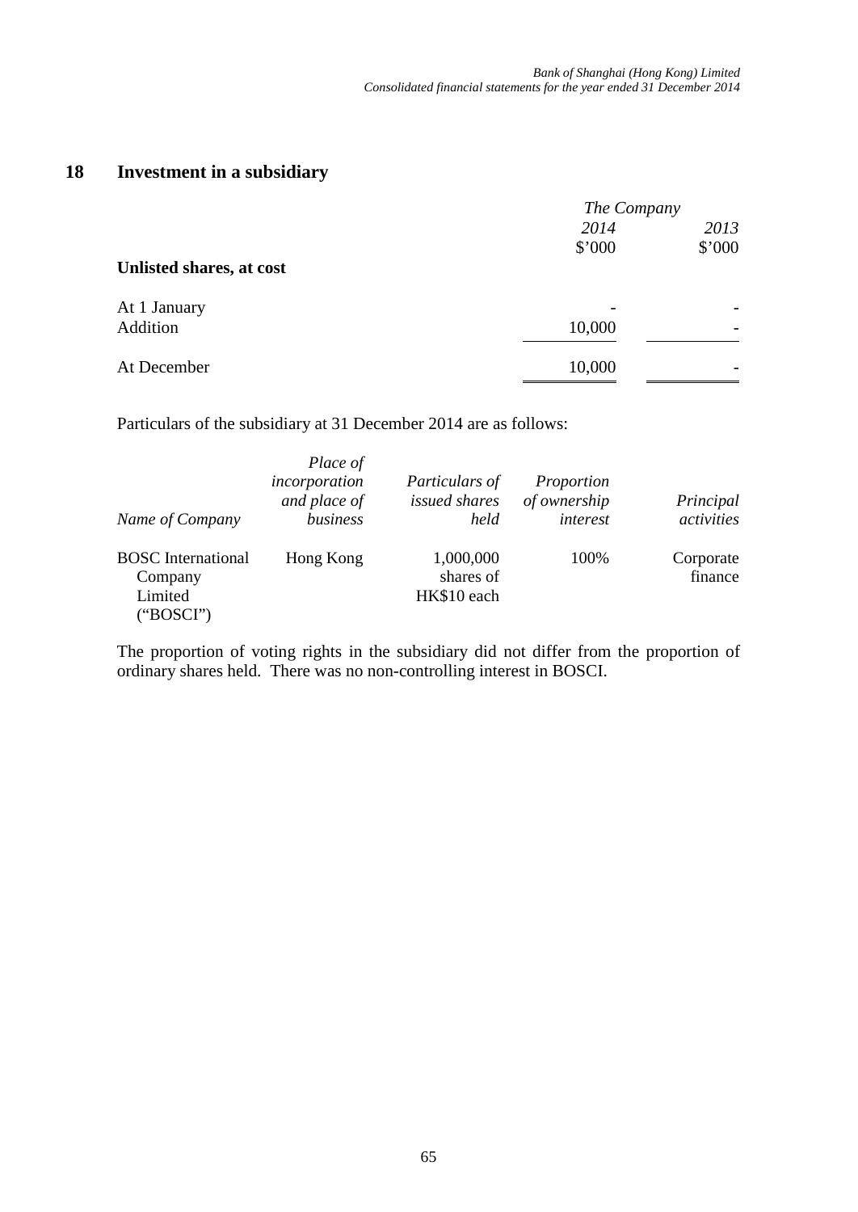## 18 Investment in a subsidiary

| | *The Company* | |
|---|---|---|
| | *2014* | *2013* |
| | \$'000 | \$'000 |
| **Unlisted shares, at cost** | | |
| At 1 January | - | - |
| Addition | 10,000 | - |
| At December | 10,000 | - |

Particulars of the subsidiary at 31 December 2014 are as follows:

| *Name of Company* | *Place of incorporation and place of business* | *Particulars of issued shares held* | *Proportion of ownership interest* | *Principal activities* |
|---|---|---|---|---|
| BOSC International Company Limited ("BOSCI") | Hong Kong | 1,000,000 shares of HK$10 each | 100% | Corporate finance |

The proportion of voting rights in the subsidiary did not differ from the proportion of ordinary shares held. There was no non-controlling interest in BOSCI.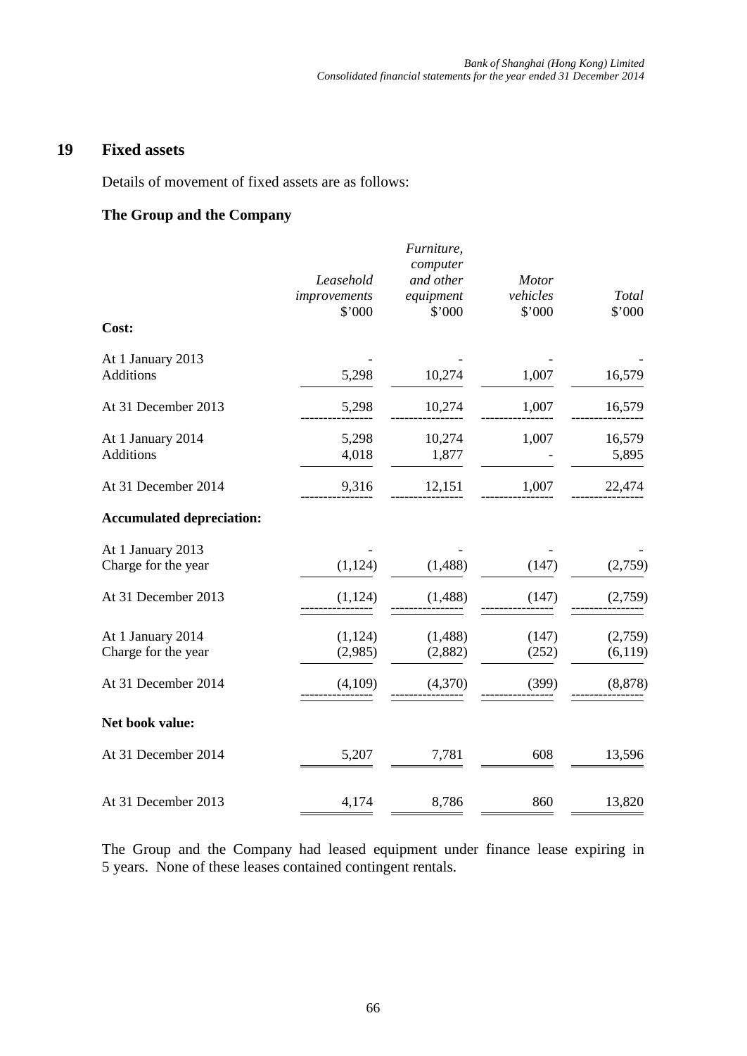## 19 Fixed assets

Details of movement of fixed assets are as follows:

### The Group and the Company

| | *Leasehold improvements* | *Furniture, computer and other equipment* | *Motor vehicles* | *Total* |
|---|---|---|---|---|
| | \$'000 | \$'000 | \$'000 | \$'000 |
| **Cost:** | | | | |
| At 1 January 2013 | - | - | - | - |
| Additions | 5,298 | 10,274 | 1,007 | 16,579 |
| At 31 December 2013 | 5,298 | 10,274 | 1,007 | 16,579 |
| At 1 January 2014 | 5,298 | 10,274 | 1,007 | 16,579 |
| Additions | 4,018 | 1,877 | - | 5,895 |
| At 31 December 2014 | 9,316 | 12,151 | 1,007 | 22,474 |
| **Accumulated depreciation:** | | | | |
| At 1 January 2013 | - | - | - | - |
| Charge for the year | (1,124) | (1,488) | (147) | (2,759) |
| At 31 December 2013 | (1,124) | (1,488) | (147) | (2,759) |
| At 1 January 2014 | (1,124) | (1,488) | (147) | (2,759) |
| Charge for the year | (2,985) | (2,882) | (252) | (6,119) |
| At 31 December 2014 | (4,109) | (4,370) | (399) | (8,878) |
| **Net book value:** | | | | |
| At 31 December 2014 | 5,207 | 7,781 | 608 | 13,596 |
| At 31 December 2013 | 4,174 | 8,786 | 860 | 13,820 |

The Group and the Company had leased equipment under finance lease expiring in 5 years. None of these leases contained contingent rentals.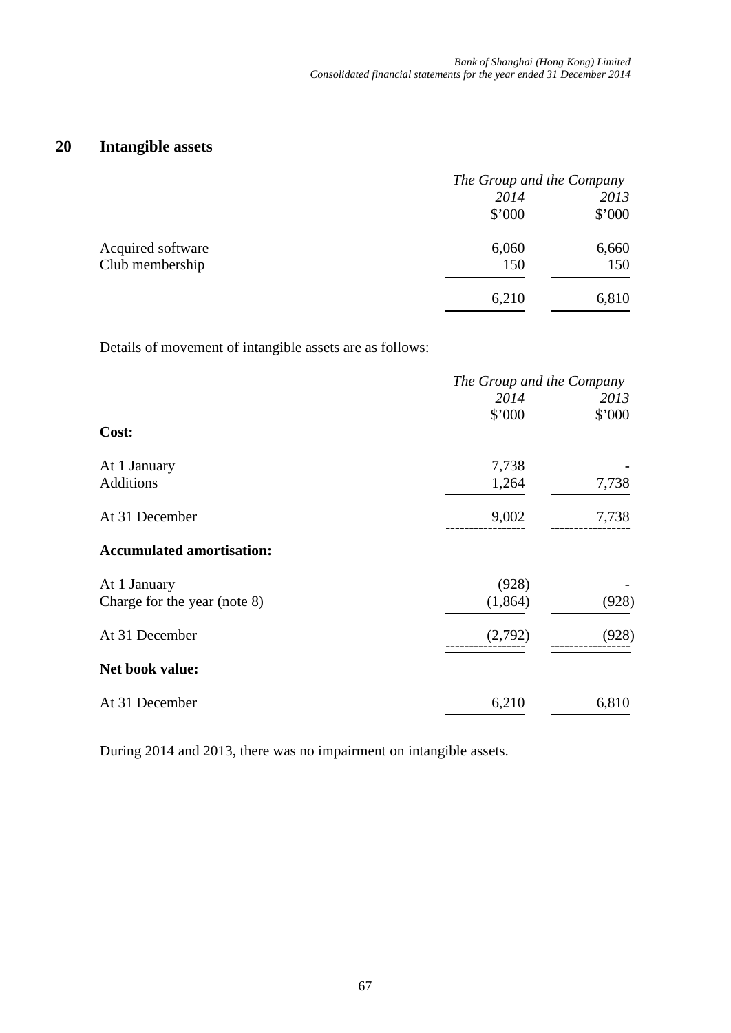## 20 Intangible assets

| | The Group and the Company | |
|---|---|---|
| | 2014 | 2013 |
| | $'000 | $'000 |
| Acquired software | 6,060 | 6,660 |
| Club membership | 150 | 150 |
| | 6,210 | 6,810 |

Details of movement of intangible assets are as follows:

| | The Group and the Company | |
|---|---|---|
| | 2014 | 2013 |
| | $'000 | $'000 |
| **Cost:** | | |
| At 1 January | 7,738 | - |
| Additions | 1,264 | 7,738 |
| At 31 December | 9,002 | 7,738 |
| **Accumulated amortisation:** | | |
| At 1 January | (928) | - |
| Charge for the year (note 8) | (1,864) | (928) |
| At 31 December | (2,792) | (928) |
| **Net book value:** | | |
| At 31 December | 6,210 | 6,810 |

During 2014 and 2013, there was no impairment on intangible assets.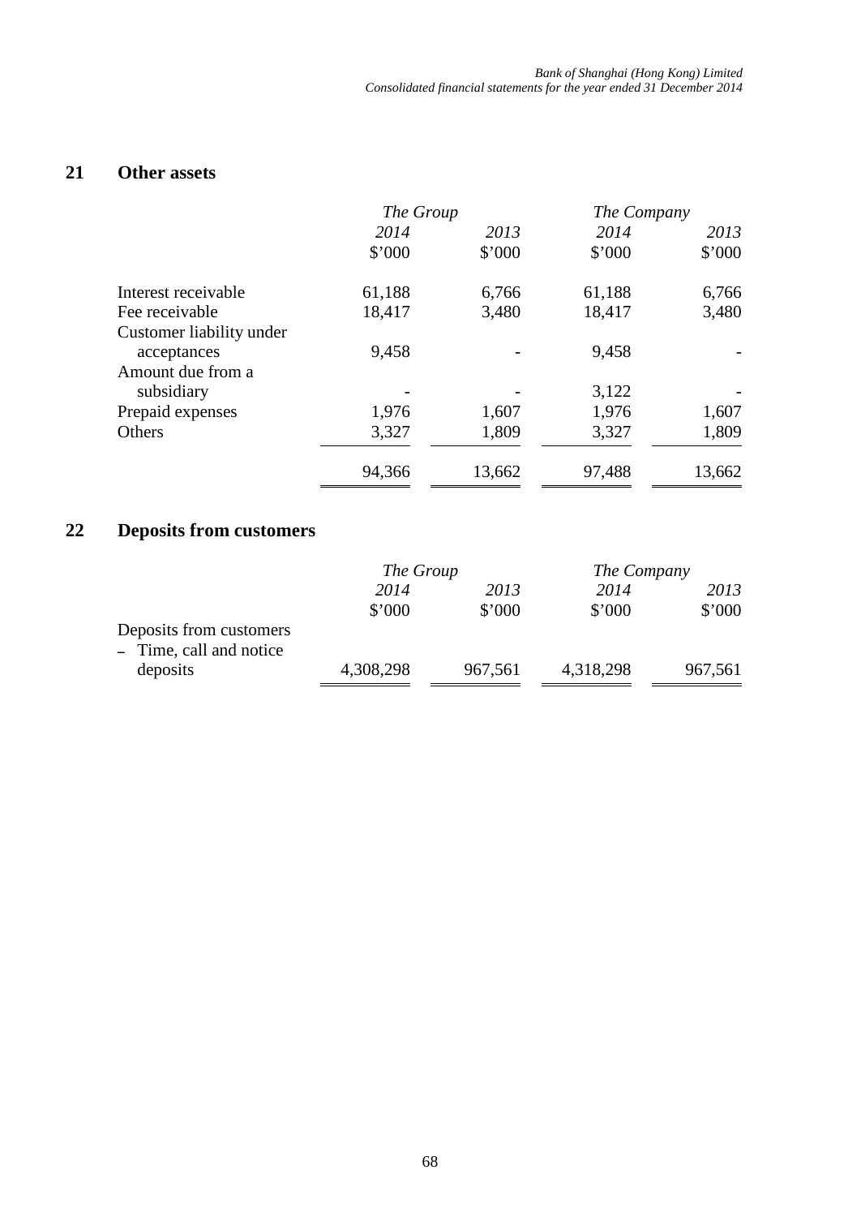## 21 Other assets

| | *The Group* | | *The Company* | |
|---|---|---|---|---|
| | *2014* | *2013* | *2014* | *2013* |
| | $'000 | $'000 | $'000 | $'000 |
| Interest receivable | 61,188 | 6,766 | 61,188 | 6,766 |
| Fee receivable | 18,417 | 3,480 | 18,417 | 3,480 |
| Customer liability under acceptances | 9,458 | - | 9,458 | - |
| Amount due from a subsidiary | - | - | 3,122 | - |
| Prepaid expenses | 1,976 | 1,607 | 1,976 | 1,607 |
| Others | 3,327 | 1,809 | 3,327 | 1,809 |
| | 94,366 | 13,662 | 97,488 | 13,662 |

## 22 Deposits from customers

| | *The Group* | | *The Company* | |
|---|---|---|---|---|
| | *2014* | *2013* | *2014* | *2013* |
| | $'000 | $'000 | $'000 | $'000 |
| Deposits from customers | | | | |
| – Time, call and notice deposits | 4,308,298 | 967,561 | 4,318,298 | 967,561 |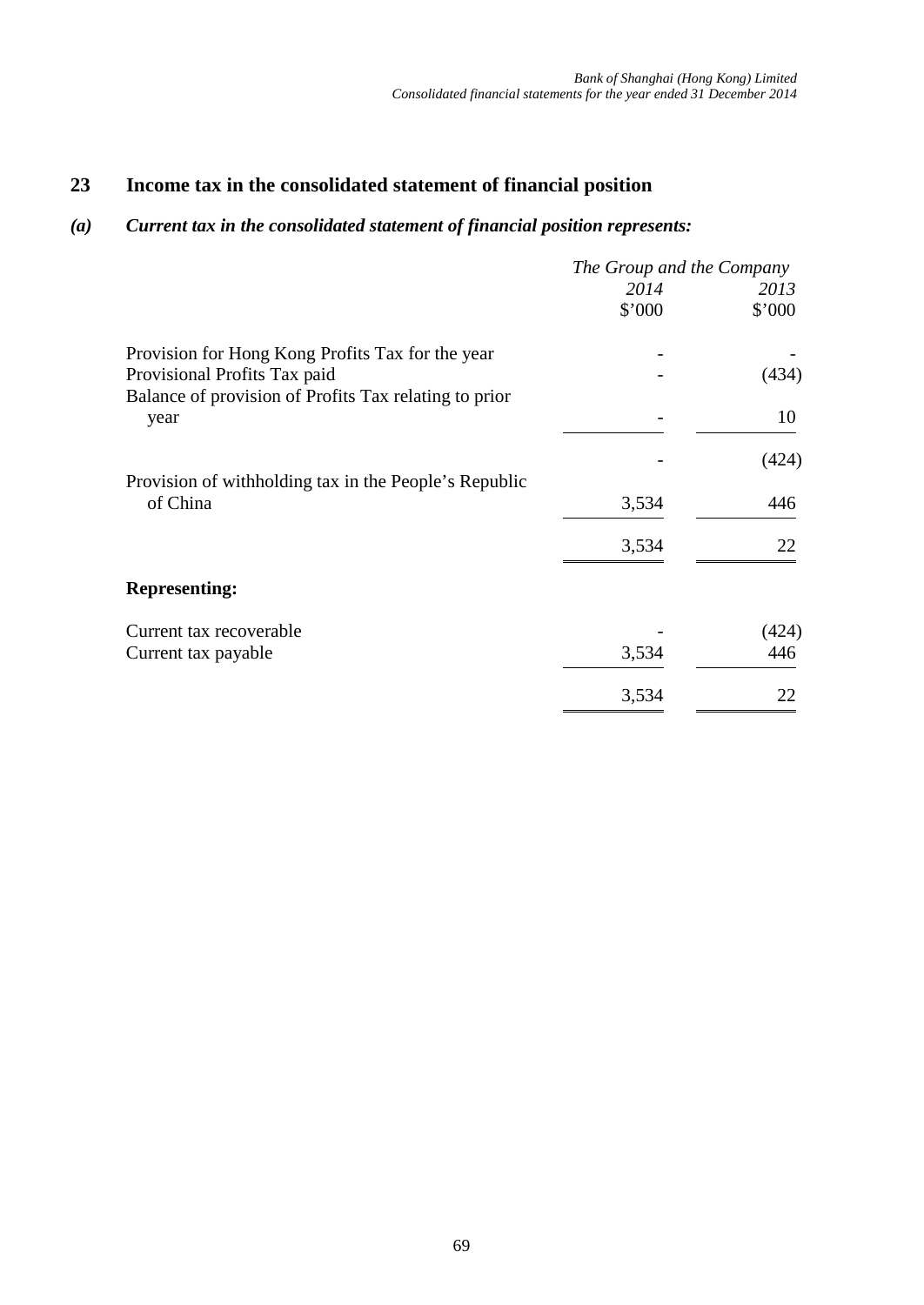## 23 Income tax in the consolidated statement of financial position

### *(a) Current tax in the consolidated statement of financial position represents:*

| | *The Group and the Company* | |
|---|---|---|
| | *2014* | *2013* |
| | $'000 | $'000 |
| Provision for Hong Kong Profits Tax for the year | - | - |
| Provisional Profits Tax paid | - | (434) |
| Balance of provision of Profits Tax relating to prior year | - | 10 |
| | - | (424) |
| Provision of withholding tax in the People's Republic of China | 3,534 | 446 |
| | 3,534 | 22 |
| **Representing:** | | |
| Current tax recoverable | - | (424) |
| Current tax payable | 3,534 | 446 |
| | 3,534 | 22 |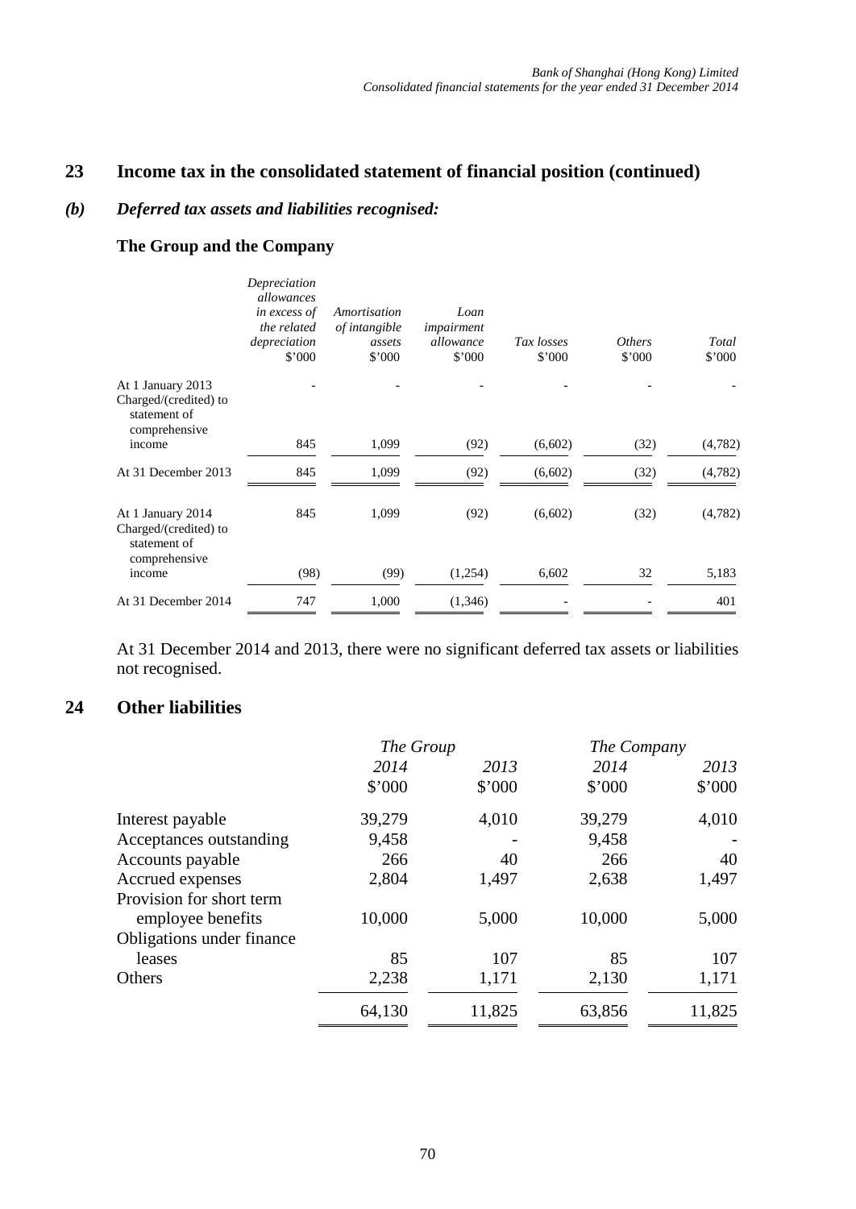## 23 Income tax in the consolidated statement of financial position (continued)

### *(b) Deferred tax assets and liabilities recognised:*

**The Group and the Company**

| | *Depreciation allowances in excess of the related depreciation* $'000 | *Amortisation of intangible assets* $'000 | *Loan impairment allowance* $'000 | *Tax losses* $'000 | *Others* $'000 | *Total* $'000 |
|---|---|---|---|---|---|---|
| At 1 January 2013 | - | - | - | - | - | - |
| Charged/(credited) to statement of comprehensive income | 845 | 1,099 | (92) | (6,602) | (32) | (4,782) |
| At 31 December 2013 | 845 | 1,099 | (92) | (6,602) | (32) | (4,782) |
| At 1 January 2014 | 845 | 1,099 | (92) | (6,602) | (32) | (4,782) |
| Charged/(credited) to statement of comprehensive income | (98) | (99) | (1,254) | 6,602 | 32 | 5,183 |
| At 31 December 2014 | 747 | 1,000 | (1,346) | - | - | 401 |

At 31 December 2014 and 2013, there were no significant deferred tax assets or liabilities not recognised.

## 24 Other liabilities

| | *The Group* | | *The Company* | |
|---|---|---|---|---|
| | *2014* | *2013* | *2014* | *2013* |
| | $'000 | $'000 | $'000 | $'000 |
| Interest payable | 39,279 | 4,010 | 39,279 | 4,010 |
| Acceptances outstanding | 9,458 | - | 9,458 | - |
| Accounts payable | 266 | 40 | 266 | 40 |
| Accrued expenses | 2,804 | 1,497 | 2,638 | 1,497 |
| Provision for short term employee benefits | 10,000 | 5,000 | 10,000 | 5,000 |
| Obligations under finance leases | 85 | 107 | 85 | 107 |
| Others | 2,238 | 1,171 | 2,130 | 1,171 |
| | 64,130 | 11,825 | 63,856 | 11,825 |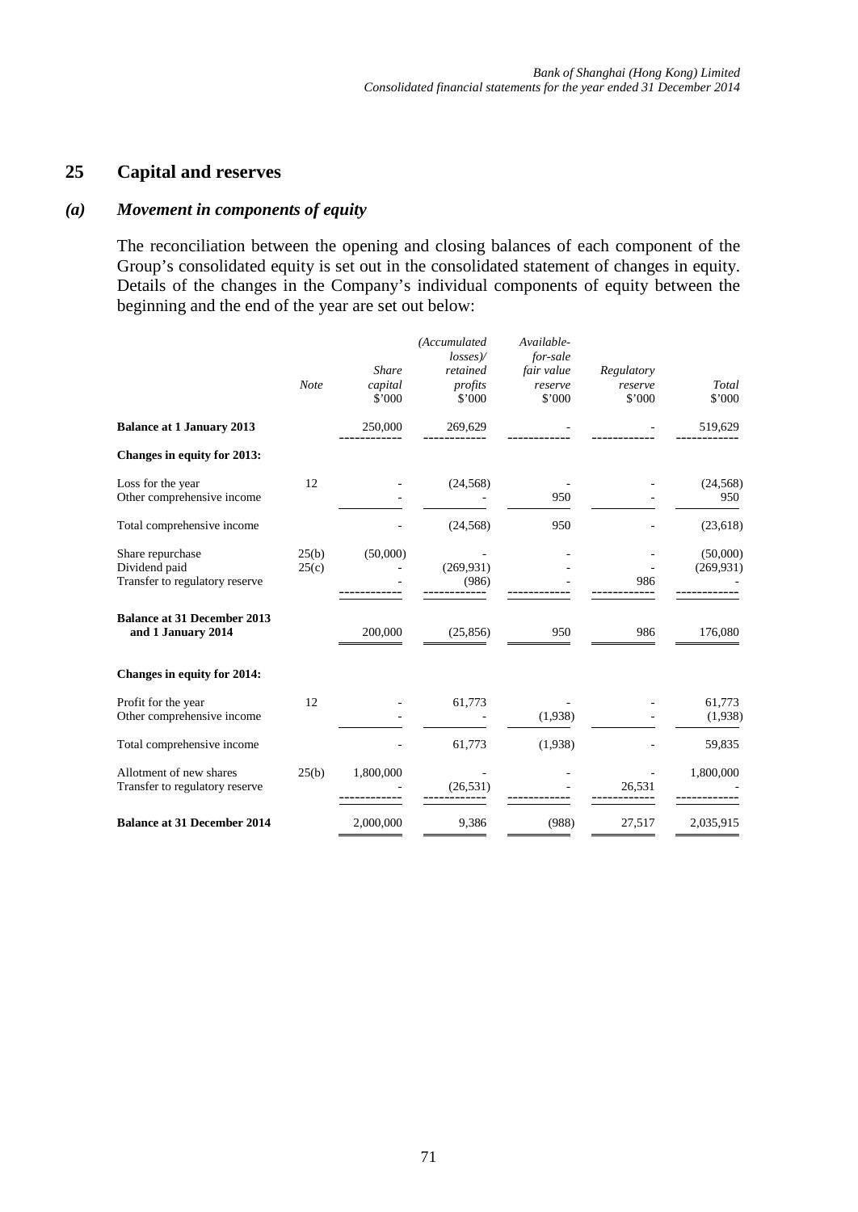## 25 Capital and reserves

### *(a) Movement in components of equity*

The reconciliation between the opening and closing balances of each component of the Group's consolidated equity is set out in the consolidated statement of changes in equity. Details of the changes in the Company's individual components of equity between the beginning and the end of the year are set out below:

| | *Note* | *Share capital* $'000 | *(Accumulated losses)/ retained profits* $'000 | *Available-for-sale fair value reserve* $'000 | *Regulatory reserve* $'000 | *Total* $'000 |
|---|---|---|---|---|---|---|
| **Balance at 1 January 2013** | | 250,000 | 269,629 | - | - | 519,629 |
| **Changes in equity for 2013:** | | | | | | |
| Loss for the year | 12 | - | (24,568) | - | - | (24,568) |
| Other comprehensive income | | - | - | 950 | - | 950 |
| Total comprehensive income | | - | (24,568) | 950 | - | (23,618) |
| Share repurchase | 25(b) | (50,000) | - | - | - | (50,000) |
| Dividend paid | 25(c) | - | (269,931) | - | - | (269,931) |
| Transfer to regulatory reserve | | - | (986) | - | 986 | - |
| **Balance at 31 December 2013 and 1 January 2014** | | 200,000 | (25,856) | 950 | 986 | 176,080 |
| **Changes in equity for 2014:** | | | | | | |
| Profit for the year | 12 | - | 61,773 | - | - | 61,773 |
| Other comprehensive income | | - | - | (1,938) | - | (1,938) |
| Total comprehensive income | | - | 61,773 | (1,938) | - | 59,835 |
| Allotment of new shares | 25(b) | 1,800,000 | - | - | - | 1,800,000 |
| Transfer to regulatory reserve | | - | (26,531) | - | 26,531 | - |
| **Balance at 31 December 2014** | | 2,000,000 | 9,386 | (988) | 27,517 | 2,035,915 |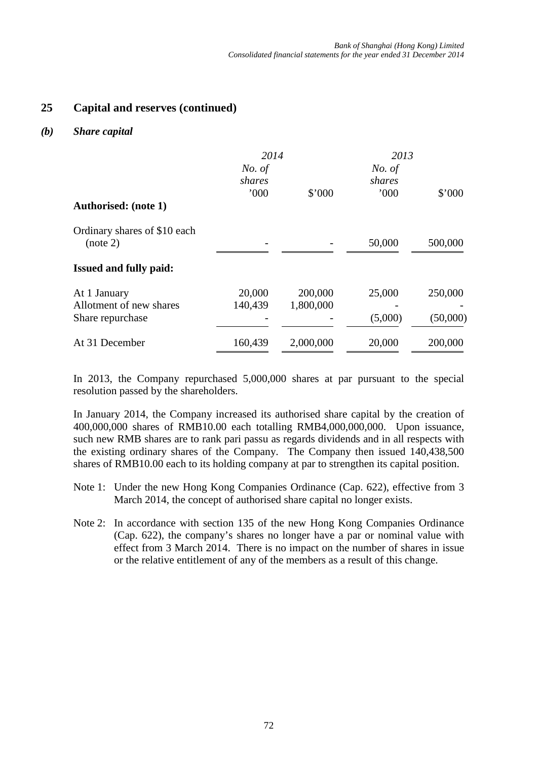## 25 Capital and reserves (continued)

### *(b) Share capital*

| | *2014* | | *2013* | |
|---|---|---|---|---|
| | *No. of shares* ’000 | $’000 | *No. of shares* ’000 | $’000 |
| **Authorised: (note 1)** | | | | |
| Ordinary shares of $10 each (note 2) | - | - | 50,000 | 500,000 |
| **Issued and fully paid:** | | | | |
| At 1 January | 20,000 | 200,000 | 25,000 | 250,000 |
| Allotment of new shares | 140,439 | 1,800,000 | - | - |
| Share repurchase | - | - | (5,000) | (50,000) |
| At 31 December | 160,439 | 2,000,000 | 20,000 | 200,000 |

In 2013, the Company repurchased 5,000,000 shares at par pursuant to the special resolution passed by the shareholders.

In January 2014, the Company increased its authorised share capital by the creation of 400,000,000 shares of RMB10.00 each totalling RMB4,000,000,000. Upon issuance, such new RMB shares are to rank pari passu as regards dividends and in all respects with the existing ordinary shares of the Company. The Company then issued 140,438,500 shares of RMB10.00 each to its holding company at par to strengthen its capital position.

Note 1: Under the new Hong Kong Companies Ordinance (Cap. 622), effective from 3 March 2014, the concept of authorised share capital no longer exists.

Note 2: In accordance with section 135 of the new Hong Kong Companies Ordinance (Cap. 622), the company’s shares no longer have a par or nominal value with effect from 3 March 2014. There is no impact on the number of shares in issue or the relative entitlement of any of the members as a result of this change.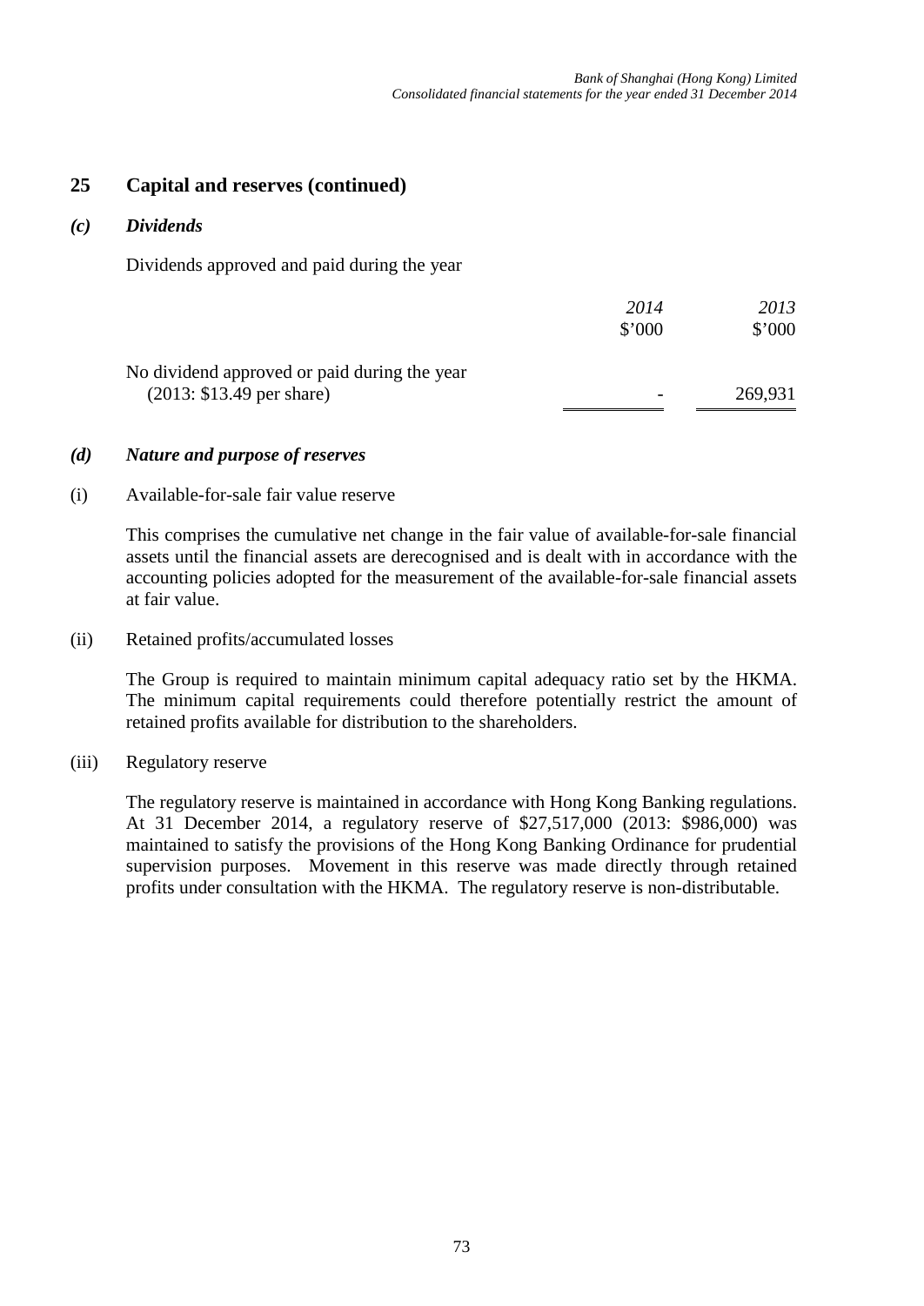## 25 Capital and reserves (continued)

### *(c) Dividends*

Dividends approved and paid during the year

| | *2014* | *2013* |
|---|---|---|
| | $'000 | $'000 |
| No dividend approved or paid during the year (2013: $13.49 per share) | - | 269,931 |

### *(d) Nature and purpose of reserves*

(i) Available-for-sale fair value reserve

This comprises the cumulative net change in the fair value of available-for-sale financial assets until the financial assets are derecognised and is dealt with in accordance with the accounting policies adopted for the measurement of the available-for-sale financial assets at fair value.

(ii) Retained profits/accumulated losses

The Group is required to maintain minimum capital adequacy ratio set by the HKMA. The minimum capital requirements could therefore potentially restrict the amount of retained profits available for distribution to the shareholders.

(iii) Regulatory reserve

The regulatory reserve is maintained in accordance with Hong Kong Banking regulations. At 31 December 2014, a regulatory reserve of $27,517,000 (2013: $986,000) was maintained to satisfy the provisions of the Hong Kong Banking Ordinance for prudential supervision purposes. Movement in this reserve was made directly through retained profits under consultation with the HKMA. The regulatory reserve is non-distributable.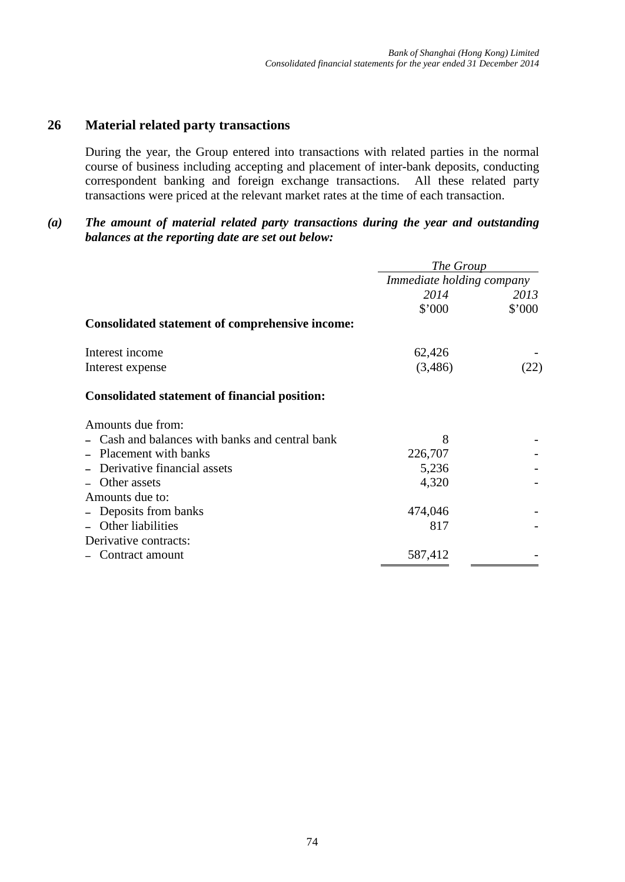## 26 Material related party transactions

During the year, the Group entered into transactions with related parties in the normal course of business including accepting and placement of inter-bank deposits, conducting correspondent banking and foreign exchange transactions. All these related party transactions were priced at the relevant market rates at the time of each transaction.

### *(a) The amount of material related party transactions during the year and outstanding balances at the reporting date are set out below:*

| | *The Group* | |
|---|---|---|
| | *Immediate holding company* | |
| | *2014* | *2013* |
| | $'000 | $'000 |
| **Consolidated statement of comprehensive income:** | | |
| Interest income | 62,426 | - |
| Interest expense | (3,486) | (22) |
| **Consolidated statement of financial position:** | | |
| Amounts due from: | | |
| – Cash and balances with banks and central bank | 8 | - |
| – Placement with banks | 226,707 | - |
| – Derivative financial assets | 5,236 | - |
| – Other assets | 4,320 | - |
| Amounts due to: | | |
| – Deposits from banks | 474,046 | - |
| – Other liabilities | 817 | - |
| Derivative contracts: | | |
| – Contract amount | 587,412 | - |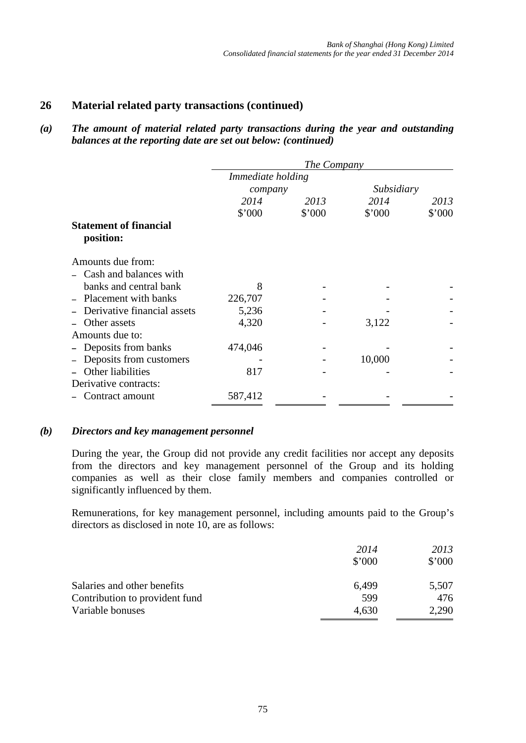## 26 Material related party transactions (continued)

### *(a) The amount of material related party transactions during the year and outstanding balances at the reporting date are set out below: (continued)*

| | *The Company* | | | |
|---|---|---|---|---|
| | *Immediate holding company* | | *Subsidiary* | |
| | *2014* | *2013* | *2014* | *2013* |
| | \$'000 | \$'000 | \$'000 | \$'000 |
| **Statement of financial position:** | | | | |
| Amounts due from: | | | | |
| – Cash and balances with banks and central bank | 8 | - | - | - |
| – Placement with banks | 226,707 | - | - | - |
| – Derivative financial assets | 5,236 | - | - | - |
| – Other assets | 4,320 | - | 3,122 | - |
| Amounts due to: | | | | |
| – Deposits from banks | 474,046 | - | - | - |
| – Deposits from customers | - | - | 10,000 | - |
| – Other liabilities | 817 | - | - | - |
| Derivative contracts: | | | | |
| – Contract amount | 587,412 | - | - | - |

### *(b) Directors and key management personnel*

During the year, the Group did not provide any credit facilities nor accept any deposits from the directors and key management personnel of the Group and its holding companies as well as their close family members and companies controlled or significantly influenced by them.

Remunerations, for key management personnel, including amounts paid to the Group's directors as disclosed in note 10, are as follows:

| | *2014* | *2013* |
|---|---|---|
| | \$'000 | \$'000 |
| Salaries and other benefits | 6,499 | 5,507 |
| Contribution to provident fund | 599 | 476 |
| Variable bonuses | 4,630 | 2,290 |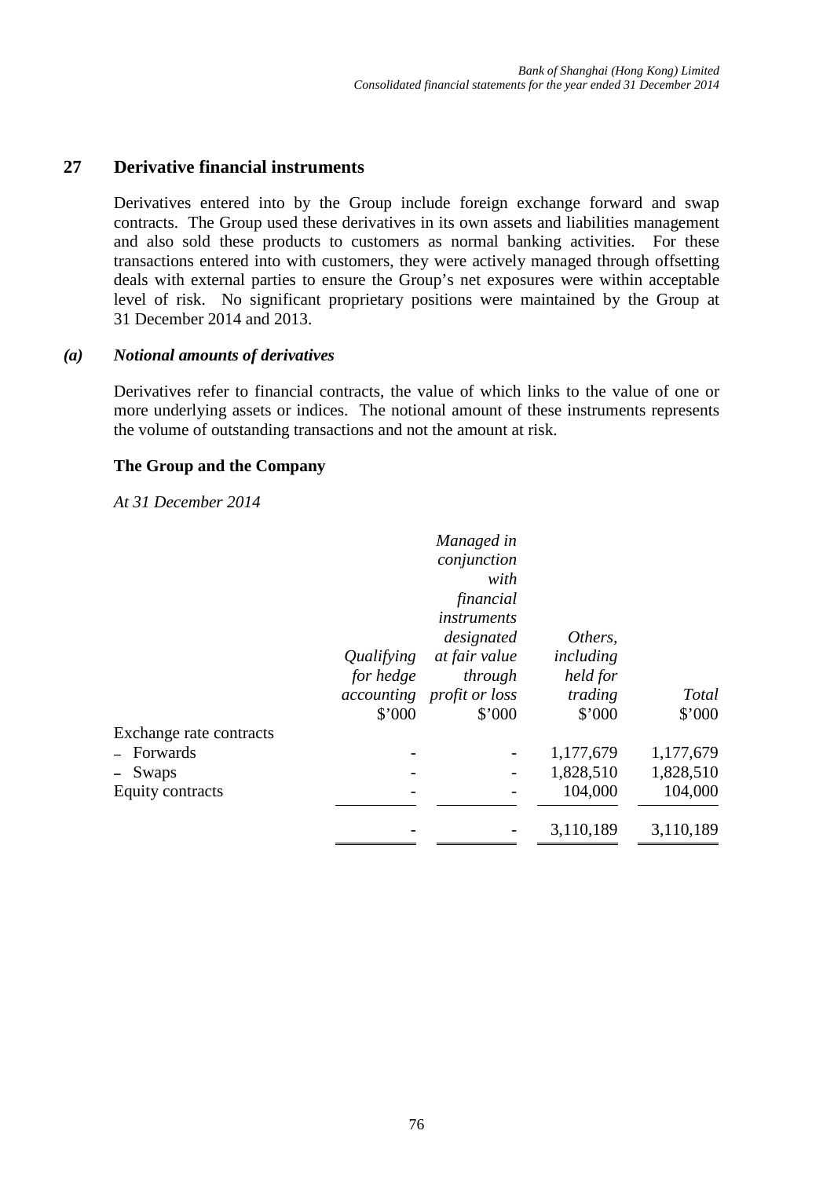## 27 Derivative financial instruments

Derivatives entered into by the Group include foreign exchange forward and swap contracts. The Group used these derivatives in its own assets and liabilities management and also sold these products to customers as normal banking activities. For these transactions entered into with customers, they were actively managed through offsetting deals with external parties to ensure the Group's net exposures were within acceptable level of risk. No significant proprietary positions were maintained by the Group at 31 December 2014 and 2013.

### *(a) Notional amounts of derivatives*

Derivatives refer to financial contracts, the value of which links to the value of one or more underlying assets or indices. The notional amount of these instruments represents the volume of outstanding transactions and not the amount at risk.

**The Group and the Company**

*At 31 December 2014*

| | *Qualifying for hedge accounting* | *Managed in conjunction with financial instruments designated at fair value through profit or loss* | *Others, including held for trading* | *Total* |
|---|---|---|---|---|
| | $'000 | $'000 | $'000 | $'000 |
| Exchange rate contracts | | | | |
| – Forwards | - | - | 1,177,679 | 1,177,679 |
| – Swaps | - | - | 1,828,510 | 1,828,510 |
| Equity contracts | - | - | 104,000 | 104,000 |
| | - | - | 3,110,189 | 3,110,189 |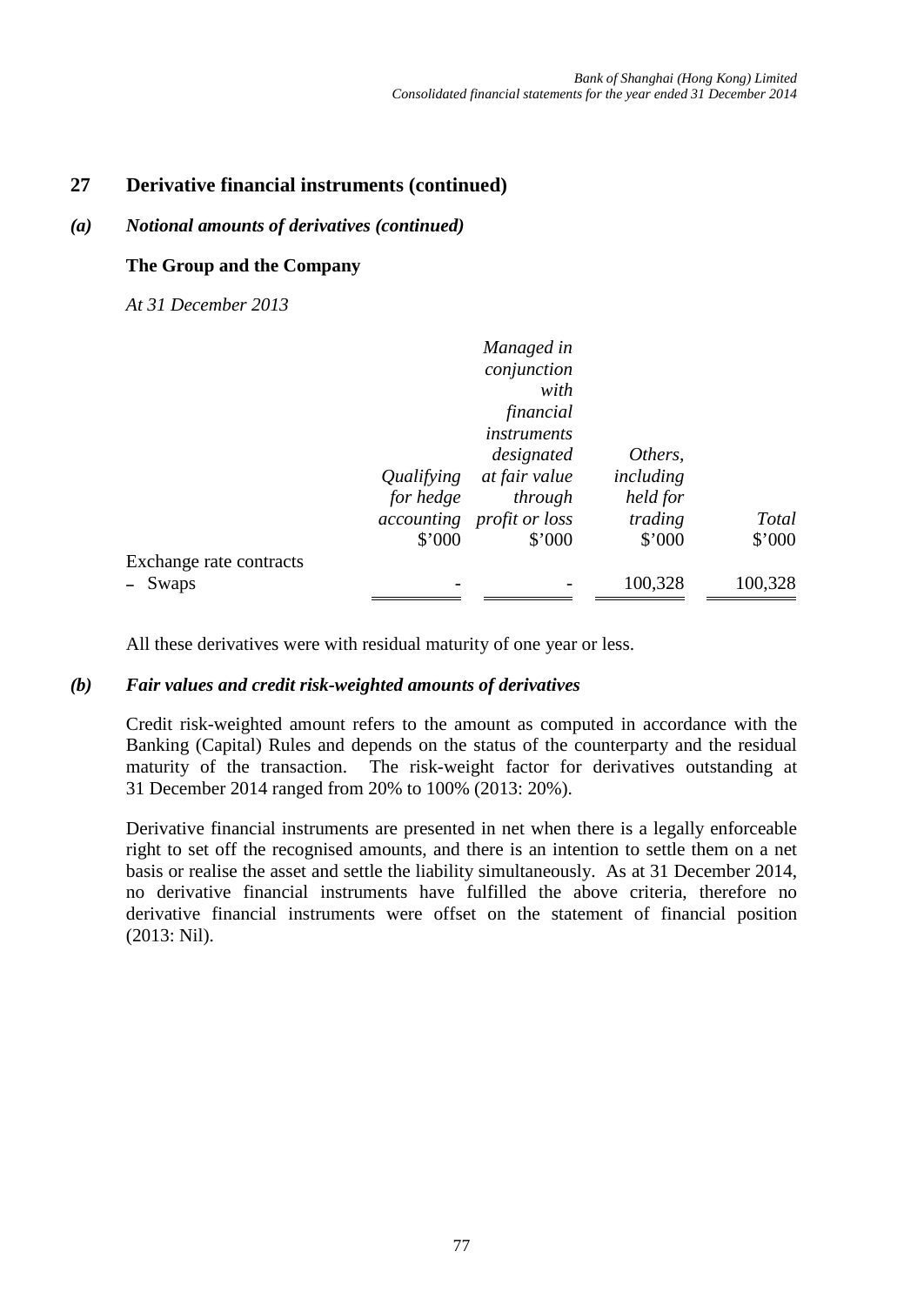## 27 Derivative financial instruments (continued)

### *(a) Notional amounts of derivatives (continued)*

**The Group and the Company**

*At 31 December 2013*

| | *Qualifying for hedge accounting* | *Managed in conjunction with financial instruments designated at fair value through profit or loss* | *Others, including held for trading* | *Total* |
|---|---|---|---|---|
| | \$'000 | \$'000 | \$'000 | \$'000 |
| Exchange rate contracts | | | | |
| – Swaps | - | - | 100,328 | 100,328 |

All these derivatives were with residual maturity of one year or less.

### *(b) Fair values and credit risk-weighted amounts of derivatives*

Credit risk-weighted amount refers to the amount as computed in accordance with the Banking (Capital) Rules and depends on the status of the counterparty and the residual maturity of the transaction. The risk-weight factor for derivatives outstanding at 31 December 2014 ranged from 20% to 100% (2013: 20%).

Derivative financial instruments are presented in net when there is a legally enforceable right to set off the recognised amounts, and there is an intention to settle them on a net basis or realise the asset and settle the liability simultaneously. As at 31 December 2014, no derivative financial instruments have fulfilled the above criteria, therefore no derivative financial instruments were offset on the statement of financial position (2013: Nil).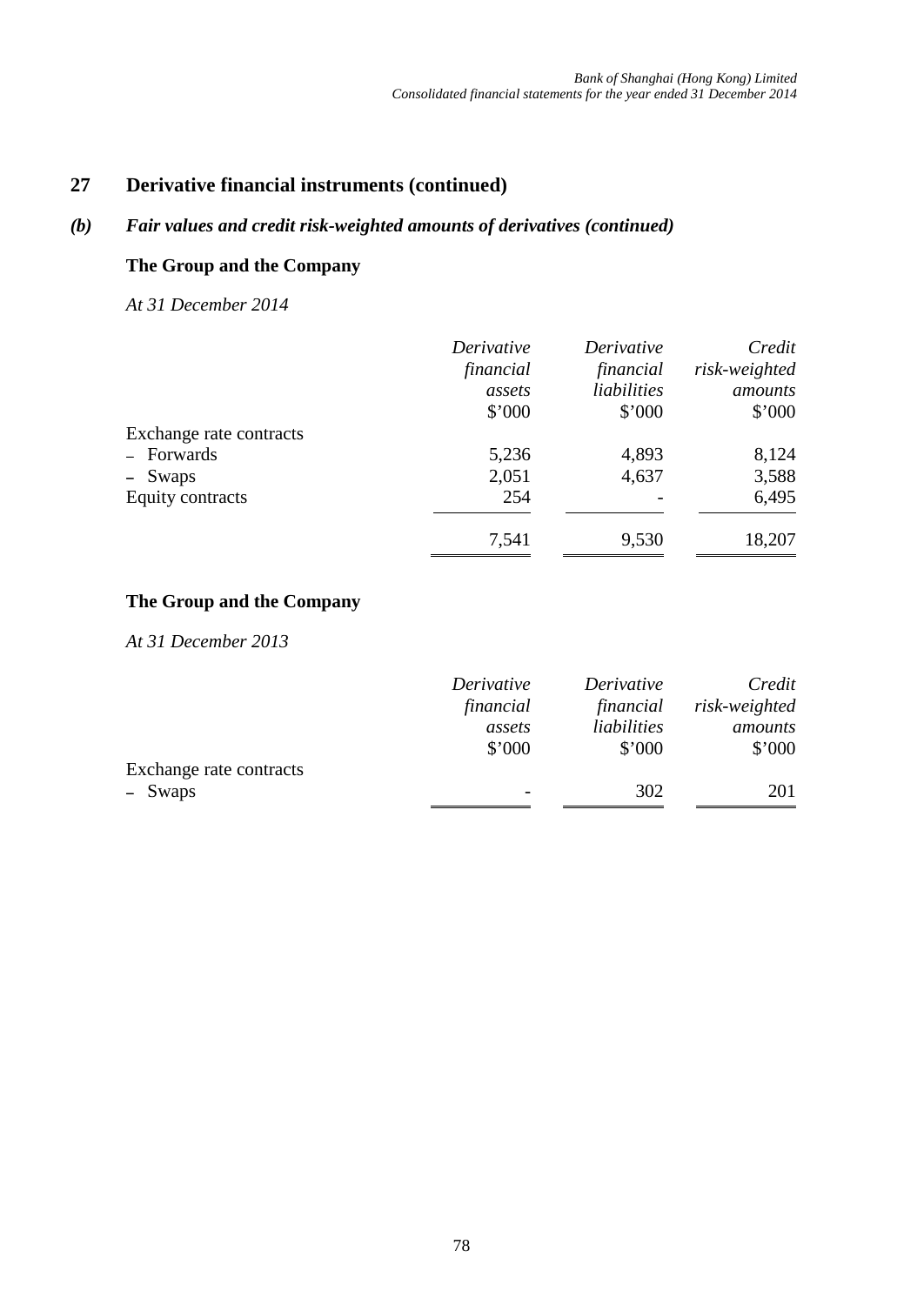## 27 Derivative financial instruments (continued)

### *(b) Fair values and credit risk-weighted amounts of derivatives (continued)*

**The Group and the Company**

*At 31 December 2014*

| | *Derivative financial assets* | *Derivative financial liabilities* | *Credit risk-weighted amounts* |
|---|---|---|---|
| | $'000 | $'000 | $'000 |
| Exchange rate contracts | | | |
| – Forwards | 5,236 | 4,893 | 8,124 |
| – Swaps | 2,051 | 4,637 | 3,588 |
| Equity contracts | 254 | - | 6,495 |
| | 7,541 | 9,530 | 18,207 |

**The Group and the Company**

*At 31 December 2013*

| | *Derivative financial assets* | *Derivative financial liabilities* | *Credit risk-weighted amounts* |
|---|---|---|---|
| | $'000 | $'000 | $'000 |
| Exchange rate contracts | | | |
| – Swaps | - | 302 | 201 |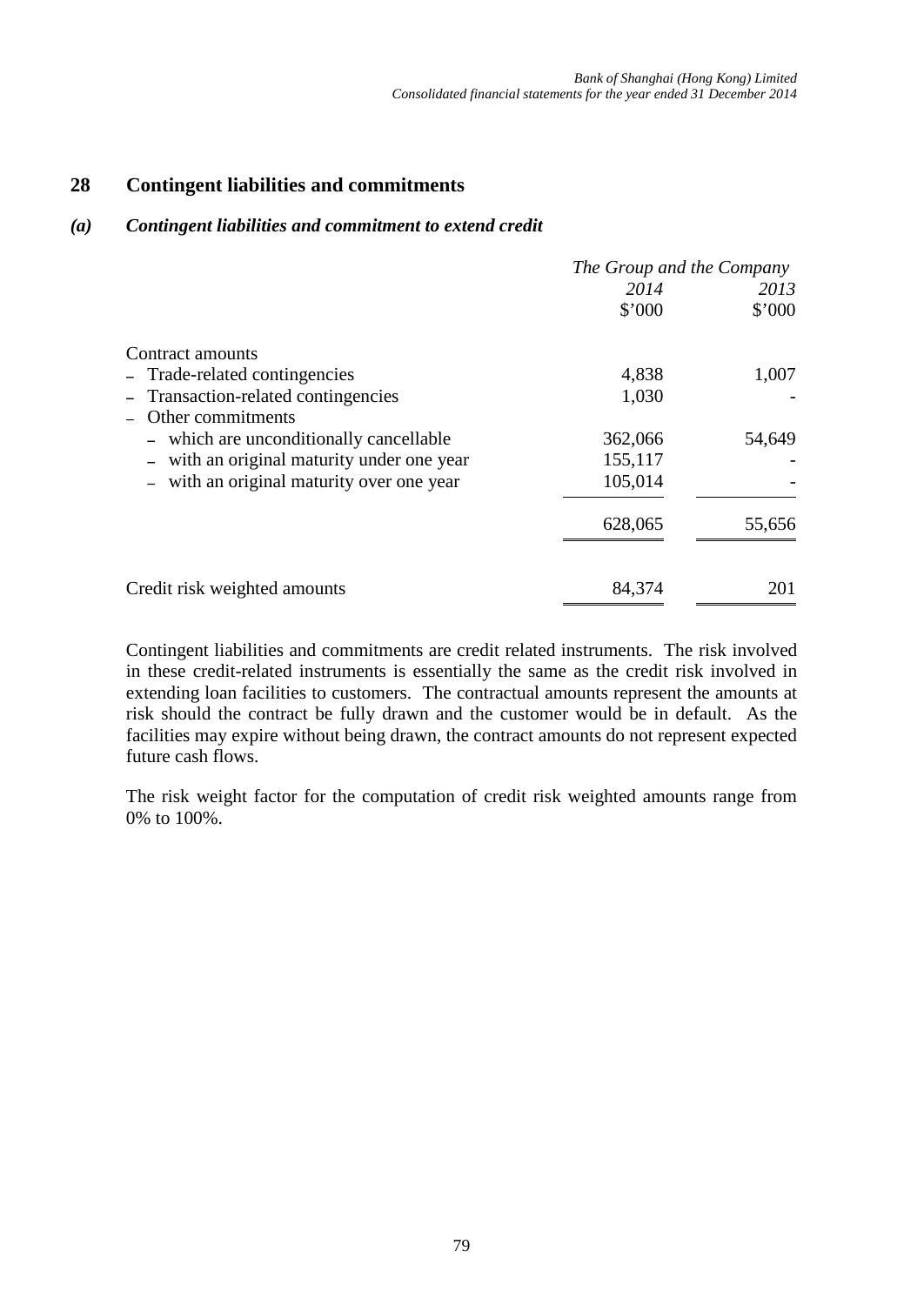## 28 Contingent liabilities and commitments

### *(a) Contingent liabilities and commitment to extend credit*

| | *The Group and the Company* | |
|---|---|---|
| | *2014* | *2013* |
| | $'000 | $'000 |
| Contract amounts | | |
| – Trade-related contingencies | 4,838 | 1,007 |
| – Transaction-related contingencies | 1,030 | - |
| – Other commitments | | |
| – which are unconditionally cancellable | 362,066 | 54,649 |
| – with an original maturity under one year | 155,117 | - |
| – with an original maturity over one year | 105,014 | - |
| | 628,065 | 55,656 |
| Credit risk weighted amounts | 84,374 | 201 |

Contingent liabilities and commitments are credit related instruments. The risk involved in these credit-related instruments is essentially the same as the credit risk involved in extending loan facilities to customers. The contractual amounts represent the amounts at risk should the contract be fully drawn and the customer would be in default. As the facilities may expire without being drawn, the contract amounts do not represent expected future cash flows.

The risk weight factor for the computation of credit risk weighted amounts range from 0% to 100%.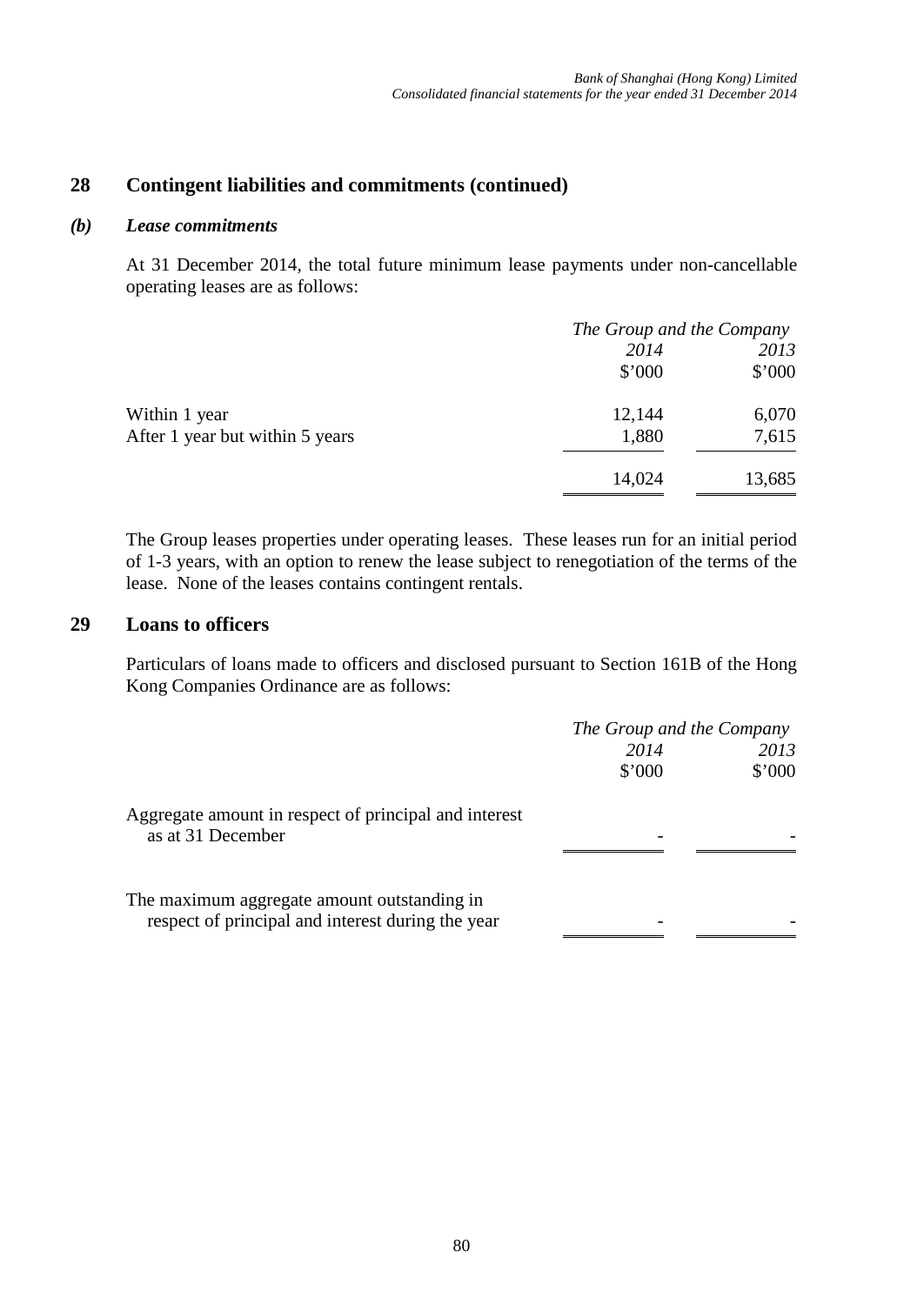## 28 Contingent liabilities and commitments (continued)

### *(b) Lease commitments*

At 31 December 2014, the total future minimum lease payments under non-cancellable operating leases are as follows:

| | *The Group and the Company* | |
|---|---|---|
| | *2014* | *2013* |
| | $'000 | $'000 |
| Within 1 year | 12,144 | 6,070 |
| After 1 year but within 5 years | 1,880 | 7,615 |
| | 14,024 | 13,685 |

The Group leases properties under operating leases. These leases run for an initial period of 1-3 years, with an option to renew the lease subject to renegotiation of the terms of the lease. None of the leases contains contingent rentals.

## 29 Loans to officers

Particulars of loans made to officers and disclosed pursuant to Section 161B of the Hong Kong Companies Ordinance are as follows:

| | *The Group and the Company* | |
|---|---|---|
| | *2014* | *2013* |
| | $'000 | $'000 |
| Aggregate amount in respect of principal and interest as at 31 December | - | - |
| The maximum aggregate amount outstanding in respect of principal and interest during the year | - | - |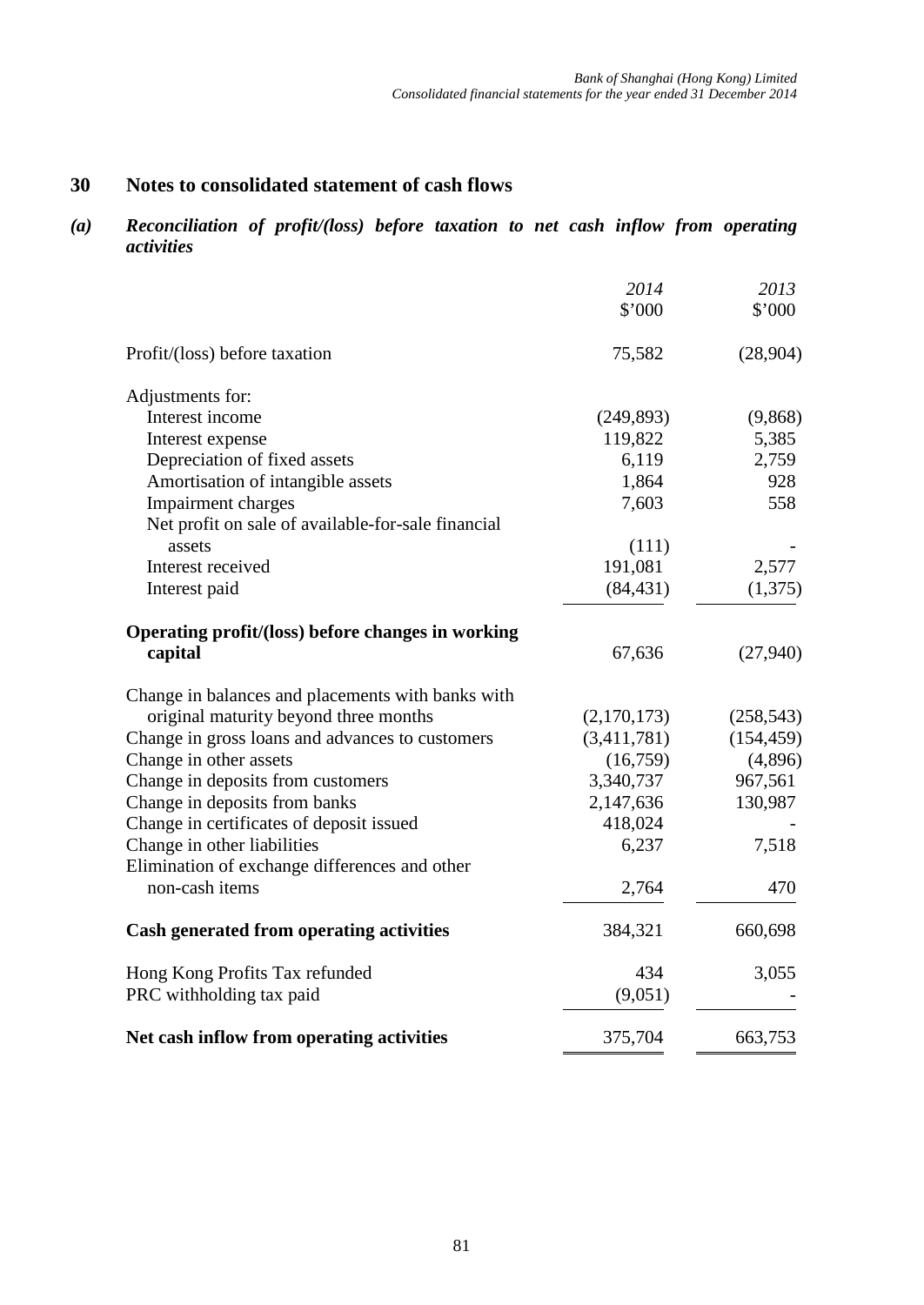## 30 Notes to consolidated statement of cash flows

### *(a) Reconciliation of profit/(loss) before taxation to net cash inflow from operating activities*

| | *2014* | *2013* |
|---|---|---|
| | $'000 | $'000 |
| Profit/(loss) before taxation | 75,582 | (28,904) |
| Adjustments for: | | |
| Interest income | (249,893) | (9,868) |
| Interest expense | 119,822 | 5,385 |
| Depreciation of fixed assets | 6,119 | 2,759 |
| Amortisation of intangible assets | 1,864 | 928 |
| Impairment charges | 7,603 | 558 |
| Net profit on sale of available-for-sale financial assets | (111) | - |
| Interest received | 191,081 | 2,577 |
| Interest paid | (84,431) | (1,375) |
| **Operating profit/(loss) before changes in working capital** | 67,636 | (27,940) |
| Change in balances and placements with banks with original maturity beyond three months | (2,170,173) | (258,543) |
| Change in gross loans and advances to customers | (3,411,781) | (154,459) |
| Change in other assets | (16,759) | (4,896) |
| Change in deposits from customers | 3,340,737 | 967,561 |
| Change in deposits from banks | 2,147,636 | 130,987 |
| Change in certificates of deposit issued | 418,024 | - |
| Change in other liabilities | 6,237 | 7,518 |
| Elimination of exchange differences and other non-cash items | 2,764 | 470 |
| **Cash generated from operating activities** | 384,321 | 660,698 |
| Hong Kong Profits Tax refunded | 434 | 3,055 |
| PRC withholding tax paid | (9,051) | - |
| **Net cash inflow from operating activities** | 375,704 | 663,753 |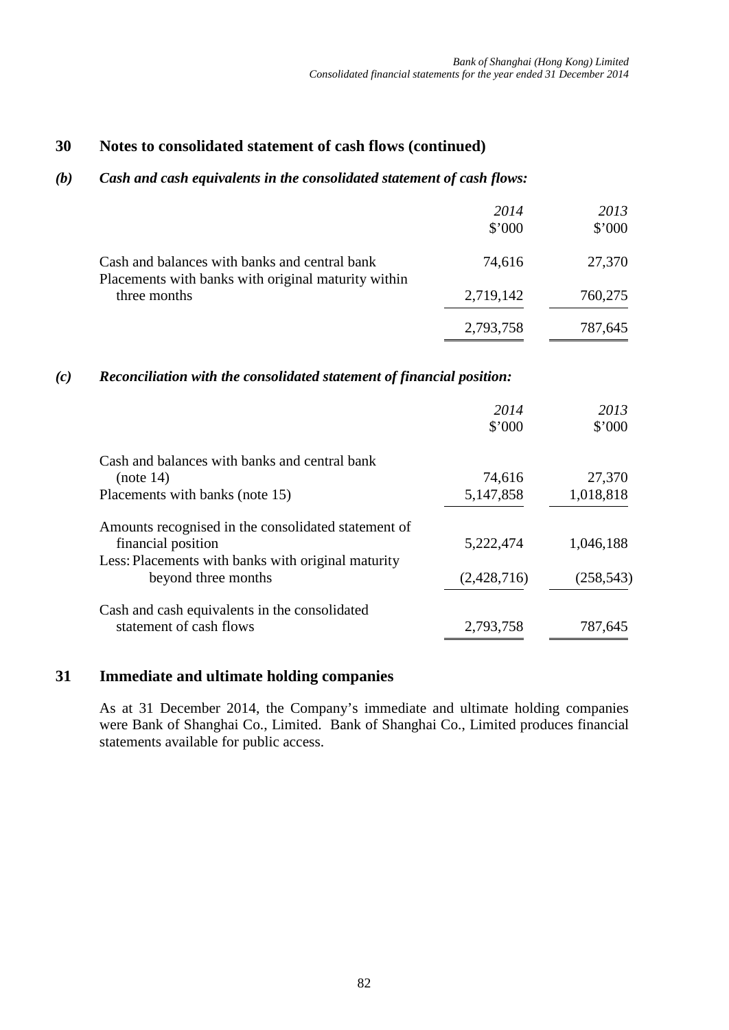## 30 Notes to consolidated statement of cash flows (continued)

### *(b) Cash and cash equivalents in the consolidated statement of cash flows:*

| | *2014* $'000 | *2013* $'000 |
|---|---|---|
| Cash and balances with banks and central bank | 74,616 | 27,370 |
| Placements with banks with original maturity within three months | 2,719,142 | 760,275 |
| | 2,793,758 | 787,645 |

### *(c) Reconciliation with the consolidated statement of financial position:*

| | *2014* $'000 | *2013* $'000 |
|---|---|---|
| Cash and balances with banks and central bank (note 14) | 74,616 | 27,370 |
| Placements with banks (note 15) | 5,147,858 | 1,018,818 |
| Amounts recognised in the consolidated statement of financial position | 5,222,474 | 1,046,188 |
| Less: Placements with banks with original maturity beyond three months | (2,428,716) | (258,543) |
| Cash and cash equivalents in the consolidated statement of cash flows | 2,793,758 | 787,645 |

## 31 Immediate and ultimate holding companies

As at 31 December 2014, the Company's immediate and ultimate holding companies were Bank of Shanghai Co., Limited. Bank of Shanghai Co., Limited produces financial statements available for public access.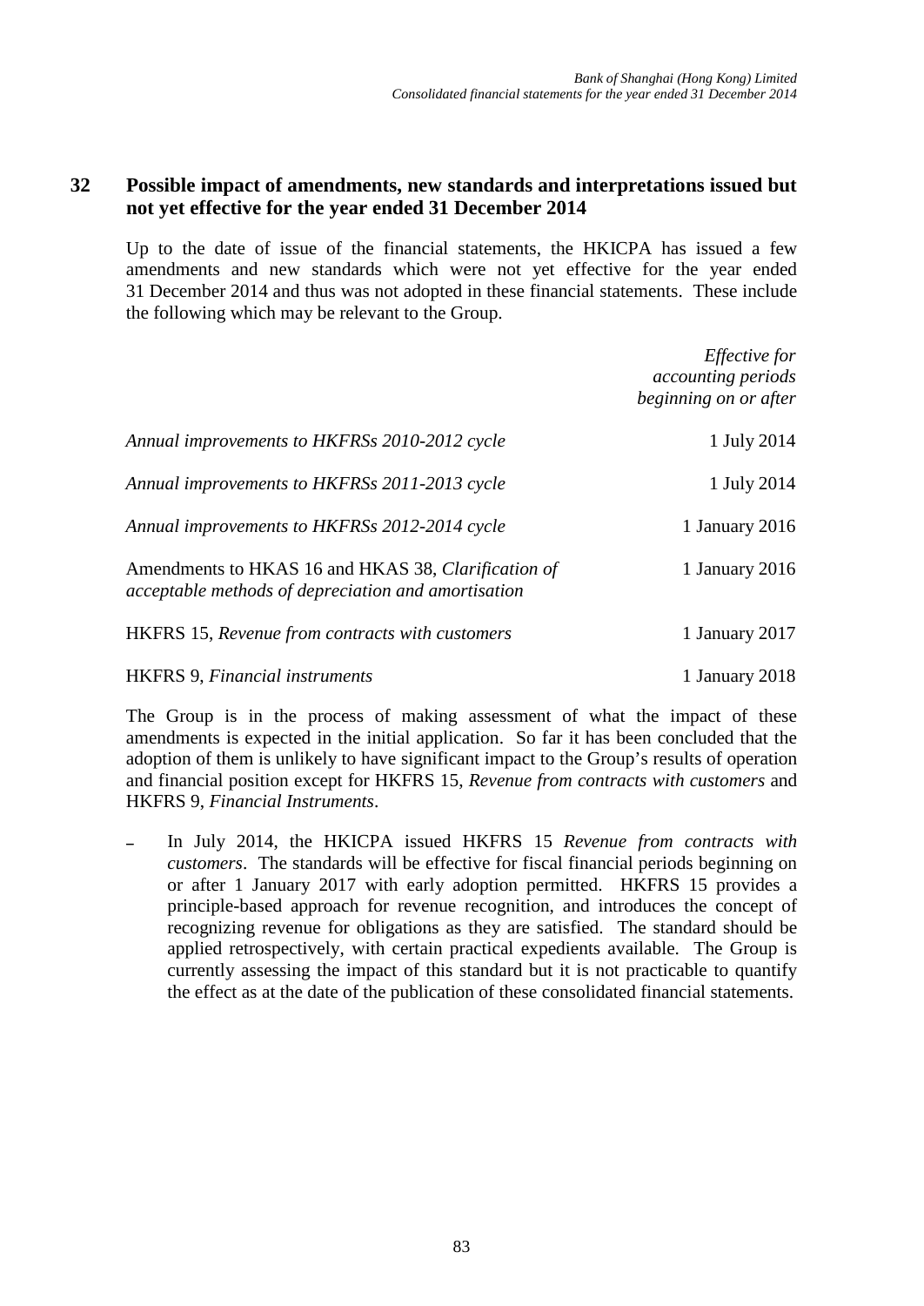## 32 Possible impact of amendments, new standards and interpretations issued but not yet effective for the year ended 31 December 2014

Up to the date of issue of the financial statements, the HKICPA has issued a few amendments and new standards which were not yet effective for the year ended 31 December 2014 and thus was not adopted in these financial statements. These include the following which may be relevant to the Group.

| | *Effective for accounting periods beginning on or after* |
|---|---|
| *Annual improvements to HKFRSs 2010-2012 cycle* | 1 July 2014 |
| *Annual improvements to HKFRSs 2011-2013 cycle* | 1 July 2014 |
| *Annual improvements to HKFRSs 2012-2014 cycle* | 1 January 2016 |
| Amendments to HKAS 16 and HKAS 38, *Clarification of acceptable methods of depreciation and amortisation* | 1 January 2016 |
| HKFRS 15, *Revenue from contracts with customers* | 1 January 2017 |
| HKFRS 9, *Financial instruments* | 1 January 2018 |

The Group is in the process of making assessment of what the impact of these amendments is expected in the initial application. So far it has been concluded that the adoption of them is unlikely to have significant impact to the Group's results of operation and financial position except for HKFRS 15, *Revenue from contracts with customers* and HKFRS 9, *Financial Instruments*.

- In July 2014, the HKICPA issued HKFRS 15 *Revenue from contracts with customers*. The standards will be effective for fiscal financial periods beginning on or after 1 January 2017 with early adoption permitted. HKFRS 15 provides a principle-based approach for revenue recognition, and introduces the concept of recognizing revenue for obligations as they are satisfied. The standard should be applied retrospectively, with certain practical expedients available. The Group is currently assessing the impact of this standard but it is not practicable to quantify the effect as at the date of the publication of these consolidated financial statements.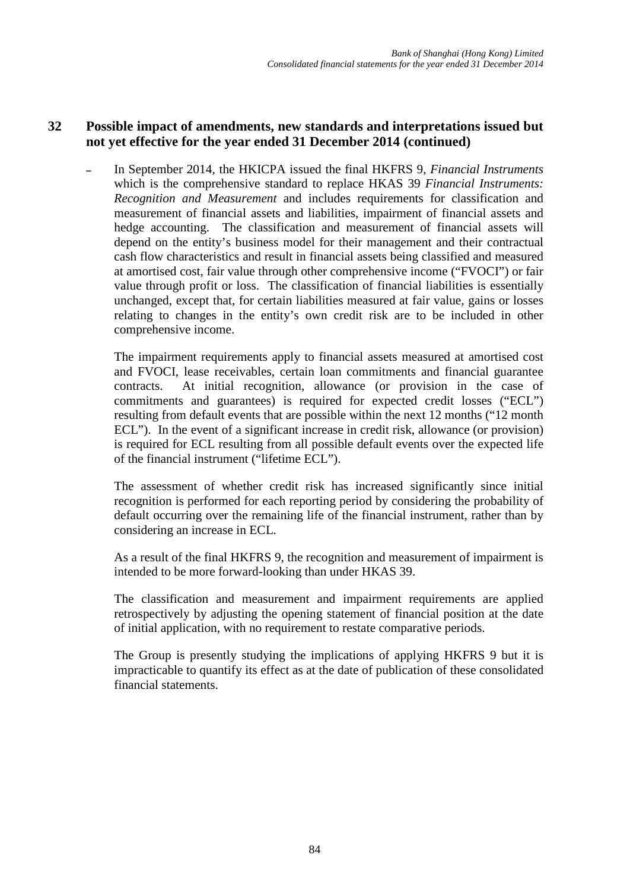## 32 Possible impact of amendments, new standards and interpretations issued but not yet effective for the year ended 31 December 2014 (continued)

- In September 2014, the HKICPA issued the final HKFRS 9, *Financial Instruments* which is the comprehensive standard to replace HKAS 39 *Financial Instruments: Recognition and Measurement* and includes requirements for classification and measurement of financial assets and liabilities, impairment of financial assets and hedge accounting. The classification and measurement of financial assets will depend on the entity's business model for their management and their contractual cash flow characteristics and result in financial assets being classified and measured at amortised cost, fair value through other comprehensive income ("FVOCI") or fair value through profit or loss. The classification of financial liabilities is essentially unchanged, except that, for certain liabilities measured at fair value, gains or losses relating to changes in the entity's own credit risk are to be included in other comprehensive income.

  The impairment requirements apply to financial assets measured at amortised cost and FVOCI, lease receivables, certain loan commitments and financial guarantee contracts. At initial recognition, allowance (or provision in the case of commitments and guarantees) is required for expected credit losses ("ECL") resulting from default events that are possible within the next 12 months ("12 month ECL"). In the event of a significant increase in credit risk, allowance (or provision) is required for ECL resulting from all possible default events over the expected life of the financial instrument ("lifetime ECL").

  The assessment of whether credit risk has increased significantly since initial recognition is performed for each reporting period by considering the probability of default occurring over the remaining life of the financial instrument, rather than by considering an increase in ECL.

  As a result of the final HKFRS 9, the recognition and measurement of impairment is intended to be more forward-looking than under HKAS 39.

  The classification and measurement and impairment requirements are applied retrospectively by adjusting the opening statement of financial position at the date of initial application, with no requirement to restate comparative periods.

  The Group is presently studying the implications of applying HKFRS 9 but it is impracticable to quantify its effect as at the date of publication of these consolidated financial statements.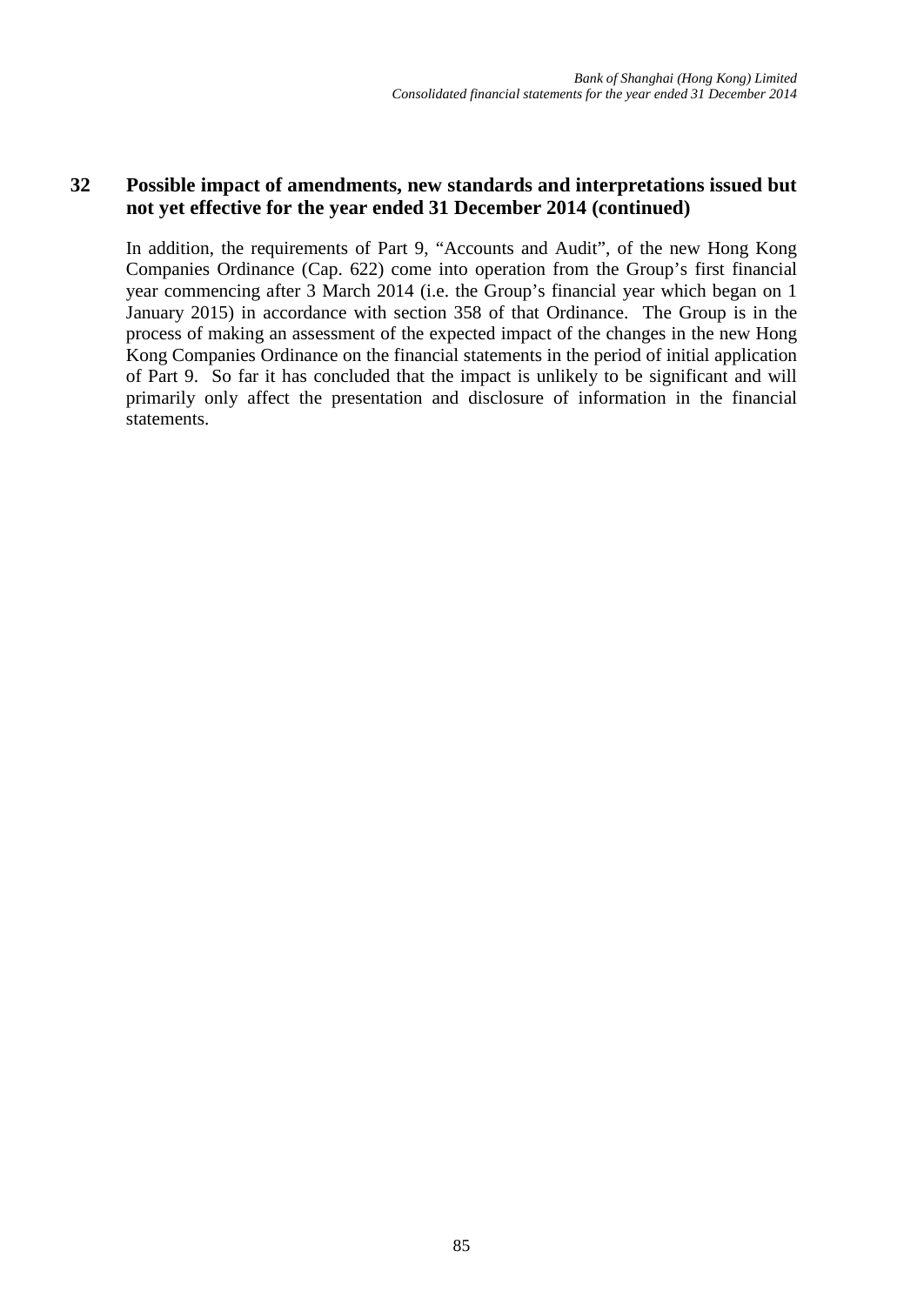## 32 Possible impact of amendments, new standards and interpretations issued but not yet effective for the year ended 31 December 2014 (continued)

In addition, the requirements of Part 9, "Accounts and Audit", of the new Hong Kong Companies Ordinance (Cap. 622) come into operation from the Group's first financial year commencing after 3 March 2014 (i.e. the Group's financial year which began on 1 January 2015) in accordance with section 358 of that Ordinance. The Group is in the process of making an assessment of the expected impact of the changes in the new Hong Kong Companies Ordinance on the financial statements in the period of initial application of Part 9. So far it has concluded that the impact is unlikely to be significant and will primarily only affect the presentation and disclosure of information in the financial statements.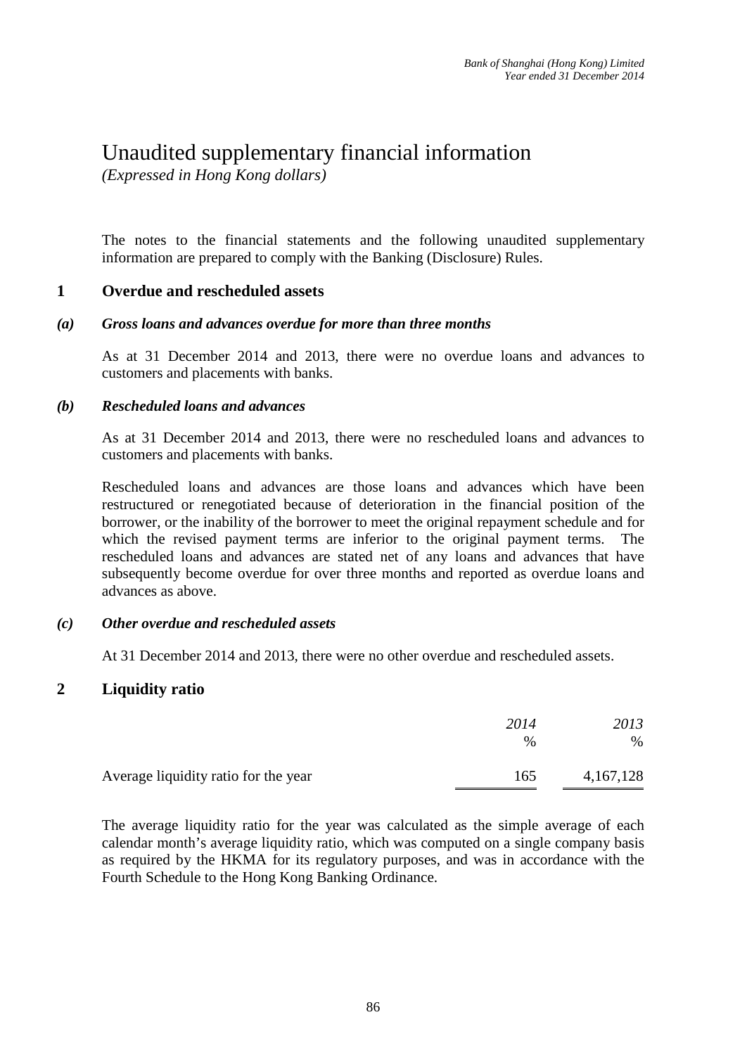# Unaudited supplementary financial information

*(Expressed in Hong Kong dollars)*

The notes to the financial statements and the following unaudited supplementary information are prepared to comply with the Banking (Disclosure) Rules.

## 1 Overdue and rescheduled assets

### *(a) Gross loans and advances overdue for more than three months*

As at 31 December 2014 and 2013, there were no overdue loans and advances to customers and placements with banks.

### *(b) Rescheduled loans and advances*

As at 31 December 2014 and 2013, there were no rescheduled loans and advances to customers and placements with banks.

Rescheduled loans and advances are those loans and advances which have been restructured or renegotiated because of deterioration in the financial position of the borrower, or the inability of the borrower to meet the original repayment schedule and for which the revised payment terms are inferior to the original payment terms. The rescheduled loans and advances are stated net of any loans and advances that have subsequently become overdue for over three months and reported as overdue loans and advances as above.

### *(c) Other overdue and rescheduled assets*

At 31 December 2014 and 2013, there were no other overdue and rescheduled assets.

## 2 Liquidity ratio

| | *2014* | *2013* |
|---|---|---|
| | % | % |
| Average liquidity ratio for the year | 165 | 4,167,128 |

The average liquidity ratio for the year was calculated as the simple average of each calendar month's average liquidity ratio, which was computed on a single company basis as required by the HKMA for its regulatory purposes, and was in accordance with the Fourth Schedule to the Hong Kong Banking Ordinance.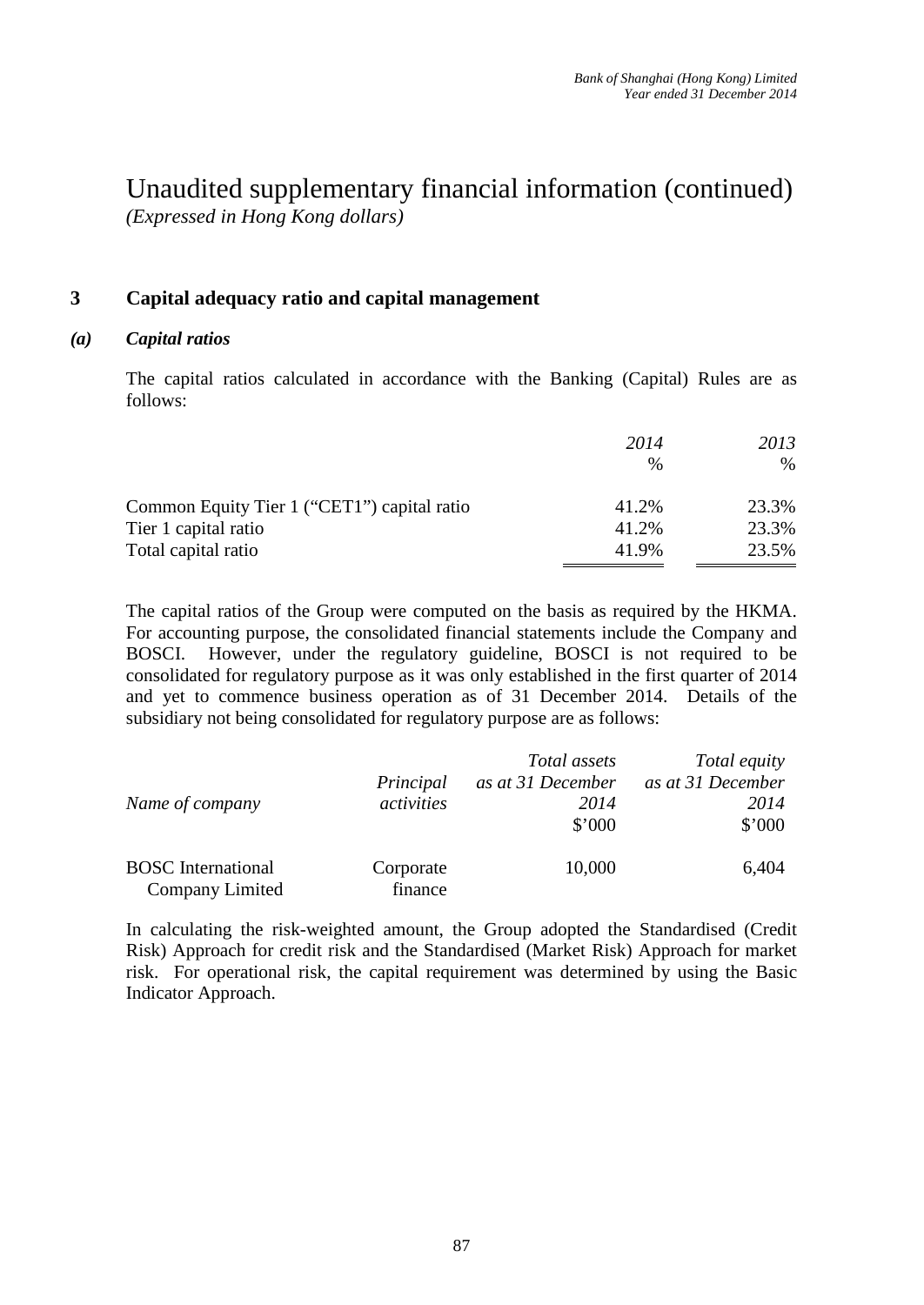# Unaudited supplementary financial information (continued)

*(Expressed in Hong Kong dollars)*

## 3 Capital adequacy ratio and capital management

### *(a) Capital ratios*

The capital ratios calculated in accordance with the Banking (Capital) Rules are as follows:

| | *2014* | *2013* |
|---|---|---|
| | % | % |
| Common Equity Tier 1 ("CET1") capital ratio | 41.2% | 23.3% |
| Tier 1 capital ratio | 41.2% | 23.3% |
| Total capital ratio | 41.9% | 23.5% |

The capital ratios of the Group were computed on the basis as required by the HKMA. For accounting purpose, the consolidated financial statements include the Company and BOSCI. However, under the regulatory guideline, BOSCI is not required to be consolidated for regulatory purpose as it was only established in the first quarter of 2014 and yet to commence business operation as of 31 December 2014. Details of the subsidiary not being consolidated for regulatory purpose are as follows:

| *Name of company* | *Principal activities* | *Total assets as at 31 December 2014* | *Total equity as at 31 December 2014* |
|---|---|---|---|
| | | $'000 | $'000 |
| BOSC International Company Limited | Corporate finance | 10,000 | 6,404 |

In calculating the risk-weighted amount, the Group adopted the Standardised (Credit Risk) Approach for credit risk and the Standardised (Market Risk) Approach for market risk. For operational risk, the capital requirement was determined by using the Basic Indicator Approach.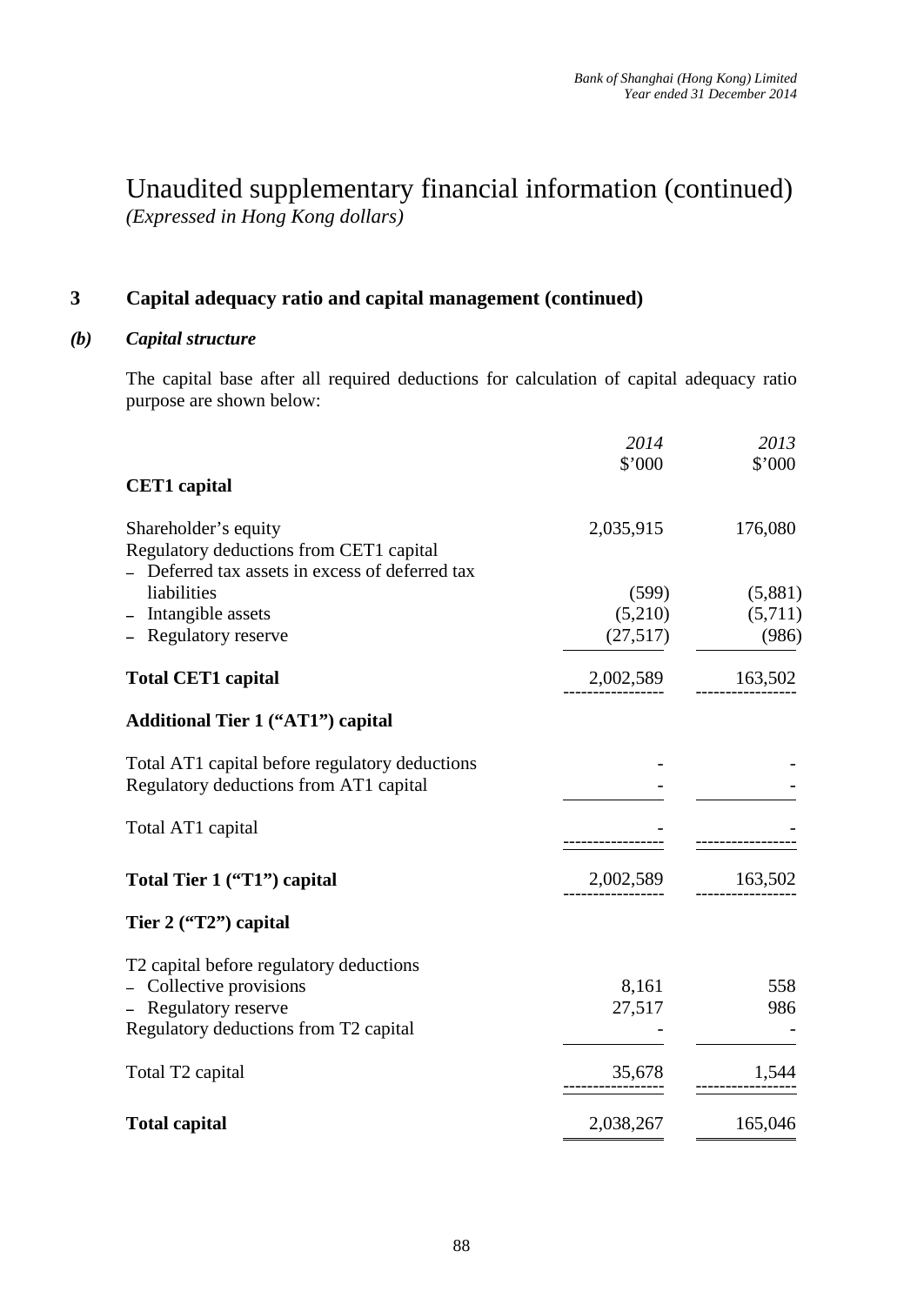# Unaudited supplementary financial information (continued)

*(Expressed in Hong Kong dollars)*

## 3 Capital adequacy ratio and capital management (continued)

### *(b) Capital structure*

The capital base after all required deductions for calculation of capital adequacy ratio purpose are shown below:

| | *2014* \$'000 | *2013* \$'000 |
|---|---|---|
| **CET1 capital** | | |
| Shareholder's equity | 2,035,915 | 176,080 |
| Regulatory deductions from CET1 capital | | |
| – Deferred tax assets in excess of deferred tax liabilities | (599) | (5,881) |
| – Intangible assets | (5,210) | (5,711) |
| – Regulatory reserve | (27,517) | (986) |
| **Total CET1 capital** | 2,002,589 | 163,502 |
| **Additional Tier 1 ("AT1") capital** | | |
| Total AT1 capital before regulatory deductions | - | - |
| Regulatory deductions from AT1 capital | - | - |
| Total AT1 capital | - | - |
| **Total Tier 1 ("T1") capital** | 2,002,589 | 163,502 |
| **Tier 2 ("T2") capital** | | |
| T2 capital before regulatory deductions | | |
| – Collective provisions | 8,161 | 558 |
| – Regulatory reserve | 27,517 | 986 |
| Regulatory deductions from T2 capital | - | - |
| Total T2 capital | 35,678 | 1,544 |
| **Total capital** | 2,038,267 | 165,046 |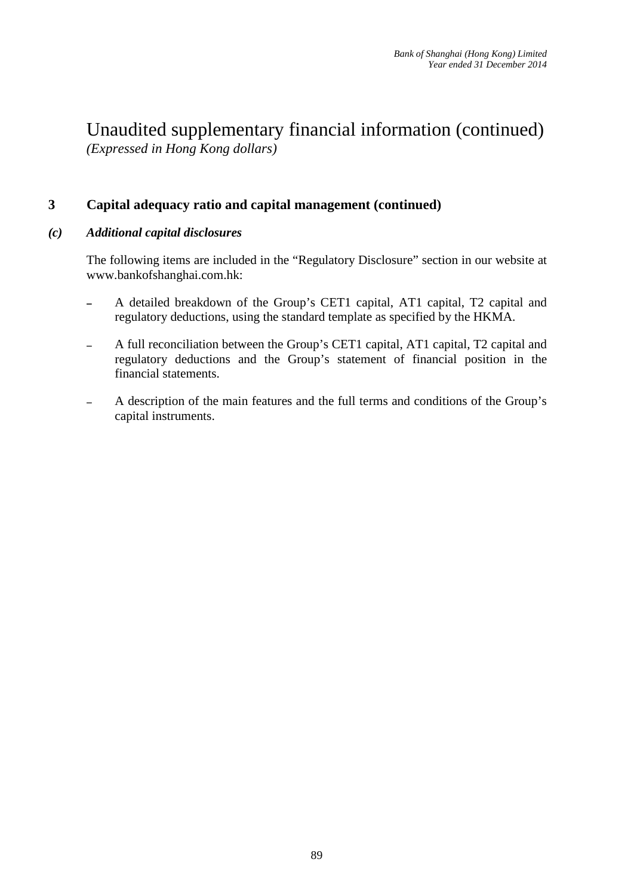# Unaudited supplementary financial information (continued)

*(Expressed in Hong Kong dollars)*

## 3 Capital adequacy ratio and capital management (continued)

### *(c) Additional capital disclosures*

The following items are included in the "Regulatory Disclosure" section in our website at www.bankofshanghai.com.hk:

- A detailed breakdown of the Group's CET1 capital, AT1 capital, T2 capital and regulatory deductions, using the standard template as specified by the HKMA.
- A full reconciliation between the Group's CET1 capital, AT1 capital, T2 capital and regulatory deductions and the Group's statement of financial position in the financial statements.
- A description of the main features and the full terms and conditions of the Group's capital instruments.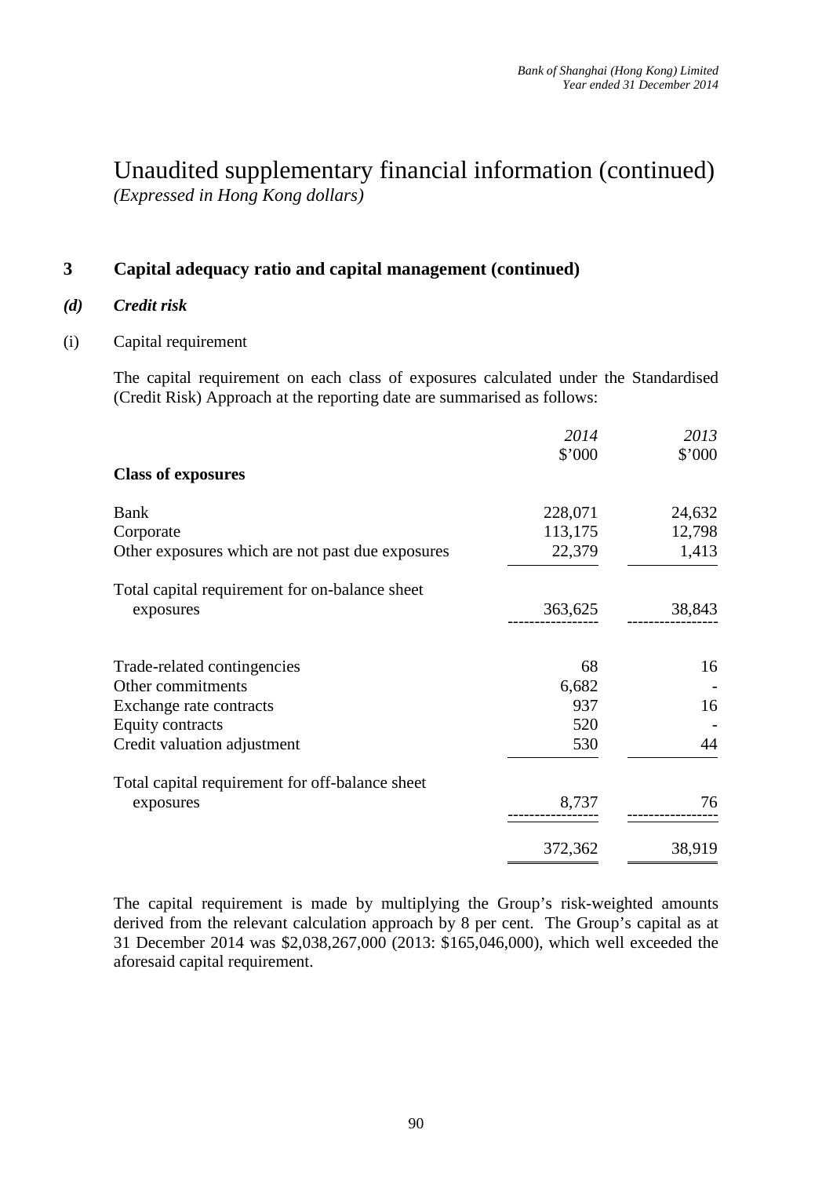# Unaudited supplementary financial information (continued)

*(Expressed in Hong Kong dollars)*

## 3 Capital adequacy ratio and capital management (continued)

### *(d) Credit risk*

(i) Capital requirement

The capital requirement on each class of exposures calculated under the Standardised (Credit Risk) Approach at the reporting date are summarised as follows:

| | *2014* | *2013* |
|---|---|---|
| | $'000 | $'000 |
| **Class of exposures** | | |
| Bank | 228,071 | 24,632 |
| Corporate | 113,175 | 12,798 |
| Other exposures which are not past due exposures | 22,379 | 1,413 |
| Total capital requirement for on-balance sheet exposures | 363,625 | 38,843 |
| Trade-related contingencies | 68 | 16 |
| Other commitments | 6,682 | - |
| Exchange rate contracts | 937 | 16 |
| Equity contracts | 520 | - |
| Credit valuation adjustment | 530 | 44 |
| Total capital requirement for off-balance sheet exposures | 8,737 | 76 |
| | 372,362 | 38,919 |

The capital requirement is made by multiplying the Group's risk-weighted amounts derived from the relevant calculation approach by 8 per cent. The Group's capital as at 31 December 2014 was $2,038,267,000 (2013: $165,046,000), which well exceeded the aforesaid capital requirement.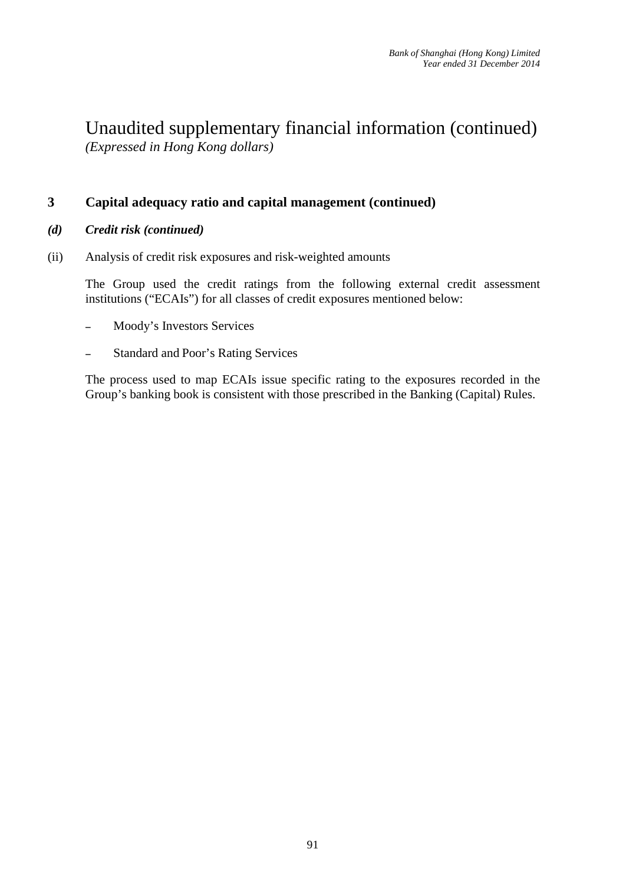# Unaudited supplementary financial information (continued)

*(Expressed in Hong Kong dollars)*

## 3 Capital adequacy ratio and capital management (continued)

### *(d) Credit risk (continued)*

(ii) Analysis of credit risk exposures and risk-weighted amounts

The Group used the credit ratings from the following external credit assessment institutions ("ECAIs") for all classes of credit exposures mentioned below:

- Moody's Investors Services
- Standard and Poor's Rating Services

The process used to map ECAIs issue specific rating to the exposures recorded in the Group's banking book is consistent with those prescribed in the Banking (Capital) Rules.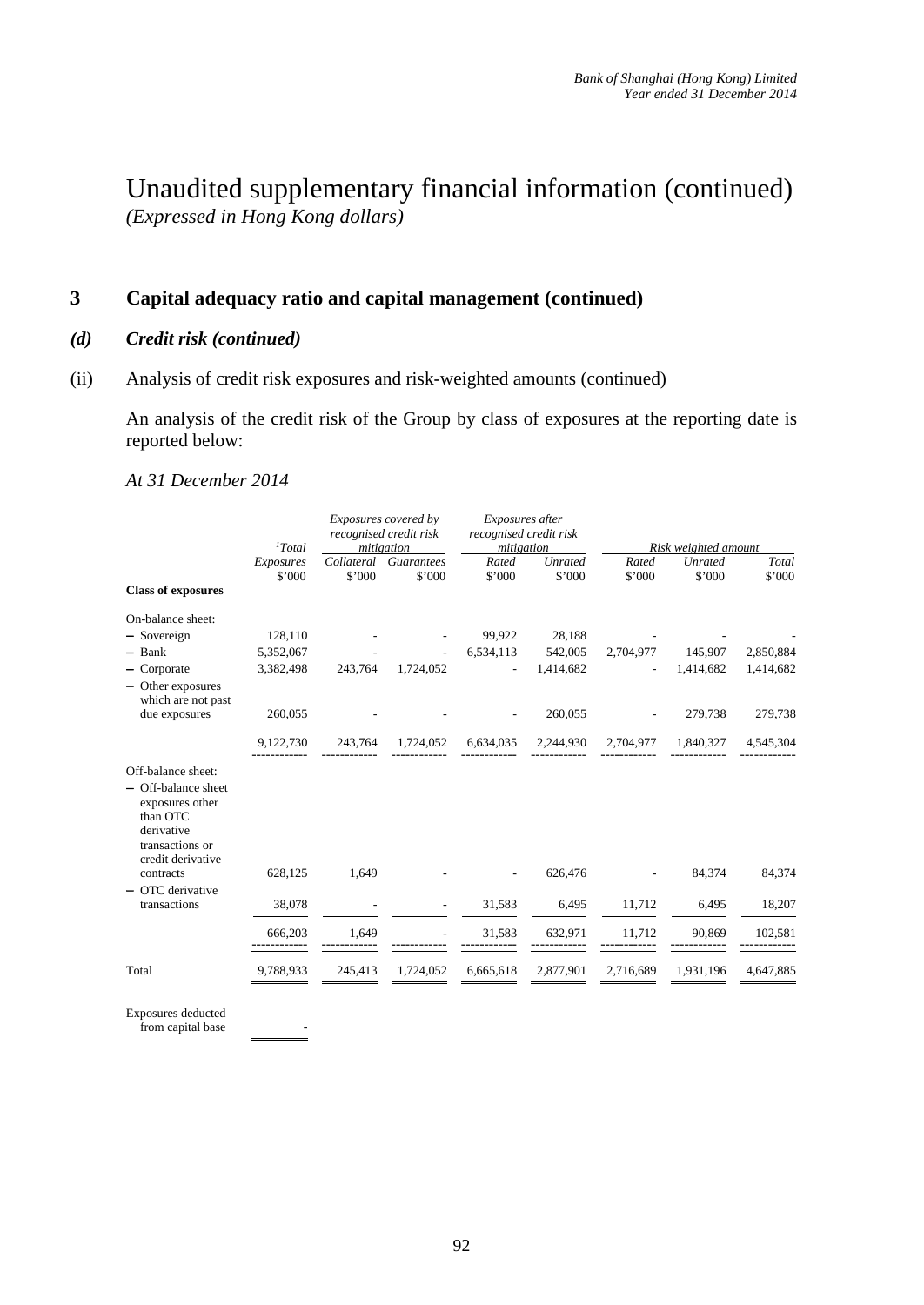# Unaudited supplementary financial information (continued)

*(Expressed in Hong Kong dollars)*

## 3 Capital adequacy ratio and capital management (continued)

### *(d) Credit risk (continued)*

(ii) Analysis of credit risk exposures and risk-weighted amounts (continued)

An analysis of the credit risk of the Group by class of exposures at the reporting date is reported below:

*At 31 December 2014*

| | [1]Total Exposures | Exposures covered by recognised credit risk mitigation | | Exposures after recognised credit risk mitigation | | Risk weighted amount | | |
|---|---|---|---|---|---|---|---|---|
| | | Collateral | Guarantees | Rated | Unrated | Rated | Unrated | Total |
| | $'000 | $'000 | $'000 | $'000 | $'000 | $'000 | $'000 | $'000 |
| **Class of exposures** | | | | | | | | |
| On-balance sheet: | | | | | | | | |
| – Sovereign | 128,110 | - | - | 99,922 | 28,188 | - | - | - |
| – Bank | 5,352,067 | - | - | 6,534,113 | 542,005 | 2,704,977 | 145,907 | 2,850,884 |
| – Corporate | 3,382,498 | 243,764 | 1,724,052 | - | 1,414,682 | - | 1,414,682 | 1,414,682 |
| – Other exposures which are not past due exposures | 260,055 | - | - | - | 260,055 | - | 279,738 | 279,738 |
| | 9,122,730 | 243,764 | 1,724,052 | 6,634,035 | 2,244,930 | 2,704,977 | 1,840,327 | 4,545,304 |
| Off-balance sheet: | | | | | | | | |
| – Off-balance sheet exposures other than OTC derivative transactions or credit derivative contracts | 628,125 | 1,649 | - | - | 626,476 | - | 84,374 | 84,374 |
| – OTC derivative transactions | 38,078 | - | - | 31,583 | 6,495 | 11,712 | 6,495 | 18,207 |
| | 666,203 | 1,649 | - | 31,583 | 632,971 | 11,712 | 90,869 | 102,581 |
| Total | 9,788,933 | 245,413 | 1,724,052 | 6,665,618 | 2,877,901 | 2,716,689 | 1,931,196 | 4,647,885 |
| Exposures deducted from capital base | - | | | | | | | |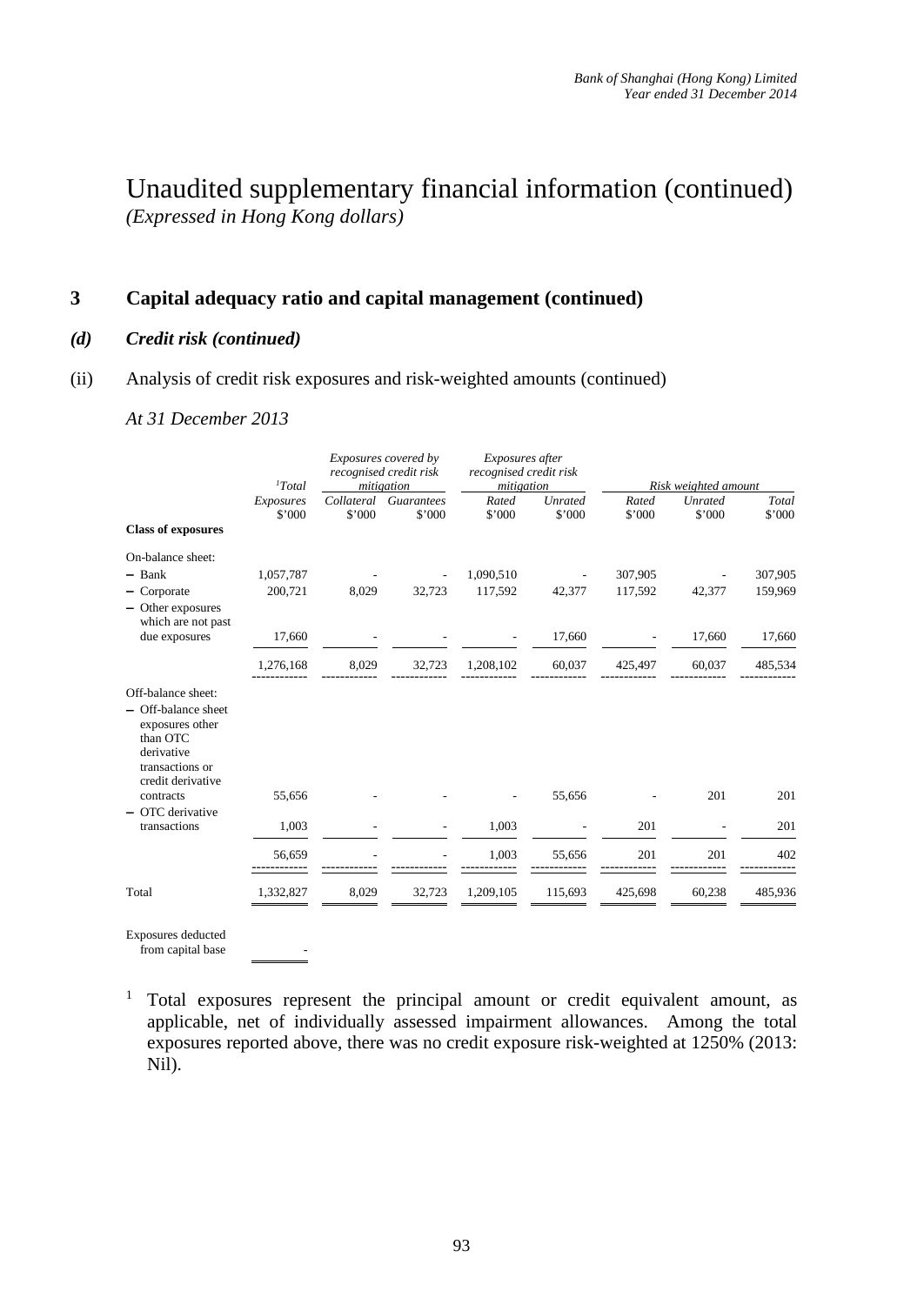# Unaudited supplementary financial information (continued)

*(Expressed in Hong Kong dollars)*

## 3 Capital adequacy ratio and capital management (continued)

### *(d) Credit risk (continued)*

(ii) Analysis of credit risk exposures and risk-weighted amounts (continued)

*At 31 December 2013*

| | [1]*Total* | *Exposures covered by recognised credit risk mitigation* | | *Exposures after recognised credit risk mitigation* | | *Risk weighted amount* | | |
|---|---|---|---|---|---|---|---|---|
| | *Exposures* $'000 | *Collateral* $'000 | *Guarantees* $'000 | *Rated* $'000 | *Unrated* $'000 | *Rated* $'000 | *Unrated* $'000 | *Total* $'000 |
| **Class of exposures** | | | | | | | | |
| On-balance sheet: | | | | | | | | |
| – Bank | 1,057,787 | - | - | 1,090,510 | - | 307,905 | - | 307,905 |
| – Corporate | 200,721 | 8,029 | 32,723 | 117,592 | 42,377 | 117,592 | 42,377 | 159,969 |
| – Other exposures which are not past due exposures | 17,660 | - | - | - | 17,660 | - | 17,660 | 17,660 |
| | 1,276,168 | 8,029 | 32,723 | 1,208,102 | 60,037 | 425,497 | 60,037 | 485,534 |
| Off-balance sheet: | | | | | | | | |
| – Off-balance sheet exposures other than OTC derivative transactions or credit derivative contracts | 55,656 | - | - | - | 55,656 | - | 201 | 201 |
| – OTC derivative transactions | 1,003 | - | - | 1,003 | - | 201 | - | 201 |
| | 56,659 | - | - | 1,003 | 55,656 | 201 | 201 | 402 |
| Total | 1,332,827 | 8,029 | 32,723 | 1,209,105 | 115,693 | 425,698 | 60,238 | 485,936 |
| Exposures deducted from capital base | - | | | | | | | |

[1] Total exposures represent the principal amount or credit equivalent amount, as applicable, net of individually assessed impairment allowances. Among the total exposures reported above, there was no credit exposure risk-weighted at 1250% (2013: Nil).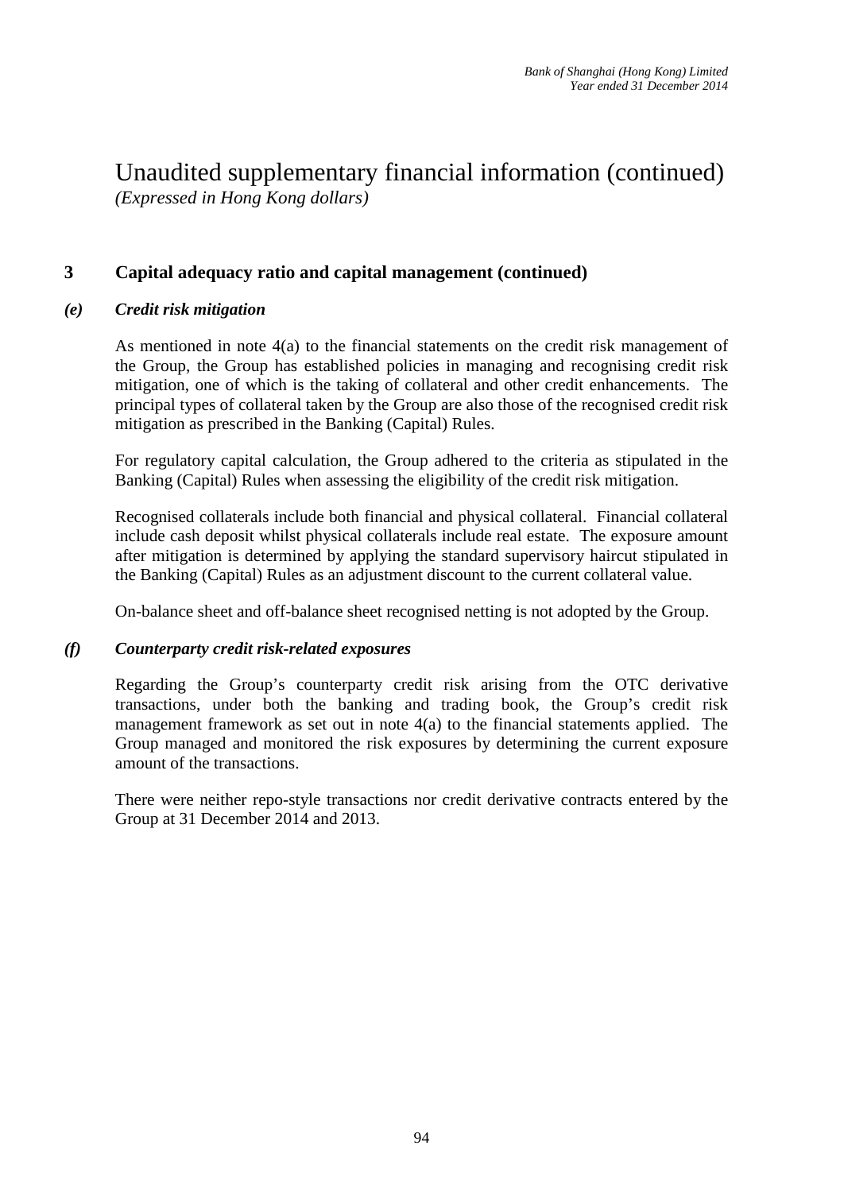# Unaudited supplementary financial information (continued)

*(Expressed in Hong Kong dollars)*

## 3 Capital adequacy ratio and capital management (continued)

### *(e) Credit risk mitigation*

As mentioned in note 4(a) to the financial statements on the credit risk management of the Group, the Group has established policies in managing and recognising credit risk mitigation, one of which is the taking of collateral and other credit enhancements. The principal types of collateral taken by the Group are also those of the recognised credit risk mitigation as prescribed in the Banking (Capital) Rules.

For regulatory capital calculation, the Group adhered to the criteria as stipulated in the Banking (Capital) Rules when assessing the eligibility of the credit risk mitigation.

Recognised collaterals include both financial and physical collateral. Financial collateral include cash deposit whilst physical collaterals include real estate. The exposure amount after mitigation is determined by applying the standard supervisory haircut stipulated in the Banking (Capital) Rules as an adjustment discount to the current collateral value.

On-balance sheet and off-balance sheet recognised netting is not adopted by the Group.

### *(f) Counterparty credit risk-related exposures*

Regarding the Group's counterparty credit risk arising from the OTC derivative transactions, under both the banking and trading book, the Group's credit risk management framework as set out in note 4(a) to the financial statements applied. The Group managed and monitored the risk exposures by determining the current exposure amount of the transactions.

There were neither repo-style transactions nor credit derivative contracts entered by the Group at 31 December 2014 and 2013.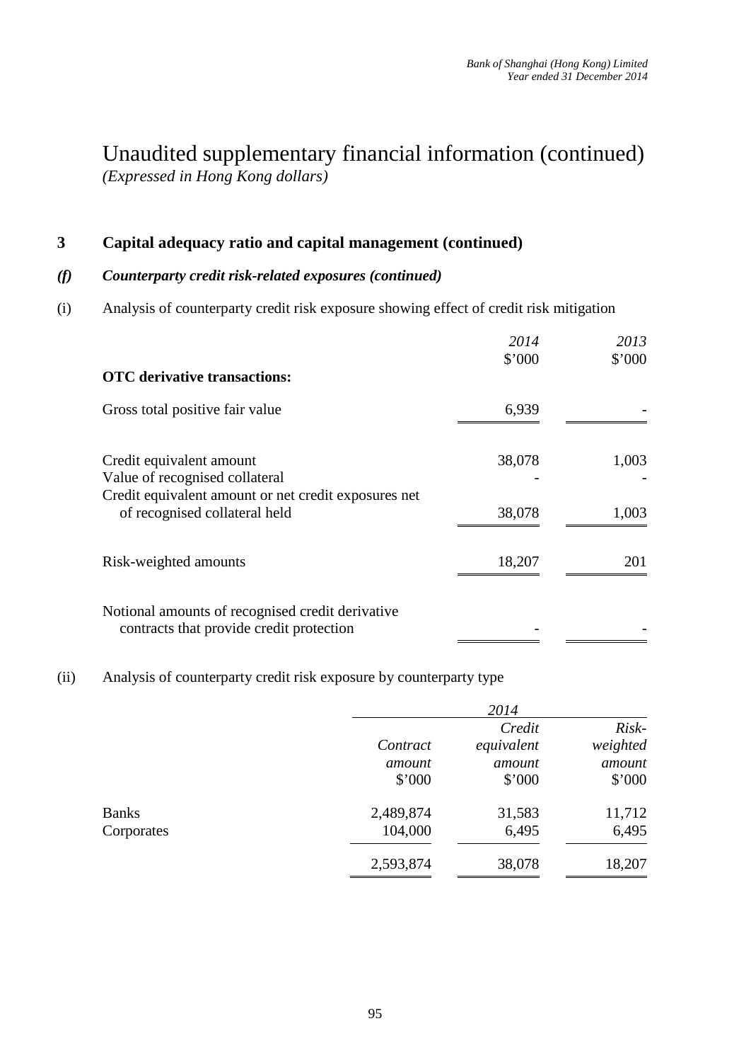# Unaudited supplementary financial information (continued)

*(Expressed in Hong Kong dollars)*

## 3 Capital adequacy ratio and capital management (continued)

### *(f) Counterparty credit risk-related exposures (continued)*

(i) Analysis of counterparty credit risk exposure showing effect of credit risk mitigation

| | *2014* | *2013* |
|---|---|---|
| | $'000 | $'000 |
| **OTC derivative transactions:** | | |
| Gross total positive fair value | 6,939 | - |
| Credit equivalent amount | 38,078 | 1,003 |
| Value of recognised collateral | - | - |
| Credit equivalent amount or net credit exposures net of recognised collateral held | 38,078 | 1,003 |
| Risk-weighted amounts | 18,207 | 201 |
| Notional amounts of recognised credit derivative contracts that provide credit protection | - | - |

(ii) Analysis of counterparty credit risk exposure by counterparty type

| | *2014* | | |
|---|---|---|---|
| | *Contract amount* | *Credit equivalent amount* | *Risk-weighted amount* |
| | $'000 | $'000 | $'000 |
| Banks | 2,489,874 | 31,583 | 11,712 |
| Corporates | 104,000 | 6,495 | 6,495 |
| | 2,593,874 | 38,078 | 18,207 |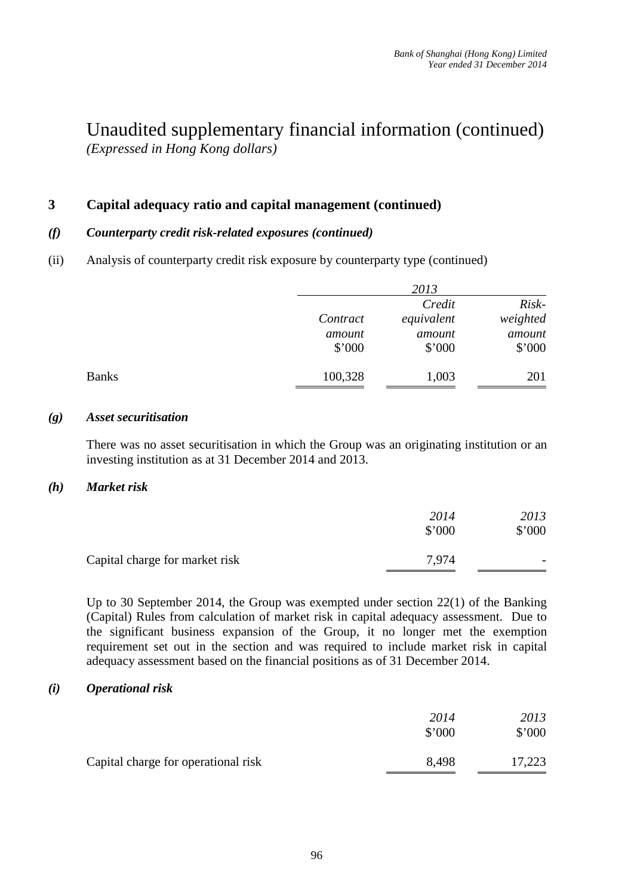# Unaudited supplementary financial information (continued)

*(Expressed in Hong Kong dollars)*

## 3 Capital adequacy ratio and capital management (continued)

### *(f) Counterparty credit risk-related exposures (continued)*

(ii) Analysis of counterparty credit risk exposure by counterparty type (continued)

| | *2013* | | |
|---|---|---|---|
| | *Contract amount* | *Credit equivalent amount* | *Risk-weighted amount* |
| | $'000 | $'000 | $'000 |
| Banks | 100,328 | 1,003 | 201 |

### *(g) Asset securitisation*

There was no asset securitisation in which the Group was an originating institution or an investing institution as at 31 December 2014 and 2013.

### *(h) Market risk*

| | *2014* | *2013* |
|---|---|---|
| | $'000 | $'000 |
| Capital charge for market risk | 7,974 | - |

Up to 30 September 2014, the Group was exempted under section 22(1) of the Banking (Capital) Rules from calculation of market risk in capital adequacy assessment. Due to the significant business expansion of the Group, it no longer met the exemption requirement set out in the section and was required to include market risk in capital adequacy assessment based on the financial positions as of 31 December 2014.

### *(i) Operational risk*

| | *2014* | *2013* |
|---|---|---|
| | $'000 | $'000 |
| Capital charge for operational risk | 8,498 | 17,223 |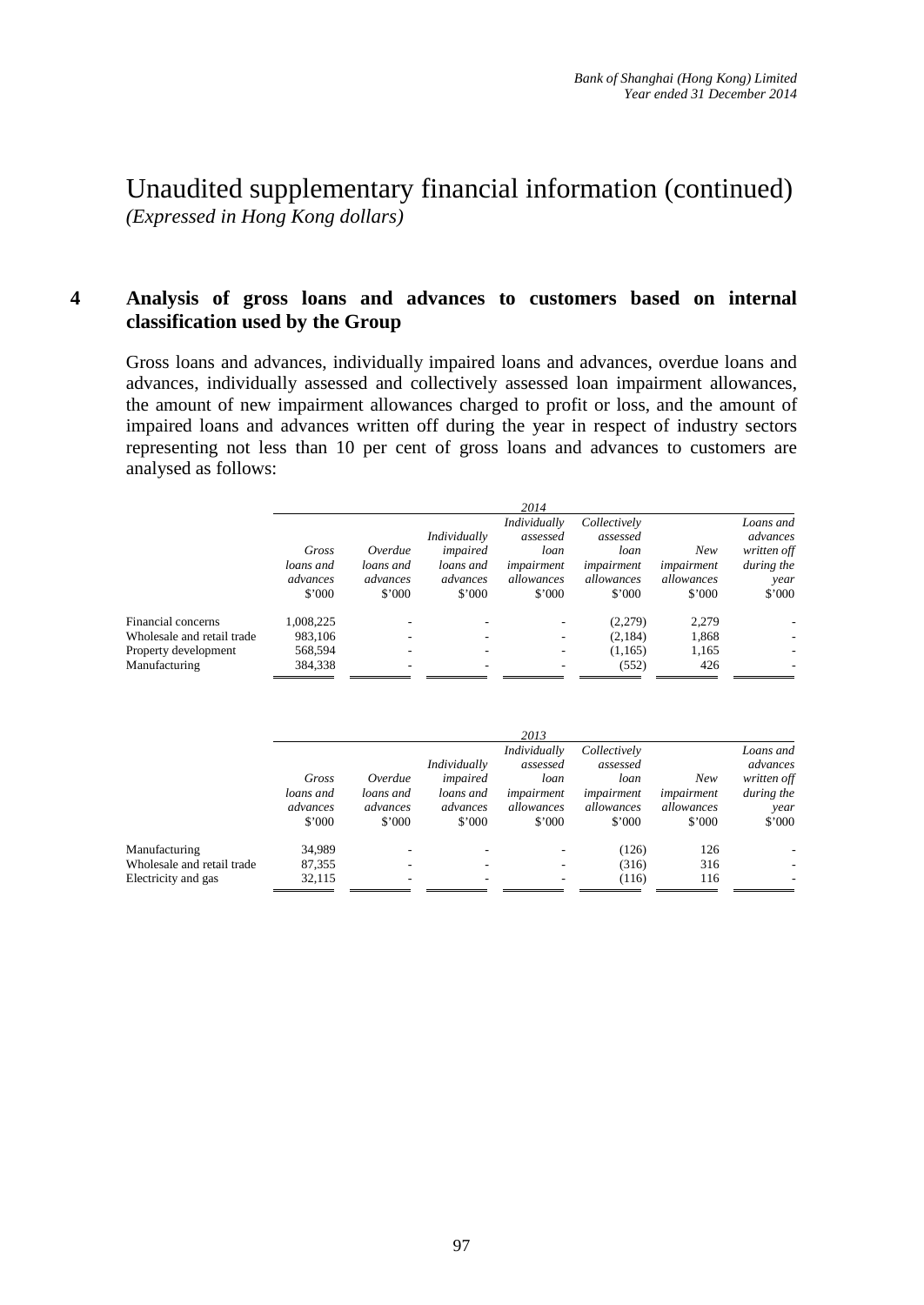# Unaudited supplementary financial information (continued)

*(Expressed in Hong Kong dollars)*

## 4 Analysis of gross loans and advances to customers based on internal classification used by the Group

Gross loans and advances, individually impaired loans and advances, overdue loans and advances, individually assessed and collectively assessed loan impairment allowances, the amount of new impairment allowances charged to profit or loss, and the amount of impaired loans and advances written off during the year in respect of industry sectors representing not less than 10 per cent of gross loans and advances to customers are analysed as follows:

| | *2014* | | | | | | |
|---|---|---|---|---|---|---|---|
| | *Gross loans and advances* | *Overdue loans and advances* | *Individually impaired loans and advances* | *Individually assessed loan impairment allowances* | *Collectively assessed loan impairment allowances* | *New impairment allowances* | *Loans and advances written off during the year* |
| | $'000 | $'000 | $'000 | $'000 | $'000 | $'000 | $'000 |
| Financial concerns | 1,008,225 | - | - | - | (2,279) | 2,279 | - |
| Wholesale and retail trade | 983,106 | - | - | - | (2,184) | 1,868 | - |
| Property development | 568,594 | - | - | - | (1,165) | 1,165 | - |
| Manufacturing | 384,338 | - | - | - | (552) | 426 | - |

| | *2013* | | | | | | |
|---|---|---|---|---|---|---|---|
| | *Gross loans and advances* | *Overdue loans and advances* | *Individually impaired loans and advances* | *Individually assessed loan impairment allowances* | *Collectively assessed loan impairment allowances* | *New impairment allowances* | *Loans and advances written off during the year* |
| | $'000 | $'000 | $'000 | $'000 | $'000 | $'000 | $'000 |
| Manufacturing | 34,989 | - | - | - | (126) | 126 | - |
| Wholesale and retail trade | 87,355 | - | - | - | (316) | 316 | - |
| Electricity and gas | 32,115 | - | - | - | (116) | 116 | - |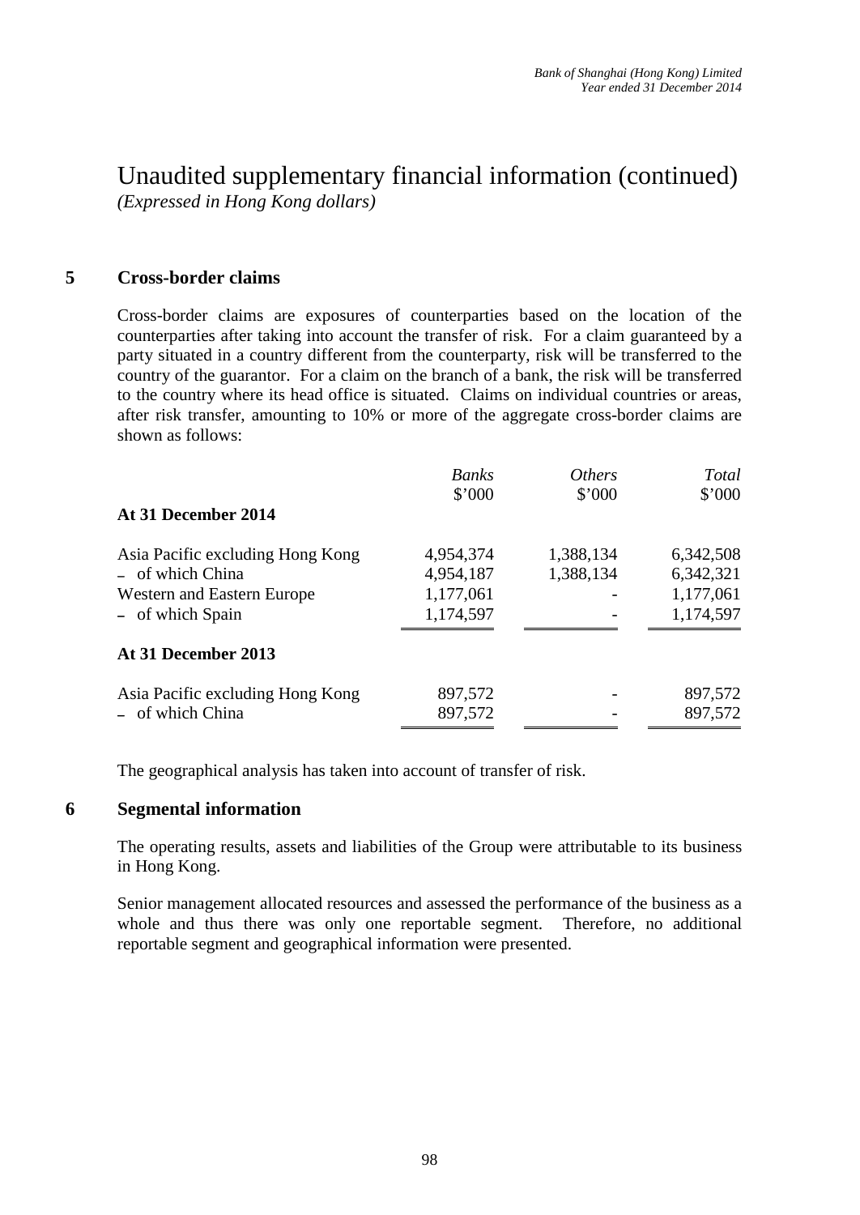# Unaudited supplementary financial information (continued)

*(Expressed in Hong Kong dollars)*

## 5 Cross-border claims

Cross-border claims are exposures of counterparties based on the location of the counterparties after taking into account the transfer of risk. For a claim guaranteed by a party situated in a country different from the counterparty, risk will be transferred to the country of the guarantor. For a claim on the branch of a bank, the risk will be transferred to the country where its head office is situated. Claims on individual countries or areas, after risk transfer, amounting to 10% or more of the aggregate cross-border claims are shown as follows:

| | *Banks* | *Others* | *Total* |
|---|---|---|---|
| | \$'000 | \$'000 | \$'000 |
| **At 31 December 2014** | | | |
| Asia Pacific excluding Hong Kong | 4,954,374 | 1,388,134 | 6,342,508 |
| – of which China | 4,954,187 | 1,388,134 | 6,342,321 |
| Western and Eastern Europe | 1,177,061 | - | 1,177,061 |
| – of which Spain | 1,174,597 | - | 1,174,597 |
| **At 31 December 2013** | | | |
| Asia Pacific excluding Hong Kong | 897,572 | - | 897,572 |
| – of which China | 897,572 | - | 897,572 |

The geographical analysis has taken into account of transfer of risk.

## 6 Segmental information

The operating results, assets and liabilities of the Group were attributable to its business in Hong Kong.

Senior management allocated resources and assessed the performance of the business as a whole and thus there was only one reportable segment. Therefore, no additional reportable segment and geographical information were presented.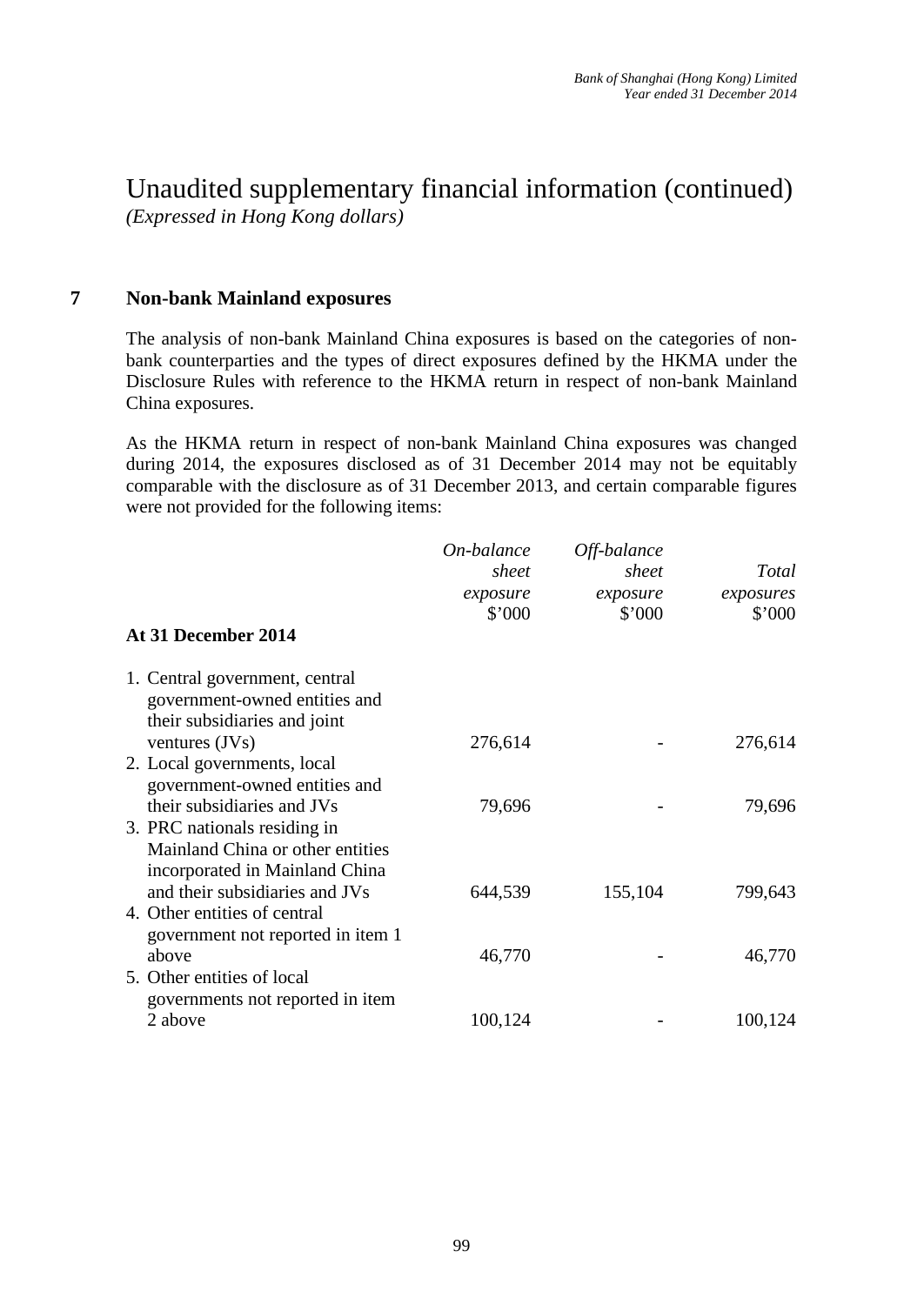# Unaudited supplementary financial information (continued)

*(Expressed in Hong Kong dollars)*

## 7 Non-bank Mainland exposures

The analysis of non-bank Mainland China exposures is based on the categories of non-bank counterparties and the types of direct exposures defined by the HKMA under the Disclosure Rules with reference to the HKMA return in respect of non-bank Mainland China exposures.

As the HKMA return in respect of non-bank Mainland China exposures was changed during 2014, the exposures disclosed as of 31 December 2014 may not be equitably comparable with the disclosure as of 31 December 2013, and certain comparable figures were not provided for the following items:

| **At 31 December 2014** | *On-balance sheet exposure* $'000 | *Off-balance sheet exposure* $'000 | *Total exposures* $'000 |
|---|---|---|---|
| 1. Central government, central government-owned entities and their subsidiaries and joint ventures (JVs) | 276,614 | - | 276,614 |
| 2. Local governments, local government-owned entities and their subsidiaries and JVs | 79,696 | - | 79,696 |
| 3. PRC nationals residing in Mainland China or other entities incorporated in Mainland China and their subsidiaries and JVs | 644,539 | 155,104 | 799,643 |
| 4. Other entities of central government not reported in item 1 above | 46,770 | - | 46,770 |
| 5. Other entities of local governments not reported in item 2 above | 100,124 | - | 100,124 |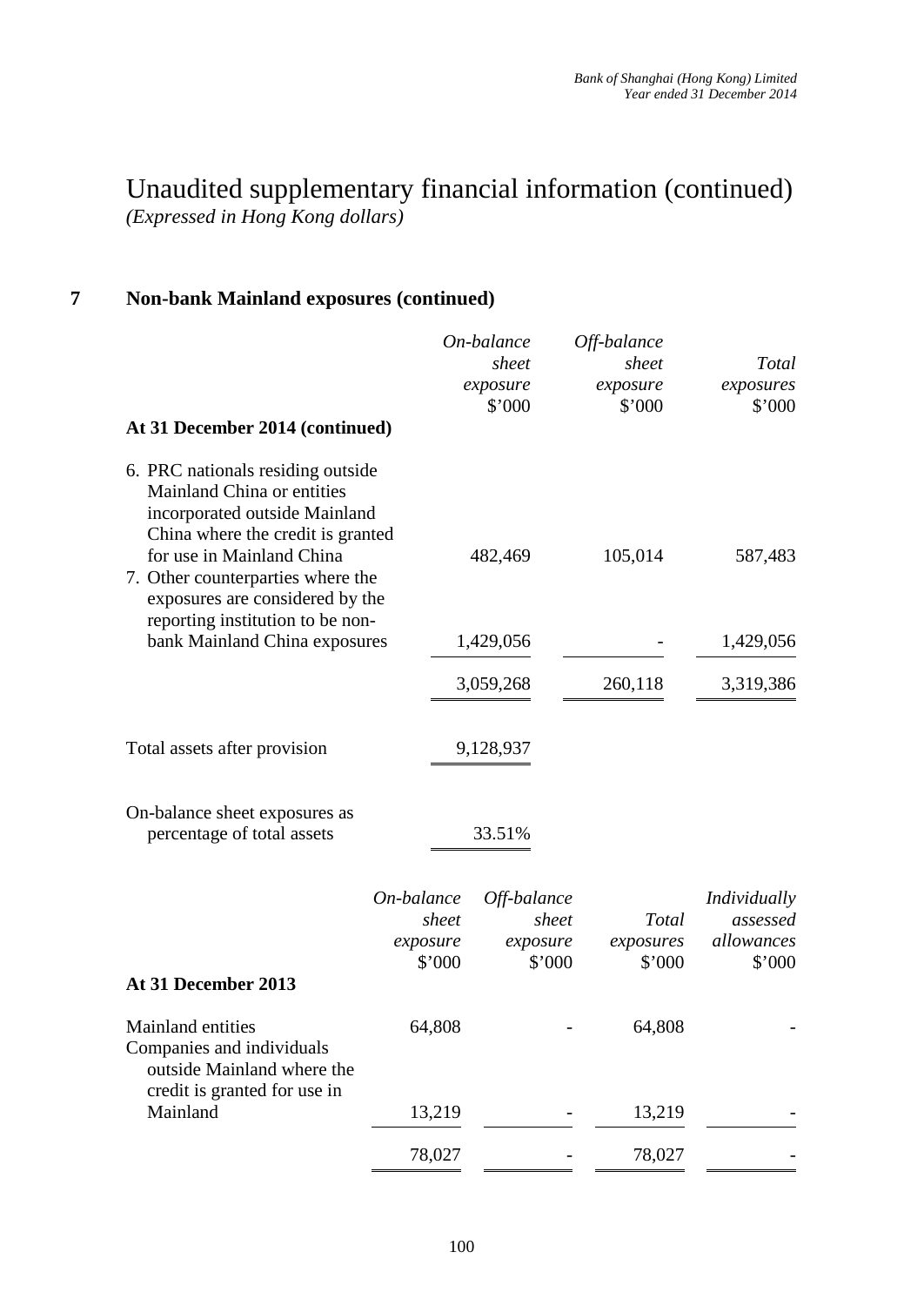# Unaudited supplementary financial information (continued)

*(Expressed in Hong Kong dollars)*

## 7 Non-bank Mainland exposures (continued)

| | *On-balance sheet exposure* \$'000 | *Off-balance sheet exposure* \$'000 | *Total exposures* \$'000 |
|---|---|---|---|
| **At 31 December 2014 (continued)** | | | |
| 6. PRC nationals residing outside Mainland China or entities incorporated outside Mainland China where the credit is granted for use in Mainland China | 482,469 | 105,014 | 587,483 |
| 7. Other counterparties where the exposures are considered by the reporting institution to be non-bank Mainland China exposures | 1,429,056 | - | 1,429,056 |
| | 3,059,268 | 260,118 | 3,319,386 |
| Total assets after provision | 9,128,937 | | |
| On-balance sheet exposures as percentage of total assets | 33.51% | | |

| | *On-balance sheet exposure* \$'000 | *Off-balance sheet exposure* \$'000 | *Total exposures* \$'000 | *Individually assessed allowances* \$'000 |
|---|---|---|---|---|
| **At 31 December 2013** | | | | |
| Mainland entities | 64,808 | - | 64,808 | - |
| Companies and individuals outside Mainland where the credit is granted for use in Mainland | 13,219 | - | 13,219 | - |
| | 78,027 | - | 78,027 | - |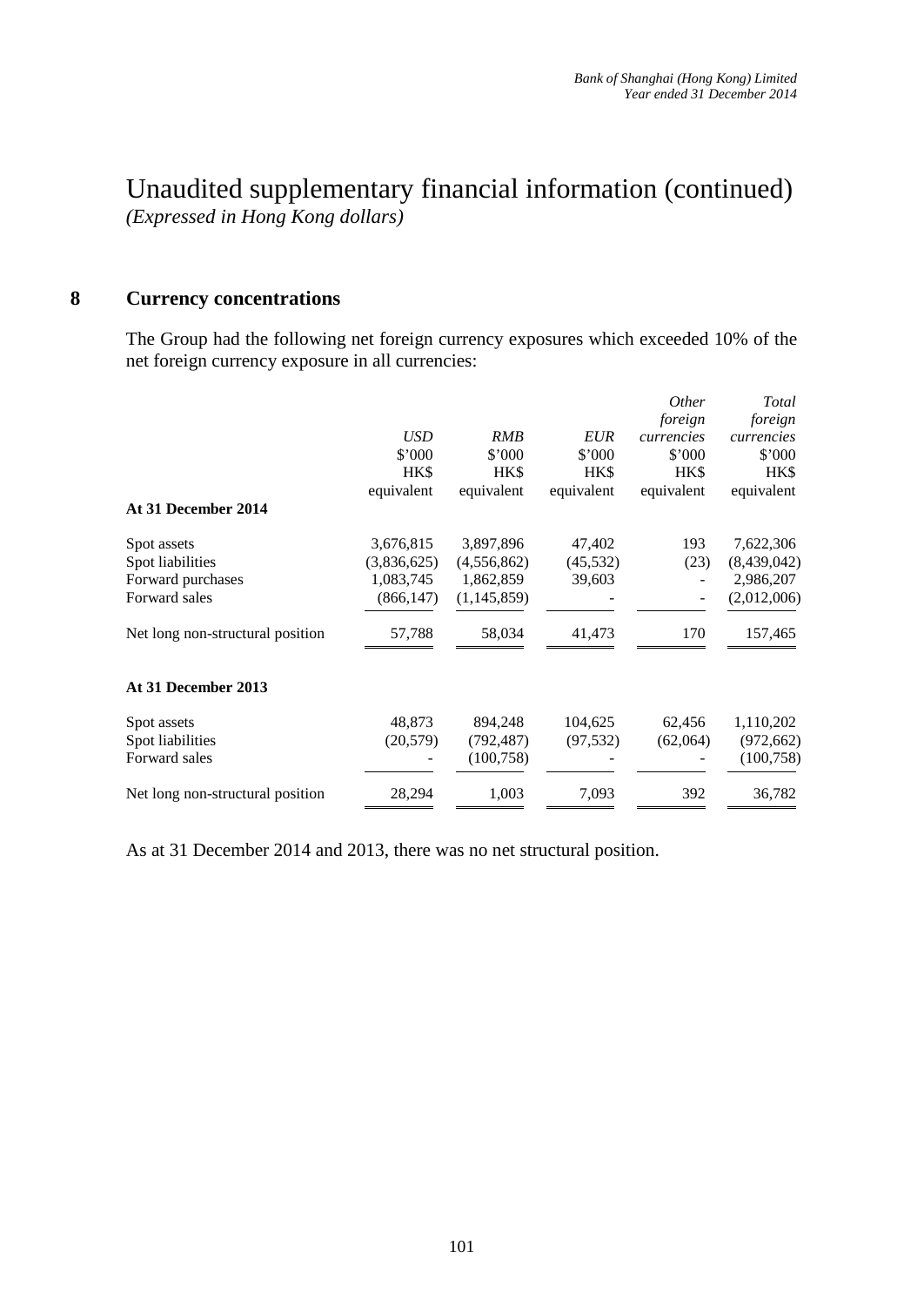# Unaudited supplementary financial information (continued)

*(Expressed in Hong Kong dollars)*

## 8 Currency concentrations

The Group had the following net foreign currency exposures which exceeded 10% of the net foreign currency exposure in all currencies:

| | *USD* | *RMB* | *EUR* | *Other foreign currencies* | *Total foreign currencies* |
|---|---|---|---|---|---|
| | $'000 HK$ equivalent | $'000 HK$ equivalent | $'000 HK$ equivalent | $'000 HK$ equivalent | $'000 HK$ equivalent |
| **At 31 December 2014** | | | | | |
| Spot assets | 3,676,815 | 3,897,896 | 47,402 | 193 | 7,622,306 |
| Spot liabilities | (3,836,625) | (4,556,862) | (45,532) | (23) | (8,439,042) |
| Forward purchases | 1,083,745 | 1,862,859 | 39,603 | - | 2,986,207 |
| Forward sales | (866,147) | (1,145,859) | - | - | (2,012,006) |
| Net long non-structural position | 57,788 | 58,034 | 41,473 | 170 | 157,465 |
| **At 31 December 2013** | | | | | |
| Spot assets | 48,873 | 894,248 | 104,625 | 62,456 | 1,110,202 |
| Spot liabilities | (20,579) | (792,487) | (97,532) | (62,064) | (972,662) |
| Forward sales | - | (100,758) | - | - | (100,758) |
| Net long non-structural position | 28,294 | 1,003 | 7,093 | 392 | 36,782 |

As at 31 December 2014 and 2013, there was no net structural position.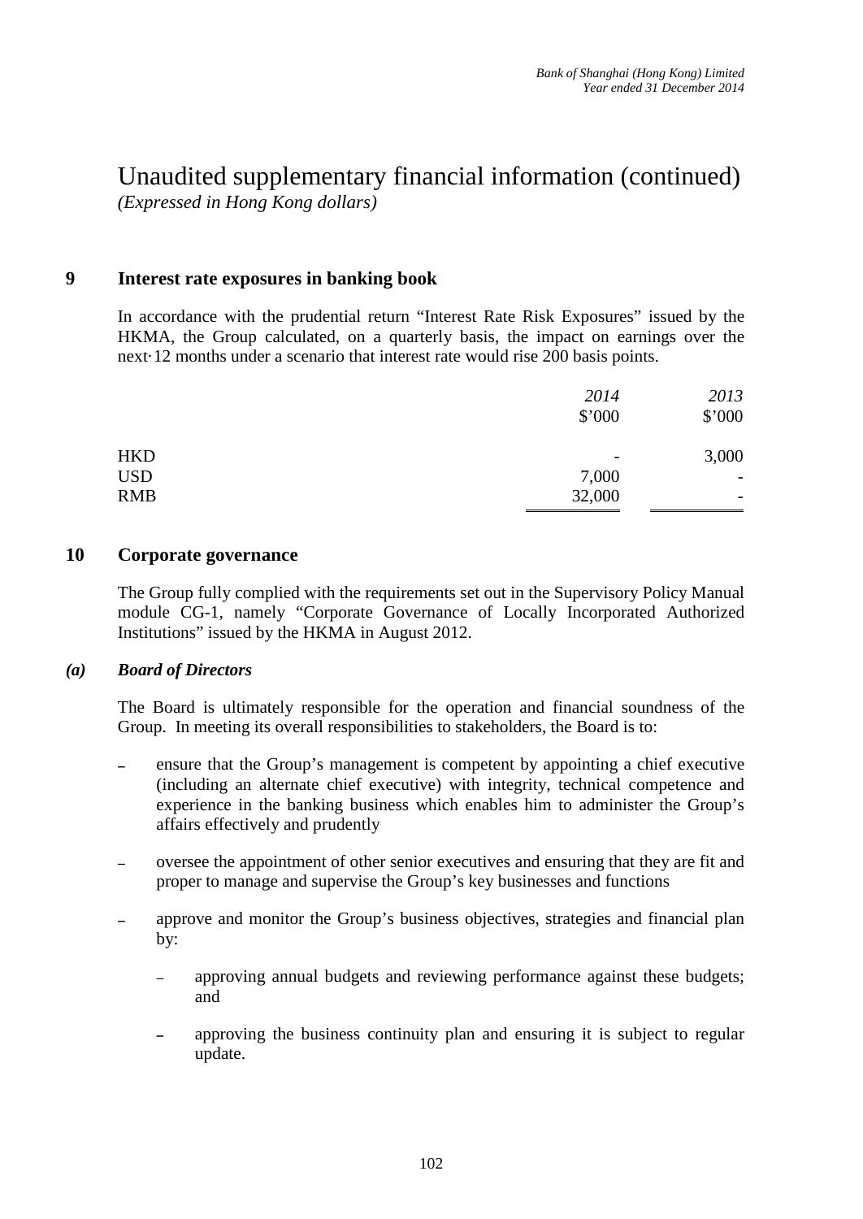# Unaudited supplementary financial information (continued)

*(Expressed in Hong Kong dollars)*

## 9 Interest rate exposures in banking book

In accordance with the prudential return "Interest Rate Risk Exposures" issued by the HKMA, the Group calculated, on a quarterly basis, the impact on earnings over the next·12 months under a scenario that interest rate would rise 200 basis points.

| | *2014* | *2013* |
|---|---|---|
| | \$'000 | \$'000 |
| HKD | - | 3,000 |
| USD | 7,000 | - |
| RMB | 32,000 | - |

## 10 Corporate governance

The Group fully complied with the requirements set out in the Supervisory Policy Manual module CG-1, namely "Corporate Governance of Locally Incorporated Authorized Institutions" issued by the HKMA in August 2012.

### *(a) Board of Directors*

The Board is ultimately responsible for the operation and financial soundness of the Group. In meeting its overall responsibilities to stakeholders, the Board is to:

- ensure that the Group's management is competent by appointing a chief executive (including an alternate chief executive) with integrity, technical competence and experience in the banking business which enables him to administer the Group's affairs effectively and prudently
- oversee the appointment of other senior executives and ensuring that they are fit and proper to manage and supervise the Group's key businesses and functions
- approve and monitor the Group's business objectives, strategies and financial plan by:
  - approving annual budgets and reviewing performance against these budgets; and
  - approving the business continuity plan and ensuring it is subject to regular update.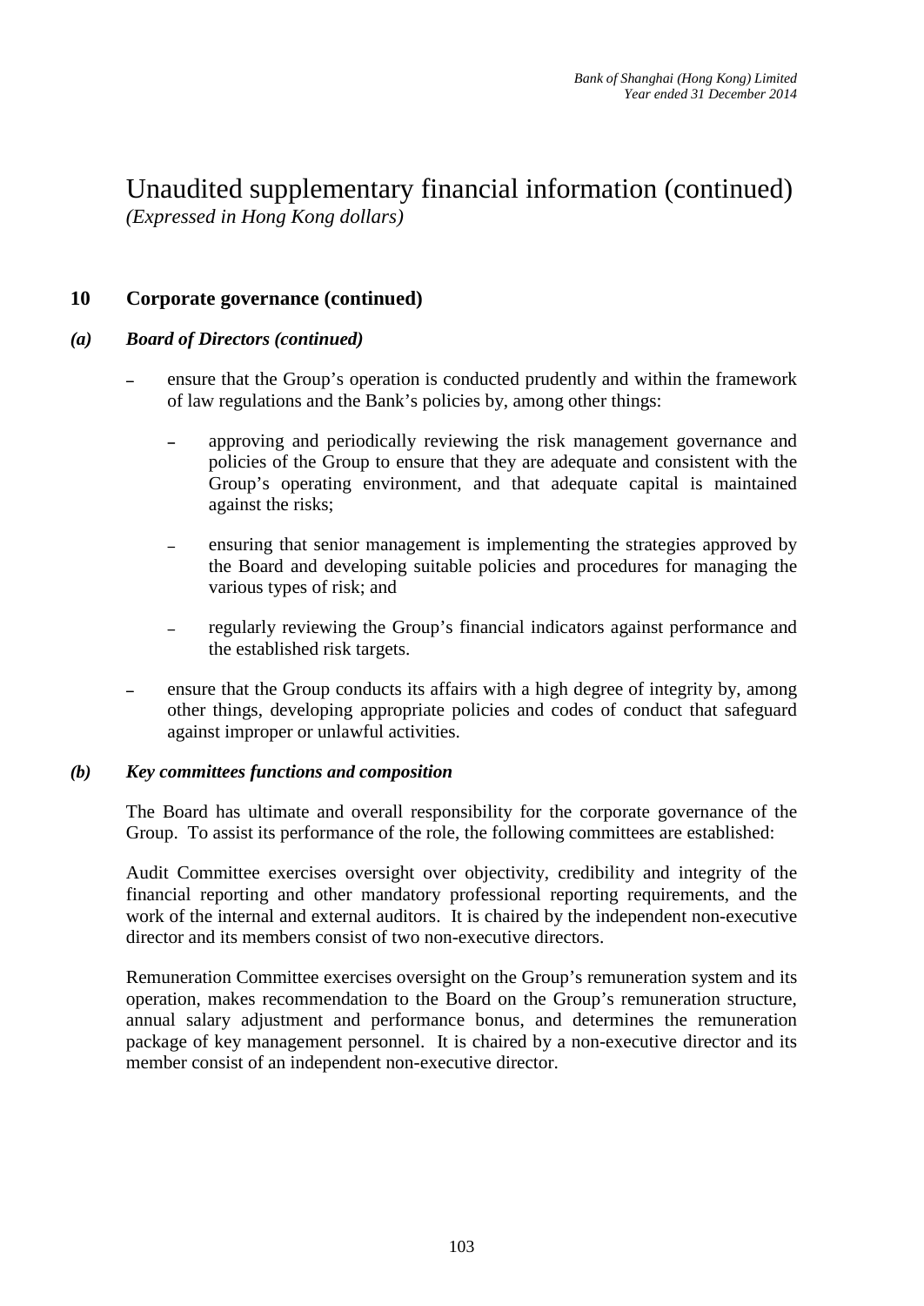# Unaudited supplementary financial information (continued)

*(Expressed in Hong Kong dollars)*

## 10 Corporate governance (continued)

### *(a) Board of Directors (continued)*

- ensure that the Group's operation is conducted prudently and within the framework of law regulations and the Bank's policies by, among other things:
  - approving and periodically reviewing the risk management governance and policies of the Group to ensure that they are adequate and consistent with the Group's operating environment, and that adequate capital is maintained against the risks;
  - ensuring that senior management is implementing the strategies approved by the Board and developing suitable policies and procedures for managing the various types of risk; and
  - regularly reviewing the Group's financial indicators against performance and the established risk targets.
- ensure that the Group conducts its affairs with a high degree of integrity by, among other things, developing appropriate policies and codes of conduct that safeguard against improper or unlawful activities.

### *(b) Key committees functions and composition*

The Board has ultimate and overall responsibility for the corporate governance of the Group. To assist its performance of the role, the following committees are established:

Audit Committee exercises oversight over objectivity, credibility and integrity of the financial reporting and other mandatory professional reporting requirements, and the work of the internal and external auditors. It is chaired by the independent non-executive director and its members consist of two non-executive directors.

Remuneration Committee exercises oversight on the Group's remuneration system and its operation, makes recommendation to the Board on the Group's remuneration structure, annual salary adjustment and performance bonus, and determines the remuneration package of key management personnel. It is chaired by a non-executive director and its member consist of an independent non-executive director.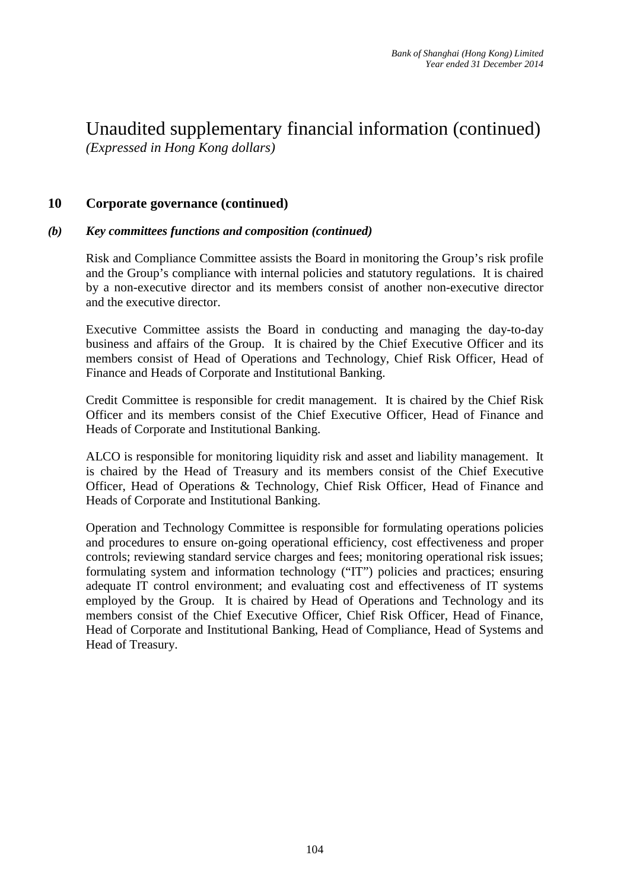# Unaudited supplementary financial information (continued)

*(Expressed in Hong Kong dollars)*

## 10 Corporate governance (continued)

### *(b) Key committees functions and composition (continued)*

Risk and Compliance Committee assists the Board in monitoring the Group's risk profile and the Group's compliance with internal policies and statutory regulations. It is chaired by a non-executive director and its members consist of another non-executive director and the executive director.

Executive Committee assists the Board in conducting and managing the day-to-day business and affairs of the Group. It is chaired by the Chief Executive Officer and its members consist of Head of Operations and Technology, Chief Risk Officer, Head of Finance and Heads of Corporate and Institutional Banking.

Credit Committee is responsible for credit management. It is chaired by the Chief Risk Officer and its members consist of the Chief Executive Officer, Head of Finance and Heads of Corporate and Institutional Banking.

ALCO is responsible for monitoring liquidity risk and asset and liability management. It is chaired by the Head of Treasury and its members consist of the Chief Executive Officer, Head of Operations & Technology, Chief Risk Officer, Head of Finance and Heads of Corporate and Institutional Banking.

Operation and Technology Committee is responsible for formulating operations policies and procedures to ensure on-going operational efficiency, cost effectiveness and proper controls; reviewing standard service charges and fees; monitoring operational risk issues; formulating system and information technology ("IT") policies and practices; ensuring adequate IT control environment; and evaluating cost and effectiveness of IT systems employed by the Group. It is chaired by Head of Operations and Technology and its members consist of the Chief Executive Officer, Chief Risk Officer, Head of Finance, Head of Corporate and Institutional Banking, Head of Compliance, Head of Systems and Head of Treasury.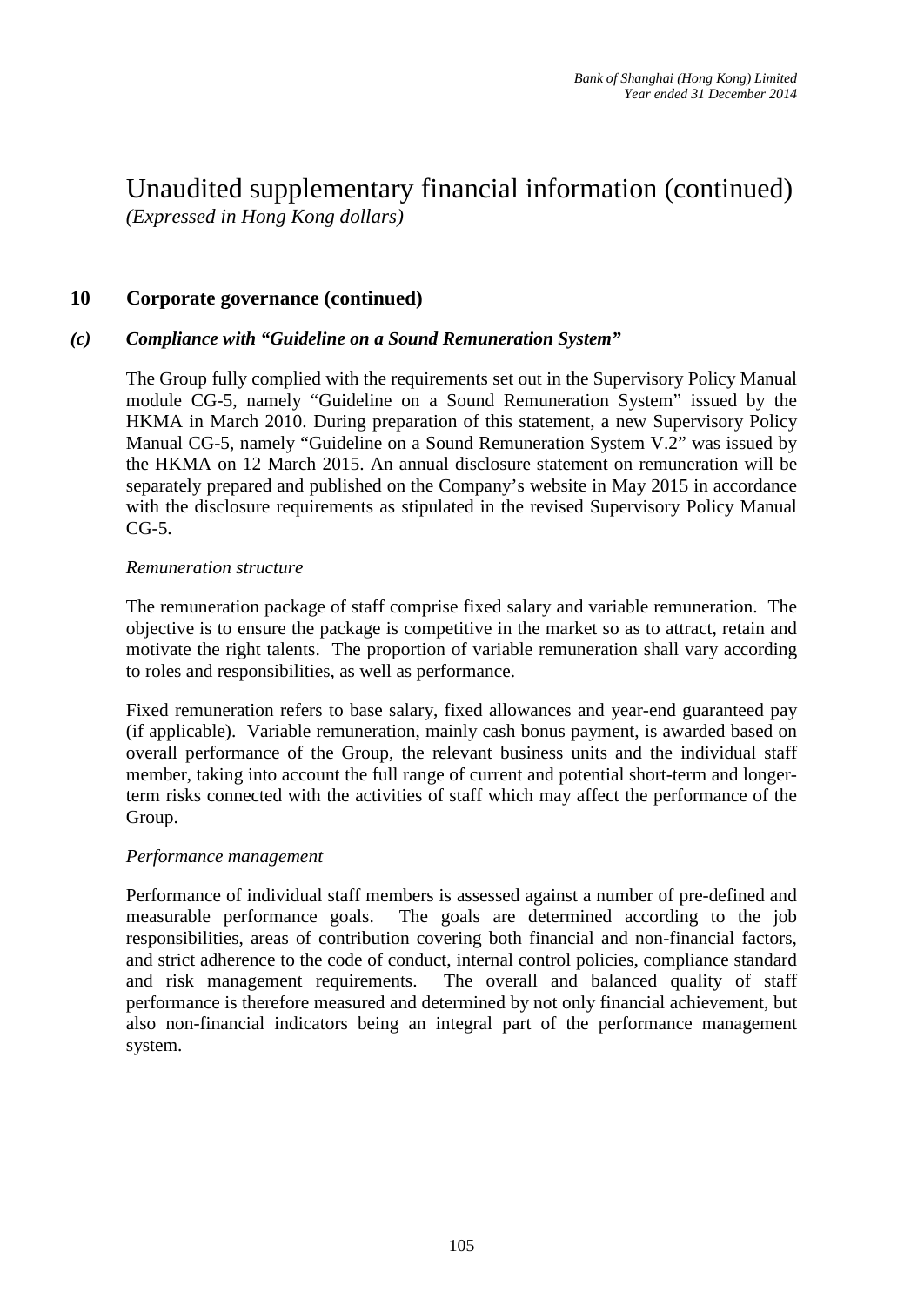# Unaudited supplementary financial information (continued)

*(Expressed in Hong Kong dollars)*

## 10 Corporate governance (continued)

### *(c) Compliance with "Guideline on a Sound Remuneration System"*

The Group fully complied with the requirements set out in the Supervisory Policy Manual module CG-5, namely "Guideline on a Sound Remuneration System" issued by the HKMA in March 2010. During preparation of this statement, a new Supervisory Policy Manual CG-5, namely "Guideline on a Sound Remuneration System V.2" was issued by the HKMA on 12 March 2015. An annual disclosure statement on remuneration will be separately prepared and published on the Company's website in May 2015 in accordance with the disclosure requirements as stipulated in the revised Supervisory Policy Manual CG-5.

*Remuneration structure*

The remuneration package of staff comprise fixed salary and variable remuneration. The objective is to ensure the package is competitive in the market so as to attract, retain and motivate the right talents. The proportion of variable remuneration shall vary according to roles and responsibilities, as well as performance.

Fixed remuneration refers to base salary, fixed allowances and year-end guaranteed pay (if applicable). Variable remuneration, mainly cash bonus payment, is awarded based on overall performance of the Group, the relevant business units and the individual staff member, taking into account the full range of current and potential short-term and longer-term risks connected with the activities of staff which may affect the performance of the Group.

*Performance management*

Performance of individual staff members is assessed against a number of pre-defined and measurable performance goals. The goals are determined according to the job responsibilities, areas of contribution covering both financial and non-financial factors, and strict adherence to the code of conduct, internal control policies, compliance standard and risk management requirements. The overall and balanced quality of staff performance is therefore measured and determined by not only financial achievement, but also non-financial indicators being an integral part of the performance management system.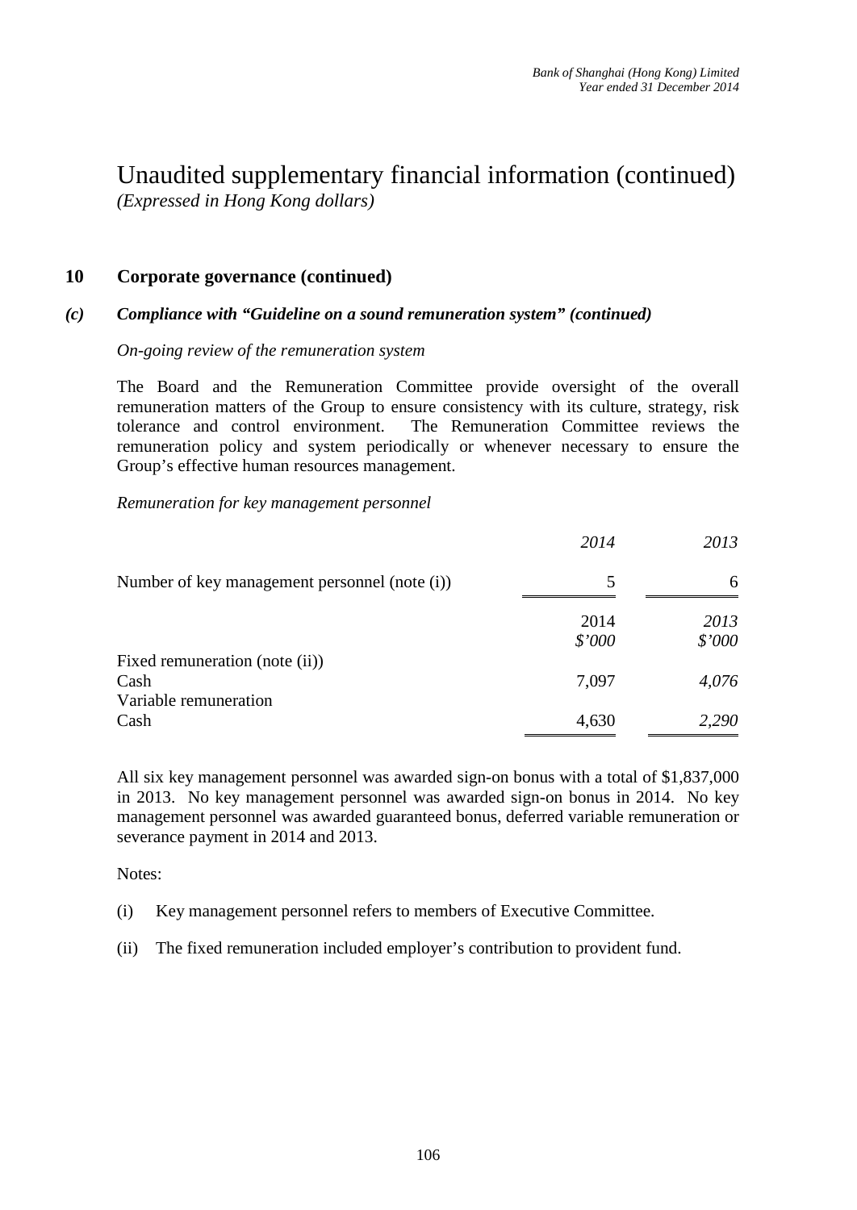# Unaudited supplementary financial information (continued)

*(Expressed in Hong Kong dollars)*

## 10 Corporate governance (continued)

### *(c) Compliance with "Guideline on a sound remuneration system" (continued)*

*On-going review of the remuneration system*

The Board and the Remuneration Committee provide oversight of the overall remuneration matters of the Group to ensure consistency with its culture, strategy, risk tolerance and control environment. The Remuneration Committee reviews the remuneration policy and system periodically or whenever necessary to ensure the Group's effective human resources management.

*Remuneration for key management personnel*

| | *2014* | *2013* |
|---|---|---|
| Number of key management personnel (note (i)) | 5 | 6 |

| | 2014<br>*$'000* | *2013*<br>*$'000* |
|---|---|---|
| Fixed remuneration (note (ii)) | | |
| Cash | 7,097 | *4,076* |
| Variable remuneration | | |
| Cash | 4,630 | *2,290* |

All six key management personnel was awarded sign-on bonus with a total of $1,837,000 in 2013. No key management personnel was awarded sign-on bonus in 2014. No key management personnel was awarded guaranteed bonus, deferred variable remuneration or severance payment in 2014 and 2013.

Notes:

(i) Key management personnel refers to members of Executive Committee.

(ii) The fixed remuneration included employer's contribution to provident fund.